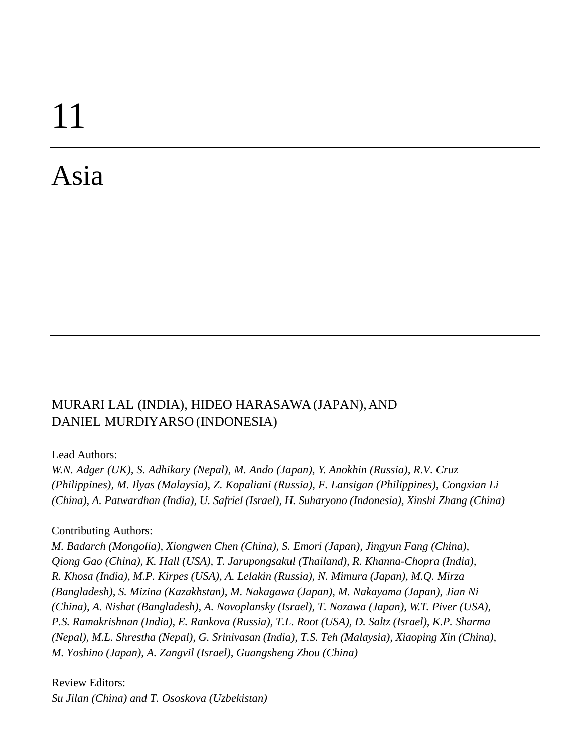# 11

# Asia

MURARI LAL (INDIA), HIDEO HARASAWA (JAPAN), AND
DANIEL MURDIYARSO (INDONESIA)

Lead Authors:

*W.N. Adger (UK), S. Adhikary (Nepal), M. Ando (Japan), Y. Anokhin (Russia), R.V. Cruz (Philippines), M. Ilyas (Malaysia), Z. Kopaliani (Russia), F. Lansigan (Philippines), Congxian Li (China), A. Patwardhan (India), U. Safriel (Israel), H. Suharyono (Indonesia), Xinshi Zhang (China)*

Contributing Authors:

*M. Badarch (Mongolia), Xiongwen Chen (China), S. Emori (Japan), Jingyun Fang (China), Qiong Gao (China), K. Hall (USA), T. Jarupongsakul (Thailand), R. Khanna-Chopra (India), R. Khosa (India), M.P. Kirpes (USA), A. Lelakin (Russia), N. Mimura (Japan), M.Q. Mirza (Bangladesh), S. Mizina (Kazakhstan), M. Nakagawa (Japan), M. Nakayama (Japan), Jian Ni (China), A. Nishat (Bangladesh), A. Novoplansky (Israel), T. Nozawa (Japan), W.T. Piver (USA), P.S. Ramakrishnan (India), E. Rankova (Russia), T.L. Root (USA), D. Saltz (Israel), K.P. Sharma (Nepal), M.L. Shrestha (Nepal), G. Srinivasan (India), T.S. Teh (Malaysia), Xiaoping Xin (China), M. Yoshino (Japan), A. Zangvil (Israel), Guangsheng Zhou (China)*

Review Editors:

*Su Jilan (China) and T. Ososkova (Uzbekistan)*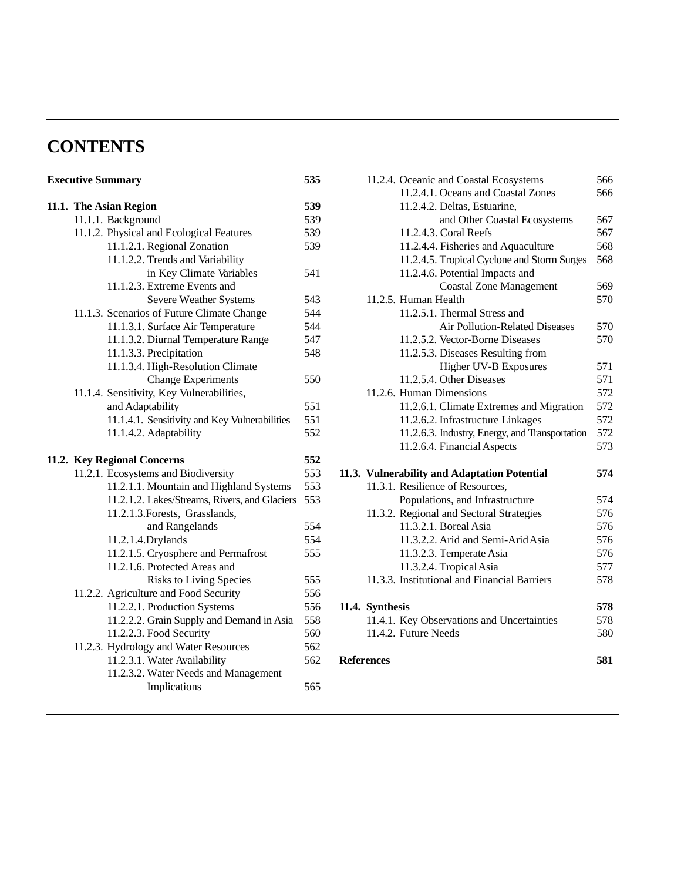# CONTENTS

| | |
|---|---|
| **Executive Summary** | **535** |
| **11.1. The Asian Region** | **539** |
| 11.1.1. Background | 539 |
| 11.1.2. Physical and Ecological Features | 539 |
| 11.1.2.1. Regional Zonation | 539 |
| 11.1.2.2. Trends and Variability in Key Climate Variables | 541 |
| 11.1.2.3. Extreme Events and Severe Weather Systems | 543 |
| 11.1.3. Scenarios of Future Climate Change | 544 |
| 11.1.3.1. Surface Air Temperature | 544 |
| 11.1.3.2. Diurnal Temperature Range | 547 |
| 11.1.3.3. Precipitation | 548 |
| 11.1.3.4. High-Resolution Climate Change Experiments | 550 |
| 11.1.4. Sensitivity, Key Vulnerabilities, and Adaptability | 551 |
| 11.1.4.1. Sensitivity and Key Vulnerabilities | 551 |
| 11.1.4.2. Adaptability | 552 |
| **11.2. Key Regional Concerns** | **552** |
| 11.2.1. Ecosystems and Biodiversity | 553 |
| 11.2.1.1. Mountain and Highland Systems | 553 |
| 11.2.1.2. Lakes/Streams, Rivers, and Glaciers | 553 |
| 11.2.1.3. Forests, Grasslands, and Rangelands | 554 |
| 11.2.1.4. Drylands | 554 |
| 11.2.1.5. Cryosphere and Permafrost | 555 |
| 11.2.1.6. Protected Areas and Risks to Living Species | 555 |
| 11.2.2. Agriculture and Food Security | 556 |
| 11.2.2.1. Production Systems | 556 |
| 11.2.2.2. Grain Supply and Demand in Asia | 558 |
| 11.2.2.3. Food Security | 560 |
| 11.2.3. Hydrology and Water Resources | 562 |
| 11.2.3.1. Water Availability | 562 |
| 11.2.3.2. Water Needs and Management Implications | 565 |
| 11.2.4. Oceanic and Coastal Ecosystems | 566 |
| 11.2.4.1. Oceans and Coastal Zones | 566 |
| 11.2.4.2. Deltas, Estuarine, and Other Coastal Ecosystems | 567 |
| 11.2.4.3. Coral Reefs | 567 |
| 11.2.4.4. Fisheries and Aquaculture | 568 |
| 11.2.4.5. Tropical Cyclone and Storm Surges | 568 |
| 11.2.4.6. Potential Impacts and Coastal Zone Management | 569 |
| 11.2.5. Human Health | 570 |
| 11.2.5.1. Thermal Stress and Air Pollution-Related Diseases | 570 |
| 11.2.5.2. Vector-Borne Diseases | 570 |
| 11.2.5.3. Diseases Resulting from Higher UV-B Exposures | 571 |
| 11.2.5.4. Other Diseases | 571 |
| 11.2.6. Human Dimensions | 572 |
| 11.2.6.1. Climate Extremes and Migration | 572 |
| 11.2.6.2. Infrastructure Linkages | 572 |
| 11.2.6.3. Industry, Energy, and Transportation | 572 |
| 11.2.6.4. Financial Aspects | 573 |
| **11.3. Vulnerability and Adaptation Potential** | **574** |
| 11.3.1. Resilience of Resources, Populations, and Infrastructure | 574 |
| 11.3.2. Regional and Sectoral Strategies | 576 |
| 11.3.2.1. Boreal Asia | 576 |
| 11.3.2.2. Arid and Semi-Arid Asia | 576 |
| 11.3.2.3. Temperate Asia | 576 |
| 11.3.2.4. Tropical Asia | 577 |
| 11.3.3. Institutional and Financial Barriers | 578 |
| **11.4. Synthesis** | **578** |
| 11.4.1. Key Observations and Uncertainties | 578 |
| 11.4.2. Future Needs | 580 |
| **References** | **581** |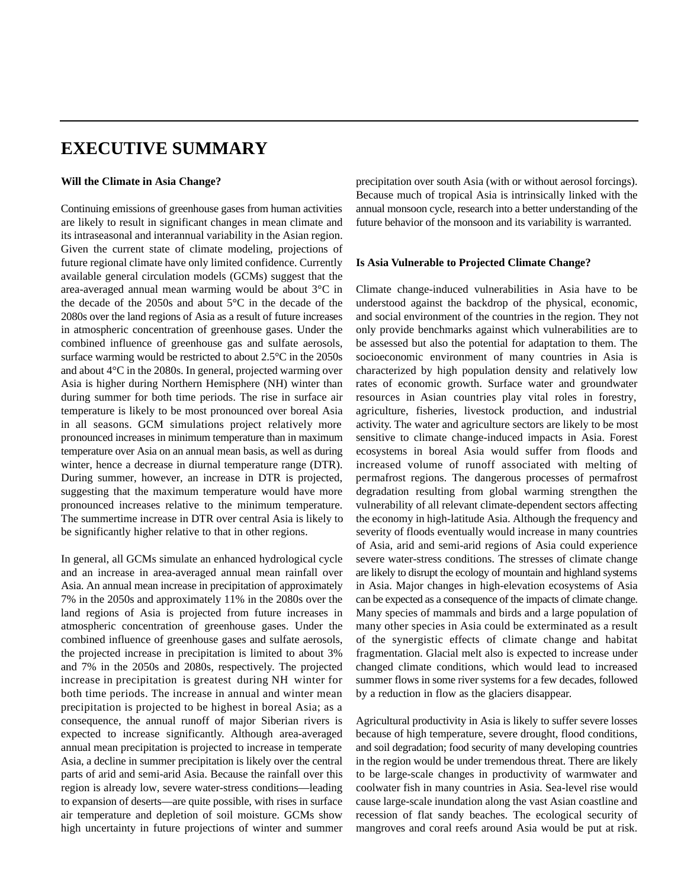# EXECUTIVE SUMMARY

**Will the Climate in Asia Change?**

Continuing emissions of greenhouse gases from human activities are likely to result in significant changes in mean climate and its intraseasonal and interannual variability in the Asian region. Given the current state of climate modeling, projections of future regional climate have only limited confidence. Currently available general circulation models (GCMs) suggest that the area-averaged annual mean warming would be about 3°C in the decade of the 2050s and about 5°C in the decade of the 2080s over the land regions of Asia as a result of future increases in atmospheric concentration of greenhouse gases. Under the combined influence of greenhouse gas and sulfate aerosols, surface warming would be restricted to about 2.5°C in the 2050s and about 4°C in the 2080s. In general, projected warming over Asia is higher during Northern Hemisphere (NH) winter than during summer for both time periods. The rise in surface air temperature is likely to be most pronounced over boreal Asia in all seasons. GCM simulations project relatively more pronounced increases in minimum temperature than in maximum temperature over Asia on an annual mean basis, as well as during winter, hence a decrease in diurnal temperature range (DTR). During summer, however, an increase in DTR is projected, suggesting that the maximum temperature would have more pronounced increases relative to the minimum temperature. The summertime increase in DTR over central Asia is likely to be significantly higher relative to that in other regions.

In general, all GCMs simulate an enhanced hydrological cycle and an increase in area-averaged annual mean rainfall over Asia. An annual mean increase in precipitation of approximately 7% in the 2050s and approximately 11% in the 2080s over the land regions of Asia is projected from future increases in atmospheric concentration of greenhouse gases. Under the combined influence of greenhouse gases and sulfate aerosols, the projected increase in precipitation is limited to about 3% and 7% in the 2050s and 2080s, respectively. The projected increase in precipitation is greatest during NH winter for both time periods. The increase in annual and winter mean precipitation is projected to be highest in boreal Asia; as a consequence, the annual runoff of major Siberian rivers is expected to increase significantly. Although area-averaged annual mean precipitation is projected to increase in temperate Asia, a decline in summer precipitation is likely over the central parts of arid and semi-arid Asia. Because the rainfall over this region is already low, severe water-stress conditions—leading to expansion of deserts—are quite possible, with rises in surface air temperature and depletion of soil moisture. GCMs show high uncertainty in future projections of winter and summer precipitation over south Asia (with or without aerosol forcings). Because much of tropical Asia is intrinsically linked with the annual monsoon cycle, research into a better understanding of the future behavior of the monsoon and its variability is warranted.

**Is Asia Vulnerable to Projected Climate Change?**

Climate change-induced vulnerabilities in Asia have to be understood against the backdrop of the physical, economic, and social environment of the countries in the region. They not only provide benchmarks against which vulnerabilities are to be assessed but also the potential for adaptation to them. The socioeconomic environment of many countries in Asia is characterized by high population density and relatively low rates of economic growth. Surface water and groundwater resources in Asian countries play vital roles in forestry, agriculture, fisheries, livestock production, and industrial activity. The water and agriculture sectors are likely to be most sensitive to climate change-induced impacts in Asia. Forest ecosystems in boreal Asia would suffer from floods and increased volume of runoff associated with melting of permafrost regions. The dangerous processes of permafrost degradation resulting from global warming strengthen the vulnerability of all relevant climate-dependent sectors affecting the economy in high-latitude Asia. Although the frequency and severity of floods eventually would increase in many countries of Asia, arid and semi-arid regions of Asia could experience severe water-stress conditions. The stresses of climate change are likely to disrupt the ecology of mountain and highland systems in Asia. Major changes in high-elevation ecosystems of Asia can be expected as a consequence of the impacts of climate change. Many species of mammals and birds and a large population of many other species in Asia could be exterminated as a result of the synergistic effects of climate change and habitat fragmentation. Glacial melt also is expected to increase under changed climate conditions, which would lead to increased summer flows in some river systems for a few decades, followed by a reduction in flow as the glaciers disappear.

Agricultural productivity in Asia is likely to suffer severe losses because of high temperature, severe drought, flood conditions, and soil degradation; food security of many developing countries in the region would be under tremendous threat. There are likely to be large-scale changes in productivity of warmwater and coolwater fish in many countries in Asia. Sea-level rise would cause large-scale inundation along the vast Asian coastline and recession of flat sandy beaches. The ecological security of mangroves and coral reefs around Asia would be put at risk.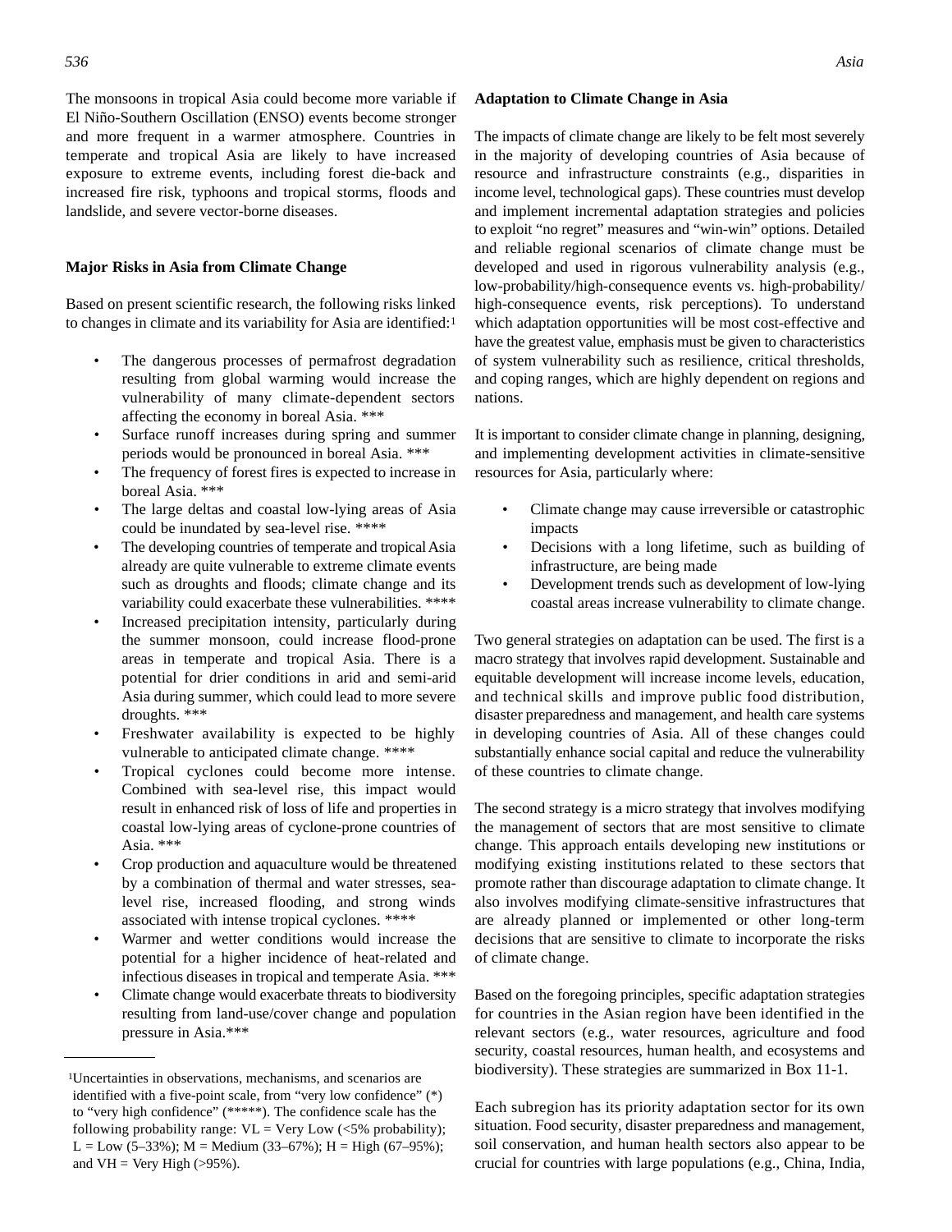The monsoons in tropical Asia could become more variable if El Niño-Southern Oscillation (ENSO) events become stronger and more frequent in a warmer atmosphere. Countries in temperate and tropical Asia are likely to have increased exposure to extreme events, including forest die-back and increased fire risk, typhoons and tropical storms, floods and landslide, and severe vector-borne diseases.

**Major Risks in Asia from Climate Change**

Based on present scientific research, the following risks linked to changes in climate and its variability for Asia are identified:[1]

- The dangerous processes of permafrost degradation resulting from global warming would increase the vulnerability of many climate-dependent sectors affecting the economy in boreal Asia. ***
- Surface runoff increases during spring and summer periods would be pronounced in boreal Asia. ***
- The frequency of forest fires is expected to increase in boreal Asia. ***
- The large deltas and coastal low-lying areas of Asia could be inundated by sea-level rise. ****
- The developing countries of temperate and tropical Asia already are quite vulnerable to extreme climate events such as droughts and floods; climate change and its variability could exacerbate these vulnerabilities. ****
- Increased precipitation intensity, particularly during the summer monsoon, could increase flood-prone areas in temperate and tropical Asia. There is a potential for drier conditions in arid and semi-arid Asia during summer, which could lead to more severe droughts. ***
- Freshwater availability is expected to be highly vulnerable to anticipated climate change. ****
- Tropical cyclones could become more intense. Combined with sea-level rise, this impact would result in enhanced risk of loss of life and properties in coastal low-lying areas of cyclone-prone countries of Asia. ***
- Crop production and aquaculture would be threatened by a combination of thermal and water stresses, sea-level rise, increased flooding, and strong winds associated with intense tropical cyclones. ****
- Warmer and wetter conditions would increase the potential for a higher incidence of heat-related and infectious diseases in tropical and temperate Asia. ***
- Climate change would exacerbate threats to biodiversity resulting from land-use/cover change and population pressure in Asia.***

[1]Uncertainties in observations, mechanisms, and scenarios are identified with a five-point scale, from "very low confidence" (*) to "very high confidence" (*****). The confidence scale has the following probability range: VL = Very Low (<5% probability); L = Low (5–33%); M = Medium (33–67%); H = High (67–95%); and VH = Very High (>95%).

**Adaptation to Climate Change in Asia**

The impacts of climate change are likely to be felt most severely in the majority of developing countries of Asia because of resource and infrastructure constraints (e.g., disparities in income level, technological gaps). These countries must develop and implement incremental adaptation strategies and policies to exploit "no regret" measures and "win-win" options. Detailed and reliable regional scenarios of climate change must be developed and used in rigorous vulnerability analysis (e.g., low-probability/high-consequence events vs. high-probability/high-consequence events, risk perceptions). To understand which adaptation opportunities will be most cost-effective and have the greatest value, emphasis must be given to characteristics of system vulnerability such as resilience, critical thresholds, and coping ranges, which are highly dependent on regions and nations.

It is important to consider climate change in planning, designing, and implementing development activities in climate-sensitive resources for Asia, particularly where:

- Climate change may cause irreversible or catastrophic impacts
- Decisions with a long lifetime, such as building of infrastructure, are being made
- Development trends such as development of low-lying coastal areas increase vulnerability to climate change.

Two general strategies on adaptation can be used. The first is a macro strategy that involves rapid development. Sustainable and equitable development will increase income levels, education, and technical skills and improve public food distribution, disaster preparedness and management, and health care systems in developing countries of Asia. All of these changes could substantially enhance social capital and reduce the vulnerability of these countries to climate change.

The second strategy is a micro strategy that involves modifying the management of sectors that are most sensitive to climate change. This approach entails developing new institutions or modifying existing institutions related to these sectors that promote rather than discourage adaptation to climate change. It also involves modifying climate-sensitive infrastructures that are already planned or implemented or other long-term decisions that are sensitive to climate to incorporate the risks of climate change.

Based on the foregoing principles, specific adaptation strategies for countries in the Asian region have been identified in the relevant sectors (e.g., water resources, agriculture and food security, coastal resources, human health, and ecosystems and biodiversity). These strategies are summarized in Box 11-1.

Each subregion has its priority adaptation sector for its own situation. Food security, disaster preparedness and management, soil conservation, and human health sectors also appear to be crucial for countries with large populations (e.g., China, India,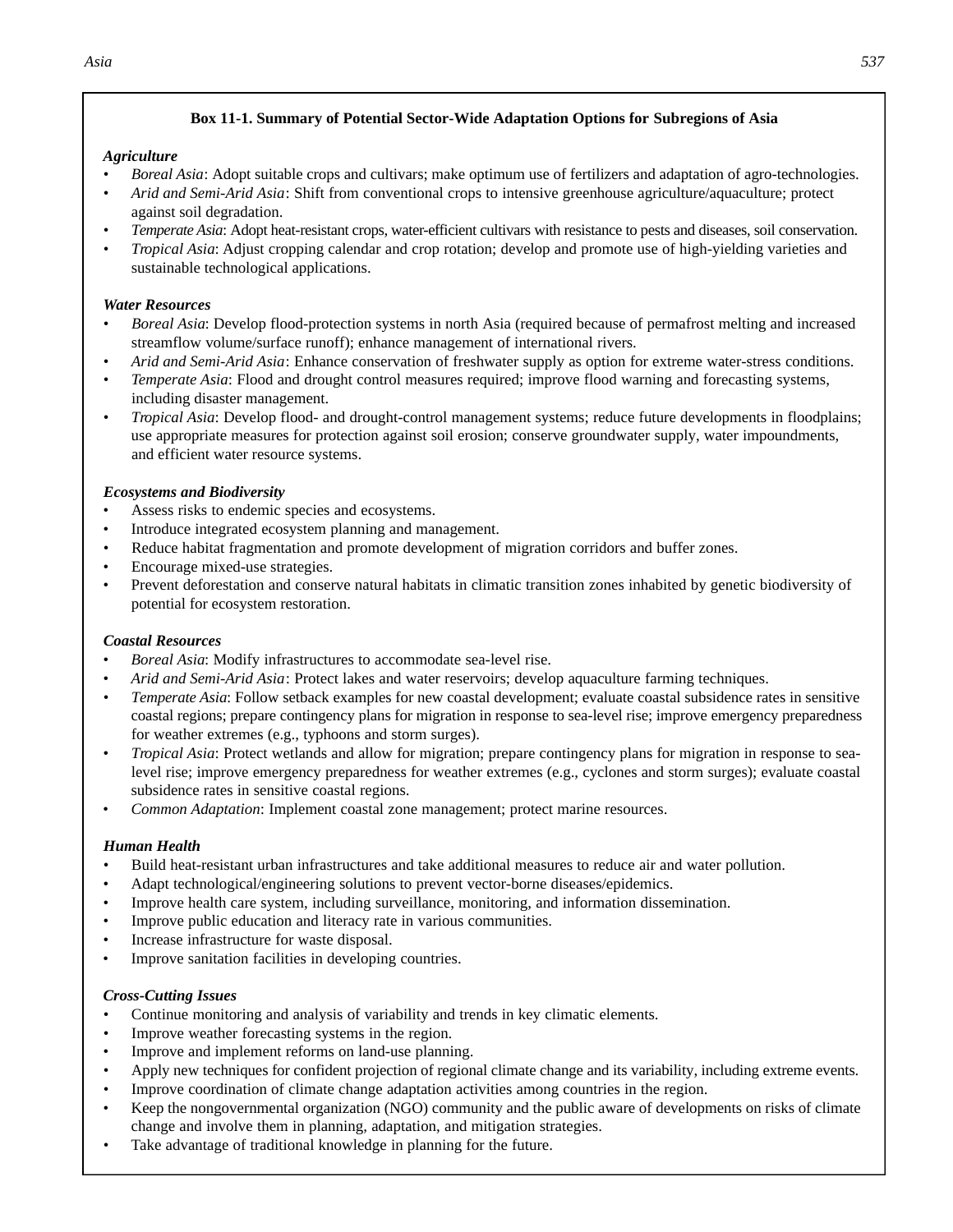**Box 11-1. Summary of Potential Sector-Wide Adaptation Options for Subregions of Asia**

***Agriculture***

- *Boreal Asia*: Adopt suitable crops and cultivars; make optimum use of fertilizers and adaptation of agro-technologies.
- *Arid and Semi-Arid Asia*: Shift from conventional crops to intensive greenhouse agriculture/aquaculture; protect against soil degradation.
- *Temperate Asia*: Adopt heat-resistant crops, water-efficient cultivars with resistance to pests and diseases, soil conservation.
- *Tropical Asia*: Adjust cropping calendar and crop rotation; develop and promote use of high-yielding varieties and sustainable technological applications.

***Water Resources***

- *Boreal Asia*: Develop flood-protection systems in north Asia (required because of permafrost melting and increased streamflow volume/surface runoff); enhance management of international rivers.
- *Arid and Semi-Arid Asia*: Enhance conservation of freshwater supply as option for extreme water-stress conditions.
- *Temperate Asia*: Flood and drought control measures required; improve flood warning and forecasting systems, including disaster management.
- *Tropical Asia*: Develop flood- and drought-control management systems; reduce future developments in floodplains; use appropriate measures for protection against soil erosion; conserve groundwater supply, water impoundments, and efficient water resource systems.

***Ecosystems and Biodiversity***

- Assess risks to endemic species and ecosystems.
- Introduce integrated ecosystem planning and management.
- Reduce habitat fragmentation and promote development of migration corridors and buffer zones.
- Encourage mixed-use strategies.
- Prevent deforestation and conserve natural habitats in climatic transition zones inhabited by genetic biodiversity of potential for ecosystem restoration.

***Coastal Resources***

- *Boreal Asia*: Modify infrastructures to accommodate sea-level rise.
- *Arid and Semi-Arid Asia*: Protect lakes and water reservoirs; develop aquaculture farming techniques.
- *Temperate Asia*: Follow setback examples for new coastal development; evaluate coastal subsidence rates in sensitive coastal regions; prepare contingency plans for migration in response to sea-level rise; improve emergency preparedness for weather extremes (e.g., typhoons and storm surges).
- *Tropical Asia*: Protect wetlands and allow for migration; prepare contingency plans for migration in response to sea-level rise; improve emergency preparedness for weather extremes (e.g., cyclones and storm surges); evaluate coastal subsidence rates in sensitive coastal regions.
- *Common Adaptation*: Implement coastal zone management; protect marine resources.

***Human Health***

- Build heat-resistant urban infrastructures and take additional measures to reduce air and water pollution.
- Adapt technological/engineering solutions to prevent vector-borne diseases/epidemics.
- Improve health care system, including surveillance, monitoring, and information dissemination.
- Improve public education and literacy rate in various communities.
- Increase infrastructure for waste disposal.
- Improve sanitation facilities in developing countries.

***Cross-Cutting Issues***

- Continue monitoring and analysis of variability and trends in key climatic elements.
- Improve weather forecasting systems in the region.
- Improve and implement reforms on land-use planning.
- Apply new techniques for confident projection of regional climate change and its variability, including extreme events.
- Improve coordination of climate change adaptation activities among countries in the region.
- Keep the nongovernmental organization (NGO) community and the public aware of developments on risks of climate change and involve them in planning, adaptation, and mitigation strategies.
- Take advantage of traditional knowledge in planning for the future.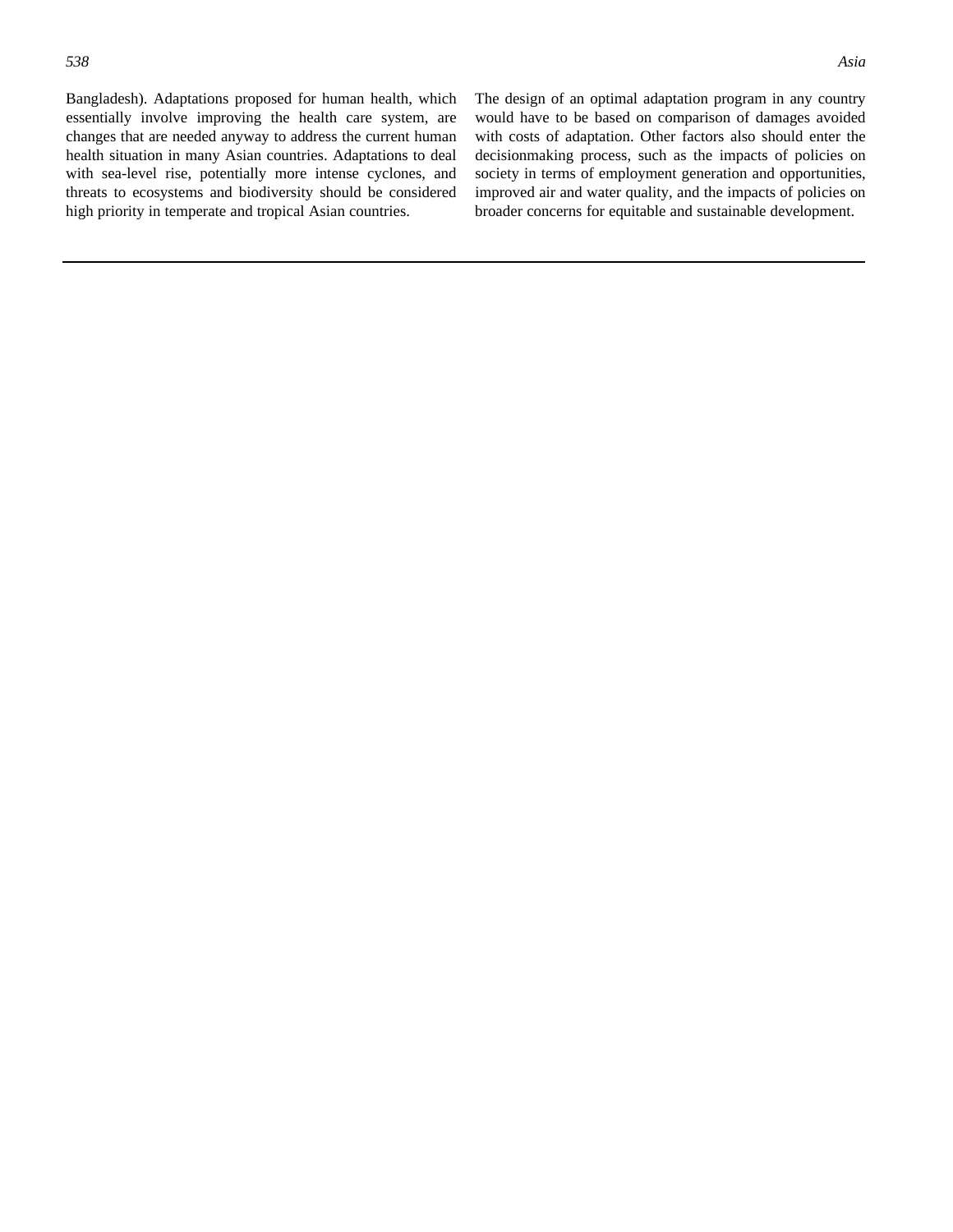Bangladesh). Adaptations proposed for human health, which essentially involve improving the health care system, are changes that are needed anyway to address the current human health situation in many Asian countries. Adaptations to deal with sea-level rise, potentially more intense cyclones, and threats to ecosystems and biodiversity should be considered high priority in temperate and tropical Asian countries.

The design of an optimal adaptation program in any country would have to be based on comparison of damages avoided with costs of adaptation. Other factors also should enter the decisionmaking process, such as the impacts of policies on society in terms of employment generation and opportunities, improved air and water quality, and the impacts of policies on broader concerns for equitable and sustainable development.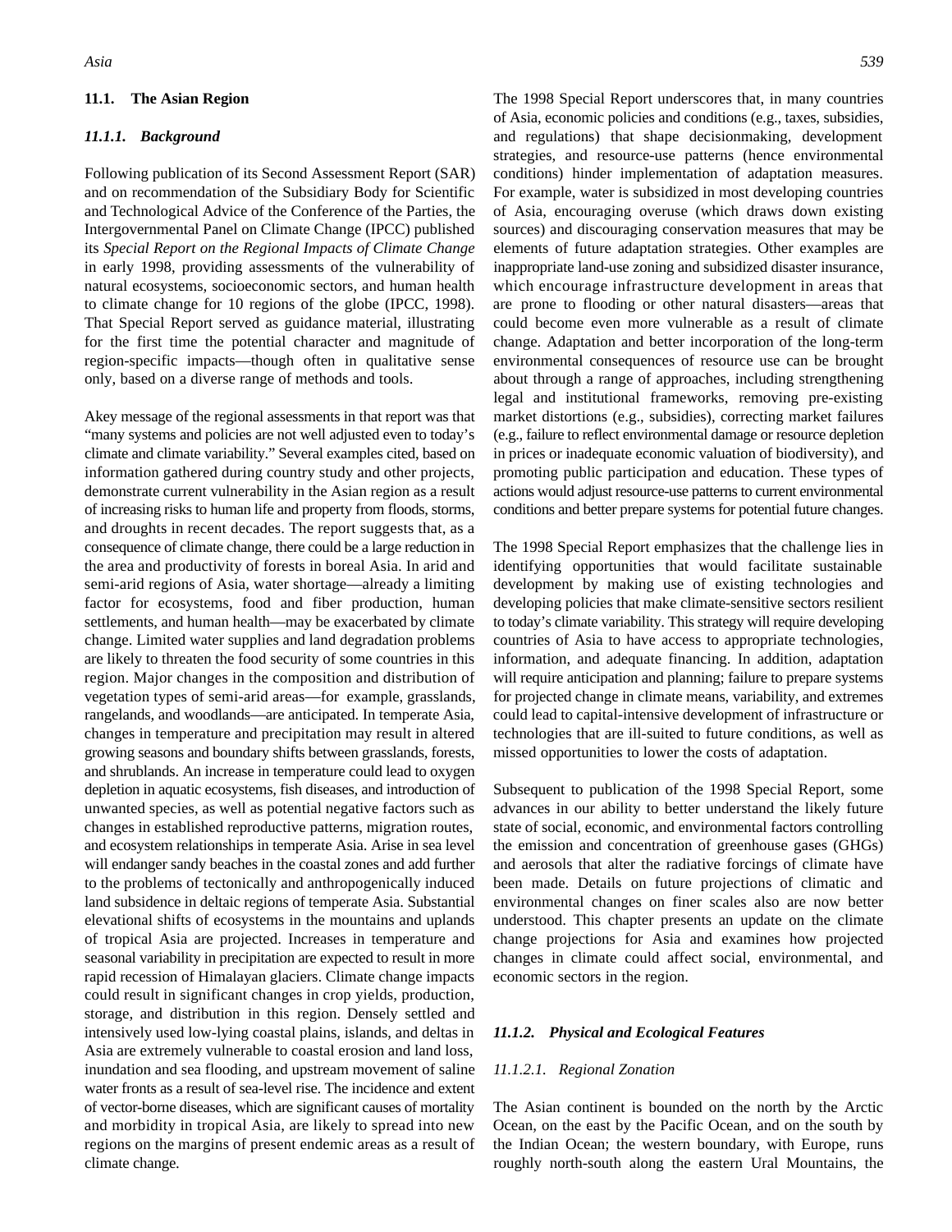## 11.1. The Asian Region

### *11.1.1. Background*

Following publication of its Second Assessment Report (SAR) and on recommendation of the Subsidiary Body for Scientific and Technological Advice of the Conference of the Parties, the Intergovernmental Panel on Climate Change (IPCC) published its *Special Report on the Regional Impacts of Climate Change* in early 1998, providing assessments of the vulnerability of natural ecosystems, socioeconomic sectors, and human health to climate change for 10 regions of the globe (IPCC, 1998). That Special Report served as guidance material, illustrating for the first time the potential character and magnitude of region-specific impacts—though often in qualitative sense only, based on a diverse range of methods and tools.

Akey message of the regional assessments in that report was that "many systems and policies are not well adjusted even to today's climate and climate variability." Several examples cited, based on information gathered during country study and other projects, demonstrate current vulnerability in the Asian region as a result of increasing risks to human life and property from floods, storms, and droughts in recent decades. The report suggests that, as a consequence of climate change, there could be a large reduction in the area and productivity of forests in boreal Asia. In arid and semi-arid regions of Asia, water shortage—already a limiting factor for ecosystems, food and fiber production, human settlements, and human health—may be exacerbated by climate change. Limited water supplies and land degradation problems are likely to threaten the food security of some countries in this region. Major changes in the composition and distribution of vegetation types of semi-arid areas—for example, grasslands, rangelands, and woodlands—are anticipated. In temperate Asia, changes in temperature and precipitation may result in altered growing seasons and boundary shifts between grasslands, forests, and shrublands. An increase in temperature could lead to oxygen depletion in aquatic ecosystems, fish diseases, and introduction of unwanted species, as well as potential negative factors such as changes in established reproductive patterns, migration routes, and ecosystem relationships in temperate Asia. Arise in sea level will endanger sandy beaches in the coastal zones and add further to the problems of tectonically and anthropogenically induced land subsidence in deltaic regions of temperate Asia. Substantial elevational shifts of ecosystems in the mountains and uplands of tropical Asia are projected. Increases in temperature and seasonal variability in precipitation are expected to result in more rapid recession of Himalayan glaciers. Climate change impacts could result in significant changes in crop yields, production, storage, and distribution in this region. Densely settled and intensively used low-lying coastal plains, islands, and deltas in Asia are extremely vulnerable to coastal erosion and land loss, inundation and sea flooding, and upstream movement of saline water fronts as a result of sea-level rise. The incidence and extent of vector-borne diseases, which are significant causes of mortality and morbidity in tropical Asia, are likely to spread into new regions on the margins of present endemic areas as a result of climate change.

The 1998 Special Report underscores that, in many countries of Asia, economic policies and conditions (e.g., taxes, subsidies, and regulations) that shape decisionmaking, development strategies, and resource-use patterns (hence environmental conditions) hinder implementation of adaptation measures. For example, water is subsidized in most developing countries of Asia, encouraging overuse (which draws down existing sources) and discouraging conservation measures that may be elements of future adaptation strategies. Other examples are inappropriate land-use zoning and subsidized disaster insurance, which encourage infrastructure development in areas that are prone to flooding or other natural disasters—areas that could become even more vulnerable as a result of climate change. Adaptation and better incorporation of the long-term environmental consequences of resource use can be brought about through a range of approaches, including strengthening legal and institutional frameworks, removing pre-existing market distortions (e.g., subsidies), correcting market failures (e.g., failure to reflect environmental damage or resource depletion in prices or inadequate economic valuation of biodiversity), and promoting public participation and education. These types of actions would adjust resource-use patterns to current environmental conditions and better prepare systems for potential future changes.

The 1998 Special Report emphasizes that the challenge lies in identifying opportunities that would facilitate sustainable development by making use of existing technologies and developing policies that make climate-sensitive sectors resilient to today's climate variability. This strategy will require developing countries of Asia to have access to appropriate technologies, information, and adequate financing. In addition, adaptation will require anticipation and planning; failure to prepare systems for projected change in climate means, variability, and extremes could lead to capital-intensive development of infrastructure or technologies that are ill-suited to future conditions, as well as missed opportunities to lower the costs of adaptation.

Subsequent to publication of the 1998 Special Report, some advances in our ability to better understand the likely future state of social, economic, and environmental factors controlling the emission and concentration of greenhouse gases (GHGs) and aerosols that alter the radiative forcings of climate have been made. Details on future projections of climatic and environmental changes on finer scales also are now better understood. This chapter presents an update on the climate change projections for Asia and examines how projected changes in climate could affect social, environmental, and economic sectors in the region.

### *11.1.2. Physical and Ecological Features*

#### *11.1.2.1. Regional Zonation*

The Asian continent is bounded on the north by the Arctic Ocean, on the east by the Pacific Ocean, and on the south by the Indian Ocean; the western boundary, with Europe, runs roughly north-south along the eastern Ural Mountains, the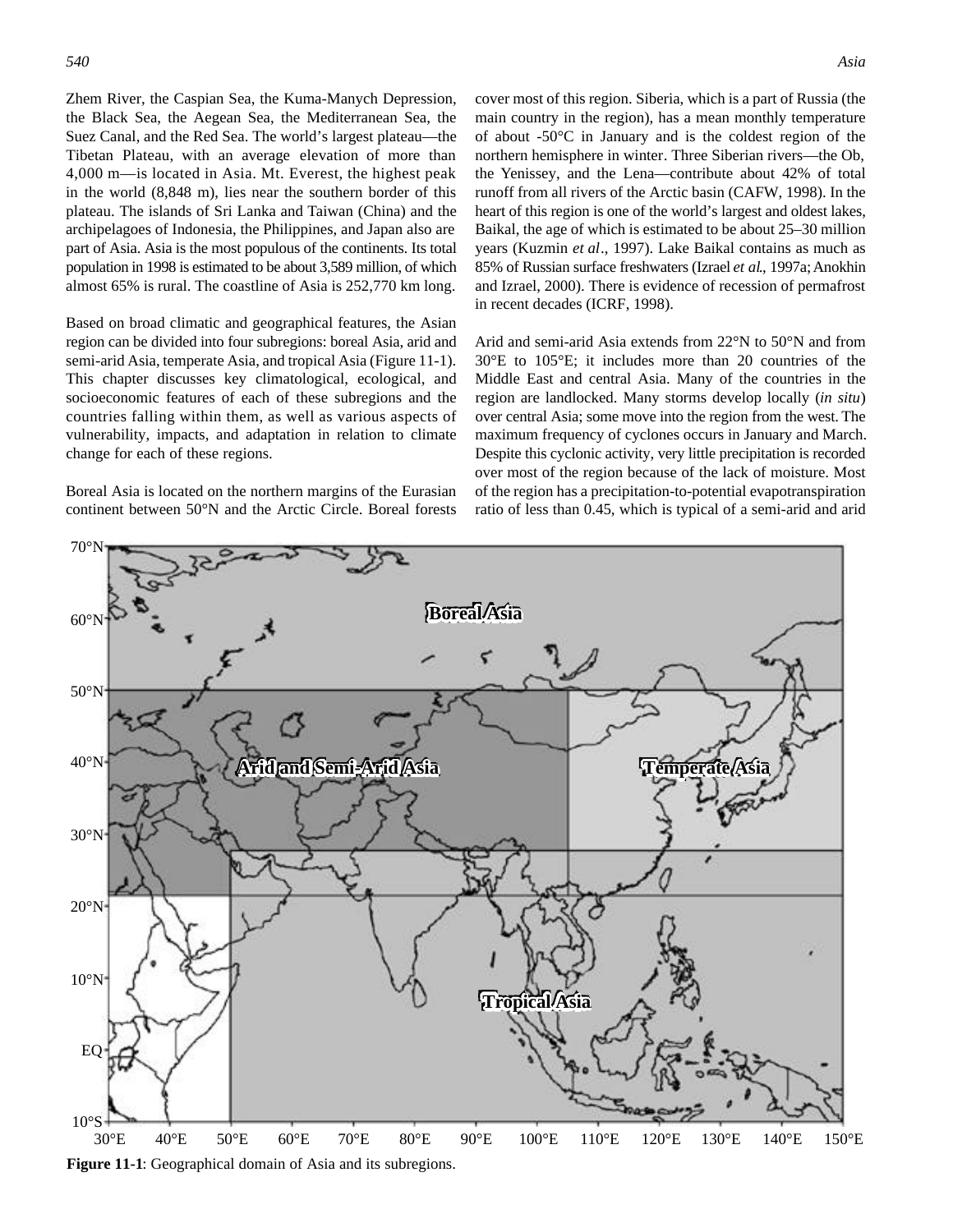Zhem River, the Caspian Sea, the Kuma-Manych Depression, the Black Sea, the Aegean Sea, the Mediterranean Sea, the Suez Canal, and the Red Sea. The world's largest plateau—the Tibetan Plateau, with an average elevation of more than 4,000 m—is located in Asia. Mt. Everest, the highest peak in the world (8,848 m), lies near the southern border of this plateau. The islands of Sri Lanka and Taiwan (China) and the archipelagoes of Indonesia, the Philippines, and Japan also are part of Asia. Asia is the most populous of the continents. Its total population in 1998 is estimated to be about 3,589 million, of which almost 65% is rural. The coastline of Asia is 252,770 km long.

Based on broad climatic and geographical features, the Asian region can be divided into four subregions: boreal Asia, arid and semi-arid Asia, temperate Asia, and tropical Asia (Figure 11-1). This chapter discusses key climatological, ecological, and socioeconomic features of each of these subregions and the countries falling within them, as well as various aspects of vulnerability, impacts, and adaptation in relation to climate change for each of these regions.

Boreal Asia is located on the northern margins of the Eurasian continent between 50°N and the Arctic Circle. Boreal forests cover most of this region. Siberia, which is a part of Russia (the main country in the region), has a mean monthly temperature of about -50°C in January and is the coldest region of the northern hemisphere in winter. Three Siberian rivers—the Ob, the Yenissey, and the Lena—contribute about 42% of total runoff from all rivers of the Arctic basin (CAFW, 1998). In the heart of this region is one of the world's largest and oldest lakes, Baikal, the age of which is estimated to be about 25–30 million years (Kuzmin *et al*., 1997). Lake Baikal contains as much as 85% of Russian surface freshwaters (Izrael *et al.*, 1997a; Anokhin and Izrael, 2000). There is evidence of recession of permafrost in recent decades (ICRF, 1998).

Arid and semi-arid Asia extends from 22°N to 50°N and from 30°E to 105°E; it includes more than 20 countries of the Middle East and central Asia. Many of the countries in the region are landlocked. Many storms develop locally (*in situ*) over central Asia; some move into the region from the west. The maximum frequency of cyclones occurs in January and March. Despite this cyclonic activity, very little precipitation is recorded over most of the region because of the lack of moisture. Most of the region has a precipitation-to-potential evapotranspiration ratio of less than 0.45, which is typical of a semi-arid and arid

**Figure 11-1**: Geographical domain of Asia and its subregions.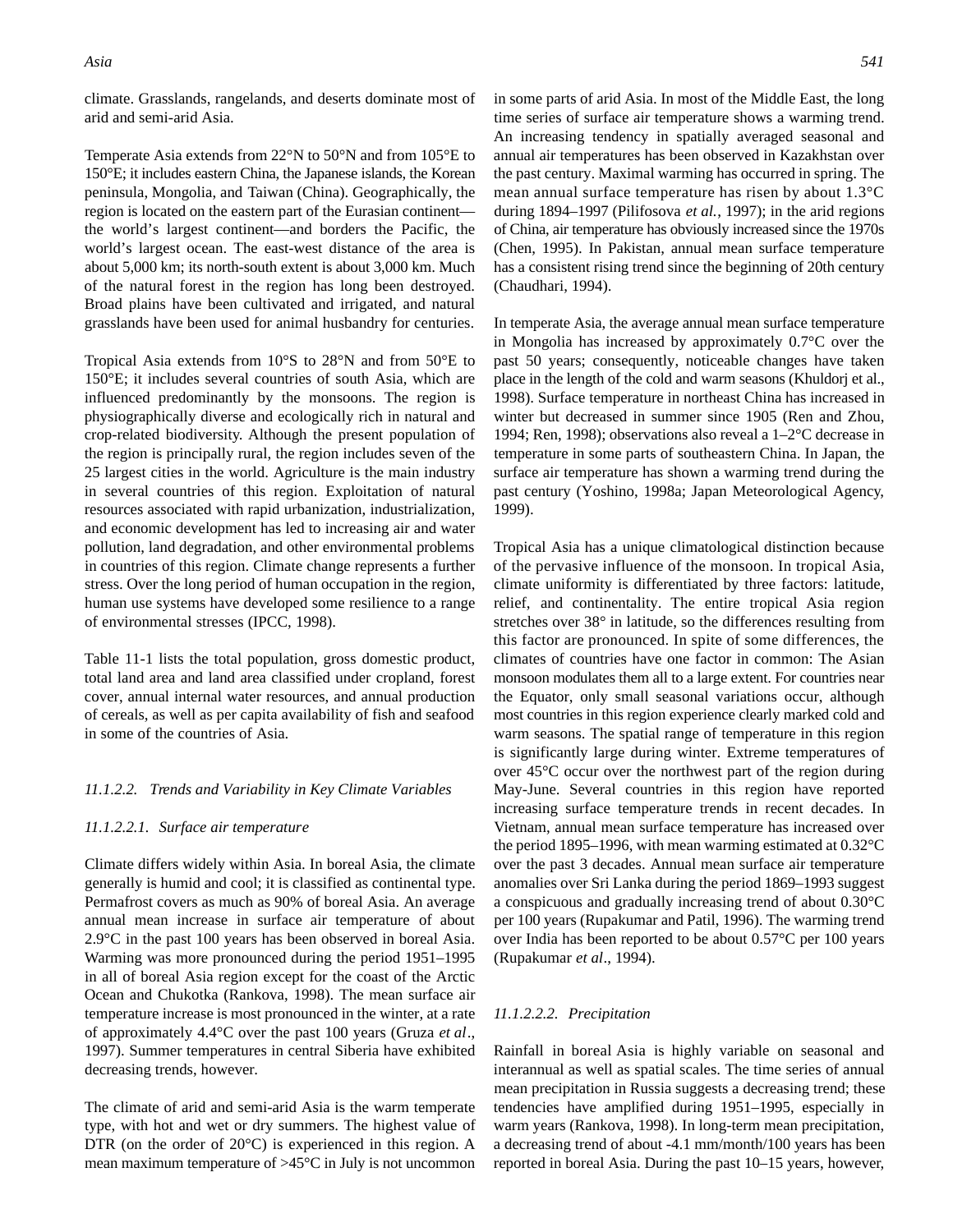climate. Grasslands, rangelands, and deserts dominate most of arid and semi-arid Asia.

Temperate Asia extends from 22°N to 50°N and from 105°E to 150°E; it includes eastern China, the Japanese islands, the Korean peninsula, Mongolia, and Taiwan (China). Geographically, the region is located on the eastern part of the Eurasian continent—the world's largest continent—and borders the Pacific, the world's largest ocean. The east-west distance of the area is about 5,000 km; its north-south extent is about 3,000 km. Much of the natural forest in the region has long been destroyed. Broad plains have been cultivated and irrigated, and natural grasslands have been used for animal husbandry for centuries.

Tropical Asia extends from 10°S to 28°N and from 50°E to 150°E; it includes several countries of south Asia, which are influenced predominantly by the monsoons. The region is physiographically diverse and ecologically rich in natural and crop-related biodiversity. Although the present population of the region is principally rural, the region includes seven of the 25 largest cities in the world. Agriculture is the main industry in several countries of this region. Exploitation of natural resources associated with rapid urbanization, industrialization, and economic development has led to increasing air and water pollution, land degradation, and other environmental problems in countries of this region. Climate change represents a further stress. Over the long period of human occupation in the region, human use systems have developed some resilience to a range of environmental stresses (IPCC, 1998).

Table 11-1 lists the total population, gross domestic product, total land area and land area classified under cropland, forest cover, annual internal water resources, and annual production of cereals, as well as per capita availability of fish and seafood in some of the countries of Asia.

#### *11.1.2.2. Trends and Variability in Key Climate Variables*

##### *11.1.2.2.1. Surface air temperature*

Climate differs widely within Asia. In boreal Asia, the climate generally is humid and cool; it is classified as continental type. Permafrost covers as much as 90% of boreal Asia. An average annual mean increase in surface air temperature of about 2.9°C in the past 100 years has been observed in boreal Asia. Warming was more pronounced during the period 1951–1995 in all of boreal Asia region except for the coast of the Arctic Ocean and Chukotka (Rankova, 1998). The mean surface air temperature increase is most pronounced in the winter, at a rate of approximately 4.4°C over the past 100 years (Gruza *et al*., 1997). Summer temperatures in central Siberia have exhibited decreasing trends, however.

The climate of arid and semi-arid Asia is the warm temperate type, with hot and wet or dry summers. The highest value of DTR (on the order of 20°C) is experienced in this region. A mean maximum temperature of >45°C in July is not uncommon in some parts of arid Asia. In most of the Middle East, the long time series of surface air temperature shows a warming trend. An increasing tendency in spatially averaged seasonal and annual air temperatures has been observed in Kazakhstan over the past century. Maximal warming has occurred in spring. The mean annual surface temperature has risen by about 1.3°C during 1894–1997 (Pilifosova *et al.*, 1997); in the arid regions of China, air temperature has obviously increased since the 1970s (Chen, 1995). In Pakistan, annual mean surface temperature has a consistent rising trend since the beginning of 20th century (Chaudhari, 1994).

In temperate Asia, the average annual mean surface temperature in Mongolia has increased by approximately 0.7°C over the past 50 years; consequently, noticeable changes have taken place in the length of the cold and warm seasons (Khuldorj et al., 1998). Surface temperature in northeast China has increased in winter but decreased in summer since 1905 (Ren and Zhou, 1994; Ren, 1998); observations also reveal a 1–2°C decrease in temperature in some parts of southeastern China. In Japan, the surface air temperature has shown a warming trend during the past century (Yoshino, 1998a; Japan Meteorological Agency, 1999).

Tropical Asia has a unique climatological distinction because of the pervasive influence of the monsoon. In tropical Asia, climate uniformity is differentiated by three factors: latitude, relief, and continentality. The entire tropical Asia region stretches over 38° in latitude, so the differences resulting from this factor are pronounced. In spite of some differences, the climates of countries have one factor in common: The Asian monsoon modulates them all to a large extent. For countries near the Equator, only small seasonal variations occur, although most countries in this region experience clearly marked cold and warm seasons. The spatial range of temperature in this region is significantly large during winter. Extreme temperatures of over 45°C occur over the northwest part of the region during May-June. Several countries in this region have reported increasing surface temperature trends in recent decades. In Vietnam, annual mean surface temperature has increased over the period 1895–1996, with mean warming estimated at 0.32°C over the past 3 decades. Annual mean surface air temperature anomalies over Sri Lanka during the period 1869–1993 suggest a conspicuous and gradually increasing trend of about 0.30°C per 100 years (Rupakumar and Patil, 1996). The warming trend over India has been reported to be about 0.57°C per 100 years (Rupakumar *et al*., 1994).

##### *11.1.2.2.2. Precipitation*

Rainfall in boreal Asia is highly variable on seasonal and interannual as well as spatial scales. The time series of annual mean precipitation in Russia suggests a decreasing trend; these tendencies have amplified during 1951–1995, especially in warm years (Rankova, 1998). In long-term mean precipitation, a decreasing trend of about -4.1 mm/month/100 years has been reported in boreal Asia. During the past 10–15 years, however,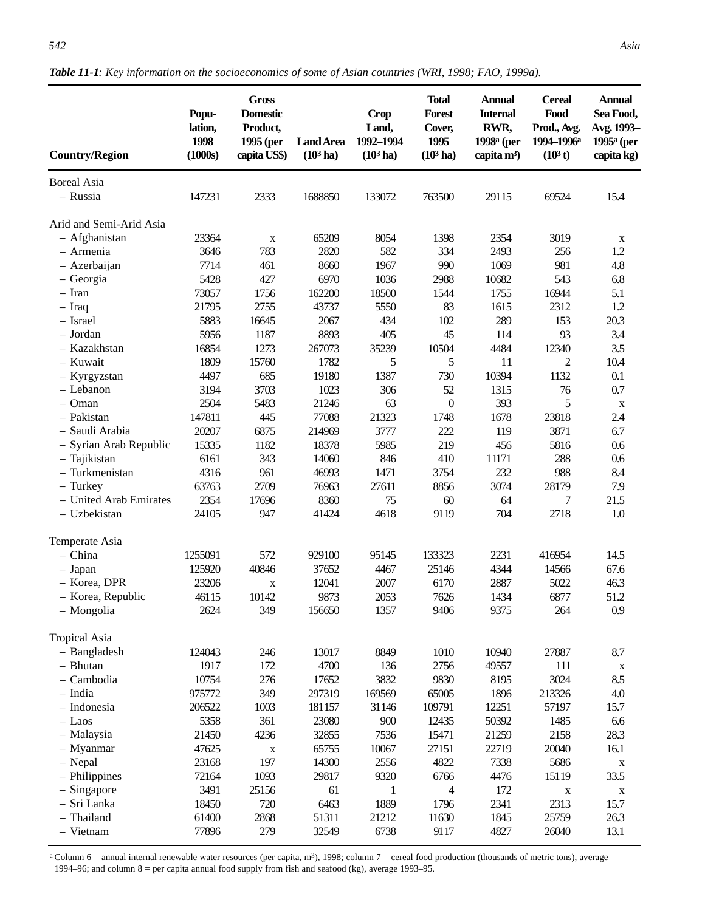***Table 11-1****: Key information on the socioeconomics of some of Asian countries (WRI, 1998; FAO, 1999a).*

| Country/Region | Population, 1998 (1000s) | Gross Domestic Product, 1995 (per capita US$) | Land Area ($10^3$ ha) | Crop Land, 1992–1994 ($10^3$ ha) | Total Forest Cover, 1995 ($10^3$ ha) | Annual Internal RWR, 1998[a] (per capita $m^3$) | Cereal Food Prod., Avg. 1994–1996[a] ($10^3$ t) | Annual Sea Food, Avg. 1993–1995[a] (per capita kg) |
|---|---|---|---|---|---|---|---|---|
| Boreal Asia | | | | | | | | |
| – Russia | 147231 | 2333 | 1688850 | 133072 | 763500 | 29115 | 69524 | 15.4 |
| Arid and Semi-Arid Asia | | | | | | | | |
| – Afghanistan | 23364 | x | 65209 | 8054 | 1398 | 2354 | 3019 | x |
| – Armenia | 3646 | 783 | 2820 | 582 | 334 | 2493 | 256 | 1.2 |
| – Azerbaijan | 7714 | 461 | 8660 | 1967 | 990 | 1069 | 981 | 4.8 |
| – Georgia | 5428 | 427 | 6970 | 1036 | 2988 | 10682 | 543 | 6.8 |
| – Iran | 73057 | 1756 | 162200 | 18500 | 1544 | 1755 | 16944 | 5.1 |
| – Iraq | 21795 | 2755 | 43737 | 5550 | 83 | 1615 | 2312 | 1.2 |
| – Israel | 5883 | 16645 | 2067 | 434 | 102 | 289 | 153 | 20.3 |
| – Jordan | 5956 | 1187 | 8893 | 405 | 45 | 114 | 93 | 3.4 |
| – Kazakhstan | 16854 | 1273 | 267073 | 35239 | 10504 | 4484 | 12340 | 3.5 |
| – Kuwait | 1809 | 15760 | 1782 | 5 | 5 | 11 | 2 | 10.4 |
| – Kyrgyzstan | 4497 | 685 | 19180 | 1387 | 730 | 10394 | 1132 | 0.1 |
| – Lebanon | 3194 | 3703 | 1023 | 306 | 52 | 1315 | 76 | 0.7 |
| – Oman | 2504 | 5483 | 21246 | 63 | 0 | 393 | 5 | x |
| – Pakistan | 147811 | 445 | 77088 | 21323 | 1748 | 1678 | 23818 | 2.4 |
| – Saudi Arabia | 20207 | 6875 | 214969 | 3777 | 222 | 119 | 3871 | 6.7 |
| – Syrian Arab Republic | 15335 | 1182 | 18378 | 5985 | 219 | 456 | 5816 | 0.6 |
| – Tajikistan | 6161 | 343 | 14060 | 846 | 410 | 11171 | 288 | 0.6 |
| – Turkmenistan | 4316 | 961 | 46993 | 1471 | 3754 | 232 | 988 | 8.4 |
| – Turkey | 63763 | 2709 | 76963 | 27611 | 8856 | 3074 | 28179 | 7.9 |
| – United Arab Emirates | 2354 | 17696 | 8360 | 75 | 60 | 64 | 7 | 21.5 |
| – Uzbekistan | 24105 | 947 | 41424 | 4618 | 9119 | 704 | 2718 | 1.0 |
| Temperate Asia | | | | | | | | |
| – China | 1255091 | 572 | 929100 | 95145 | 133323 | 2231 | 416954 | 14.5 |
| – Japan | 125920 | 40846 | 37652 | 4467 | 25146 | 4344 | 14566 | 67.6 |
| – Korea, DPR | 23206 | x | 12041 | 2007 | 6170 | 2887 | 5022 | 46.3 |
| – Korea, Republic | 46115 | 10142 | 9873 | 2053 | 7626 | 1434 | 6877 | 51.2 |
| – Mongolia | 2624 | 349 | 156650 | 1357 | 9406 | 9375 | 264 | 0.9 |
| Tropical Asia | | | | | | | | |
| – Bangladesh | 124043 | 246 | 13017 | 8849 | 1010 | 10940 | 27887 | 8.7 |
| – Bhutan | 1917 | 172 | 4700 | 136 | 2756 | 49557 | 111 | x |
| – Cambodia | 10754 | 276 | 17652 | 3832 | 9830 | 8195 | 3024 | 8.5 |
| – India | 975772 | 349 | 297319 | 169569 | 65005 | 1896 | 213326 | 4.0 |
| – Indonesia | 206522 | 1003 | 181157 | 31146 | 109791 | 12251 | 57197 | 15.7 |
| – Laos | 5358 | 361 | 23080 | 900 | 12435 | 50392 | 1485 | 6.6 |
| – Malaysia | 21450 | 4236 | 32855 | 7536 | 15471 | 21259 | 2158 | 28.3 |
| – Myanmar | 47625 | x | 65755 | 10067 | 27151 | 22719 | 20040 | 16.1 |
| – Nepal | 23168 | 197 | 14300 | 2556 | 4822 | 7338 | 5686 | x |
| – Philippines | 72164 | 1093 | 29817 | 9320 | 6766 | 4476 | 15119 | 33.5 |
| – Singapore | 3491 | 25156 | 61 | 1 | 4 | 172 | x | x |
| – Sri Lanka | 18450 | 720 | 6463 | 1889 | 1796 | 2341 | 2313 | 15.7 |
| – Thailand | 61400 | 2868 | 51311 | 21212 | 11630 | 1845 | 25759 | 26.3 |
| – Vietnam | 77896 | 279 | 32549 | 6738 | 9117 | 4827 | 26040 | 13.1 |

[a] Column 6 = annual internal renewable water resources (per capita, $m^3$), 1998; column 7 = cereal food production (thousands of metric tons), average 1994–96; and column 8 = per capita annual food supply from fish and seafood (kg), average 1993–95.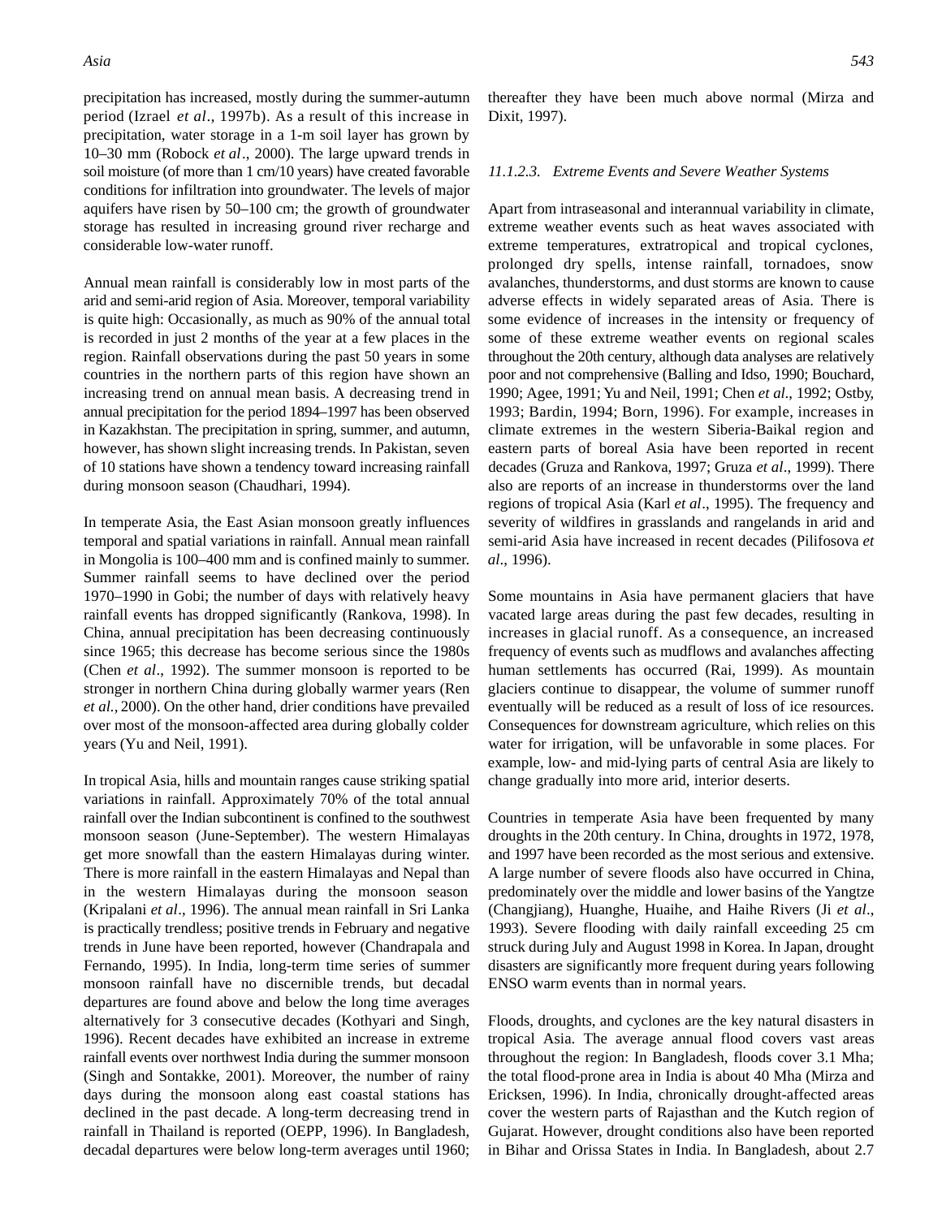precipitation has increased, mostly during the summer-autumn period (Izrael *et al*., 1997b). As a result of this increase in precipitation, water storage in a 1-m soil layer has grown by 10–30 mm (Robock *et al*., 2000). The large upward trends in soil moisture (of more than 1 cm/10 years) have created favorable conditions for infiltration into groundwater. The levels of major aquifers have risen by 50–100 cm; the growth of groundwater storage has resulted in increasing ground river recharge and considerable low-water runoff.

Annual mean rainfall is considerably low in most parts of the arid and semi-arid region of Asia. Moreover, temporal variability is quite high: Occasionally, as much as 90% of the annual total is recorded in just 2 months of the year at a few places in the region. Rainfall observations during the past 50 years in some countries in the northern parts of this region have shown an increasing trend on annual mean basis. A decreasing trend in annual precipitation for the period 1894–1997 has been observed in Kazakhstan. The precipitation in spring, summer, and autumn, however, has shown slight increasing trends. In Pakistan, seven of 10 stations have shown a tendency toward increasing rainfall during monsoon season (Chaudhari, 1994).

In temperate Asia, the East Asian monsoon greatly influences temporal and spatial variations in rainfall. Annual mean rainfall in Mongolia is 100–400 mm and is confined mainly to summer. Summer rainfall seems to have declined over the period 1970–1990 in Gobi; the number of days with relatively heavy rainfall events has dropped significantly (Rankova, 1998). In China, annual precipitation has been decreasing continuously since 1965; this decrease has become serious since the 1980s (Chen *et al*., 1992). The summer monsoon is reported to be stronger in northern China during globally warmer years (Ren *et al.*, 2000). On the other hand, drier conditions have prevailed over most of the monsoon-affected area during globally colder years (Yu and Neil, 1991).

In tropical Asia, hills and mountain ranges cause striking spatial variations in rainfall. Approximately 70% of the total annual rainfall over the Indian subcontinent is confined to the southwest monsoon season (June-September). The western Himalayas get more snowfall than the eastern Himalayas during winter. There is more rainfall in the eastern Himalayas and Nepal than in the western Himalayas during the monsoon season (Kripalani *et al*., 1996). The annual mean rainfall in Sri Lanka is practically trendless; positive trends in February and negative trends in June have been reported, however (Chandrapala and Fernando, 1995). In India, long-term time series of summer monsoon rainfall have no discernible trends, but decadal departures are found above and below the long time averages alternatively for 3 consecutive decades (Kothyari and Singh, 1996). Recent decades have exhibited an increase in extreme rainfall events over northwest India during the summer monsoon (Singh and Sontakke, 2001). Moreover, the number of rainy days during the monsoon along east coastal stations has declined in the past decade. A long-term decreasing trend in rainfall in Thailand is reported (OEPP, 1996). In Bangladesh, decadal departures were below long-term averages until 1960; thereafter they have been much above normal (Mirza and Dixit, 1997).

#### *11.1.2.3. Extreme Events and Severe Weather Systems*

Apart from intraseasonal and interannual variability in climate, extreme weather events such as heat waves associated with extreme temperatures, extratropical and tropical cyclones, prolonged dry spells, intense rainfall, tornadoes, snow avalanches, thunderstorms, and dust storms are known to cause adverse effects in widely separated areas of Asia. There is some evidence of increases in the intensity or frequency of some of these extreme weather events on regional scales throughout the 20th century, although data analyses are relatively poor and not comprehensive (Balling and Idso, 1990; Bouchard, 1990; Agee, 1991; Yu and Neil, 1991; Chen *et al*., 1992; Ostby, 1993; Bardin, 1994; Born, 1996). For example, increases in climate extremes in the western Siberia-Baikal region and eastern parts of boreal Asia have been reported in recent decades (Gruza and Rankova, 1997; Gruza *et al*., 1999). There also are reports of an increase in thunderstorms over the land regions of tropical Asia (Karl *et al*., 1995). The frequency and severity of wildfires in grasslands and rangelands in arid and semi-arid Asia have increased in recent decades (Pilifosova *et al*., 1996).

Some mountains in Asia have permanent glaciers that have vacated large areas during the past few decades, resulting in increases in glacial runoff. As a consequence, an increased frequency of events such as mudflows and avalanches affecting human settlements has occurred (Rai, 1999). As mountain glaciers continue to disappear, the volume of summer runoff eventually will be reduced as a result of loss of ice resources. Consequences for downstream agriculture, which relies on this water for irrigation, will be unfavorable in some places. For example, low- and mid-lying parts of central Asia are likely to change gradually into more arid, interior deserts.

Countries in temperate Asia have been frequented by many droughts in the 20th century. In China, droughts in 1972, 1978, and 1997 have been recorded as the most serious and extensive. A large number of severe floods also have occurred in China, predominately over the middle and lower basins of the Yangtze (Changjiang), Huanghe, Huaihe, and Haihe Rivers (Ji *et al*., 1993). Severe flooding with daily rainfall exceeding 25 cm struck during July and August 1998 in Korea. In Japan, drought disasters are significantly more frequent during years following ENSO warm events than in normal years.

Floods, droughts, and cyclones are the key natural disasters in tropical Asia. The average annual flood covers vast areas throughout the region: In Bangladesh, floods cover 3.1 Mha; the total flood-prone area in India is about 40 Mha (Mirza and Ericksen, 1996). In India, chronically drought-affected areas cover the western parts of Rajasthan and the Kutch region of Gujarat. However, drought conditions also have been reported in Bihar and Orissa States in India. In Bangladesh, about 2.7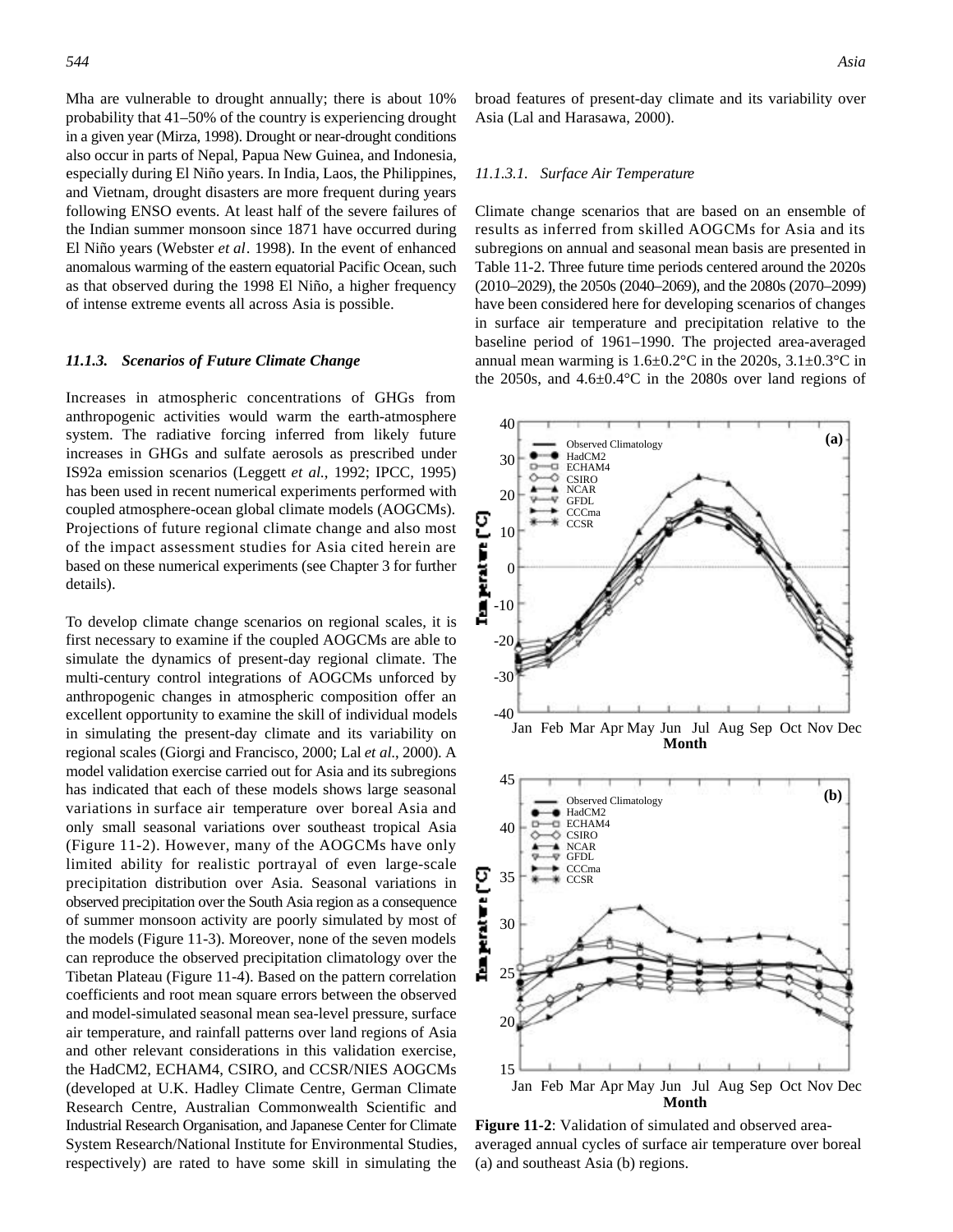Mha are vulnerable to drought annually; there is about 10% probability that 41–50% of the country is experiencing drought in a given year (Mirza, 1998). Drought or near-drought conditions also occur in parts of Nepal, Papua New Guinea, and Indonesia, especially during El Niño years. In India, Laos, the Philippines, and Vietnam, drought disasters are more frequent during years following ENSO events. At least half of the severe failures of the Indian summer monsoon since 1871 have occurred during El Niño years (Webster *et al*. 1998). In the event of enhanced anomalous warming of the eastern equatorial Pacific Ocean, such as that observed during the 1998 El Niño, a higher frequency of intense extreme events all across Asia is possible.

### *11.1.3. Scenarios of Future Climate Change*

Increases in atmospheric concentrations of GHGs from anthropogenic activities would warm the earth-atmosphere system. The radiative forcing inferred from likely future increases in GHGs and sulfate aerosols as prescribed under IS92a emission scenarios (Leggett *et al.*, 1992; IPCC, 1995) has been used in recent numerical experiments performed with coupled atmosphere-ocean global climate models (AOGCMs). Projections of future regional climate change and also most of the impact assessment studies for Asia cited herein are based on these numerical experiments (see Chapter 3 for further details).

To develop climate change scenarios on regional scales, it is first necessary to examine if the coupled AOGCMs are able to simulate the dynamics of present-day regional climate. The multi-century control integrations of AOGCMs unforced by anthropogenic changes in atmospheric composition offer an excellent opportunity to examine the skill of individual models in simulating the present-day climate and its variability on regional scales (Giorgi and Francisco, 2000; Lal *et al*., 2000). A model validation exercise carried out for Asia and its subregions has indicated that each of these models shows large seasonal variations in surface air temperature over boreal Asia and only small seasonal variations over southeast tropical Asia (Figure 11-2). However, many of the AOGCMs have only limited ability for realistic portrayal of even large-scale precipitation distribution over Asia. Seasonal variations in observed precipitation over the South Asia region as a consequence of summer monsoon activity are poorly simulated by most of the models (Figure 11-3). Moreover, none of the seven models can reproduce the observed precipitation climatology over the Tibetan Plateau (Figure 11-4). Based on the pattern correlation coefficients and root mean square errors between the observed and model-simulated seasonal mean sea-level pressure, surface air temperature, and rainfall patterns over land regions of Asia and other relevant considerations in this validation exercise, the HadCM2, ECHAM4, CSIRO, and CCSR/NIES AOGCMs (developed at U.K. Hadley Climate Centre, German Climate Research Centre, Australian Commonwealth Scientific and Industrial Research Organisation, and Japanese Center for Climate System Research/National Institute for Environmental Studies, respectively) are rated to have some skill in simulating the broad features of present-day climate and its variability over Asia (Lal and Harasawa, 2000).

#### *11.1.3.1. Surface Air Temperature*

Climate change scenarios that are based on an ensemble of results as inferred from skilled AOGCMs for Asia and its subregions on annual and seasonal mean basis are presented in Table 11-2. Three future time periods centered around the 2020s (2010–2029), the 2050s (2040–2069), and the 2080s (2070–2099) have been considered here for developing scenarios of changes in surface air temperature and precipitation relative to the baseline period of 1961–1990. The projected area-averaged annual mean warming is 1.6±0.2°C in the 2020s, 3.1±0.3°C in the 2050s, and 4.6±0.4°C in the 2080s over land regions of

**Figure 11-2**: Validation of simulated and observed area-averaged annual cycles of surface air temperature over boreal (a) and southeast Asia (b) regions.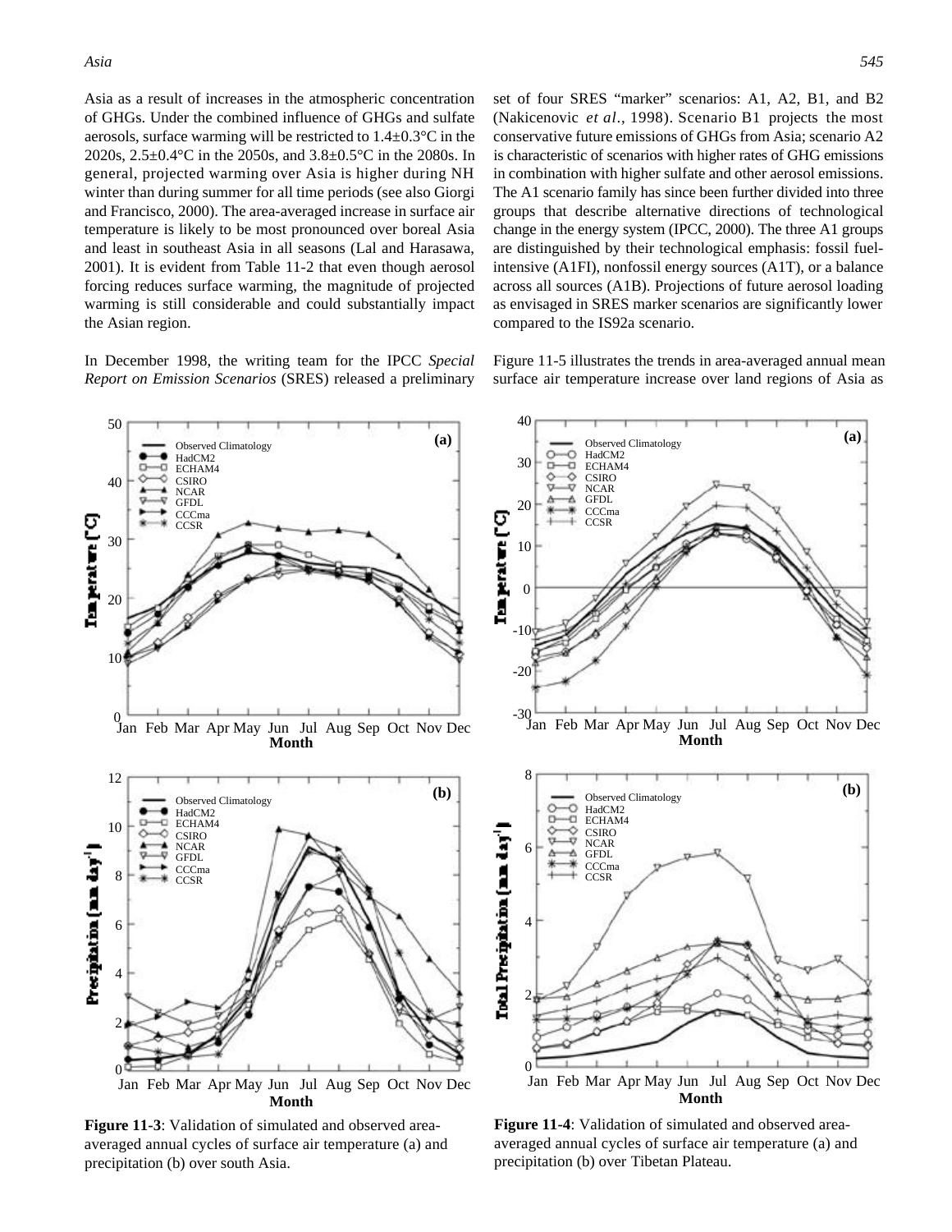Asia as a result of increases in the atmospheric concentration of GHGs. Under the combined influence of GHGs and sulfate aerosols, surface warming will be restricted to 1.4±0.3°C in the 2020s, 2.5±0.4°C in the 2050s, and 3.8±0.5°C in the 2080s. In general, projected warming over Asia is higher during NH winter than during summer for all time periods (see also Giorgi and Francisco, 2000). The area-averaged increase in surface air temperature is likely to be most pronounced over boreal Asia and least in southeast Asia in all seasons (Lal and Harasawa, 2001). It is evident from Table 11-2 that even though aerosol forcing reduces surface warming, the magnitude of projected warming is still considerable and could substantially impact the Asian region.

In December 1998, the writing team for the IPCC *Special Report on Emission Scenarios* (SRES) released a preliminary set of four SRES "marker" scenarios: A1, A2, B1, and B2 (Nakicenovic *et al*., 1998). Scenario B1 projects the most conservative future emissions of GHGs from Asia; scenario A2 is characteristic of scenarios with higher rates of GHG emissions in combination with higher sulfate and other aerosol emissions. The A1 scenario family has since been further divided into three groups that describe alternative directions of technological change in the energy system (IPCC, 2000). The three A1 groups are distinguished by their technological emphasis: fossil fuel-intensive (A1FI), nonfossil energy sources (A1T), or a balance across all sources (A1B). Projections of future aerosol loading as envisaged in SRES marker scenarios are significantly lower compared to the IS92a scenario.

Figure 11-5 illustrates the trends in area-averaged annual mean surface air temperature increase over land regions of Asia as

**Figure 11-3**: Validation of simulated and observed area-averaged annual cycles of surface air temperature (a) and precipitation (b) over south Asia.

**Figure 11-4**: Validation of simulated and observed area-averaged annual cycles of surface air temperature (a) and precipitation (b) over Tibetan Plateau.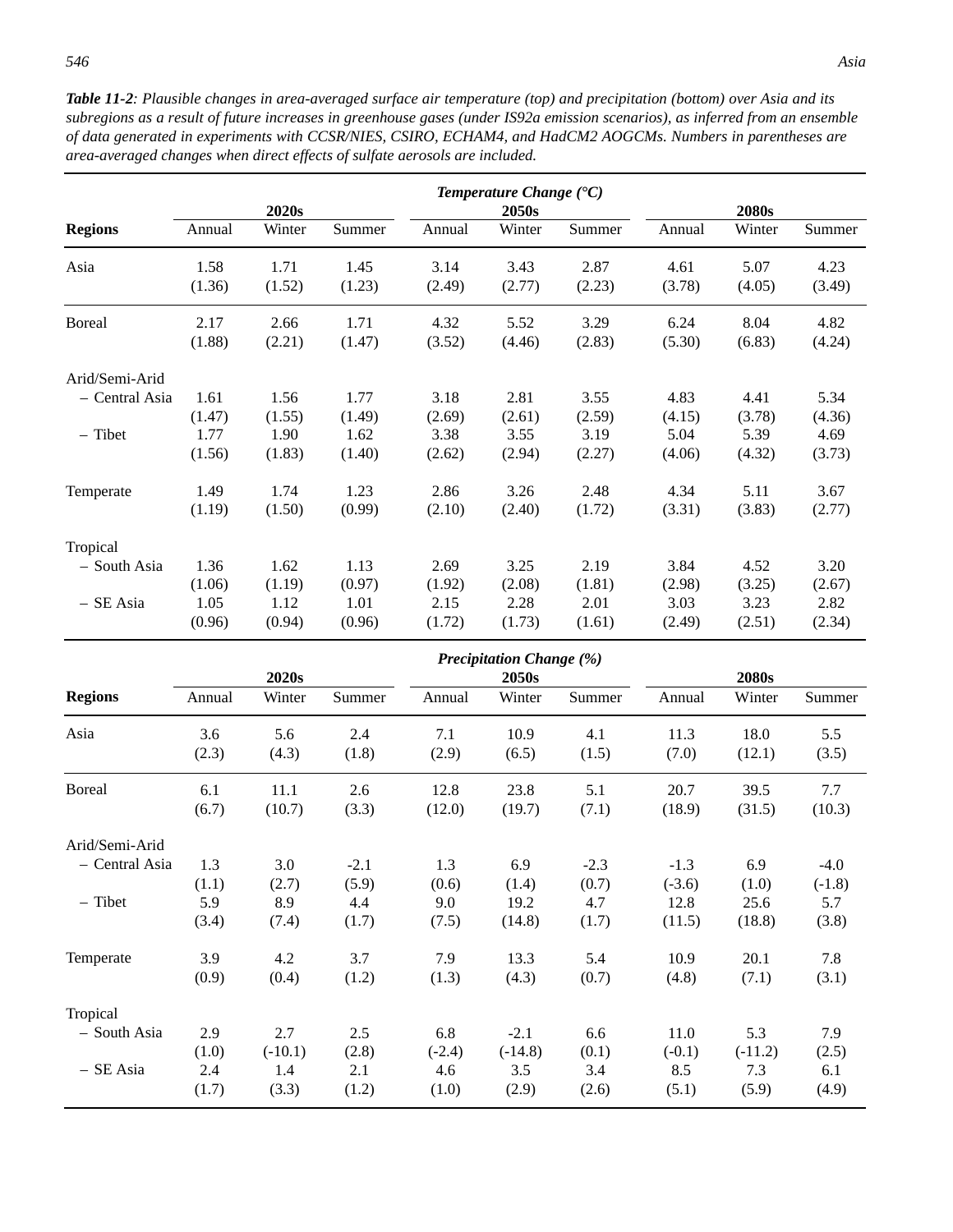***Table 11-2**: Plausible changes in area-averaged surface air temperature (top) and precipitation (bottom) over Asia and its subregions as a result of future increases in greenhouse gases (under IS92a emission scenarios), as inferred from an ensemble of data generated in experiments with CCSR/NIES, CSIRO, ECHAM4, and HadCM2 AOGCMs. Numbers in parentheses are area-averaged changes when direct effects of sulfate aerosols are included.*

| | ***Temperature Change (°C)*** | | | | | | | | |
|---|---|---|---|---|---|---|---|---|---|
| | **2020s** | | | **2050s** | | | **2080s** | | |
| **Regions** | Annual | Winter | Summer | Annual | Winter | Summer | Annual | Winter | Summer |
| Asia | 1.58 (1.36) | 1.71 (1.52) | 1.45 (1.23) | 3.14 (2.49) | 3.43 (2.77) | 2.87 (2.23) | 4.61 (3.78) | 5.07 (4.05) | 4.23 (3.49) |
| Boreal | 2.17 (1.88) | 2.66 (2.21) | 1.71 (1.47) | 4.32 (3.52) | 5.52 (4.46) | 3.29 (2.83) | 6.24 (5.30) | 8.04 (6.83) | 4.82 (4.24) |
| Arid/Semi-Arid | | | | | | | | | |
| – Central Asia | 1.61 (1.47) | 1.56 (1.55) | 1.77 (1.49) | 3.18 (2.69) | 2.81 (2.61) | 3.55 (2.59) | 4.83 (4.15) | 4.41 (3.78) | 5.34 (4.36) |
| – Tibet | 1.77 (1.56) | 1.90 (1.83) | 1.62 (1.40) | 3.38 (2.62) | 3.55 (2.94) | 3.19 (2.27) | 5.04 (4.06) | 5.39 (4.32) | 4.69 (3.73) |
| Temperate | 1.49 (1.19) | 1.74 (1.50) | 1.23 (0.99) | 2.86 (2.10) | 3.26 (2.40) | 2.48 (1.72) | 4.34 (3.31) | 5.11 (3.83) | 3.67 (2.77) |
| Tropical | | | | | | | | | |
| – South Asia | 1.36 (1.06) | 1.62 (1.19) | 1.13 (0.97) | 2.69 (1.92) | 3.25 (2.08) | 2.19 (1.81) | 3.84 (2.98) | 4.52 (3.25) | 3.20 (2.67) |
| – SE Asia | 1.05 (0.96) | 1.12 (0.94) | 1.01 (0.96) | 2.15 (1.72) | 2.28 (1.73) | 2.01 (1.61) | 3.03 (2.49) | 3.23 (2.51) | 2.82 (2.34) |

| | ***Precipitation Change (%)*** | | | | | | | | |
|---|---|---|---|---|---|---|---|---|---|
| | **2020s** | | | **2050s** | | | **2080s** | | |
| **Regions** | Annual | Winter | Summer | Annual | Winter | Summer | Annual | Winter | Summer |
| Asia | 3.6 (2.3) | 5.6 (4.3) | 2.4 (1.8) | 7.1 (2.9) | 10.9 (6.5) | 4.1 (1.5) | 11.3 (7.0) | 18.0 (12.1) | 5.5 (3.5) |
| Boreal | 6.1 (6.7) | 11.1 (10.7) | 2.6 (3.3) | 12.8 (12.0) | 23.8 (19.7) | 5.1 (7.1) | 20.7 (18.9) | 39.5 (31.5) | 7.7 (10.3) |
| Arid/Semi-Arid | | | | | | | | | |
| – Central Asia | 1.3 (1.1) | 3.0 (2.7) | -2.1 (5.9) | 1.3 (0.6) | 6.9 (1.4) | -2.3 (0.7) | -1.3 (-3.6) | 6.9 (1.0) | -4.0 (-1.8) |
| – Tibet | 5.9 (3.4) | 8.9 (7.4) | 4.4 (1.7) | 9.0 (7.5) | 19.2 (14.8) | 4.7 (1.7) | 12.8 (11.5) | 25.6 (18.8) | 5.7 (3.8) |
| Temperate | 3.9 (0.9) | 4.2 (0.4) | 3.7 (1.2) | 7.9 (1.3) | 13.3 (4.3) | 5.4 (0.7) | 10.9 (4.8) | 20.1 (7.1) | 7.8 (3.1) |
| Tropical | | | | | | | | | |
| – South Asia | 2.9 (1.0) | 2.7 (-10.1) | 2.5 (2.8) | 6.8 (-2.4) | -2.1 (-14.8) | 6.6 (0.1) | 11.0 (-0.1) | 5.3 (-11.2) | 7.9 (2.5) |
| – SE Asia | 2.4 (1.7) | 1.4 (3.3) | 2.1 (1.2) | 4.6 (1.0) | 3.5 (2.9) | 3.4 (2.6) | 8.5 (5.1) | 7.3 (5.9) | 6.1 (4.9) |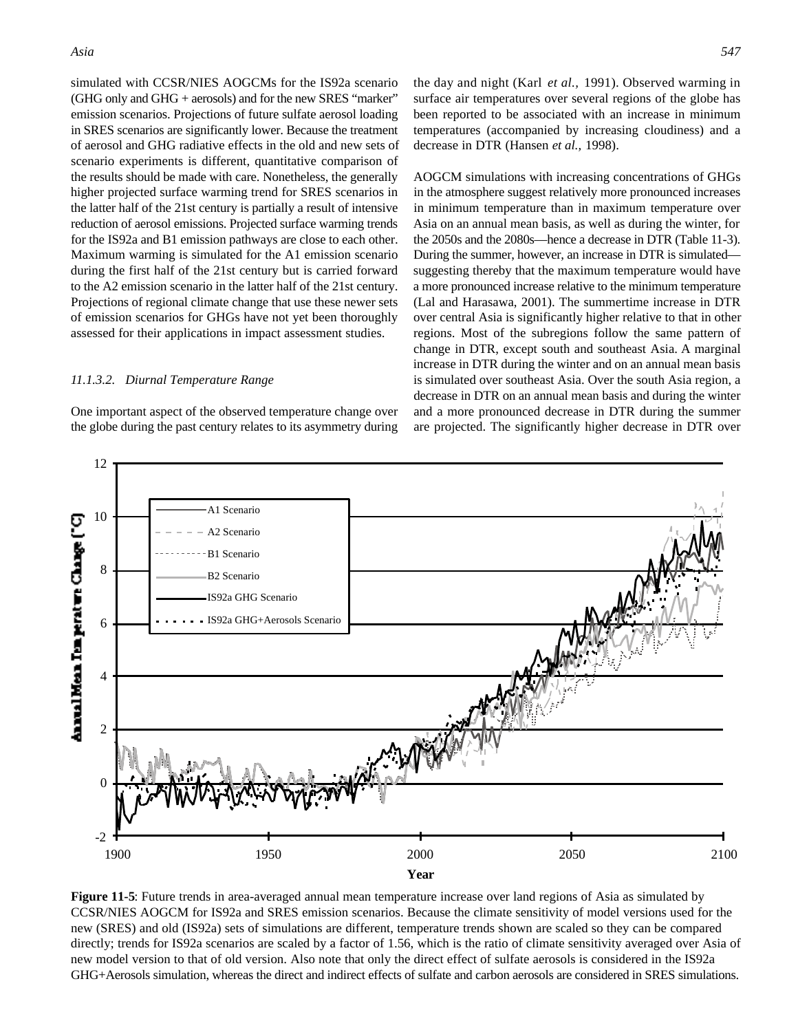simulated with CCSR/NIES AOGCMs for the IS92a scenario (GHG only and GHG + aerosols) and for the new SRES "marker" emission scenarios. Projections of future sulfate aerosol loading in SRES scenarios are significantly lower. Because the treatment of aerosol and GHG radiative effects in the old and new sets of scenario experiments is different, quantitative comparison of the results should be made with care. Nonetheless, the generally higher projected surface warming trend for SRES scenarios in the latter half of the 21st century is partially a result of intensive reduction of aerosol emissions. Projected surface warming trends for the IS92a and B1 emission pathways are close to each other. Maximum warming is simulated for the A1 emission scenario during the first half of the 21st century but is carried forward to the A2 emission scenario in the latter half of the 21st century. Projections of regional climate change that use these newer sets of emission scenarios for GHGs have not yet been thoroughly assessed for their applications in impact assessment studies.

#### *11.1.3.2. Diurnal Temperature Range*

One important aspect of the observed temperature change over the globe during the past century relates to its asymmetry during the day and night (Karl *et al.,* 1991). Observed warming in surface air temperatures over several regions of the globe has been reported to be associated with an increase in minimum temperatures (accompanied by increasing cloudiness) and a decrease in DTR (Hansen *et al.,* 1998).

AOGCM simulations with increasing concentrations of GHGs in the atmosphere suggest relatively more pronounced increases in minimum temperature than in maximum temperature over Asia on an annual mean basis, as well as during the winter, for the 2050s and the 2080s—hence a decrease in DTR (Table 11-3). During the summer, however, an increase in DTR is simulated—suggesting thereby that the maximum temperature would have a more pronounced increase relative to the minimum temperature (Lal and Harasawa, 2001). The summertime increase in DTR over central Asia is significantly higher relative to that in other regions. Most of the subregions follow the same pattern of change in DTR, except south and southeast Asia. A marginal increase in DTR during the winter and on an annual mean basis is simulated over southeast Asia. Over the south Asia region, a decrease in DTR on an annual mean basis and during the winter and a more pronounced decrease in DTR during the summer are projected. The significantly higher decrease in DTR over

**Figure 11-5**: Future trends in area-averaged annual mean temperature increase over land regions of Asia as simulated by CCSR/NIES AOGCM for IS92a and SRES emission scenarios. Because the climate sensitivity of model versions used for the new (SRES) and old (IS92a) sets of simulations are different, temperature trends shown are scaled so they can be compared directly; trends for IS92a scenarios are scaled by a factor of 1.56, which is the ratio of climate sensitivity averaged over Asia of new model version to that of old version. Also note that only the direct effect of sulfate aerosols is considered in the IS92a GHG+Aerosols simulation, whereas the direct and indirect effects of sulfate and carbon aerosols are considered in SRES simulations.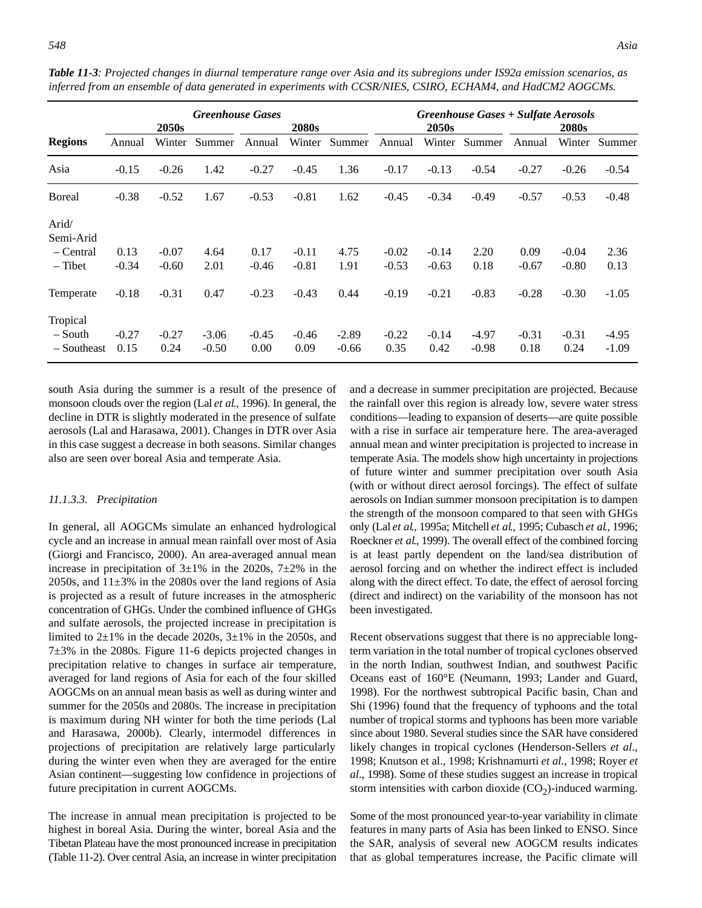***Table 11-3**: Projected changes in diurnal temperature range over Asia and its subregions under IS92a emission scenarios, as inferred from an ensemble of data generated in experiments with CCSR/NIES, CSIRO, ECHAM4, and HadCM2 AOGCMs.*

| | ***Greenhouse Gases*** | | | | | | ***Greenhouse Gases + Sulfate Aerosols*** | | | | | |
|---|---|---|---|---|---|---|---|---|---|---|---|---|
| | **2050s** | | | **2080s** | | | **2050s** | | | **2080s** | | |
| **Regions** | Annual | Winter | Summer | Annual | Winter | Summer | Annual | Winter | Summer | Annual | Winter | Summer |
| Asia | -0.15 | -0.26 | 1.42 | -0.27 | -0.45 | 1.36 | -0.17 | -0.13 | -0.54 | -0.27 | -0.26 | -0.54 |
| Boreal | -0.38 | -0.52 | 1.67 | -0.53 | -0.81 | 1.62 | -0.45 | -0.34 | -0.49 | -0.57 | -0.53 | -0.48 |
| Arid/ Semi-Arid | | | | | | | | | | | | |
| – Central | 0.13 | -0.07 | 4.64 | 0.17 | -0.11 | 4.75 | -0.02 | -0.14 | 2.20 | 0.09 | -0.04 | 2.36 |
| – Tibet | -0.34 | -0.60 | 2.01 | -0.46 | -0.81 | 1.91 | -0.53 | -0.63 | 0.18 | -0.67 | -0.80 | 0.13 |
| Temperate | -0.18 | -0.31 | 0.47 | -0.23 | -0.43 | 0.44 | -0.19 | -0.21 | -0.83 | -0.28 | -0.30 | -1.05 |
| Tropical | | | | | | | | | | | | |
| – South | -0.27 | -0.27 | -3.06 | -0.45 | -0.46 | -2.89 | -0.22 | -0.14 | -4.97 | -0.31 | -0.31 | -4.95 |
| – Southeast | 0.15 | 0.24 | -0.50 | 0.00 | 0.09 | -0.66 | 0.35 | 0.42 | -0.98 | 0.18 | 0.24 | -1.09 |

south Asia during the summer is a result of the presence of monsoon clouds over the region (Lal *et al.*, 1996). In general, the decline in DTR is slightly moderated in the presence of sulfate aerosols (Lal and Harasawa, 2001). Changes in DTR over Asia in this case suggest a decrease in both seasons. Similar changes also are seen over boreal Asia and temperate Asia.

#### *11.1.3.3. Precipitation*

In general, all AOGCMs simulate an enhanced hydrological cycle and an increase in annual mean rainfall over most of Asia (Giorgi and Francisco, 2000). An area-averaged annual mean increase in precipitation of 3±1% in the 2020s, 7±2% in the 2050s, and 11±3% in the 2080s over the land regions of Asia is projected as a result of future increases in the atmospheric concentration of GHGs. Under the combined influence of GHGs and sulfate aerosols, the projected increase in precipitation is limited to 2±1% in the decade 2020s, 3±1% in the 2050s, and 7±3% in the 2080s. Figure 11-6 depicts projected changes in precipitation relative to changes in surface air temperature, averaged for land regions of Asia for each of the four skilled AOGCMs on an annual mean basis as well as during winter and summer for the 2050s and 2080s. The increase in precipitation is maximum during NH winter for both the time periods (Lal and Harasawa, 2000b). Clearly, intermodel differences in projections of precipitation are relatively large particularly during the winter even when they are averaged for the entire Asian continent—suggesting low confidence in projections of future precipitation in current AOGCMs.

The increase in annual mean precipitation is projected to be highest in boreal Asia. During the winter, boreal Asia and the Tibetan Plateau have the most pronounced increase in precipitation (Table 11-2). Over central Asia, an increase in winter precipitation and a decrease in summer precipitation are projected. Because the rainfall over this region is already low, severe water stress conditions—leading to expansion of deserts—are quite possible with a rise in surface air temperature here. The area-averaged annual mean and winter precipitation is projected to increase in temperate Asia. The models show high uncertainty in projections of future winter and summer precipitation over south Asia (with or without direct aerosol forcings). The effect of sulfate aerosols on Indian summer monsoon precipitation is to dampen the strength of the monsoon compared to that seen with GHGs only (Lal *et al.*, 1995a; Mitchell *et al.*, 1995; Cubasch *et al.*, 1996; Roeckner *et al.*, 1999). The overall effect of the combined forcing is at least partly dependent on the land/sea distribution of aerosol forcing and on whether the indirect effect is included along with the direct effect. To date, the effect of aerosol forcing (direct and indirect) on the variability of the monsoon has not been investigated.

Recent observations suggest that there is no appreciable long-term variation in the total number of tropical cyclones observed in the north Indian, southwest Indian, and southwest Pacific Oceans east of 160°E (Neumann, 1993; Lander and Guard, 1998). For the northwest subtropical Pacific basin, Chan and Shi (1996) found that the frequency of typhoons and the total number of tropical storms and typhoons has been more variable since about 1980. Several studies since the SAR have considered likely changes in tropical cyclones (Henderson-Sellers *et al*., 1998; Knutson et al., 1998; Krishnamurti *et al.*, 1998; Royer *et al*., 1998). Some of these studies suggest an increase in tropical storm intensities with carbon dioxide ($CO_2$)-induced warming.

Some of the most pronounced year-to-year variability in climate features in many parts of Asia has been linked to ENSO. Since the SAR, analysis of several new AOGCM results indicates that as global temperatures increase, the Pacific climate will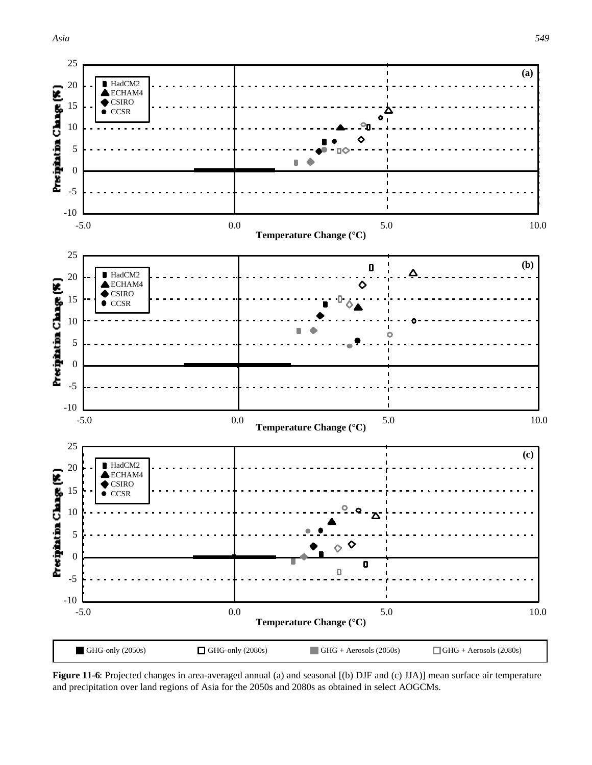**Figure 11-6**: Projected changes in area-averaged annual (a) and seasonal [(b) DJF and (c) JJA)] mean surface air temperature and precipitation over land regions of Asia for the 2050s and 2080s as obtained in select AOGCMs.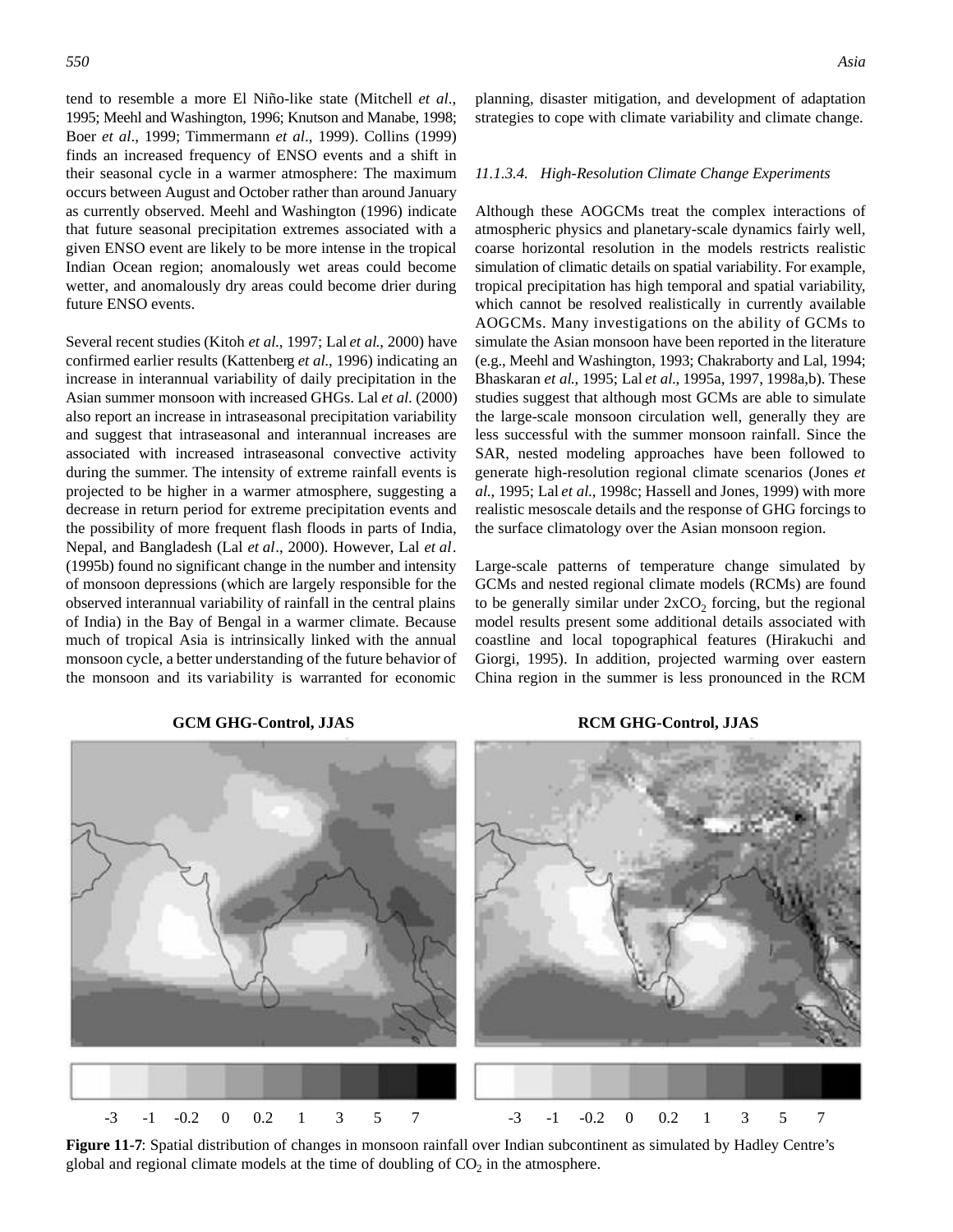tend to resemble a more El Niño-like state (Mitchell *et al*., 1995; Meehl and Washington, 1996; Knutson and Manabe, 1998; Boer *et al*., 1999; Timmermann *et al*., 1999). Collins (1999) finds an increased frequency of ENSO events and a shift in their seasonal cycle in a warmer atmosphere: The maximum occurs between August and October rather than around January as currently observed. Meehl and Washington (1996) indicate that future seasonal precipitation extremes associated with a given ENSO event are likely to be more intense in the tropical Indian Ocean region; anomalously wet areas could become wetter, and anomalously dry areas could become drier during future ENSO events.

Several recent studies (Kitoh *et al*., 1997; Lal *et al*., 2000) have confirmed earlier results (Kattenberg *et al*., 1996) indicating an increase in interannual variability of daily precipitation in the Asian summer monsoon with increased GHGs. Lal *et al*. (2000) also report an increase in intraseasonal precipitation variability and suggest that intraseasonal and interannual increases are associated with increased intraseasonal convective activity during the summer. The intensity of extreme rainfall events is projected to be higher in a warmer atmosphere, suggesting a decrease in return period for extreme precipitation events and the possibility of more frequent flash floods in parts of India, Nepal, and Bangladesh (Lal *et al*., 2000). However, Lal *et al*. (1995b) found no significant change in the number and intensity of monsoon depressions (which are largely responsible for the observed interannual variability of rainfall in the central plains of India) in the Bay of Bengal in a warmer climate. Because much of tropical Asia is intrinsically linked with the annual monsoon cycle, a better understanding of the future behavior of the monsoon and its variability is warranted for economic planning, disaster mitigation, and development of adaptation strategies to cope with climate variability and climate change.

#### *11.1.3.4. High-Resolution Climate Change Experiments*

Although these AOGCMs treat the complex interactions of atmospheric physics and planetary-scale dynamics fairly well, coarse horizontal resolution in the models restricts realistic simulation of climatic details on spatial variability. For example, tropical precipitation has high temporal and spatial variability, which cannot be resolved realistically in currently available AOGCMs. Many investigations on the ability of GCMs to simulate the Asian monsoon have been reported in the literature (e.g., Meehl and Washington, 1993; Chakraborty and Lal, 1994; Bhaskaran *et al*., 1995; Lal *et al*., 1995a, 1997, 1998a,b). These studies suggest that although most GCMs are able to simulate the large-scale monsoon circulation well, generally they are less successful with the summer monsoon rainfall. Since the SAR, nested modeling approaches have been followed to generate high-resolution regional climate scenarios (Jones *et al*., 1995; Lal *et al*., 1998c; Hassell and Jones, 1999) with more realistic mesoscale details and the response of GHG forcings to the surface climatology over the Asian monsoon region.

Large-scale patterns of temperature change simulated by GCMs and nested regional climate models (RCMs) are found to be generally similar under 2x$CO_2$ forcing, but the regional model results present some additional details associated with coastline and local topographical features (Hirakuchi and Giorgi, 1995). In addition, projected warming over eastern China region in the summer is less pronounced in the RCM

**GCM GHG-Control, JJAS** | **RCM GHG-Control, JJAS**

-3 -1 -0.2 0 0.2 1 3 5 7

**Figure 11-7**: Spatial distribution of changes in monsoon rainfall over Indian subcontinent as simulated by Hadley Centre's global and regional climate models at the time of doubling of $CO_2$ in the atmosphere.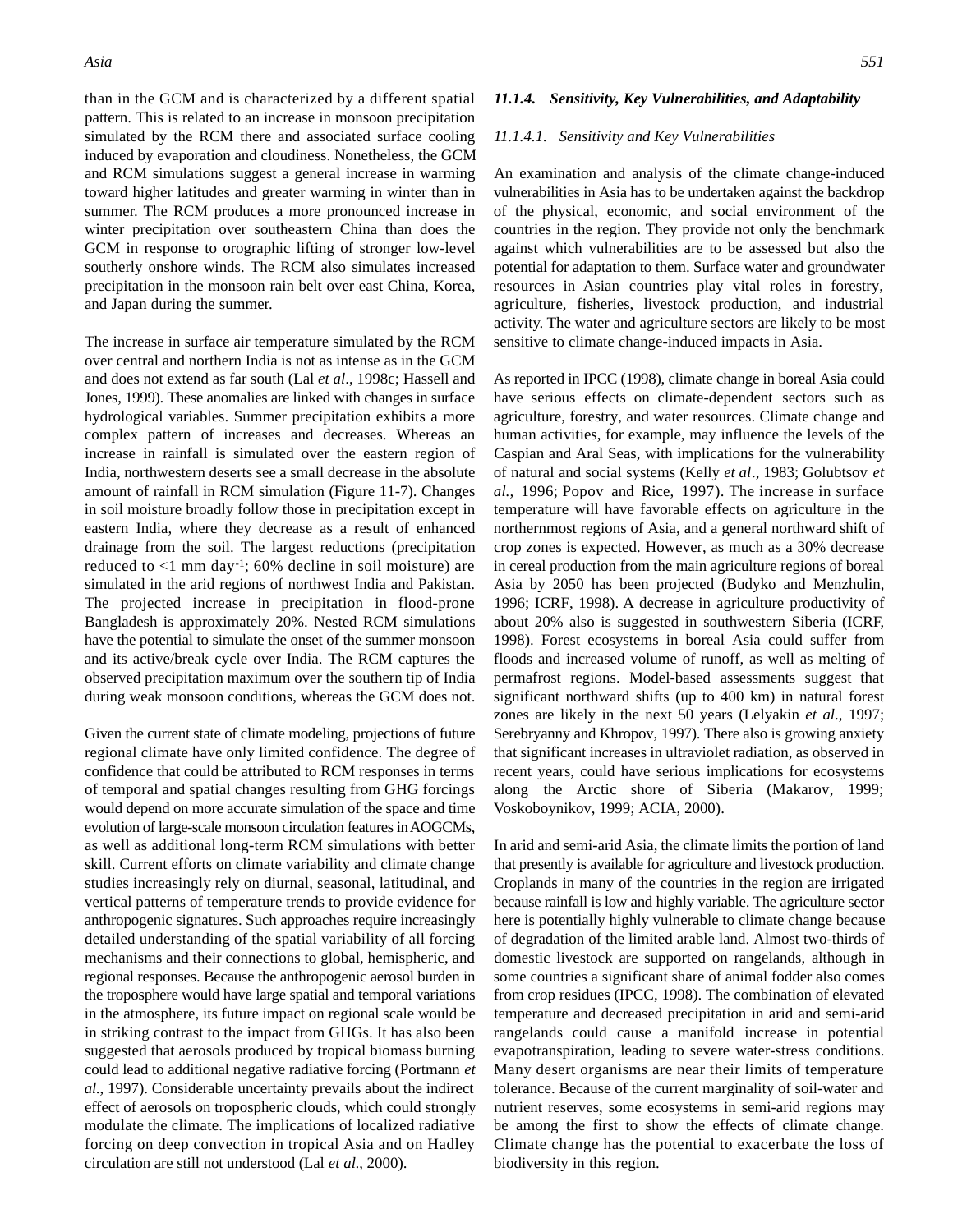than in the GCM and is characterized by a different spatial pattern. This is related to an increase in monsoon precipitation simulated by the RCM there and associated surface cooling induced by evaporation and cloudiness. Nonetheless, the GCM and RCM simulations suggest a general increase in warming toward higher latitudes and greater warming in winter than in summer. The RCM produces a more pronounced increase in winter precipitation over southeastern China than does the GCM in response to orographic lifting of stronger low-level southerly onshore winds. The RCM also simulates increased precipitation in the monsoon rain belt over east China, Korea, and Japan during the summer.

The increase in surface air temperature simulated by the RCM over central and northern India is not as intense as in the GCM and does not extend as far south (Lal *et al*., 1998c; Hassell and Jones, 1999). These anomalies are linked with changes in surface hydrological variables. Summer precipitation exhibits a more complex pattern of increases and decreases. Whereas an increase in rainfall is simulated over the eastern region of India, northwestern deserts see a small decrease in the absolute amount of rainfall in RCM simulation (Figure 11-7). Changes in soil moisture broadly follow those in precipitation except in eastern India, where they decrease as a result of enhanced drainage from the soil. The largest reductions (precipitation reduced to <1 mm day$^{-1}$; 60% decline in soil moisture) are simulated in the arid regions of northwest India and Pakistan. The projected increase in precipitation in flood-prone Bangladesh is approximately 20%. Nested RCM simulations have the potential to simulate the onset of the summer monsoon and its active/break cycle over India. The RCM captures the observed precipitation maximum over the southern tip of India during weak monsoon conditions, whereas the GCM does not.

Given the current state of climate modeling, projections of future regional climate have only limited confidence. The degree of confidence that could be attributed to RCM responses in terms of temporal and spatial changes resulting from GHG forcings would depend on more accurate simulation of the space and time evolution of large-scale monsoon circulation features in AOGCMs, as well as additional long-term RCM simulations with better skill. Current efforts on climate variability and climate change studies increasingly rely on diurnal, seasonal, latitudinal, and vertical patterns of temperature trends to provide evidence for anthropogenic signatures. Such approaches require increasingly detailed understanding of the spatial variability of all forcing mechanisms and their connections to global, hemispheric, and regional responses. Because the anthropogenic aerosol burden in the troposphere would have large spatial and temporal variations in the atmosphere, its future impact on regional scale would be in striking contrast to the impact from GHGs. It has also been suggested that aerosols produced by tropical biomass burning could lead to additional negative radiative forcing (Portmann *et al*., 1997). Considerable uncertainty prevails about the indirect effect of aerosols on tropospheric clouds, which could strongly modulate the climate. The implications of localized radiative forcing on deep convection in tropical Asia and on Hadley circulation are still not understood (Lal *et al*., 2000).

### *11.1.4. Sensitivity, Key Vulnerabilities, and Adaptability*

#### *11.1.4.1. Sensitivity and Key Vulnerabilities*

An examination and analysis of the climate change-induced vulnerabilities in Asia has to be undertaken against the backdrop of the physical, economic, and social environment of the countries in the region. They provide not only the benchmark against which vulnerabilities are to be assessed but also the potential for adaptation to them. Surface water and groundwater resources in Asian countries play vital roles in forestry, agriculture, fisheries, livestock production, and industrial activity. The water and agriculture sectors are likely to be most sensitive to climate change-induced impacts in Asia.

As reported in IPCC (1998), climate change in boreal Asia could have serious effects on climate-dependent sectors such as agriculture, forestry, and water resources. Climate change and human activities, for example, may influence the levels of the Caspian and Aral Seas, with implications for the vulnerability of natural and social systems (Kelly *et al*., 1983; Golubtsov *et al.,* 1996; Popov and Rice, 1997). The increase in surface temperature will have favorable effects on agriculture in the northernmost regions of Asia, and a general northward shift of crop zones is expected. However, as much as a 30% decrease in cereal production from the main agriculture regions of boreal Asia by 2050 has been projected (Budyko and Menzhulin, 1996; ICRF, 1998). A decrease in agriculture productivity of about 20% also is suggested in southwestern Siberia (ICRF, 1998). Forest ecosystems in boreal Asia could suffer from floods and increased volume of runoff, as well as melting of permafrost regions. Model-based assessments suggest that significant northward shifts (up to 400 km) in natural forest zones are likely in the next 50 years (Lelyakin *et al*., 1997; Serebryanny and Khropov, 1997). There also is growing anxiety that significant increases in ultraviolet radiation, as observed in recent years, could have serious implications for ecosystems along the Arctic shore of Siberia (Makarov, 1999; Voskoboynikov, 1999; ACIA, 2000).

In arid and semi-arid Asia, the climate limits the portion of land that presently is available for agriculture and livestock production. Croplands in many of the countries in the region are irrigated because rainfall is low and highly variable. The agriculture sector here is potentially highly vulnerable to climate change because of degradation of the limited arable land. Almost two-thirds of domestic livestock are supported on rangelands, although in some countries a significant share of animal fodder also comes from crop residues (IPCC, 1998). The combination of elevated temperature and decreased precipitation in arid and semi-arid rangelands could cause a manifold increase in potential evapotranspiration, leading to severe water-stress conditions. Many desert organisms are near their limits of temperature tolerance. Because of the current marginality of soil-water and nutrient reserves, some ecosystems in semi-arid regions may be among the first to show the effects of climate change. Climate change has the potential to exacerbate the loss of biodiversity in this region.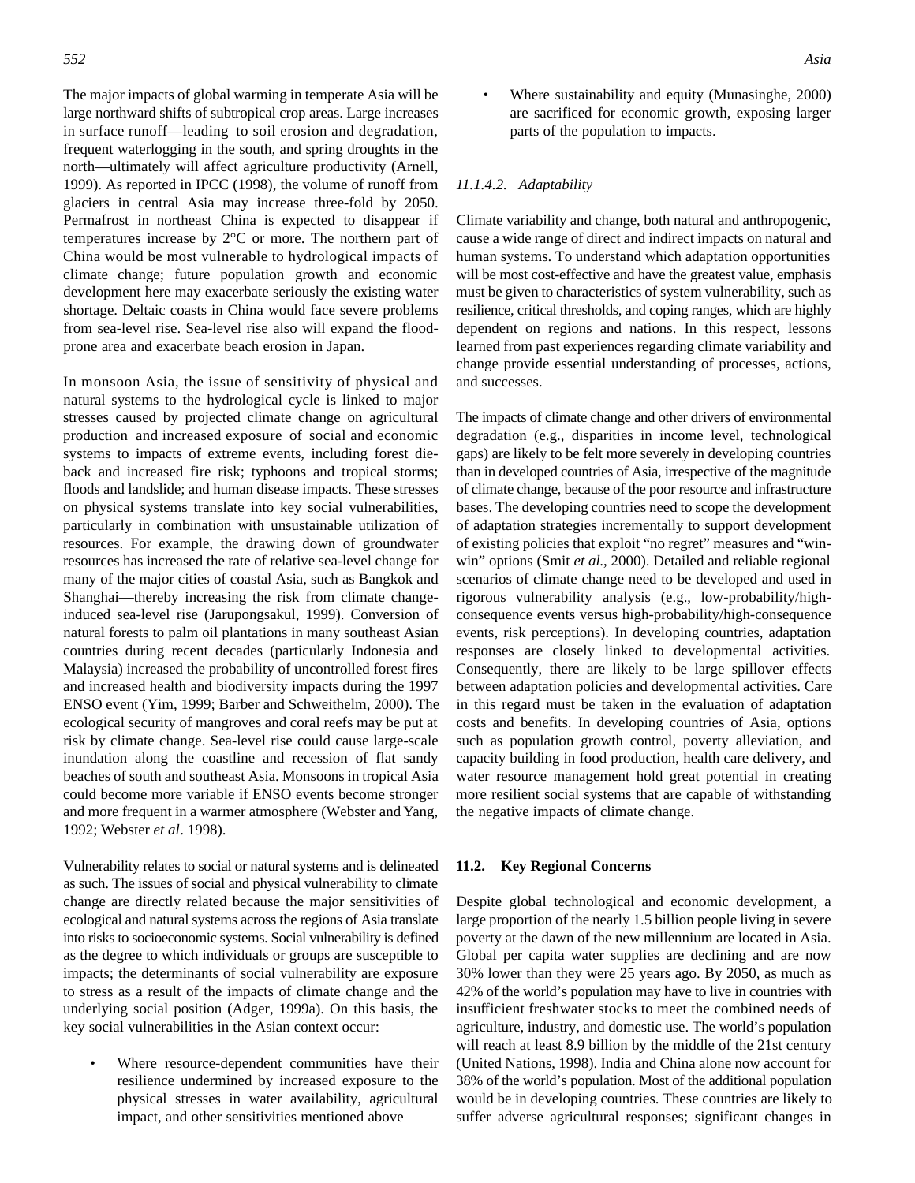The major impacts of global warming in temperate Asia will be large northward shifts of subtropical crop areas. Large increases in surface runoff—leading to soil erosion and degradation, frequent waterlogging in the south, and spring droughts in the north—ultimately will affect agriculture productivity (Arnell, 1999). As reported in IPCC (1998), the volume of runoff from glaciers in central Asia may increase three-fold by 2050. Permafrost in northeast China is expected to disappear if temperatures increase by 2°C or more. The northern part of China would be most vulnerable to hydrological impacts of climate change; future population growth and economic development here may exacerbate seriously the existing water shortage. Deltaic coasts in China would face severe problems from sea-level rise. Sea-level rise also will expand the flood-prone area and exacerbate beach erosion in Japan.

In monsoon Asia, the issue of sensitivity of physical and natural systems to the hydrological cycle is linked to major stresses caused by projected climate change on agricultural production and increased exposure of social and economic systems to impacts of extreme events, including forest die-back and increased fire risk; typhoons and tropical storms; floods and landslide; and human disease impacts. These stresses on physical systems translate into key social vulnerabilities, particularly in combination with unsustainable utilization of resources. For example, the drawing down of groundwater resources has increased the rate of relative sea-level change for many of the major cities of coastal Asia, such as Bangkok and Shanghai—thereby increasing the risk from climate change-induced sea-level rise (Jarupongsakul, 1999). Conversion of natural forests to palm oil plantations in many southeast Asian countries during recent decades (particularly Indonesia and Malaysia) increased the probability of uncontrolled forest fires and increased health and biodiversity impacts during the 1997 ENSO event (Yim, 1999; Barber and Schweithelm, 2000). The ecological security of mangroves and coral reefs may be put at risk by climate change. Sea-level rise could cause large-scale inundation along the coastline and recession of flat sandy beaches of south and southeast Asia. Monsoons in tropical Asia could become more variable if ENSO events become stronger and more frequent in a warmer atmosphere (Webster and Yang, 1992; Webster *et al*. 1998).

Vulnerability relates to social or natural systems and is delineated as such. The issues of social and physical vulnerability to climate change are directly related because the major sensitivities of ecological and natural systems across the regions of Asia translate into risks to socioeconomic systems. Social vulnerability is defined as the degree to which individuals or groups are susceptible to impacts; the determinants of social vulnerability are exposure to stress as a result of the impacts of climate change and the underlying social position (Adger, 1999a). On this basis, the key social vulnerabilities in the Asian context occur:

- Where resource-dependent communities have their resilience undermined by increased exposure to the physical stresses in water availability, agricultural impact, and other sensitivities mentioned above
- Where sustainability and equity (Munasinghe, 2000) are sacrificed for economic growth, exposing larger parts of the population to impacts.

#### *11.1.4.2. Adaptability*

Climate variability and change, both natural and anthropogenic, cause a wide range of direct and indirect impacts on natural and human systems. To understand which adaptation opportunities will be most cost-effective and have the greatest value, emphasis must be given to characteristics of system vulnerability, such as resilience, critical thresholds, and coping ranges, which are highly dependent on regions and nations. In this respect, lessons learned from past experiences regarding climate variability and change provide essential understanding of processes, actions, and successes.

The impacts of climate change and other drivers of environmental degradation (e.g., disparities in income level, technological gaps) are likely to be felt more severely in developing countries than in developed countries of Asia, irrespective of the magnitude of climate change, because of the poor resource and infrastructure bases. The developing countries need to scope the development of adaptation strategies incrementally to support development of existing policies that exploit "no regret" measures and "win-win" options (Smit *et al*., 2000). Detailed and reliable regional scenarios of climate change need to be developed and used in rigorous vulnerability analysis (e.g., low-probability/high-consequence events versus high-probability/high-consequence events, risk perceptions). In developing countries, adaptation responses are closely linked to developmental activities. Consequently, there are likely to be large spillover effects between adaptation policies and developmental activities. Care in this regard must be taken in the evaluation of adaptation costs and benefits. In developing countries of Asia, options such as population growth control, poverty alleviation, and capacity building in food production, health care delivery, and water resource management hold great potential in creating more resilient social systems that are capable of withstanding the negative impacts of climate change.

## 11.2. Key Regional Concerns

Despite global technological and economic development, a large proportion of the nearly 1.5 billion people living in severe poverty at the dawn of the new millennium are located in Asia. Global per capita water supplies are declining and are now 30% lower than they were 25 years ago. By 2050, as much as 42% of the world's population may have to live in countries with insufficient freshwater stocks to meet the combined needs of agriculture, industry, and domestic use. The world's population will reach at least 8.9 billion by the middle of the 21st century (United Nations, 1998). India and China alone now account for 38% of the world's population. Most of the additional population would be in developing countries. These countries are likely to suffer adverse agricultural responses; significant changes in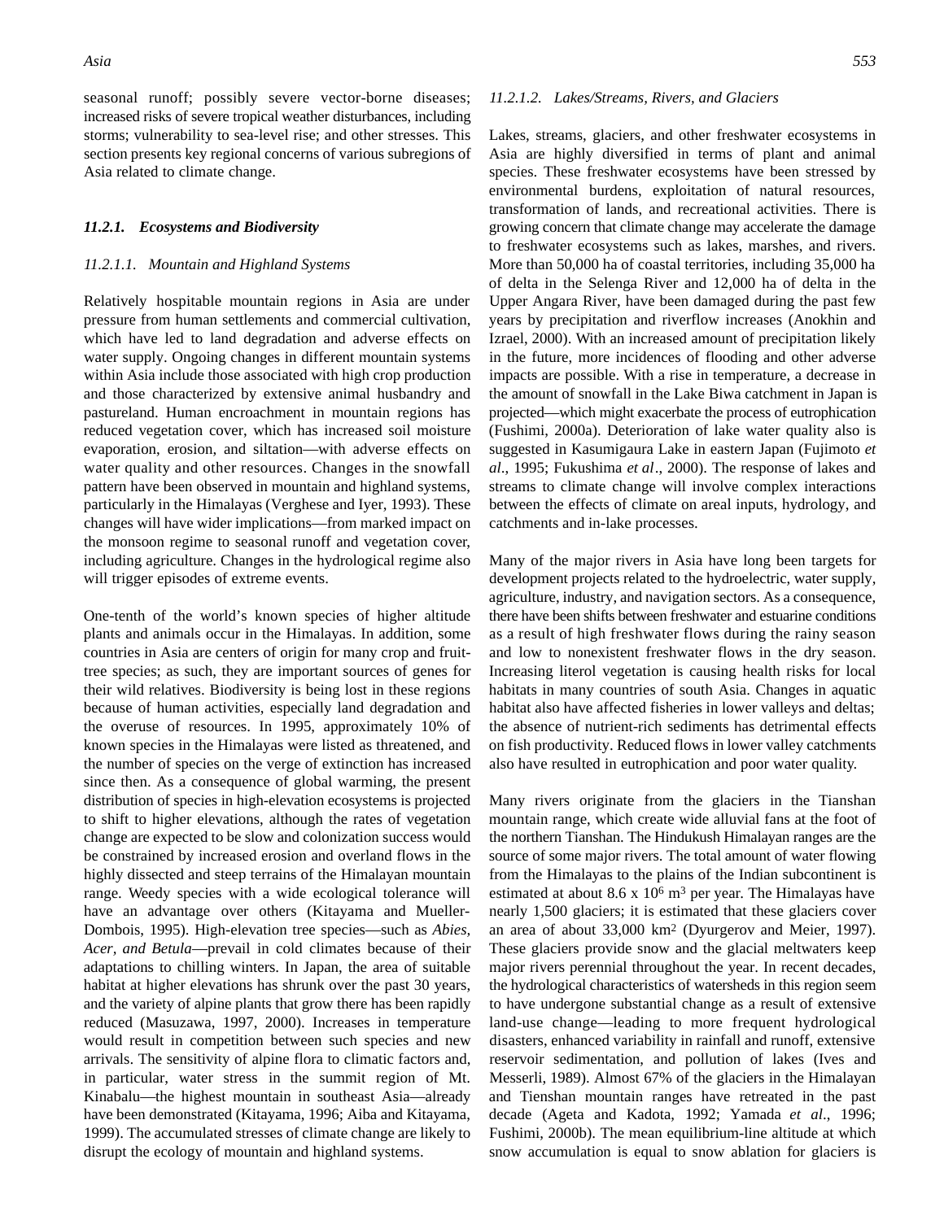seasonal runoff; possibly severe vector-borne diseases; increased risks of severe tropical weather disturbances, including storms; vulnerability to sea-level rise; and other stresses. This section presents key regional concerns of various subregions of Asia related to climate change.

### *11.2.1. Ecosystems and Biodiversity*

#### *11.2.1.1. Mountain and Highland Systems*

Relatively hospitable mountain regions in Asia are under pressure from human settlements and commercial cultivation, which have led to land degradation and adverse effects on water supply. Ongoing changes in different mountain systems within Asia include those associated with high crop production and those characterized by extensive animal husbandry and pastureland. Human encroachment in mountain regions has reduced vegetation cover, which has increased soil moisture evaporation, erosion, and siltation—with adverse effects on water quality and other resources. Changes in the snowfall pattern have been observed in mountain and highland systems, particularly in the Himalayas (Verghese and Iyer, 1993). These changes will have wider implications—from marked impact on the monsoon regime to seasonal runoff and vegetation cover, including agriculture. Changes in the hydrological regime also will trigger episodes of extreme events.

One-tenth of the world's known species of higher altitude plants and animals occur in the Himalayas. In addition, some countries in Asia are centers of origin for many crop and fruit-tree species; as such, they are important sources of genes for their wild relatives. Biodiversity is being lost in these regions because of human activities, especially land degradation and the overuse of resources. In 1995, approximately 10% of known species in the Himalayas were listed as threatened, and the number of species on the verge of extinction has increased since then. As a consequence of global warming, the present distribution of species in high-elevation ecosystems is projected to shift to higher elevations, although the rates of vegetation change are expected to be slow and colonization success would be constrained by increased erosion and overland flows in the highly dissected and steep terrains of the Himalayan mountain range. Weedy species with a wide ecological tolerance will have an advantage over others (Kitayama and Mueller-Dombois, 1995). High-elevation tree species—such as *Abies, Acer, and Betula*—prevail in cold climates because of their adaptations to chilling winters. In Japan, the area of suitable habitat at higher elevations has shrunk over the past 30 years, and the variety of alpine plants that grow there has been rapidly reduced (Masuzawa, 1997, 2000). Increases in temperature would result in competition between such species and new arrivals. The sensitivity of alpine flora to climatic factors and, in particular, water stress in the summit region of Mt. Kinabalu—the highest mountain in southeast Asia—already have been demonstrated (Kitayama, 1996; Aiba and Kitayama, 1999). The accumulated stresses of climate change are likely to disrupt the ecology of mountain and highland systems.

#### *11.2.1.2. Lakes/Streams, Rivers, and Glaciers*

Lakes, streams, glaciers, and other freshwater ecosystems in Asia are highly diversified in terms of plant and animal species. These freshwater ecosystems have been stressed by environmental burdens, exploitation of natural resources, transformation of lands, and recreational activities. There is growing concern that climate change may accelerate the damage to freshwater ecosystems such as lakes, marshes, and rivers. More than 50,000 ha of coastal territories, including 35,000 ha of delta in the Selenga River and 12,000 ha of delta in the Upper Angara River, have been damaged during the past few years by precipitation and riverflow increases (Anokhin and Izrael, 2000). With an increased amount of precipitation likely in the future, more incidences of flooding and other adverse impacts are possible. With a rise in temperature, a decrease in the amount of snowfall in the Lake Biwa catchment in Japan is projected—which might exacerbate the process of eutrophication (Fushimi, 2000a). Deterioration of lake water quality also is suggested in Kasumigaura Lake in eastern Japan (Fujimoto *et al*., 1995; Fukushima *et al*., 2000). The response of lakes and streams to climate change will involve complex interactions between the effects of climate on areal inputs, hydrology, and catchments and in-lake processes.

Many of the major rivers in Asia have long been targets for development projects related to the hydroelectric, water supply, agriculture, industry, and navigation sectors. As a consequence, there have been shifts between freshwater and estuarine conditions as a result of high freshwater flows during the rainy season and low to nonexistent freshwater flows in the dry season. Increasing literol vegetation is causing health risks for local habitats in many countries of south Asia. Changes in aquatic habitat also have affected fisheries in lower valleys and deltas; the absence of nutrient-rich sediments has detrimental effects on fish productivity. Reduced flows in lower valley catchments also have resulted in eutrophication and poor water quality.

Many rivers originate from the glaciers in the Tianshan mountain range, which create wide alluvial fans at the foot of the northern Tianshan. The Hindukush Himalayan ranges are the source of some major rivers. The total amount of water flowing from the Himalayas to the plains of the Indian subcontinent is estimated at about $8.6 \times 10^6$ $m^3$ per year. The Himalayas have nearly 1,500 glaciers; it is estimated that these glaciers cover an area of about 33,000 $km^2$ (Dyurgerov and Meier, 1997). These glaciers provide snow and the glacial meltwaters keep major rivers perennial throughout the year. In recent decades, the hydrological characteristics of watersheds in this region seem to have undergone substantial change as a result of extensive land-use change—leading to more frequent hydrological disasters, enhanced variability in rainfall and runoff, extensive reservoir sedimentation, and pollution of lakes (Ives and Messerli, 1989). Almost 67% of the glaciers in the Himalayan and Tienshan mountain ranges have retreated in the past decade (Ageta and Kadota, 1992; Yamada *et al*., 1996; Fushimi, 2000b). The mean equilibrium-line altitude at which snow accumulation is equal to snow ablation for glaciers is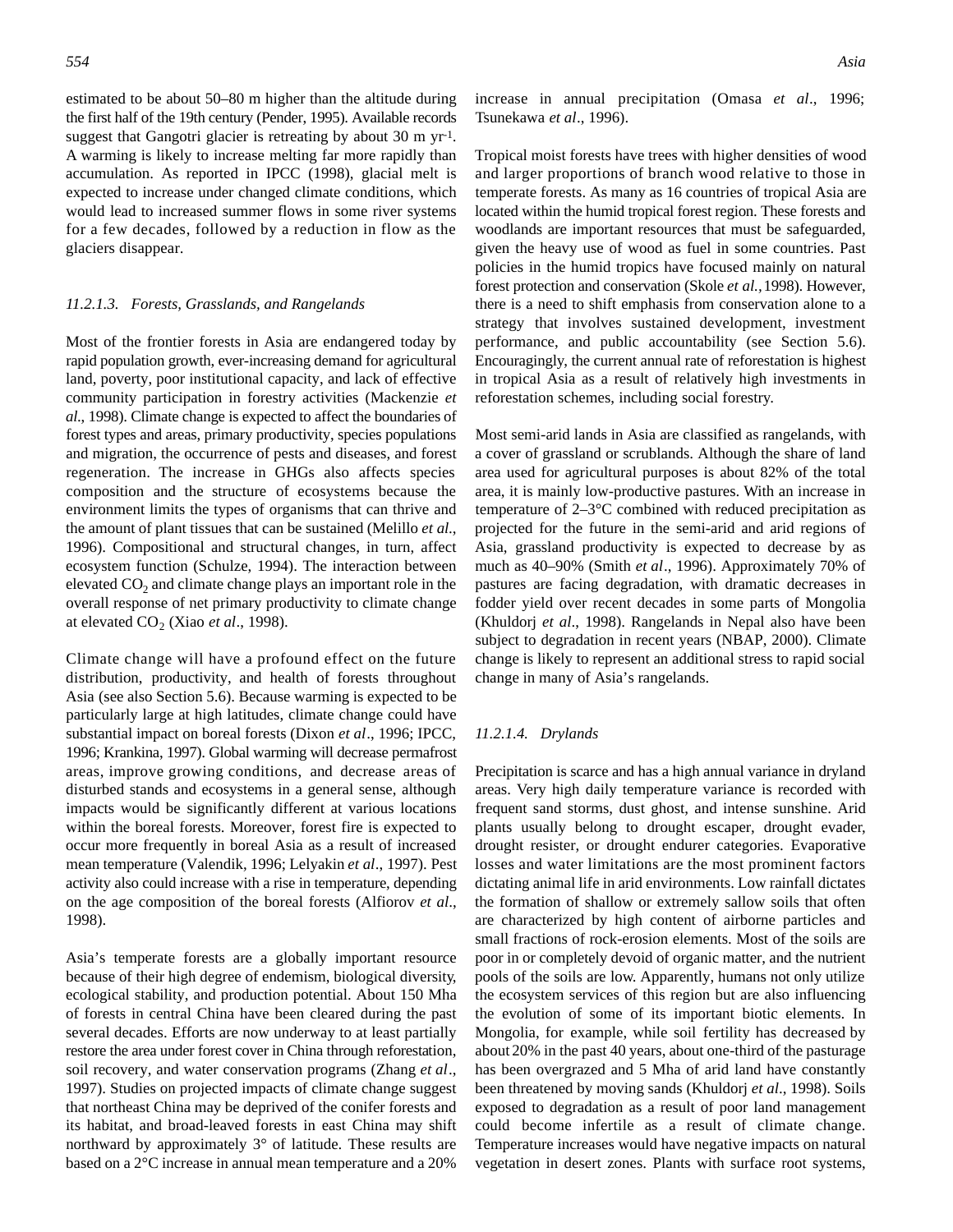estimated to be about 50–80 m higher than the altitude during the first half of the 19th century (Pender, 1995). Available records suggest that Gangotri glacier is retreating by about 30 m $yr^{-1}$. A warming is likely to increase melting far more rapidly than accumulation. As reported in IPCC (1998), glacial melt is expected to increase under changed climate conditions, which would lead to increased summer flows in some river systems for a few decades, followed by a reduction in flow as the glaciers disappear.

#### *11.2.1.3. Forests, Grasslands, and Rangelands*

Most of the frontier forests in Asia are endangered today by rapid population growth, ever-increasing demand for agricultural land, poverty, poor institutional capacity, and lack of effective community participation in forestry activities (Mackenzie *et al*., 1998). Climate change is expected to affect the boundaries of forest types and areas, primary productivity, species populations and migration, the occurrence of pests and diseases, and forest regeneration. The increase in GHGs also affects species composition and the structure of ecosystems because the environment limits the types of organisms that can thrive and the amount of plant tissues that can be sustained (Melillo *et al*., 1996). Compositional and structural changes, in turn, affect ecosystem function (Schulze, 1994). The interaction between elevated $CO_2$ and climate change plays an important role in the overall response of net primary productivity to climate change at elevated $CO_2$ (Xiao *et al*., 1998).

Climate change will have a profound effect on the future distribution, productivity, and health of forests throughout Asia (see also Section 5.6). Because warming is expected to be particularly large at high latitudes, climate change could have substantial impact on boreal forests (Dixon *et al*., 1996; IPCC, 1996; Krankina, 1997). Global warming will decrease permafrost areas, improve growing conditions, and decrease areas of disturbed stands and ecosystems in a general sense, although impacts would be significantly different at various locations within the boreal forests. Moreover, forest fire is expected to occur more frequently in boreal Asia as a result of increased mean temperature (Valendik, 1996; Lelyakin *et al*., 1997). Pest activity also could increase with a rise in temperature, depending on the age composition of the boreal forests (Alfiorov *et al*., 1998).

Asia's temperate forests are a globally important resource because of their high degree of endemism, biological diversity, ecological stability, and production potential. About 150 Mha of forests in central China have been cleared during the past several decades. Efforts are now underway to at least partially restore the area under forest cover in China through reforestation, soil recovery, and water conservation programs (Zhang *et al*., 1997). Studies on projected impacts of climate change suggest that northeast China may be deprived of the conifer forests and its habitat, and broad-leaved forests in east China may shift northward by approximately 3° of latitude. These results are based on a 2°C increase in annual mean temperature and a 20% increase in annual precipitation (Omasa *et al*., 1996; Tsunekawa *et al*., 1996).

Tropical moist forests have trees with higher densities of wood and larger proportions of branch wood relative to those in temperate forests. As many as 16 countries of tropical Asia are located within the humid tropical forest region. These forests and woodlands are important resources that must be safeguarded, given the heavy use of wood as fuel in some countries. Past policies in the humid tropics have focused mainly on natural forest protection and conservation (Skole *et al.*, 1998). However, there is a need to shift emphasis from conservation alone to a strategy that involves sustained development, investment performance, and public accountability (see Section 5.6). Encouragingly, the current annual rate of reforestation is highest in tropical Asia as a result of relatively high investments in reforestation schemes, including social forestry.

Most semi-arid lands in Asia are classified as rangelands, with a cover of grassland or scrublands. Although the share of land area used for agricultural purposes is about 82% of the total area, it is mainly low-productive pastures. With an increase in temperature of 2–3°C combined with reduced precipitation as projected for the future in the semi-arid and arid regions of Asia, grassland productivity is expected to decrease by as much as 40–90% (Smith *et al*., 1996). Approximately 70% of pastures are facing degradation, with dramatic decreases in fodder yield over recent decades in some parts of Mongolia (Khuldorj *et al*., 1998). Rangelands in Nepal also have been subject to degradation in recent years (NBAP, 2000). Climate change is likely to represent an additional stress to rapid social change in many of Asia's rangelands.

#### *11.2.1.4. Drylands*

Precipitation is scarce and has a high annual variance in dryland areas. Very high daily temperature variance is recorded with frequent sand storms, dust ghost, and intense sunshine. Arid plants usually belong to drought escaper, drought evader, drought resister, or drought endurer categories. Evaporative losses and water limitations are the most prominent factors dictating animal life in arid environments. Low rainfall dictates the formation of shallow or extremely sallow soils that often are characterized by high content of airborne particles and small fractions of rock-erosion elements. Most of the soils are poor in or completely devoid of organic matter, and the nutrient pools of the soils are low. Apparently, humans not only utilize the ecosystem services of this region but are also influencing the evolution of some of its important biotic elements. In Mongolia, for example, while soil fertility has decreased by about 20% in the past 40 years, about one-third of the pasturage has been overgrazed and 5 Mha of arid land have constantly been threatened by moving sands (Khuldorj *et al*., 1998). Soils exposed to degradation as a result of poor land management could become infertile as a result of climate change. Temperature increases would have negative impacts on natural vegetation in desert zones. Plants with surface root systems,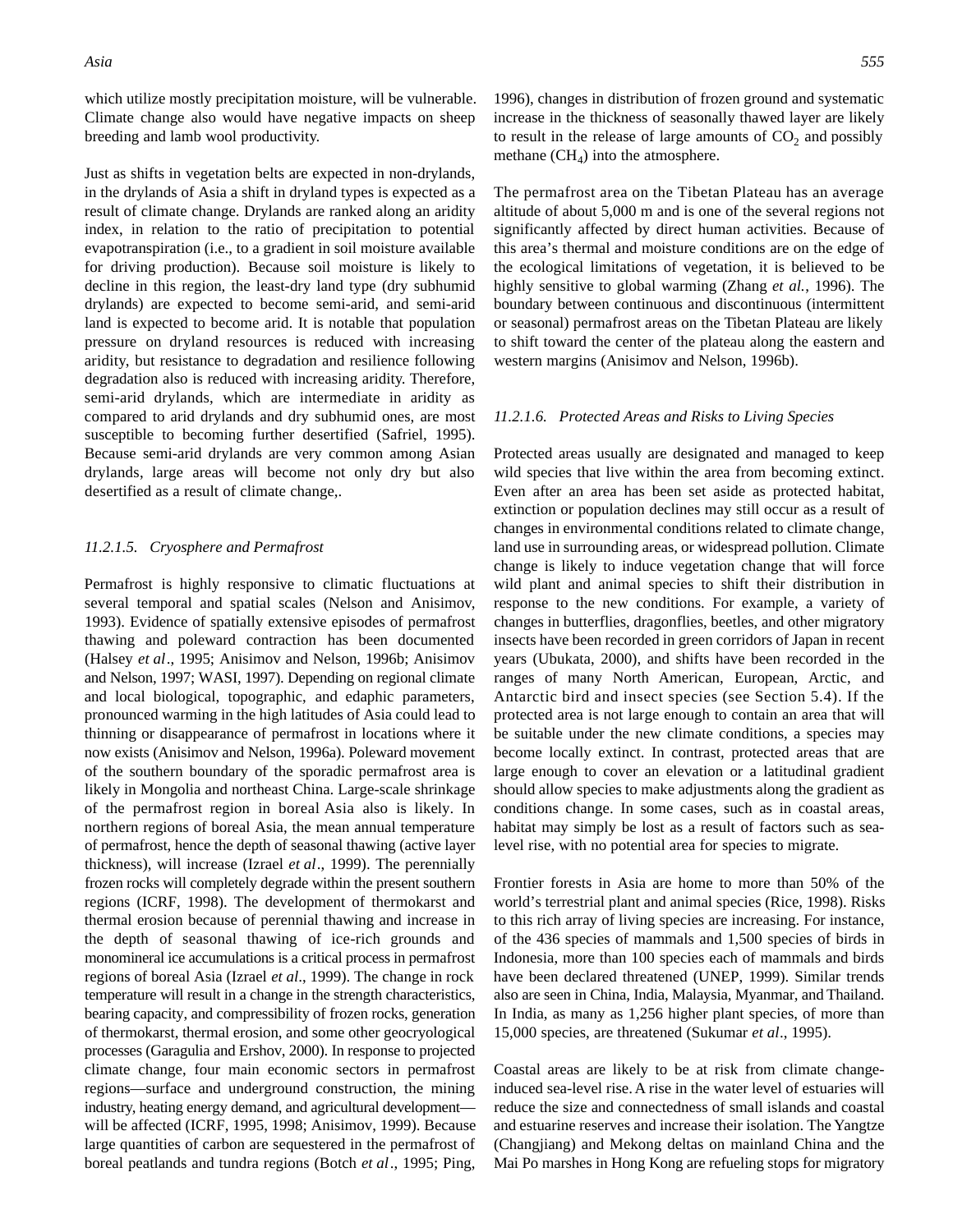which utilize mostly precipitation moisture, will be vulnerable. Climate change also would have negative impacts on sheep breeding and lamb wool productivity.

Just as shifts in vegetation belts are expected in non-drylands, in the drylands of Asia a shift in dryland types is expected as a result of climate change. Drylands are ranked along an aridity index, in relation to the ratio of precipitation to potential evapotranspiration (i.e., to a gradient in soil moisture available for driving production). Because soil moisture is likely to decline in this region, the least-dry land type (dry subhumid drylands) are expected to become semi-arid, and semi-arid land is expected to become arid. It is notable that population pressure on dryland resources is reduced with increasing aridity, but resistance to degradation and resilience following degradation also is reduced with increasing aridity. Therefore, semi-arid drylands, which are intermediate in aridity as compared to arid drylands and dry subhumid ones, are most susceptible to becoming further desertified (Safriel, 1995). Because semi-arid drylands are very common among Asian drylands, large areas will become not only dry but also desertified as a result of climate change,.

#### *11.2.1.5. Cryosphere and Permafrost*

Permafrost is highly responsive to climatic fluctuations at several temporal and spatial scales (Nelson and Anisimov, 1993). Evidence of spatially extensive episodes of permafrost thawing and poleward contraction has been documented (Halsey *et al*., 1995; Anisimov and Nelson, 1996b; Anisimov and Nelson, 1997; WASI, 1997). Depending on regional climate and local biological, topographic, and edaphic parameters, pronounced warming in the high latitudes of Asia could lead to thinning or disappearance of permafrost in locations where it now exists (Anisimov and Nelson, 1996a). Poleward movement of the southern boundary of the sporadic permafrost area is likely in Mongolia and northeast China. Large-scale shrinkage of the permafrost region in boreal Asia also is likely. In northern regions of boreal Asia, the mean annual temperature of permafrost, hence the depth of seasonal thawing (active layer thickness), will increase (Izrael *et al*., 1999). The perennially frozen rocks will completely degrade within the present southern regions (ICRF, 1998). The development of thermokarst and thermal erosion because of perennial thawing and increase in the depth of seasonal thawing of ice-rich grounds and monomineral ice accumulations is a critical process in permafrost regions of boreal Asia (Izrael *et al*., 1999). The change in rock temperature will result in a change in the strength characteristics, bearing capacity, and compressibility of frozen rocks, generation of thermokarst, thermal erosion, and some other geocryological processes (Garagulia and Ershov, 2000). In response to projected climate change, four main economic sectors in permafrost regions—surface and underground construction, the mining industry, heating energy demand, and agricultural development—will be affected (ICRF, 1995, 1998; Anisimov, 1999). Because large quantities of carbon are sequestered in the permafrost of boreal peatlands and tundra regions (Botch *et al*., 1995; Ping, 1996), changes in distribution of frozen ground and systematic increase in the thickness of seasonally thawed layer are likely to result in the release of large amounts of $CO_2$ and possibly methane ($CH_4$) into the atmosphere.

The permafrost area on the Tibetan Plateau has an average altitude of about 5,000 m and is one of the several regions not significantly affected by direct human activities. Because of this area's thermal and moisture conditions are on the edge of the ecological limitations of vegetation, it is believed to be highly sensitive to global warming (Zhang *et al.*, 1996). The boundary between continuous and discontinuous (intermittent or seasonal) permafrost areas on the Tibetan Plateau are likely to shift toward the center of the plateau along the eastern and western margins (Anisimov and Nelson, 1996b).

#### *11.2.1.6. Protected Areas and Risks to Living Species*

Protected areas usually are designated and managed to keep wild species that live within the area from becoming extinct. Even after an area has been set aside as protected habitat, extinction or population declines may still occur as a result of changes in environmental conditions related to climate change, land use in surrounding areas, or widespread pollution. Climate change is likely to induce vegetation change that will force wild plant and animal species to shift their distribution in response to the new conditions. For example, a variety of changes in butterflies, dragonflies, beetles, and other migratory insects have been recorded in green corridors of Japan in recent years (Ubukata, 2000), and shifts have been recorded in the ranges of many North American, European, Arctic, and Antarctic bird and insect species (see Section 5.4). If the protected area is not large enough to contain an area that will be suitable under the new climate conditions, a species may become locally extinct. In contrast, protected areas that are large enough to cover an elevation or a latitudinal gradient should allow species to make adjustments along the gradient as conditions change. In some cases, such as in coastal areas, habitat may simply be lost as a result of factors such as sea-level rise, with no potential area for species to migrate.

Frontier forests in Asia are home to more than 50% of the world's terrestrial plant and animal species (Rice, 1998). Risks to this rich array of living species are increasing. For instance, of the 436 species of mammals and 1,500 species of birds in Indonesia, more than 100 species each of mammals and birds have been declared threatened (UNEP, 1999). Similar trends also are seen in China, India, Malaysia, Myanmar, and Thailand. In India, as many as 1,256 higher plant species, of more than 15,000 species, are threatened (Sukumar *et al*., 1995).

Coastal areas are likely to be at risk from climate change-induced sea-level rise. A rise in the water level of estuaries will reduce the size and connectedness of small islands and coastal and estuarine reserves and increase their isolation. The Yangtze (Changjiang) and Mekong deltas on mainland China and the Mai Po marshes in Hong Kong are refueling stops for migratory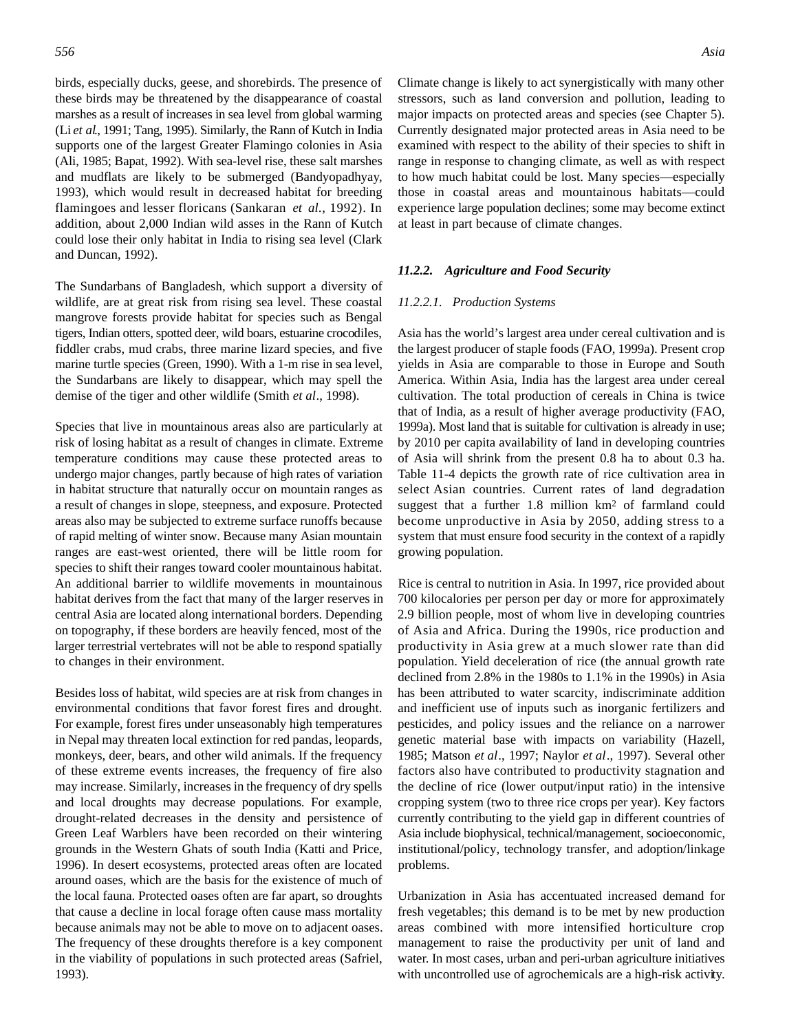birds, especially ducks, geese, and shorebirds. The presence of these birds may be threatened by the disappearance of coastal marshes as a result of increases in sea level from global warming (Li *et al*., 1991; Tang, 1995). Similarly, the Rann of Kutch in India supports one of the largest Greater Flamingo colonies in Asia (Ali, 1985; Bapat, 1992). With sea-level rise, these salt marshes and mudflats are likely to be submerged (Bandyopadhyay, 1993), which would result in decreased habitat for breeding flamingoes and lesser floricans (Sankaran *et al.*, 1992). In addition, about 2,000 Indian wild asses in the Rann of Kutch could lose their only habitat in India to rising sea level (Clark and Duncan, 1992).

The Sundarbans of Bangladesh, which support a diversity of wildlife, are at great risk from rising sea level. These coastal mangrove forests provide habitat for species such as Bengal tigers, Indian otters, spotted deer, wild boars, estuarine crocodiles, fiddler crabs, mud crabs, three marine lizard species, and five marine turtle species (Green, 1990). With a 1-m rise in sea level, the Sundarbans are likely to disappear, which may spell the demise of the tiger and other wildlife (Smith *et al*., 1998).

Species that live in mountainous areas also are particularly at risk of losing habitat as a result of changes in climate. Extreme temperature conditions may cause these protected areas to undergo major changes, partly because of high rates of variation in habitat structure that naturally occur on mountain ranges as a result of changes in slope, steepness, and exposure. Protected areas also may be subjected to extreme surface runoffs because of rapid melting of winter snow. Because many Asian mountain ranges are east-west oriented, there will be little room for species to shift their ranges toward cooler mountainous habitat. An additional barrier to wildlife movements in mountainous habitat derives from the fact that many of the larger reserves in central Asia are located along international borders. Depending on topography, if these borders are heavily fenced, most of the larger terrestrial vertebrates will not be able to respond spatially to changes in their environment.

Besides loss of habitat, wild species are at risk from changes in environmental conditions that favor forest fires and drought. For example, forest fires under unseasonably high temperatures in Nepal may threaten local extinction for red pandas, leopards, monkeys, deer, bears, and other wild animals. If the frequency of these extreme events increases, the frequency of fire also may increase. Similarly, increases in the frequency of dry spells and local droughts may decrease populations. For example, drought-related decreases in the density and persistence of Green Leaf Warblers have been recorded on their wintering grounds in the Western Ghats of south India (Katti and Price, 1996). In desert ecosystems, protected areas often are located around oases, which are the basis for the existence of much of the local fauna. Protected oases often are far apart, so droughts that cause a decline in local forage often cause mass mortality because animals may not be able to move on to adjacent oases. The frequency of these droughts therefore is a key component in the viability of populations in such protected areas (Safriel, 1993).

Climate change is likely to act synergistically with many other stressors, such as land conversion and pollution, leading to major impacts on protected areas and species (see Chapter 5). Currently designated major protected areas in Asia need to be examined with respect to the ability of their species to shift in range in response to changing climate, as well as with respect to how much habitat could be lost. Many species—especially those in coastal areas and mountainous habitats—could experience large population declines; some may become extinct at least in part because of climate changes.

### *11.2.2. Agriculture and Food Security*

#### *11.2.2.1. Production Systems*

Asia has the world's largest area under cereal cultivation and is the largest producer of staple foods (FAO, 1999a). Present crop yields in Asia are comparable to those in Europe and South America. Within Asia, India has the largest area under cereal cultivation. The total production of cereals in China is twice that of India, as a result of higher average productivity (FAO, 1999a). Most land that is suitable for cultivation is already in use; by 2010 per capita availability of land in developing countries of Asia will shrink from the present 0.8 ha to about 0.3 ha. Table 11-4 depicts the growth rate of rice cultivation area in select Asian countries. Current rates of land degradation suggest that a further 1.8 million km$^2$ of farmland could become unproductive in Asia by 2050, adding stress to a system that must ensure food security in the context of a rapidly growing population.

Rice is central to nutrition in Asia. In 1997, rice provided about 700 kilocalories per person per day or more for approximately 2.9 billion people, most of whom live in developing countries of Asia and Africa. During the 1990s, rice production and productivity in Asia grew at a much slower rate than did population. Yield deceleration of rice (the annual growth rate declined from 2.8% in the 1980s to 1.1% in the 1990s) in Asia has been attributed to water scarcity, indiscriminate addition and inefficient use of inputs such as inorganic fertilizers and pesticides, and policy issues and the reliance on a narrower genetic material base with impacts on variability (Hazell, 1985; Matson *et al*., 1997; Naylor *et al*., 1997). Several other factors also have contributed to productivity stagnation and the decline of rice (lower output/input ratio) in the intensive cropping system (two to three rice crops per year). Key factors currently contributing to the yield gap in different countries of Asia include biophysical, technical/management, socioeconomic, institutional/policy, technology transfer, and adoption/linkage problems.

Urbanization in Asia has accentuated increased demand for fresh vegetables; this demand is to be met by new production areas combined with more intensified horticulture crop management to raise the productivity per unit of land and water. In most cases, urban and peri-urban agriculture initiatives with uncontrolled use of agrochemicals are a high-risk activity.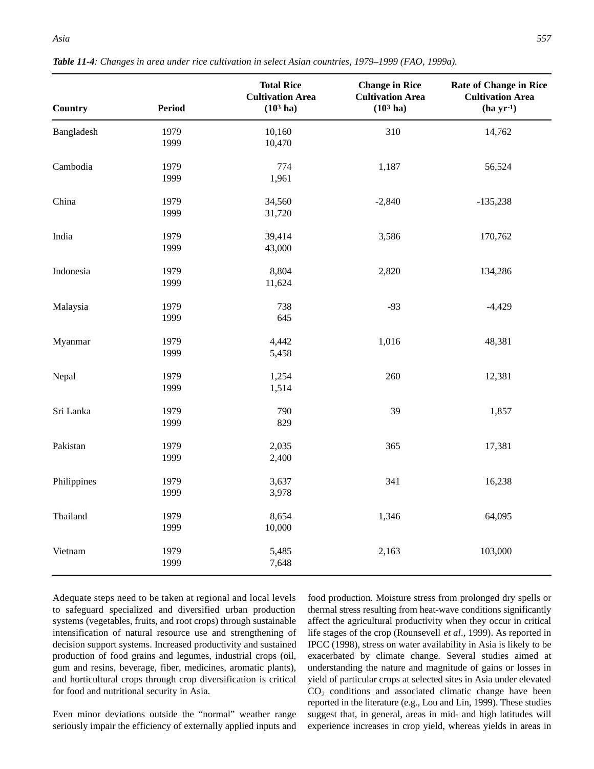*Table 11-4: Changes in area under rice cultivation in select Asian countries, 1979–1999 (FAO, 1999a).*

| Country | Period | Total Rice Cultivation Area ($10^3$ ha) | Change in Rice Cultivation Area ($10^3$ ha) | Rate of Change in Rice Cultivation Area (ha $yr^{-1}$) |
|---|---|---|---|---|
| Bangladesh | 1979 | 10,160 | 310 | 14,762 |
| | 1999 | 10,470 | | |
| Cambodia | 1979 | 774 | 1,187 | 56,524 |
| | 1999 | 1,961 | | |
| China | 1979 | 34,560 | -2,840 | -135,238 |
| | 1999 | 31,720 | | |
| India | 1979 | 39,414 | 3,586 | 170,762 |
| | 1999 | 43,000 | | |
| Indonesia | 1979 | 8,804 | 2,820 | 134,286 |
| | 1999 | 11,624 | | |
| Malaysia | 1979 | 738 | -93 | -4,429 |
| | 1999 | 645 | | |
| Myanmar | 1979 | 4,442 | 1,016 | 48,381 |
| | 1999 | 5,458 | | |
| Nepal | 1979 | 1,254 | 260 | 12,381 |
| | 1999 | 1,514 | | |
| Sri Lanka | 1979 | 790 | 39 | 1,857 |
| | 1999 | 829 | | |
| Pakistan | 1979 | 2,035 | 365 | 17,381 |
| | 1999 | 2,400 | | |
| Philippines | 1979 | 3,637 | 341 | 16,238 |
| | 1999 | 3,978 | | |
| Thailand | 1979 | 8,654 | 1,346 | 64,095 |
| | 1999 | 10,000 | | |
| Vietnam | 1979 | 5,485 | 2,163 | 103,000 |
| | 1999 | 7,648 | | |

Adequate steps need to be taken at regional and local levels to safeguard specialized and diversified urban production systems (vegetables, fruits, and root crops) through sustainable intensification of natural resource use and strengthening of decision support systems. Increased productivity and sustained production of food grains and legumes, industrial crops (oil, gum and resins, beverage, fiber, medicines, aromatic plants), and horticultural crops through crop diversification is critical for food and nutritional security in Asia.

Even minor deviations outside the "normal" weather range seriously impair the efficiency of externally applied inputs and food production. Moisture stress from prolonged dry spells or thermal stress resulting from heat-wave conditions significantly affect the agricultural productivity when they occur in critical life stages of the crop (Rounsevell *et al*., 1999). As reported in IPCC (1998), stress on water availability in Asia is likely to be exacerbated by climate change. Several studies aimed at understanding the nature and magnitude of gains or losses in yield of particular crops at selected sites in Asia under elevated $CO_2$ conditions and associated climatic change have been reported in the literature (e.g., Lou and Lin, 1999). These studies suggest that, in general, areas in mid- and high latitudes will experience increases in crop yield, whereas yields in areas in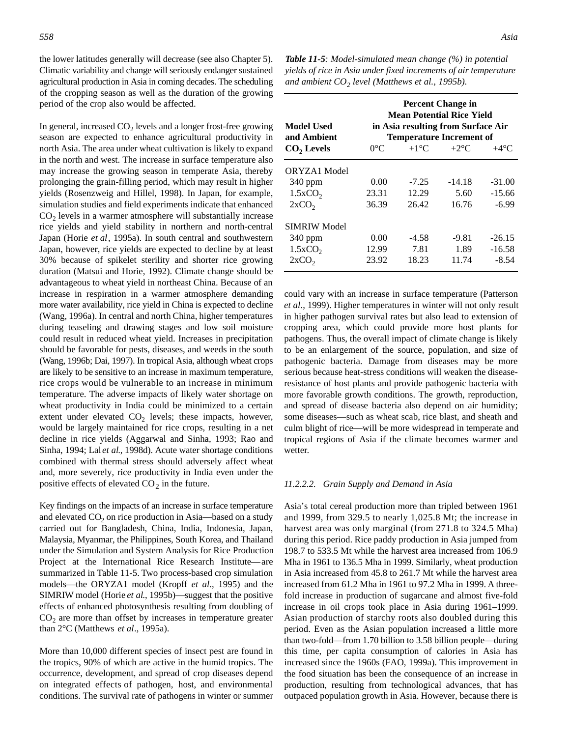the lower latitudes generally will decrease (see also Chapter 5). Climatic variability and change will seriously endanger sustained agricultural production in Asia in coming decades. The scheduling of the cropping season as well as the duration of the growing period of the crop also would be affected.

In general, increased $CO_2$ levels and a longer frost-free growing season are expected to enhance agricultural productivity in north Asia. The area under wheat cultivation is likely to expand in the north and west. The increase in surface temperature also may increase the growing season in temperate Asia, thereby prolonging the grain-filling period, which may result in higher yields (Rosenzweig and Hillel, 1998). In Japan, for example, simulation studies and field experiments indicate that enhanced $CO_2$ levels in a warmer atmosphere will substantially increase rice yields and yield stability in northern and north-central Japan (Horie *et al*, 1995a). In south central and southwestern Japan, however, rice yields are expected to decline by at least 30% because of spikelet sterility and shorter rice growing duration (Matsui and Horie, 1992). Climate change should be advantageous to wheat yield in northeast China. Because of an increase in respiration in a warmer atmosphere demanding more water availability, rice yield in China is expected to decline (Wang, 1996a). In central and north China, higher temperatures during teaseling and drawing stages and low soil moisture could result in reduced wheat yield. Increases in precipitation should be favorable for pests, diseases, and weeds in the south (Wang, 1996b; Dai, 1997). In tropical Asia, although wheat crops are likely to be sensitive to an increase in maximum temperature, rice crops would be vulnerable to an increase in minimum temperature. The adverse impacts of likely water shortage on wheat productivity in India could be minimized to a certain extent under elevated $CO_2$ levels; these impacts, however, would be largely maintained for rice crops, resulting in a net decline in rice yields (Aggarwal and Sinha, 1993; Rao and Sinha, 1994; Lal *et al*., 1998d). Acute water shortage conditions combined with thermal stress should adversely affect wheat and, more severely, rice productivity in India even under the positive effects of elevated $CO_2$ in the future.

Key findings on the impacts of an increase in surface temperature and elevated $CO_2$ on rice production in Asia—based on a study carried out for Bangladesh, China, India, Indonesia, Japan, Malaysia, Myanmar, the Philippines, South Korea, and Thailand under the Simulation and System Analysis for Rice Production Project at the International Rice Research Institute—are summarized in Table 11-5. Two process-based crop simulation models—the ORYZA1 model (Kropff *et al*., 1995) and the SIMRIW model (Horie *et al*., 1995b)—suggest that the positive effects of enhanced photosynthesis resulting from doubling of $CO_2$ are more than offset by increases in temperature greater than 2°C (Matthews *et al*., 1995a).

More than 10,000 different species of insect pest are found in the tropics, 90% of which are active in the humid tropics. The occurrence, development, and spread of crop diseases depend on integrated effects of pathogen, host, and environmental conditions. The survival rate of pathogens in winter or summer could vary with an increase in surface temperature (Patterson *et al*., 1999). Higher temperatures in winter will not only result in higher pathogen survival rates but also lead to extension of cropping area, which could provide more host plants for pathogens. Thus, the overall impact of climate change is likely to be an enlargement of the source, population, and size of pathogenic bacteria. Damage from diseases may be more serious because heat-stress conditions will weaken the disease-resistance of host plants and provide pathogenic bacteria with more favorable growth conditions. The growth, reproduction, and spread of disease bacteria also depend on air humidity; some diseases—such as wheat scab, rice blast, and sheath and culm blight of rice—will be more widespread in temperate and tropical regions of Asia if the climate becomes warmer and wetter.

***Table 11-5**: Model-simulated mean change (%) in potential yields of rice in Asia under fixed increments of air temperature and ambient $CO_2$ level (Matthews et al., 1995b).*

| Model Used and Ambient $CO_2$ Levels | Percent Change in Mean Potential Rice Yield in Asia resulting from Surface Air Temperature Increment of | | | |
|---|---|---|---|---|
| | 0°C | +1°C | +2°C | +4°C |
| **ORYZA1 Model** | | | | |
| 340 ppm | 0.00 | -7.25 | -14.18 | -31.00 |
| $1.5xCO_2$ | 23.31 | 12.29 | 5.60 | -15.66 |
| $2xCO_2$ | 36.39 | 26.42 | 16.76 | -6.99 |
| **SIMRIW Model** | | | | |
| 340 ppm | 0.00 | -4.58 | -9.81 | -26.15 |
| $1.5xCO_2$ | 12.99 | 7.81 | 1.89 | -16.58 |
| $2xCO_2$ | 23.92 | 18.23 | 11.74 | -8.54 |

#### 11.2.2.2. Grain Supply and Demand in Asia

Asia's total cereal production more than tripled between 1961 and 1999, from 329.5 to nearly 1,025.8 Mt; the increase in harvest area was only marginal (from 271.8 to 324.5 Mha) during this period. Rice paddy production in Asia jumped from 198.7 to 533.5 Mt while the harvest area increased from 106.9 Mha in 1961 to 136.5 Mha in 1999. Similarly, wheat production in Asia increased from 45.8 to 261.7 Mt while the harvest area increased from 61.2 Mha in 1961 to 97.2 Mha in 1999. A three-fold increase in production of sugarcane and almost five-fold increase in oil crops took place in Asia during 1961–1999. Asian production of starchy roots also doubled during this period. Even as the Asian population increased a little more than two-fold—from 1.70 billion to 3.58 billion people—during this time, per capita consumption of calories in Asia has increased since the 1960s (FAO, 1999a). This improvement in the food situation has been the consequence of an increase in production, resulting from technological advances, that has outpaced population growth in Asia. However, because there is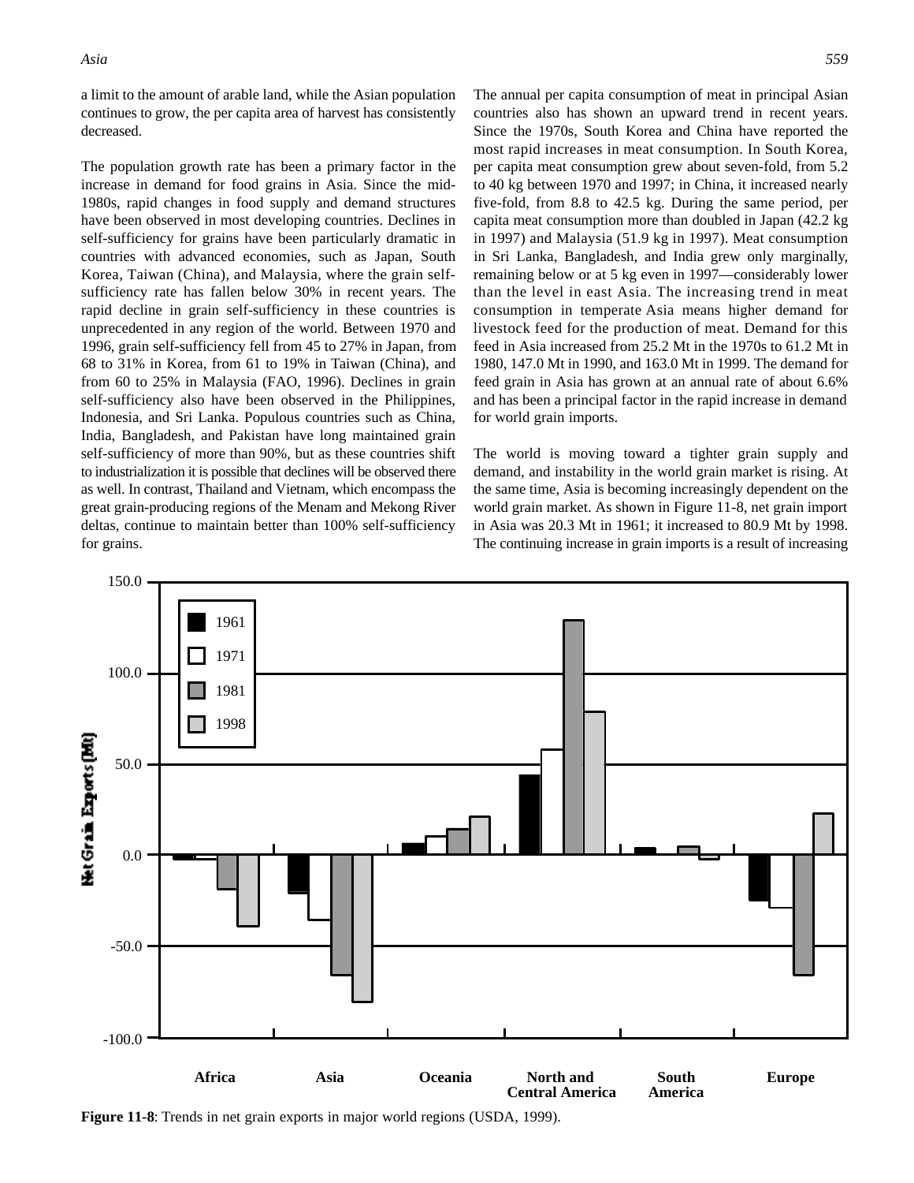a limit to the amount of arable land, while the Asian population continues to grow, the per capita area of harvest has consistently decreased.

The population growth rate has been a primary factor in the increase in demand for food grains in Asia. Since the mid-1980s, rapid changes in food supply and demand structures have been observed in most developing countries. Declines in self-sufficiency for grains have been particularly dramatic in countries with advanced economies, such as Japan, South Korea, Taiwan (China), and Malaysia, where the grain self-sufficiency rate has fallen below 30% in recent years. The rapid decline in grain self-sufficiency in these countries is unprecedented in any region of the world. Between 1970 and 1996, grain self-sufficiency fell from 45 to 27% in Japan, from 68 to 31% in Korea, from 61 to 19% in Taiwan (China), and from 60 to 25% in Malaysia (FAO, 1996). Declines in grain self-sufficiency also have been observed in the Philippines, Indonesia, and Sri Lanka. Populous countries such as China, India, Bangladesh, and Pakistan have long maintained grain self-sufficiency of more than 90%, but as these countries shift to industrialization it is possible that declines will be observed there as well. In contrast, Thailand and Vietnam, which encompass the great grain-producing regions of the Menam and Mekong River deltas, continue to maintain better than 100% self-sufficiency for grains.

The annual per capita consumption of meat in principal Asian countries also has shown an upward trend in recent years. Since the 1970s, South Korea and China have reported the most rapid increases in meat consumption. In South Korea, per capita meat consumption grew about seven-fold, from 5.2 to 40 kg between 1970 and 1997; in China, it increased nearly five-fold, from 8.8 to 42.5 kg. During the same period, per capita meat consumption more than doubled in Japan (42.2 kg in 1997) and Malaysia (51.9 kg in 1997). Meat consumption in Sri Lanka, Bangladesh, and India grew only marginally, remaining below or at 5 kg even in 1997—considerably lower than the level in east Asia. The increasing trend in meat consumption in temperate Asia means higher demand for livestock feed for the production of meat. Demand for this feed in Asia increased from 25.2 Mt in the 1970s to 61.2 Mt in 1980, 147.0 Mt in 1990, and 163.0 Mt in 1999. The demand for feed grain in Asia has grown at an annual rate of about 6.6% and has been a principal factor in the rapid increase in demand for world grain imports.

The world is moving toward a tighter grain supply and demand, and instability in the world grain market is rising. At the same time, Asia is becoming increasingly dependent on the world grain market. As shown in Figure 11-8, net grain import in Asia was 20.3 Mt in 1961; it increased to 80.9 Mt by 1998. The continuing increase in grain imports is a result of increasing

**Figure 11-8**: Trends in net grain exports in major world regions (USDA, 1999).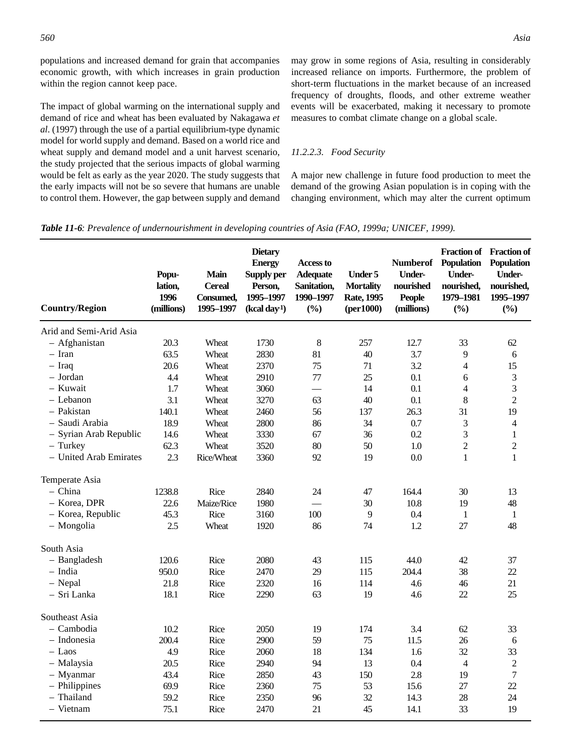populations and increased demand for grain that accompanies economic growth, with which increases in grain production within the region cannot keep pace.

The impact of global warming on the international supply and demand of rice and wheat has been evaluated by Nakagawa *et al*. (1997) through the use of a partial equilibrium-type dynamic model for world supply and demand. Based on a world rice and wheat supply and demand model and a unit harvest scenario, the study projected that the serious impacts of global warming would be felt as early as the year 2020. The study suggests that the early impacts will not be so severe that humans are unable to control them. However, the gap between supply and demand may grow in some regions of Asia, resulting in considerably increased reliance on imports. Furthermore, the problem of short-term fluctuations in the market because of an increased frequency of droughts, floods, and other extreme weather events will be exacerbated, making it necessary to promote measures to combat climate change on a global scale.

#### *11.2.2.3. Food Security*

A major new challenge in future food production to meet the demand of the growing Asian population is in coping with the changing environment, which may alter the current optimum

***Table 11-6****: Prevalence of undernourishment in developing countries of Asia (FAO, 1999a; UNICEF, 1999).*

| Country/Region | Population, 1996 (millions) | Main Cereal Consumed, 1995–1997 | Dietary Energy Supply per Person, 1995–1997 (kcal day$^{-1}$) | Access to Adequate Sanitation, 1990–1997 (%) | Under 5 Mortality Rate, 1995 (per1000) | Number of Under-nourished People (millions) | Fraction of Population Under-nourished, 1979–1981 (%) | Fraction of Population Under-nourished, 1995–1997 (%) |
|---|---|---|---|---|---|---|---|---|
| Arid and Semi-Arid Asia | | | | | | | | |
| – Afghanistan | 20.3 | Wheat | 1730 | 8 | 257 | 12.7 | 33 | 62 |
| – Iran | 63.5 | Wheat | 2830 | 81 | 40 | 3.7 | 9 | 6 |
| – Iraq | 20.6 | Wheat | 2370 | 75 | 71 | 3.2 | 4 | 15 |
| – Jordan | 4.4 | Wheat | 2910 | 77 | 25 | 0.1 | 6 | 3 |
| – Kuwait | 1.7 | Wheat | 3060 | — | 14 | 0.1 | 4 | 3 |
| – Lebanon | 3.1 | Wheat | 3270 | 63 | 40 | 0.1 | 8 | 2 |
| – Pakistan | 140.1 | Wheat | 2460 | 56 | 137 | 26.3 | 31 | 19 |
| – Saudi Arabia | 18.9 | Wheat | 2800 | 86 | 34 | 0.7 | 3 | 4 |
| – Syrian Arab Republic | 14.6 | Wheat | 3330 | 67 | 36 | 0.2 | 3 | 1 |
| – Turkey | 62.3 | Wheat | 3520 | 80 | 50 | 1.0 | 2 | 2 |
| – United Arab Emirates | 2.3 | Rice/Wheat | 3360 | 92 | 19 | 0.0 | 1 | 1 |
| Temperate Asia | | | | | | | | |
| – China | 1238.8 | Rice | 2840 | 24 | 47 | 164.4 | 30 | 13 |
| – Korea, DPR | 22.6 | Maize/Rice | 1980 | — | 30 | 10.8 | 19 | 48 |
| – Korea, Republic | 45.3 | Rice | 3160 | 100 | 9 | 0.4 | 1 | 1 |
| – Mongolia | 2.5 | Wheat | 1920 | 86 | 74 | 1.2 | 27 | 48 |
| South Asia | | | | | | | | |
| – Bangladesh | 120.6 | Rice | 2080 | 43 | 115 | 44.0 | 42 | 37 |
| – India | 950.0 | Rice | 2470 | 29 | 115 | 204.4 | 38 | 22 |
| – Nepal | 21.8 | Rice | 2320 | 16 | 114 | 4.6 | 46 | 21 |
| – Sri Lanka | 18.1 | Rice | 2290 | 63 | 19 | 4.6 | 22 | 25 |
| Southeast Asia | | | | | | | | |
| – Cambodia | 10.2 | Rice | 2050 | 19 | 174 | 3.4 | 62 | 33 |
| – Indonesia | 200.4 | Rice | 2900 | 59 | 75 | 11.5 | 26 | 6 |
| – Laos | 4.9 | Rice | 2060 | 18 | 134 | 1.6 | 32 | 33 |
| – Malaysia | 20.5 | Rice | 2940 | 94 | 13 | 0.4 | 4 | 2 |
| – Myanmar | 43.4 | Rice | 2850 | 43 | 150 | 2.8 | 19 | 7 |
| – Philippines | 69.9 | Rice | 2360 | 75 | 53 | 15.6 | 27 | 22 |
| – Thailand | 59.2 | Rice | 2350 | 96 | 32 | 14.3 | 28 | 24 |
| – Vietnam | 75.1 | Rice | 2470 | 21 | 45 | 14.1 | 33 | 19 |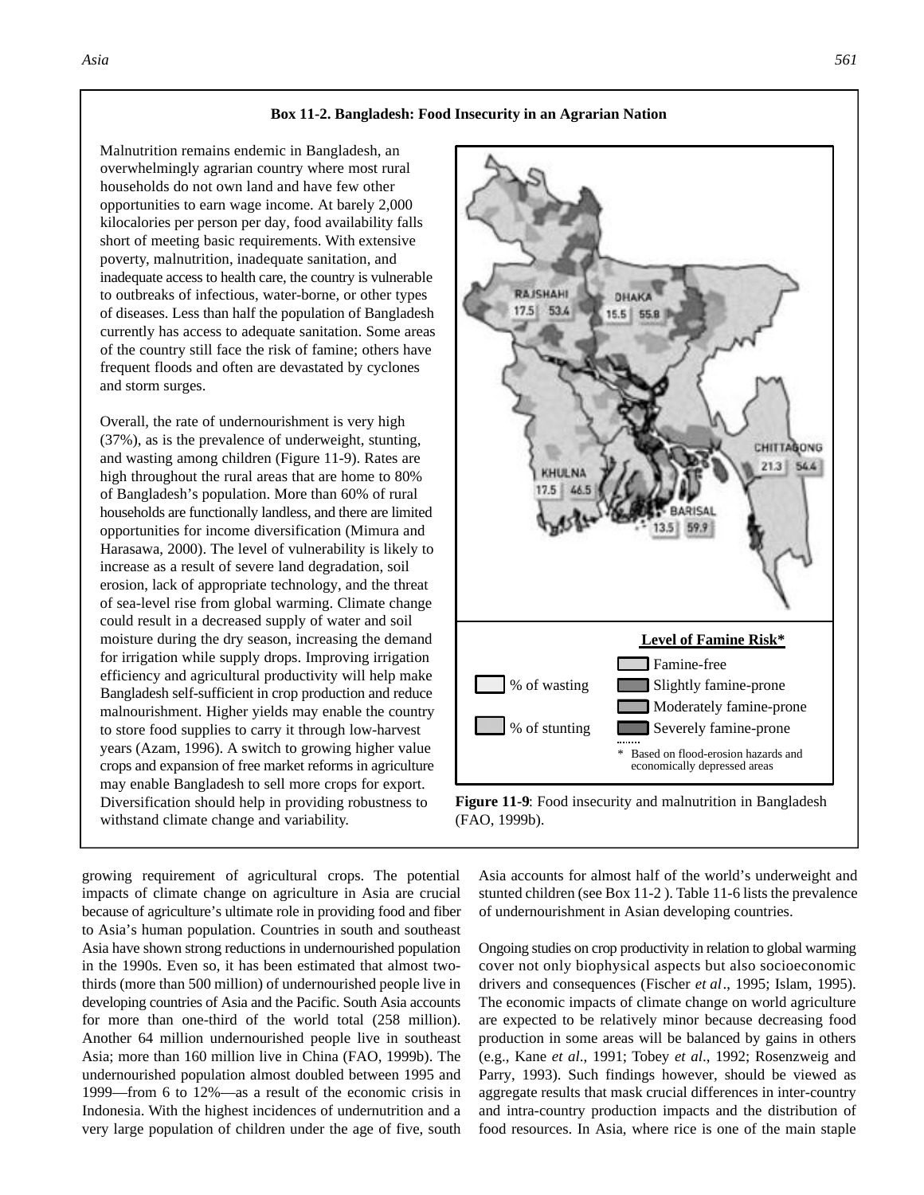### Box 11-2. Bangladesh: Food Insecurity in an Agrarian Nation

Malnutrition remains endemic in Bangladesh, an overwhelmingly agrarian country where most rural households do not own land and have few other opportunities to earn wage income. At barely 2,000 kilocalories per person per day, food availability falls short of meeting basic requirements. With extensive poverty, malnutrition, inadequate sanitation, and inadequate access to health care, the country is vulnerable to outbreaks of infectious, water-borne, or other types of diseases. Less than half the population of Bangladesh currently has access to adequate sanitation. Some areas of the country still face the risk of famine; others have frequent floods and often are devastated by cyclones and storm surges.

Overall, the rate of undernourishment is very high (37%), as is the prevalence of underweight, stunting, and wasting among children (Figure 11-9). Rates are high throughout the rural areas that are home to 80% of Bangladesh's population. More than 60% of rural households are functionally landless, and there are limited opportunities for income diversification (Mimura and Harasawa, 2000). The level of vulnerability is likely to increase as a result of severe land degradation, soil erosion, lack of appropriate technology, and the threat of sea-level rise from global warming. Climate change could result in a decreased supply of water and soil moisture during the dry season, increasing the demand for irrigation while supply drops. Improving irrigation efficiency and agricultural productivity will help make Bangladesh self-sufficient in crop production and reduce malnourishment. Higher yields may enable the country to store food supplies to carry it through low-harvest years (Azam, 1996). A switch to growing higher value crops and expansion of free market reforms in agriculture may enable Bangladesh to sell more crops for export. Diversification should help in providing robustness to withstand climate change and variability.

RAJSHAHI 17.5 53.4

DHAKA 15.5 55.8

CHITTAGONG 21.3 54.4

KHULNA 17.5 46.5

BARISAL 13.5 59.9

% of wasting

% of stunting

**Level of Famine Risk***

Famine-free

Slightly famine-prone

Moderately famine-prone

Severely famine-prone

\* Based on flood-erosion hazards and economically depressed areas

**Figure 11-9**: Food insecurity and malnutrition in Bangladesh (FAO, 1999b).

growing requirement of agricultural crops. The potential impacts of climate change on agriculture in Asia are crucial because of agriculture's ultimate role in providing food and fiber to Asia's human population. Countries in south and southeast Asia have shown strong reductions in undernourished population in the 1990s. Even so, it has been estimated that almost two-thirds (more than 500 million) of undernourished people live in developing countries of Asia and the Pacific. South Asia accounts for more than one-third of the world total (258 million). Another 64 million undernourished people live in southeast Asia; more than 160 million live in China (FAO, 1999b). The undernourished population almost doubled between 1995 and 1999—from 6 to 12%—as a result of the economic crisis in Indonesia. With the highest incidences of undernutrition and a very large population of children under the age of five, south Asia accounts for almost half of the world's underweight and stunted children (see Box 11-2 ). Table 11-6 lists the prevalence of undernourishment in Asian developing countries.

Ongoing studies on crop productivity in relation to global warming cover not only biophysical aspects but also socioeconomic drivers and consequences (Fischer *et al*., 1995; Islam, 1995). The economic impacts of climate change on world agriculture are expected to be relatively minor because decreasing food production in some areas will be balanced by gains in others (e.g., Kane *et al*., 1991; Tobey *et al*., 1992; Rosenzweig and Parry, 1993). Such findings however, should be viewed as aggregate results that mask crucial differences in inter-country and intra-country production impacts and the distribution of food resources. In Asia, where rice is one of the main staple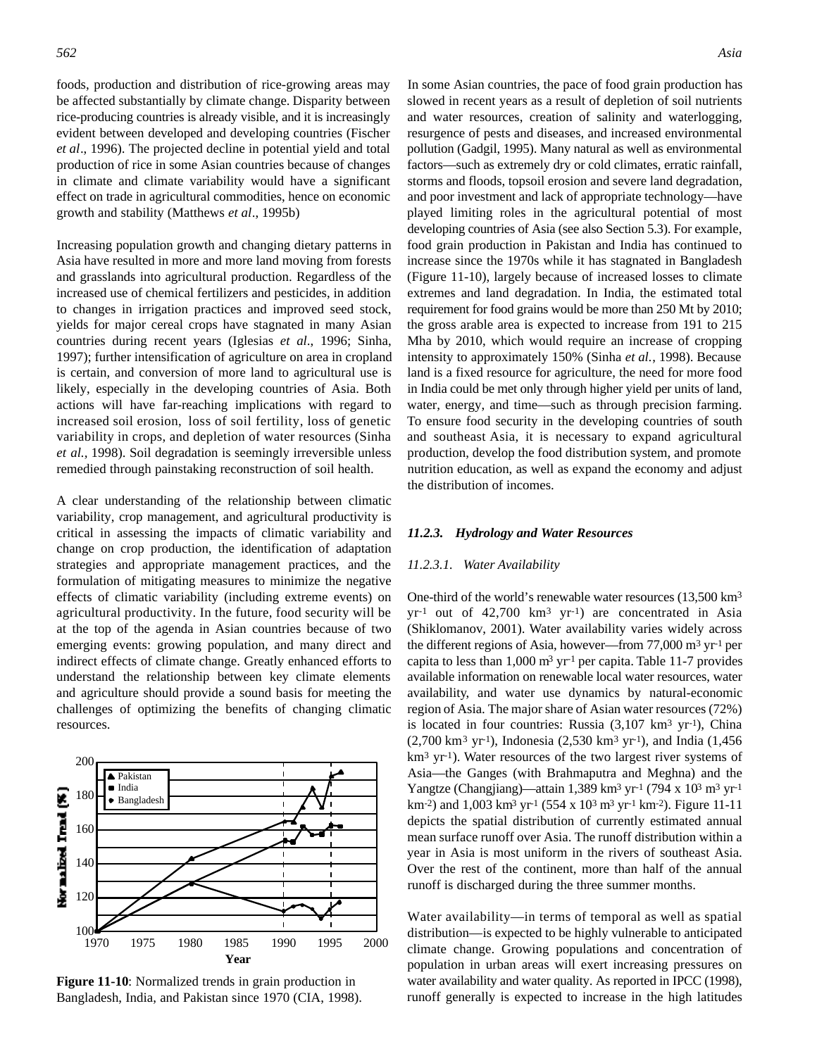foods, production and distribution of rice-growing areas may be affected substantially by climate change. Disparity between rice-producing countries is already visible, and it is increasingly evident between developed and developing countries (Fischer *et al*., 1996). The projected decline in potential yield and total production of rice in some Asian countries because of changes in climate and climate variability would have a significant effect on trade in agricultural commodities, hence on economic growth and stability (Matthews *et al*., 1995b)

Increasing population growth and changing dietary patterns in Asia have resulted in more and more land moving from forests and grasslands into agricultural production. Regardless of the increased use of chemical fertilizers and pesticides, in addition to changes in irrigation practices and improved seed stock, yields for major cereal crops have stagnated in many Asian countries during recent years (Iglesias *et al*., 1996; Sinha, 1997); further intensification of agriculture on area in cropland is certain, and conversion of more land to agricultural use is likely, especially in the developing countries of Asia. Both actions will have far-reaching implications with regard to increased soil erosion, loss of soil fertility, loss of genetic variability in crops, and depletion of water resources (Sinha *et al.,* 1998). Soil degradation is seemingly irreversible unless remedied through painstaking reconstruction of soil health.

A clear understanding of the relationship between climatic variability, crop management, and agricultural productivity is critical in assessing the impacts of climatic variability and change on crop production, the identification of adaptation strategies and appropriate management practices, and the formulation of mitigating measures to minimize the negative effects of climatic variability (including extreme events) on agricultural productivity. In the future, food security will be at the top of the agenda in Asian countries because of two emerging events: growing population, and many direct and indirect effects of climate change. Greatly enhanced efforts to understand the relationship between key climate elements and agriculture should provide a sound basis for meeting the challenges of optimizing the benefits of changing climatic resources.

**Figure 11-10**: Normalized trends in grain production in Bangladesh, India, and Pakistan since 1970 (CIA, 1998).

In some Asian countries, the pace of food grain production has slowed in recent years as a result of depletion of soil nutrients and water resources, creation of salinity and waterlogging, resurgence of pests and diseases, and increased environmental pollution (Gadgil, 1995). Many natural as well as environmental factors—such as extremely dry or cold climates, erratic rainfall, storms and floods, topsoil erosion and severe land degradation, and poor investment and lack of appropriate technology—have played limiting roles in the agricultural potential of most developing countries of Asia (see also Section 5.3). For example, food grain production in Pakistan and India has continued to increase since the 1970s while it has stagnated in Bangladesh (Figure 11-10), largely because of increased losses to climate extremes and land degradation. In India, the estimated total requirement for food grains would be more than 250 Mt by 2010; the gross arable area is expected to increase from 191 to 215 Mha by 2010, which would require an increase of cropping intensity to approximately 150% (Sinha *et al.*, 1998). Because land is a fixed resource for agriculture, the need for more food in India could be met only through higher yield per units of land, water, energy, and time—such as through precision farming. To ensure food security in the developing countries of south and southeast Asia, it is necessary to expand agricultural production, develop the food distribution system, and promote nutrition education, as well as expand the economy and adjust the distribution of incomes.

### *11.2.3. Hydrology and Water Resources*

#### *11.2.3.1. Water Availability*

One-third of the world's renewable water resources (13,500 $km^3$ $yr^{-1}$ out of 42,700 $km^3$ $yr^{-1}$) are concentrated in Asia (Shiklomanov, 2001). Water availability varies widely across the different regions of Asia, however—from 77,000 $m^3$ $yr^{-1}$ per capita to less than 1,000 $m^3$ $yr^{-1}$ per capita. Table 11-7 provides available information on renewable local water resources, water availability, and water use dynamics by natural-economic region of Asia. The major share of Asian water resources (72%) is located in four countries: Russia (3,107 $km^3$ $yr^{-1}$), China (2,700 $km^3$ $yr^{-1}$), Indonesia (2,530 $km^3$ $yr^{-1}$), and India (1,456 $km^3$ $yr^{-1}$). Water resources of the two largest river systems of Asia—the Ganges (with Brahmaputra and Meghna) and the Yangtze (Changjiang)—attain 1,389 $km^3$ $yr^{-1}$ (794 x $10^3$ $m^3$ $yr^{-1}$ $km^{-2}$) and 1,003 $km^3$ $yr^{-1}$ (554 x $10^3$ $m^3$ $yr^{-1}$ $km^{-2}$). Figure 11-11 depicts the spatial distribution of currently estimated annual mean surface runoff over Asia. The runoff distribution within a year in Asia is most uniform in the rivers of southeast Asia. Over the rest of the continent, more than half of the annual runoff is discharged during the three summer months.

Water availability—in terms of temporal as well as spatial distribution—is expected to be highly vulnerable to anticipated climate change. Growing populations and concentration of population in urban areas will exert increasing pressures on water availability and water quality. As reported in IPCC (1998), runoff generally is expected to increase in the high latitudes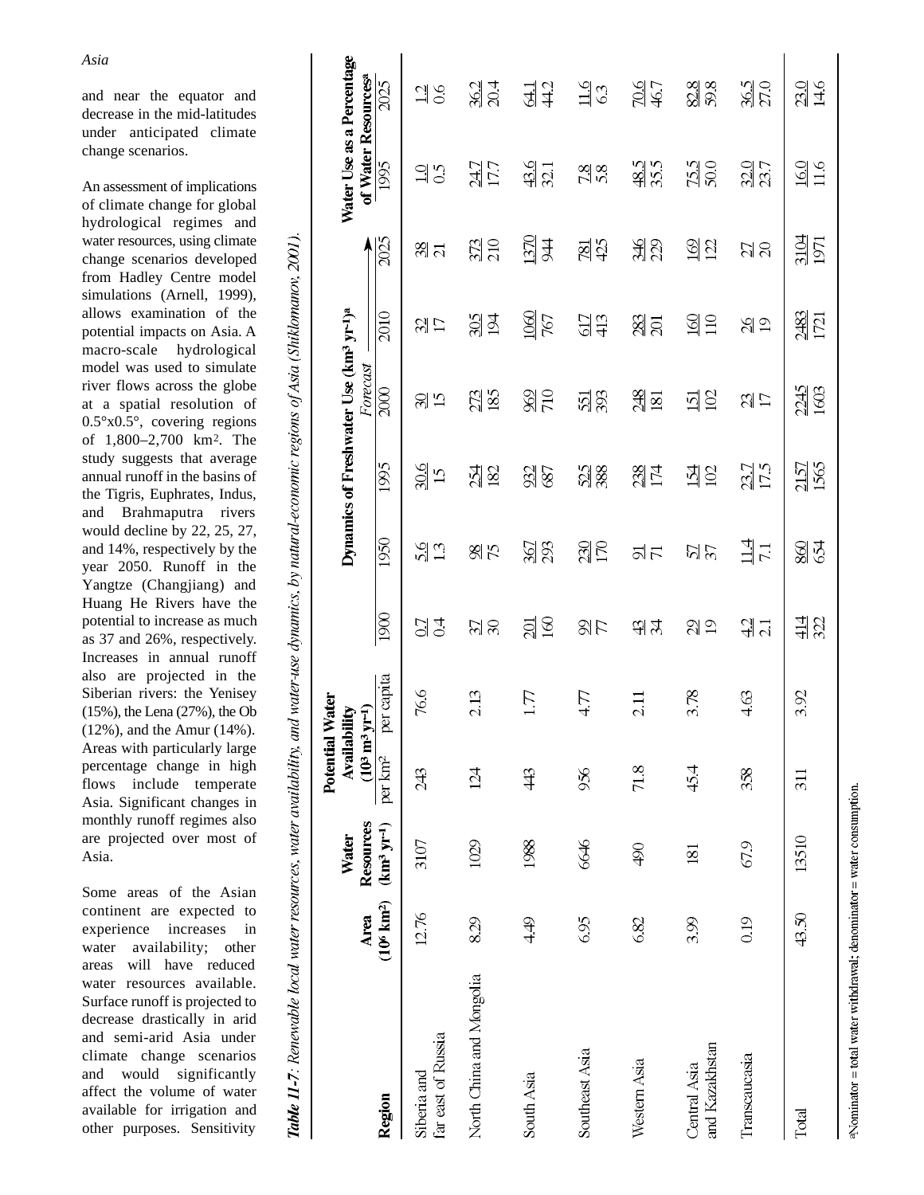and near the equator and decrease in the mid-latitudes under anticipated climate change scenarios.

An assessment of implications of climate change for global hydrological regimes and water resources, using climate change scenarios developed from Hadley Centre model simulations (Arnell, 1999), allows examination of the potential impacts on Asia. A macro-scale hydrological model was used to simulate river flows across the globe at a spatial resolution of 0.5°x0.5°, covering regions of 1,800–2,700 km². The study suggests that average annual runoff in the basins of the Tigris, Euphrates, Indus, and Brahmaputra rivers would decline by 22, 25, 27, and 14%, respectively by the year 2050. Runoff in the Yangtze (Changjiang) and Huang He Rivers have the potential to increase as much as 37 and 26%, respectively. Increases in annual runoff also are projected in the Siberian rivers: the Yenisey (15%), the Lena (27%), the Ob (12%), and the Amur (14%). Areas with particularly large percentage change in high flows include temperate Asia. Significant changes in monthly runoff regimes also are projected over most of Asia.

Some areas of the Asian continent are expected to experience increases in water availability; other areas will have reduced water resources available. Surface runoff is projected to decrease drastically in arid and semi-arid Asia under climate change scenarios and would significantly affect the volume of water available for irrigation and other purposes. Sensitivity

***Table 11-7**: Renewable local water resources, water availability, and water-use dynamics, by natural-economic regions of Asia (Shiklomanov, 2001).*

| Region | Area ($10^6$ km²) | Water Resources (km³ yr⁻¹) | Potential Water Availability ($10^3$ m³ yr⁻¹) | | Dynamics of Freshwater Use (km³ yr⁻¹)[a] | | | | | | | Water Use as a Percentage of Water Resources[a] | |
|---|---|---|---|---|---|---|---|---|---|---|---|---|---|
| | | | per km² | per capita | 1900 | 1950 | 1995 | Forecast 2000 | 2010 | 2025 | | 1995 | 2025 |
| Siberia and far east of Russia | 12.76 | 3107 | 243 | 76.6 | 0.7 / 0.4 | 5.6 / 1.3 | 30.6 / 15 | 30 / 15 | 32 / 17 | 38 / 21 | | 1.0 / 0.5 | 1.2 / 0.6 |
| North China and Mongolia | 8.29 | 1029 | 124 | 2.13 | 37 / 30 | 98 / 75 | 254 / 182 | 273 / 185 | 305 / 194 | 373 / 210 | | 24.7 / 17.7 | 36.2 / 20.4 |
| South Asia | 4.49 | 1988 | 443 | 1.77 | 201 / 160 | 367 / 293 | 932 / 687 | 969 / 710 | 1060 / 767 | 1370 / 944 | | 43.6 / 32.1 | 64.1 / 44.2 |
| Southeast Asia | 6.95 | 6646 | 956 | 4.77 | 99 / 77 | 230 / 170 | 525 / 388 | 551 / 393 | 617 / 413 | 781 / 425 | | 7.8 / 5.8 | 11.6 / 6.3 |
| Western Asia | 6.82 | 490 | 71.8 | 2.11 | 43 / 34 | 91 / 71 | 238 / 174 | 248 / 181 | 283 / 201 | 346 / 229 | | 48.5 / 35.5 | 70.6 / 46.7 |
| Central Asia and Kazakhstan | 3.99 | 181 | 45.4 | 3.78 | 29 / 19 | 57 / 37 | 154 / 102 | 151 / 102 | 160 / 110 | 169 / 122 | | 75.5 / 50.0 | 82.8 / 59.8 |
| Transcaucasia | 0.19 | 67.9 | 358 | 4.63 | 4.2 / 2.1 | 11.4 / 7.1 | 23.7 / 17.5 | 23 / 17 | 26 / 19 | 27 / 20 | | 32.0 / 23.7 | 36.5 / 27.0 |
| Total | 43.50 | 13510 | 311 | 3.92 | 414 / 322 | 860 / 654 | 2157 / 1565 | 2245 / 1603 | 2483 / 1721 | 3104 / 1971 | | 16.0 / 11.6 | 23.0 / 14.6 |

[a]Nominator = total water withdrawal; denominator = water consumption.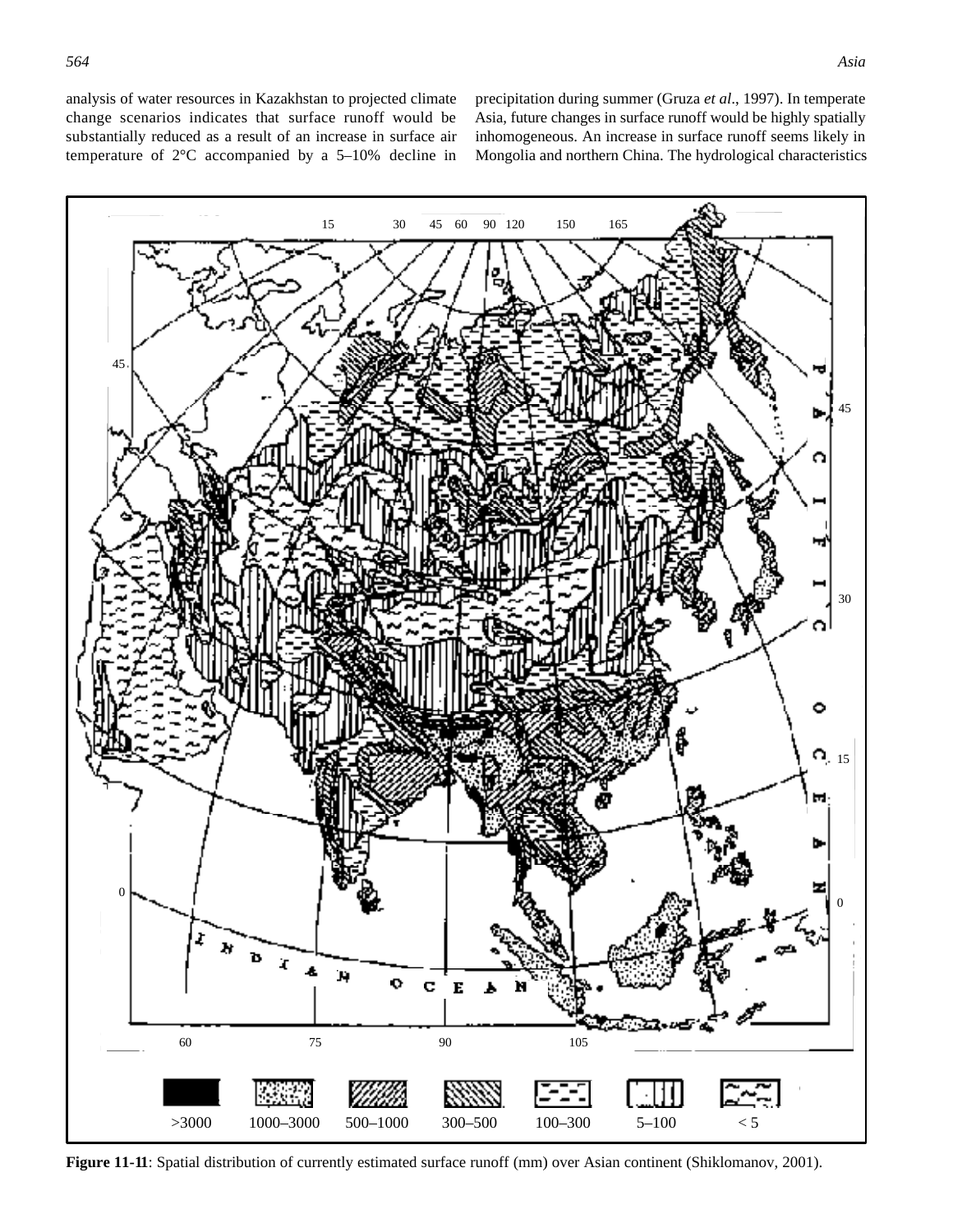analysis of water resources in Kazakhstan to projected climate change scenarios indicates that surface runoff would be substantially reduced as a result of an increase in surface air temperature of 2°C accompanied by a 5–10% decline in precipitation during summer (Gruza *et al*., 1997). In temperate Asia, future changes in surface runoff would be highly spatially inhomogeneous. An increase in surface runoff seems likely in Mongolia and northern China. The hydrological characteristics

**Figure 11-11**: Spatial distribution of currently estimated surface runoff (mm) over Asian continent (Shiklomanov, 2001).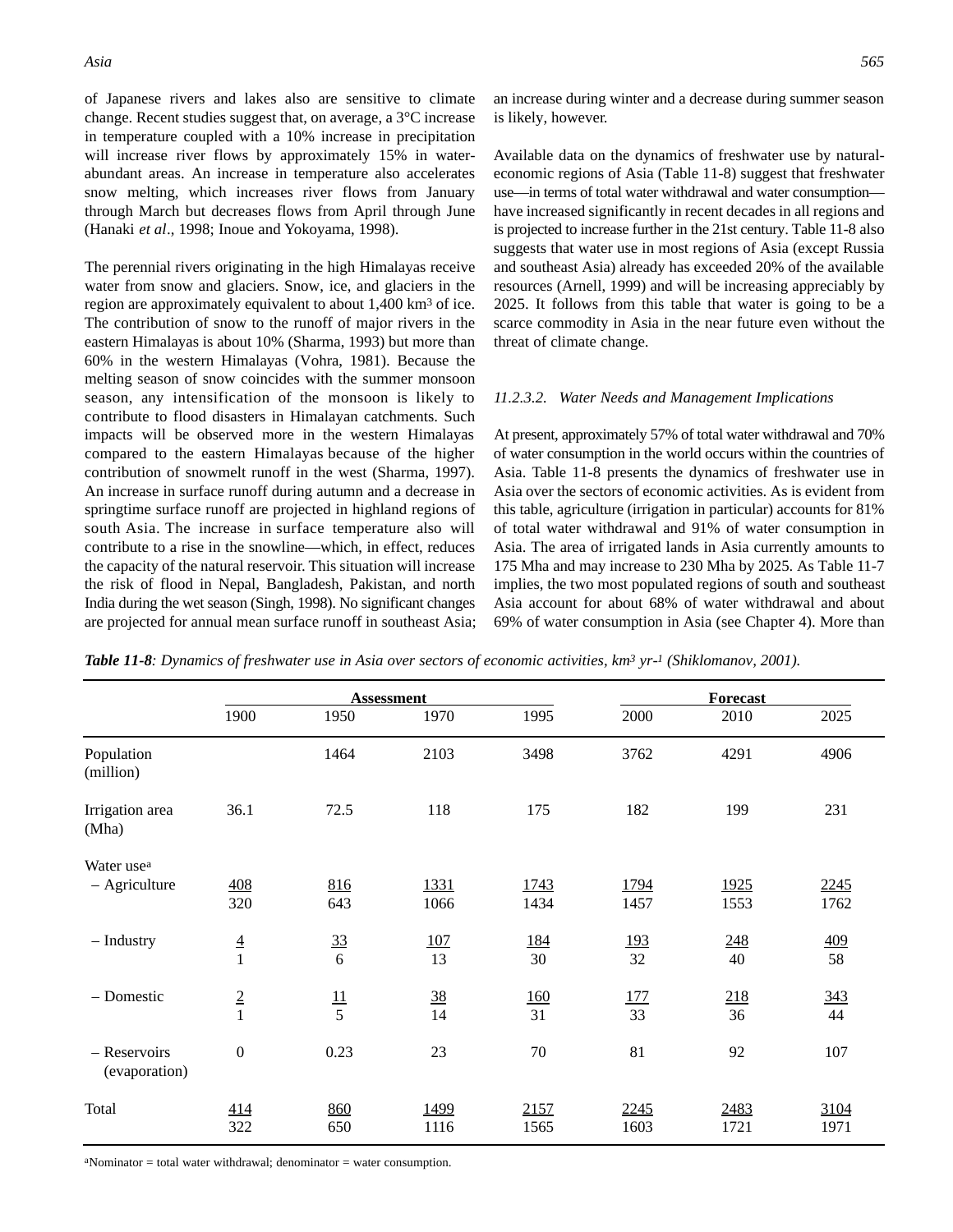of Japanese rivers and lakes also are sensitive to climate change. Recent studies suggest that, on average, a 3°C increase in temperature coupled with a 10% increase in precipitation will increase river flows by approximately 15% in water-abundant areas. An increase in temperature also accelerates snow melting, which increases river flows from January through March but decreases flows from April through June (Hanaki *et al*., 1998; Inoue and Yokoyama, 1998).

The perennial rivers originating in the high Himalayas receive water from snow and glaciers. Snow, ice, and glaciers in the region are approximately equivalent to about 1,400 $km^3$ of ice. The contribution of snow to the runoff of major rivers in the eastern Himalayas is about 10% (Sharma, 1993) but more than 60% in the western Himalayas (Vohra, 1981). Because the melting season of snow coincides with the summer monsoon season, any intensification of the monsoon is likely to contribute to flood disasters in Himalayan catchments. Such impacts will be observed more in the western Himalayas compared to the eastern Himalayas because of the higher contribution of snowmelt runoff in the west (Sharma, 1997). An increase in surface runoff during autumn and a decrease in springtime surface runoff are projected in highland regions of south Asia. The increase in surface temperature also will contribute to a rise in the snowline—which, in effect, reduces the capacity of the natural reservoir. This situation will increase the risk of flood in Nepal, Bangladesh, Pakistan, and north India during the wet season (Singh, 1998). No significant changes are projected for annual mean surface runoff in southeast Asia; an increase during winter and a decrease during summer season is likely, however.

Available data on the dynamics of freshwater use by natural-economic regions of Asia (Table 11-8) suggest that freshwater use—in terms of total water withdrawal and water consumption—have increased significantly in recent decades in all regions and is projected to increase further in the 21st century. Table 11-8 also suggests that water use in most regions of Asia (except Russia and southeast Asia) already has exceeded 20% of the available resources (Arnell, 1999) and will be increasing appreciably by 2025. It follows from this table that water is going to be a scarce commodity in Asia in the near future even without the threat of climate change.

#### *11.2.3.2. Water Needs and Management Implications*

At present, approximately 57% of total water withdrawal and 70% of water consumption in the world occurs within the countries of Asia. Table 11-8 presents the dynamics of freshwater use in Asia over the sectors of economic activities. As is evident from this table, agriculture (irrigation in particular) accounts for 81% of total water withdrawal and 91% of water consumption in Asia. The area of irrigated lands in Asia currently amounts to 175 Mha and may increase to 230 Mha by 2025. As Table 11-7 implies, the two most populated regions of south and southeast Asia account for about 68% of water withdrawal and about 69% of water consumption in Asia (see Chapter 4). More than

***Table 11-8****: Dynamics of freshwater use in Asia over sectors of economic activities, $km^3$ $yr^{-1}$ (Shiklomanov, 2001).*

| | Assessment | | | | Forecast | | |
|---|---|---|---|---|---|---|---|
| | 1900 | 1950 | 1970 | 1995 | 2000 | 2010 | 2025 |
| Population (million) | | 1464 | 2103 | 3498 | 3762 | 4291 | 4906 |
| Irrigation area (Mha) | 36.1 | 72.5 | 118 | 175 | 182 | 199 | 231 |
| Water use[a] | | | | | | | |
| – Agriculture | 408 / 320 | 816 / 643 | 1331 / 1066 | 1743 / 1434 | 1794 / 1457 | 1925 / 1553 | 2245 / 1762 |
| – Industry | 4 / 1 | 33 / 6 | 107 / 13 | 184 / 30 | 193 / 32 | 248 / 40 | 409 / 58 |
| – Domestic | 2 / 1 | 11 / 5 | 38 / 14 | 160 / 31 | 177 / 33 | 218 / 36 | 343 / 44 |
| – Reservoirs (evaporation) | 0 | 0.23 | 23 | 70 | 81 | 92 | 107 |
| Total | 414 / 322 | 860 / 650 | 1499 / 1116 | 2157 / 1565 | 2245 / 1603 | 2483 / 1721 | 3104 / 1971 |

[a]Nominator = total water withdrawal; denominator = water consumption.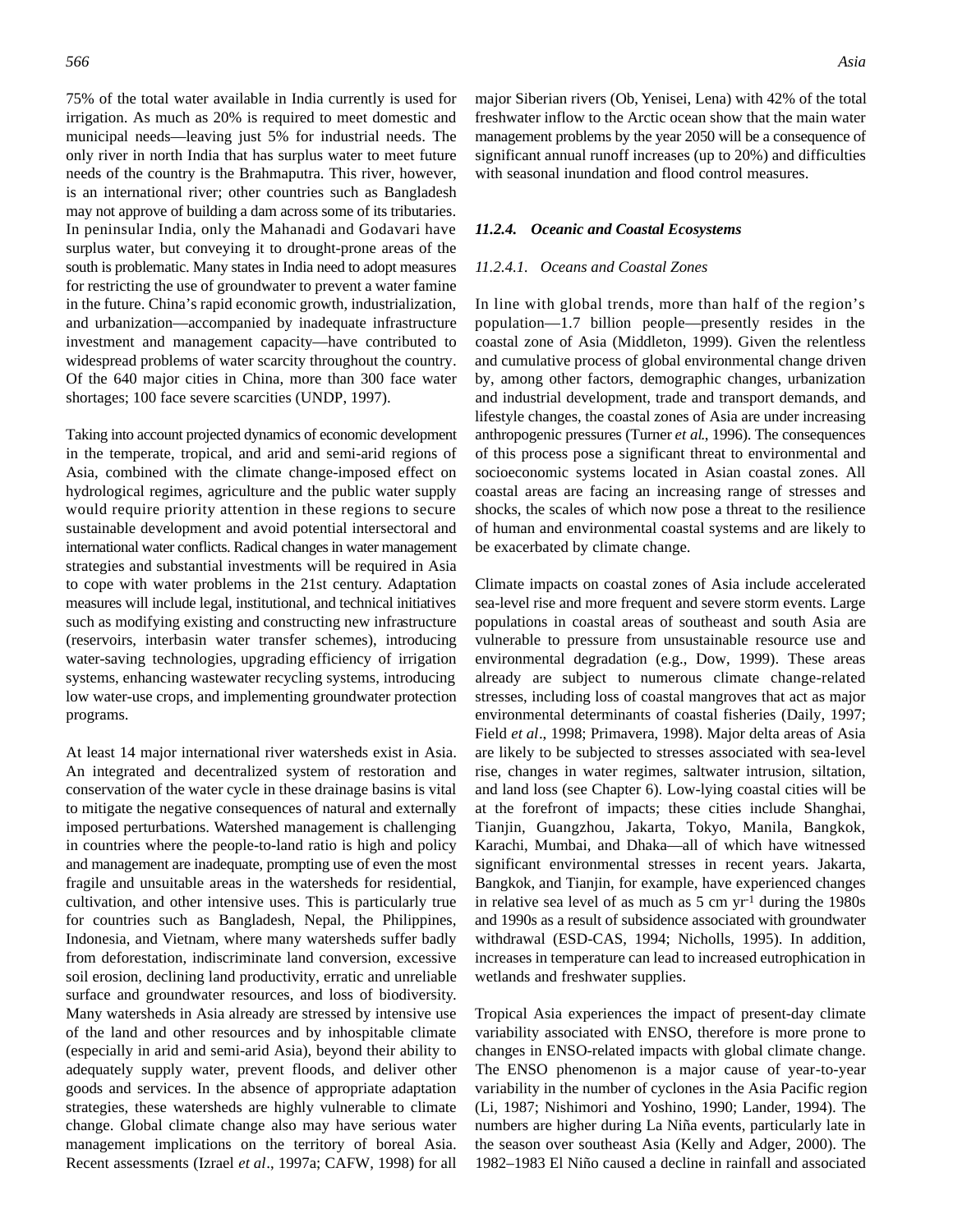75% of the total water available in India currently is used for irrigation. As much as 20% is required to meet domestic and municipal needs—leaving just 5% for industrial needs. The only river in north India that has surplus water to meet future needs of the country is the Brahmaputra. This river, however, is an international river; other countries such as Bangladesh may not approve of building a dam across some of its tributaries. In peninsular India, only the Mahanadi and Godavari have surplus water, but conveying it to drought-prone areas of the south is problematic. Many states in India need to adopt measures for restricting the use of groundwater to prevent a water famine in the future. China's rapid economic growth, industrialization, and urbanization—accompanied by inadequate infrastructure investment and management capacity—have contributed to widespread problems of water scarcity throughout the country. Of the 640 major cities in China, more than 300 face water shortages; 100 face severe scarcities (UNDP, 1997).

Taking into account projected dynamics of economic development in the temperate, tropical, and arid and semi-arid regions of Asia, combined with the climate change-imposed effect on hydrological regimes, agriculture and the public water supply would require priority attention in these regions to secure sustainable development and avoid potential intersectoral and international water conflicts. Radical changes in water management strategies and substantial investments will be required in Asia to cope with water problems in the 21st century. Adaptation measures will include legal, institutional, and technical initiatives such as modifying existing and constructing new infrastructure (reservoirs, interbasin water transfer schemes), introducing water-saving technologies, upgrading efficiency of irrigation systems, enhancing wastewater recycling systems, introducing low water-use crops, and implementing groundwater protection programs.

At least 14 major international river watersheds exist in Asia. An integrated and decentralized system of restoration and conservation of the water cycle in these drainage basins is vital to mitigate the negative consequences of natural and externally imposed perturbations. Watershed management is challenging in countries where the people-to-land ratio is high and policy and management are inadequate, prompting use of even the most fragile and unsuitable areas in the watersheds for residential, cultivation, and other intensive uses. This is particularly true for countries such as Bangladesh, Nepal, the Philippines, Indonesia, and Vietnam, where many watersheds suffer badly from deforestation, indiscriminate land conversion, excessive soil erosion, declining land productivity, erratic and unreliable surface and groundwater resources, and loss of biodiversity. Many watersheds in Asia already are stressed by intensive use of the land and other resources and by inhospitable climate (especially in arid and semi-arid Asia), beyond their ability to adequately supply water, prevent floods, and deliver other goods and services. In the absence of appropriate adaptation strategies, these watersheds are highly vulnerable to climate change. Global climate change also may have serious water management implications on the territory of boreal Asia. Recent assessments (Izrael *et al*., 1997a; CAFW, 1998) for all major Siberian rivers (Ob, Yenisei, Lena) with 42% of the total freshwater inflow to the Arctic ocean show that the main water management problems by the year 2050 will be a consequence of significant annual runoff increases (up to 20%) and difficulties with seasonal inundation and flood control measures.

### *11.2.4. Oceanic and Coastal Ecosystems*

#### *11.2.4.1. Oceans and Coastal Zones*

In line with global trends, more than half of the region's population—1.7 billion people—presently resides in the coastal zone of Asia (Middleton, 1999). Given the relentless and cumulative process of global environmental change driven by, among other factors, demographic changes, urbanization and industrial development, trade and transport demands, and lifestyle changes, the coastal zones of Asia are under increasing anthropogenic pressures (Turner *et al*., 1996). The consequences of this process pose a significant threat to environmental and socioeconomic systems located in Asian coastal zones. All coastal areas are facing an increasing range of stresses and shocks, the scales of which now pose a threat to the resilience of human and environmental coastal systems and are likely to be exacerbated by climate change.

Climate impacts on coastal zones of Asia include accelerated sea-level rise and more frequent and severe storm events. Large populations in coastal areas of southeast and south Asia are vulnerable to pressure from unsustainable resource use and environmental degradation (e.g., Dow, 1999). These areas already are subject to numerous climate change-related stresses, including loss of coastal mangroves that act as major environmental determinants of coastal fisheries (Daily, 1997; Field *et al*., 1998; Primavera, 1998). Major delta areas of Asia are likely to be subjected to stresses associated with sea-level rise, changes in water regimes, saltwater intrusion, siltation, and land loss (see Chapter 6). Low-lying coastal cities will be at the forefront of impacts; these cities include Shanghai, Tianjin, Guangzhou, Jakarta, Tokyo, Manila, Bangkok, Karachi, Mumbai, and Dhaka—all of which have witnessed significant environmental stresses in recent years. Jakarta, Bangkok, and Tianjin, for example, have experienced changes in relative sea level of as much as 5 cm $yr^{-1}$ during the 1980s and 1990s as a result of subsidence associated with groundwater withdrawal (ESD-CAS, 1994; Nicholls, 1995). In addition, increases in temperature can lead to increased eutrophication in wetlands and freshwater supplies.

Tropical Asia experiences the impact of present-day climate variability associated with ENSO, therefore is more prone to changes in ENSO-related impacts with global climate change. The ENSO phenomenon is a major cause of year-to-year variability in the number of cyclones in the Asia Pacific region (Li, 1987; Nishimori and Yoshino, 1990; Lander, 1994). The numbers are higher during La Niña events, particularly late in the season over southeast Asia (Kelly and Adger, 2000). The 1982–1983 El Niño caused a decline in rainfall and associated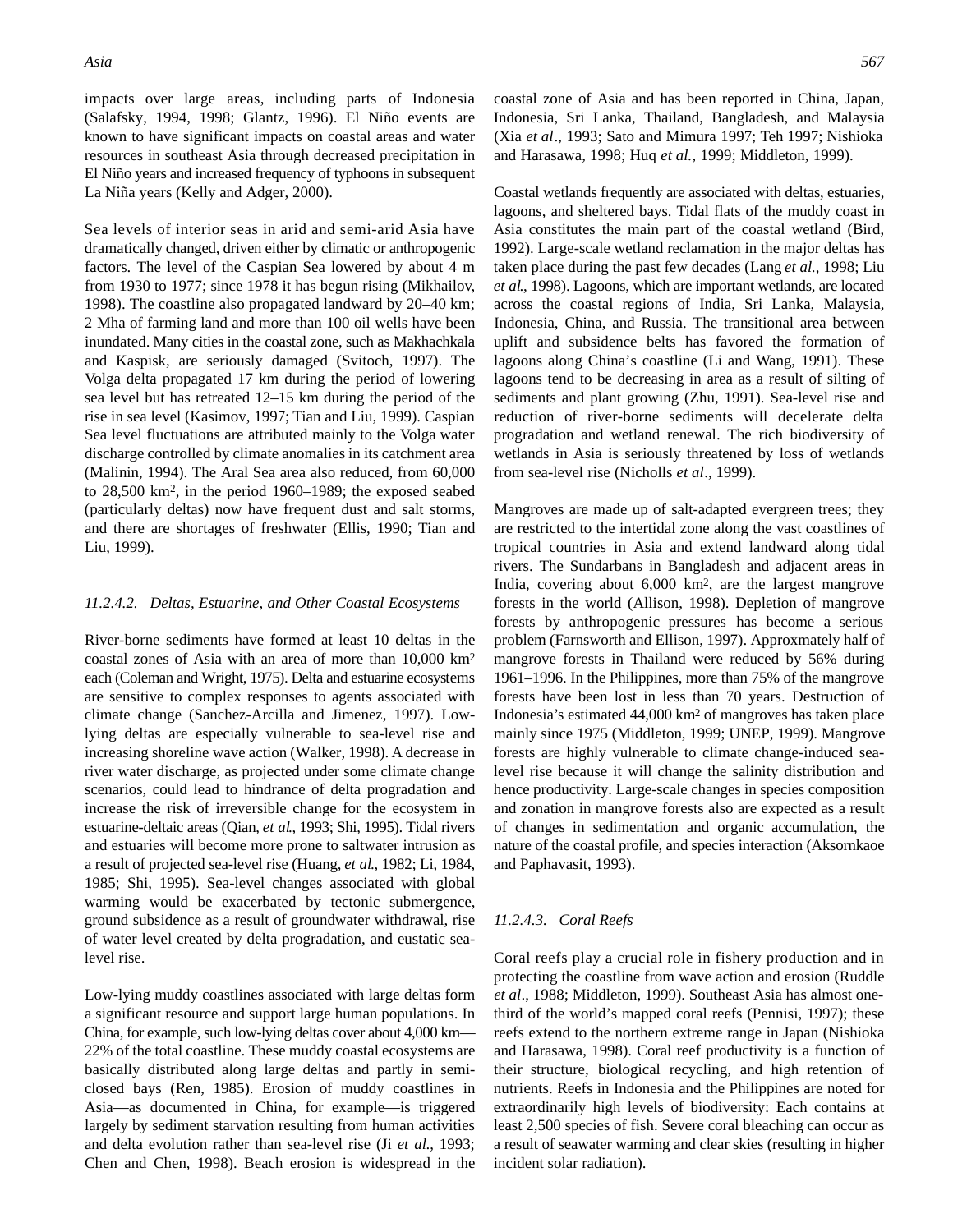impacts over large areas, including parts of Indonesia (Salafsky, 1994, 1998; Glantz, 1996). El Niño events are known to have significant impacts on coastal areas and water resources in southeast Asia through decreased precipitation in El Niño years and increased frequency of typhoons in subsequent La Niña years (Kelly and Adger, 2000).

Sea levels of interior seas in arid and semi-arid Asia have dramatically changed, driven either by climatic or anthropogenic factors. The level of the Caspian Sea lowered by about 4 m from 1930 to 1977; since 1978 it has begun rising (Mikhailov, 1998). The coastline also propagated landward by 20–40 km; 2 Mha of farming land and more than 100 oil wells have been inundated. Many cities in the coastal zone, such as Makhachkala and Kaspisk, are seriously damaged (Svitoch, 1997). The Volga delta propagated 17 km during the period of lowering sea level but has retreated 12–15 km during the period of the rise in sea level (Kasimov, 1997; Tian and Liu, 1999). Caspian Sea level fluctuations are attributed mainly to the Volga water discharge controlled by climate anomalies in its catchment area (Malinin, 1994). The Aral Sea area also reduced, from 60,000 to 28,500 km$^2$, in the period 1960–1989; the exposed seabed (particularly deltas) now have frequent dust and salt storms, and there are shortages of freshwater (Ellis, 1990; Tian and Liu, 1999).

#### *11.2.4.2. Deltas, Estuarine, and Other Coastal Ecosystems*

River-borne sediments have formed at least 10 deltas in the coastal zones of Asia with an area of more than 10,000 km$^2$ each (Coleman and Wright, 1975). Delta and estuarine ecosystems are sensitive to complex responses to agents associated with climate change (Sanchez-Arcilla and Jimenez, 1997). Low-lying deltas are especially vulnerable to sea-level rise and increasing shoreline wave action (Walker, 1998). A decrease in river water discharge, as projected under some climate change scenarios, could lead to hindrance of delta progradation and increase the risk of irreversible change for the ecosystem in estuarine-deltaic areas (Qian, *et al.*, 1993; Shi, 1995). Tidal rivers and estuaries will become more prone to saltwater intrusion as a result of projected sea-level rise (Huang, *et al.*, 1982; Li, 1984, 1985; Shi, 1995). Sea-level changes associated with global warming would be exacerbated by tectonic submergence, ground subsidence as a result of groundwater withdrawal, rise of water level created by delta progradation, and eustatic sea-level rise.

Low-lying muddy coastlines associated with large deltas form a significant resource and support large human populations. In China, for example, such low-lying deltas cover about 4,000 km—22% of the total coastline. These muddy coastal ecosystems are basically distributed along large deltas and partly in semi-closed bays (Ren, 1985). Erosion of muddy coastlines in Asia—as documented in China, for example—is triggered largely by sediment starvation resulting from human activities and delta evolution rather than sea-level rise (Ji *et al.*, 1993; Chen and Chen, 1998). Beach erosion is widespread in the coastal zone of Asia and has been reported in China, Japan, Indonesia, Sri Lanka, Thailand, Bangladesh, and Malaysia (Xia *et al*., 1993; Sato and Mimura 1997; Teh 1997; Nishioka and Harasawa, 1998; Huq *et al.*, 1999; Middleton, 1999).

Coastal wetlands frequently are associated with deltas, estuaries, lagoons, and sheltered bays. Tidal flats of the muddy coast in Asia constitutes the main part of the coastal wetland (Bird, 1992). Large-scale wetland reclamation in the major deltas has taken place during the past few decades (Lang *et al.*, 1998; Liu *et al.*, 1998). Lagoons, which are important wetlands, are located across the coastal regions of India, Sri Lanka, Malaysia, Indonesia, China, and Russia. The transitional area between uplift and subsidence belts has favored the formation of lagoons along China's coastline (Li and Wang, 1991). These lagoons tend to be decreasing in area as a result of silting of sediments and plant growing (Zhu, 1991). Sea-level rise and reduction of river-borne sediments will decelerate delta progradation and wetland renewal. The rich biodiversity of wetlands in Asia is seriously threatened by loss of wetlands from sea-level rise (Nicholls *et al*., 1999).

Mangroves are made up of salt-adapted evergreen trees; they are restricted to the intertidal zone along the vast coastlines of tropical countries in Asia and extend landward along tidal rivers. The Sundarbans in Bangladesh and adjacent areas in India, covering about 6,000 km$^2$, are the largest mangrove forests in the world (Allison, 1998). Depletion of mangrove forests by anthropogenic pressures has become a serious problem (Farnsworth and Ellison, 1997). Approxmately half of mangrove forests in Thailand were reduced by 56% during 1961–1996. In the Philippines, more than 75% of the mangrove forests have been lost in less than 70 years. Destruction of Indonesia's estimated 44,000 km$^2$ of mangroves has taken place mainly since 1975 (Middleton, 1999; UNEP, 1999). Mangrove forests are highly vulnerable to climate change-induced sea-level rise because it will change the salinity distribution and hence productivity. Large-scale changes in species composition and zonation in mangrove forests also are expected as a result of changes in sedimentation and organic accumulation, the nature of the coastal profile, and species interaction (Aksornkaoe and Paphavasit, 1993).

#### *11.2.4.3. Coral Reefs*

Coral reefs play a crucial role in fishery production and in protecting the coastline from wave action and erosion (Ruddle *et al*., 1988; Middleton, 1999). Southeast Asia has almost one-third of the world's mapped coral reefs (Pennisi, 1997); these reefs extend to the northern extreme range in Japan (Nishioka and Harasawa, 1998). Coral reef productivity is a function of their structure, biological recycling, and high retention of nutrients. Reefs in Indonesia and the Philippines are noted for extraordinarily high levels of biodiversity: Each contains at least 2,500 species of fish. Severe coral bleaching can occur as a result of seawater warming and clear skies (resulting in higher incident solar radiation).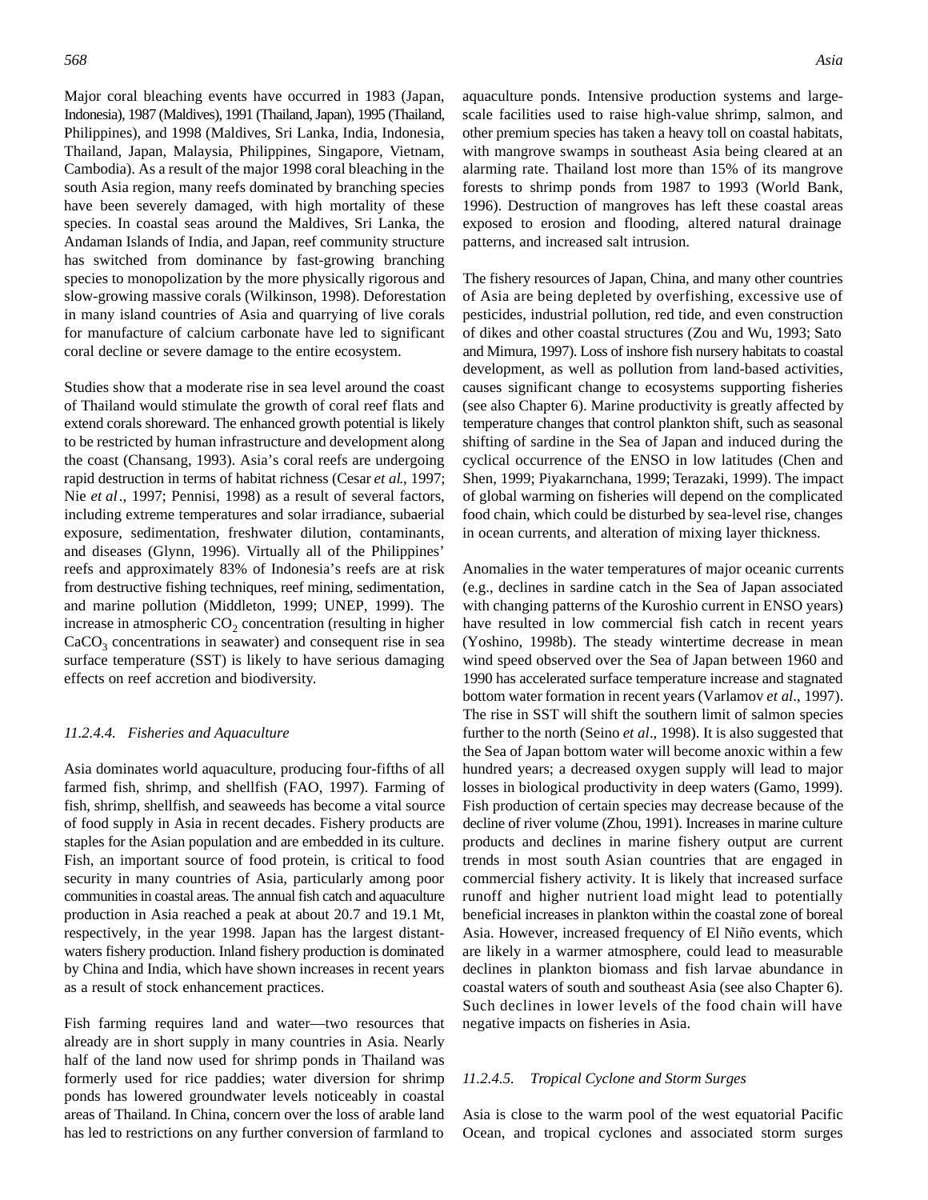Major coral bleaching events have occurred in 1983 (Japan, Indonesia), 1987 (Maldives), 1991 (Thailand, Japan), 1995 (Thailand, Philippines), and 1998 (Maldives, Sri Lanka, India, Indonesia, Thailand, Japan, Malaysia, Philippines, Singapore, Vietnam, Cambodia). As a result of the major 1998 coral bleaching in the south Asia region, many reefs dominated by branching species have been severely damaged, with high mortality of these species. In coastal seas around the Maldives, Sri Lanka, the Andaman Islands of India, and Japan, reef community structure has switched from dominance by fast-growing branching species to monopolization by the more physically rigorous and slow-growing massive corals (Wilkinson, 1998). Deforestation in many island countries of Asia and quarrying of live corals for manufacture of calcium carbonate have led to significant coral decline or severe damage to the entire ecosystem.

Studies show that a moderate rise in sea level around the coast of Thailand would stimulate the growth of coral reef flats and extend corals shoreward. The enhanced growth potential is likely to be restricted by human infrastructure and development along the coast (Chansang, 1993). Asia's coral reefs are undergoing rapid destruction in terms of habitat richness (Cesar *et al.*, 1997; Nie *et al*., 1997; Pennisi, 1998) as a result of several factors, including extreme temperatures and solar irradiance, subaerial exposure, sedimentation, freshwater dilution, contaminants, and diseases (Glynn, 1996). Virtually all of the Philippines' reefs and approximately 83% of Indonesia's reefs are at risk from destructive fishing techniques, reef mining, sedimentation, and marine pollution (Middleton, 1999; UNEP, 1999). The increase in atmospheric $CO_2$ concentration (resulting in higher $CaCO_3$ concentrations in seawater) and consequent rise in sea surface temperature (SST) is likely to have serious damaging effects on reef accretion and biodiversity.

#### *11.2.4.4. Fisheries and Aquaculture*

Asia dominates world aquaculture, producing four-fifths of all farmed fish, shrimp, and shellfish (FAO, 1997). Farming of fish, shrimp, shellfish, and seaweeds has become a vital source of food supply in Asia in recent decades. Fishery products are staples for the Asian population and are embedded in its culture. Fish, an important source of food protein, is critical to food security in many countries of Asia, particularly among poor communities in coastal areas. The annual fish catch and aquaculture production in Asia reached a peak at about 20.7 and 19.1 Mt, respectively, in the year 1998. Japan has the largest distant-waters fishery production. Inland fishery production is dominated by China and India, which have shown increases in recent years as a result of stock enhancement practices.

Fish farming requires land and water—two resources that already are in short supply in many countries in Asia. Nearly half of the land now used for shrimp ponds in Thailand was formerly used for rice paddies; water diversion for shrimp ponds has lowered groundwater levels noticeably in coastal areas of Thailand. In China, concern over the loss of arable land has led to restrictions on any further conversion of farmland to aquaculture ponds. Intensive production systems and large-scale facilities used to raise high-value shrimp, salmon, and other premium species has taken a heavy toll on coastal habitats, with mangrove swamps in southeast Asia being cleared at an alarming rate. Thailand lost more than 15% of its mangrove forests to shrimp ponds from 1987 to 1993 (World Bank, 1996). Destruction of mangroves has left these coastal areas exposed to erosion and flooding, altered natural drainage patterns, and increased salt intrusion.

The fishery resources of Japan, China, and many other countries of Asia are being depleted by overfishing, excessive use of pesticides, industrial pollution, red tide, and even construction of dikes and other coastal structures (Zou and Wu, 1993; Sato and Mimura, 1997). Loss of inshore fish nursery habitats to coastal development, as well as pollution from land-based activities, causes significant change to ecosystems supporting fisheries (see also Chapter 6). Marine productivity is greatly affected by temperature changes that control plankton shift, such as seasonal shifting of sardine in the Sea of Japan and induced during the cyclical occurrence of the ENSO in low latitudes (Chen and Shen, 1999; Piyakarnchana, 1999; Terazaki, 1999). The impact of global warming on fisheries will depend on the complicated food chain, which could be disturbed by sea-level rise, changes in ocean currents, and alteration of mixing layer thickness.

Anomalies in the water temperatures of major oceanic currents (e.g., declines in sardine catch in the Sea of Japan associated with changing patterns of the Kuroshio current in ENSO years) have resulted in low commercial fish catch in recent years (Yoshino, 1998b). The steady wintertime decrease in mean wind speed observed over the Sea of Japan between 1960 and 1990 has accelerated surface temperature increase and stagnated bottom water formation in recent years (Varlamov *et al*., 1997). The rise in SST will shift the southern limit of salmon species further to the north (Seino *et al*., 1998). It is also suggested that the Sea of Japan bottom water will become anoxic within a few hundred years; a decreased oxygen supply will lead to major losses in biological productivity in deep waters (Gamo, 1999). Fish production of certain species may decrease because of the decline of river volume (Zhou, 1991). Increases in marine culture products and declines in marine fishery output are current trends in most south Asian countries that are engaged in commercial fishery activity. It is likely that increased surface runoff and higher nutrient load might lead to potentially beneficial increases in plankton within the coastal zone of boreal Asia. However, increased frequency of El Niño events, which are likely in a warmer atmosphere, could lead to measurable declines in plankton biomass and fish larvae abundance in coastal waters of south and southeast Asia (see also Chapter 6). Such declines in lower levels of the food chain will have negative impacts on fisheries in Asia.

#### *11.2.4.5. Tropical Cyclone and Storm Surges*

Asia is close to the warm pool of the west equatorial Pacific Ocean, and tropical cyclones and associated storm surges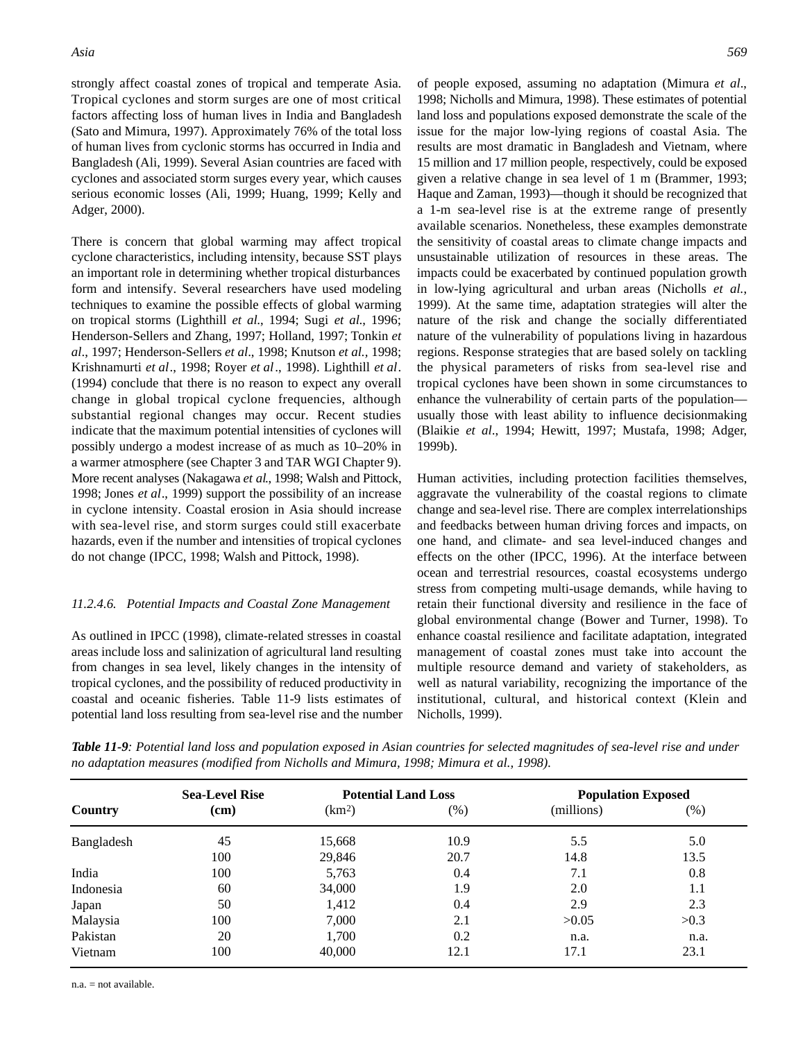strongly affect coastal zones of tropical and temperate Asia. Tropical cyclones and storm surges are one of most critical factors affecting loss of human lives in India and Bangladesh (Sato and Mimura, 1997). Approximately 76% of the total loss of human lives from cyclonic storms has occurred in India and Bangladesh (Ali, 1999). Several Asian countries are faced with cyclones and associated storm surges every year, which causes serious economic losses (Ali, 1999; Huang, 1999; Kelly and Adger, 2000).

There is concern that global warming may affect tropical cyclone characteristics, including intensity, because SST plays an important role in determining whether tropical disturbances form and intensify. Several researchers have used modeling techniques to examine the possible effects of global warming on tropical storms (Lighthill *et al*., 1994; Sugi *et al*., 1996; Henderson-Sellers and Zhang, 1997; Holland, 1997; Tonkin *et al*., 1997; Henderson-Sellers *et al*., 1998; Knutson *et al.*, 1998; Krishnamurti *et al*., 1998; Royer *et al*., 1998). Lighthill *et al*. (1994) conclude that there is no reason to expect any overall change in global tropical cyclone frequencies, although substantial regional changes may occur. Recent studies indicate that the maximum potential intensities of cyclones will possibly undergo a modest increase of as much as 10–20% in a warmer atmosphere (see Chapter 3 and TAR WGI Chapter 9). More recent analyses (Nakagawa *et al*., 1998; Walsh and Pittock, 1998; Jones *et al*., 1999) support the possibility of an increase in cyclone intensity. Coastal erosion in Asia should increase with sea-level rise, and storm surges could still exacerbate hazards, even if the number and intensities of tropical cyclones do not change (IPCC, 1998; Walsh and Pittock, 1998).

#### *11.2.4.6. Potential Impacts and Coastal Zone Management*

As outlined in IPCC (1998), climate-related stresses in coastal areas include loss and salinization of agricultural land resulting from changes in sea level, likely changes in the intensity of tropical cyclones, and the possibility of reduced productivity in coastal and oceanic fisheries. Table 11-9 lists estimates of potential land loss resulting from sea-level rise and the number of people exposed, assuming no adaptation (Mimura *et al*., 1998; Nicholls and Mimura, 1998). These estimates of potential land loss and populations exposed demonstrate the scale of the issue for the major low-lying regions of coastal Asia. The results are most dramatic in Bangladesh and Vietnam, where 15 million and 17 million people, respectively, could be exposed given a relative change in sea level of 1 m (Brammer, 1993; Haque and Zaman, 1993)—though it should be recognized that a 1-m sea-level rise is at the extreme range of presently available scenarios. Nonetheless, these examples demonstrate the sensitivity of coastal areas to climate change impacts and unsustainable utilization of resources in these areas. The impacts could be exacerbated by continued population growth in low-lying agricultural and urban areas (Nicholls *et al.*, 1999). At the same time, adaptation strategies will alter the nature of the risk and change the socially differentiated nature of the vulnerability of populations living in hazardous regions. Response strategies that are based solely on tackling the physical parameters of risks from sea-level rise and tropical cyclones have been shown in some circumstances to enhance the vulnerability of certain parts of the population—usually those with least ability to influence decisionmaking (Blaikie *et al*., 1994; Hewitt, 1997; Mustafa, 1998; Adger, 1999b).

Human activities, including protection facilities themselves, aggravate the vulnerability of the coastal regions to climate change and sea-level rise. There are complex interrelationships and feedbacks between human driving forces and impacts, on one hand, and climate- and sea level-induced changes and effects on the other (IPCC, 1996). At the interface between ocean and terrestrial resources, coastal ecosystems undergo stress from competing multi-usage demands, while having to retain their functional diversity and resilience in the face of global environmental change (Bower and Turner, 1998). To enhance coastal resilience and facilitate adaptation, integrated management of coastal zones must take into account the multiple resource demand and variety of stakeholders, as well as natural variability, recognizing the importance of the institutional, cultural, and historical context (Klein and Nicholls, 1999).

***Table 11-9****: Potential land loss and population exposed in Asian countries for selected magnitudes of sea-level rise and under no adaptation measures (modified from Nicholls and Mimura, 1998; Mimura et al., 1998).*

| Country | Sea-Level Rise (cm) | Potential Land Loss ($km^2$) | (%) | Population Exposed (millions) | (%) |
|---|---|---|---|---|---|
| Bangladesh | 45 | 15,668 | 10.9 | 5.5 | 5.0 |
| | 100 | 29,846 | 20.7 | 14.8 | 13.5 |
| India | 100 | 5,763 | 0.4 | 7.1 | 0.8 |
| Indonesia | 60 | 34,000 | 1.9 | 2.0 | 1.1 |
| Japan | 50 | 1,412 | 0.4 | 2.9 | 2.3 |
| Malaysia | 100 | 7,000 | 2.1 | >0.05 | >0.3 |
| Pakistan | 20 | 1,700 | 0.2 | n.a. | n.a. |
| Vietnam | 100 | 40,000 | 12.1 | 17.1 | 23.1 |

n.a. = not available.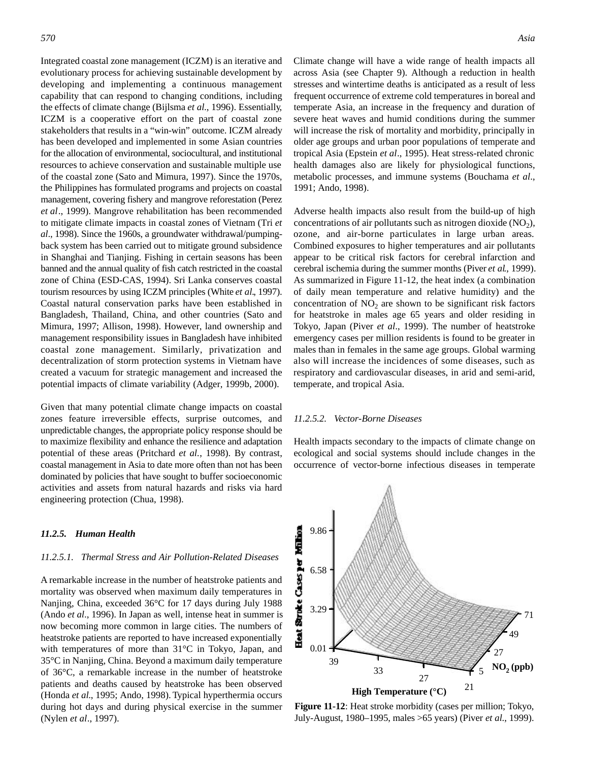Integrated coastal zone management (ICZM) is an iterative and evolutionary process for achieving sustainable development by developing and implementing a continuous management capability that can respond to changing conditions, including the effects of climate change (Bijlsma *et al.*, 1996). Essentially, ICZM is a cooperative effort on the part of coastal zone stakeholders that results in a "win-win" outcome. ICZM already has been developed and implemented in some Asian countries for the allocation of environmental, sociocultural, and institutional resources to achieve conservation and sustainable multiple use of the coastal zone (Sato and Mimura, 1997). Since the 1970s, the Philippines has formulated programs and projects on coastal management, covering fishery and mangrove reforestation (Perez *et al*., 1999). Mangrove rehabilitation has been recommended to mitigate climate impacts in coastal zones of Vietnam (Tri *et al*., 1998). Since the 1960s, a groundwater withdrawal/pumping-back system has been carried out to mitigate ground subsidence in Shanghai and Tianjing. Fishing in certain seasons has been banned and the annual quality of fish catch restricted in the coastal zone of China (ESD-CAS, 1994). Sri Lanka conserves coastal tourism resources by using ICZM principles (White *et al*., 1997). Coastal natural conservation parks have been established in Bangladesh, Thailand, China, and other countries (Sato and Mimura, 1997; Allison, 1998). However, land ownership and management responsibility issues in Bangladesh have inhibited coastal zone management. Similarly, privatization and decentralization of storm protection systems in Vietnam have created a vacuum for strategic management and increased the potential impacts of climate variability (Adger, 1999b, 2000).

Given that many potential climate change impacts on coastal zones feature irreversible effects, surprise outcomes, and unpredictable changes, the appropriate policy response should be to maximize flexibility and enhance the resilience and adaptation potential of these areas (Pritchard *et al.*, 1998). By contrast, coastal management in Asia to date more often than not has been dominated by policies that have sought to buffer socioeconomic activities and assets from natural hazards and risks via hard engineering protection (Chua, 1998).

### *11.2.5. Human Health*

#### *11.2.5.1. Thermal Stress and Air Pollution-Related Diseases*

A remarkable increase in the number of heatstroke patients and mortality was observed when maximum daily temperatures in Nanjing, China, exceeded 36°C for 17 days during July 1988 (Ando *et al*., 1996). In Japan as well, intense heat in summer is now becoming more common in large cities. The numbers of heatstroke patients are reported to have increased exponentially with temperatures of more than 31°C in Tokyo, Japan, and 35°C in Nanjing, China. Beyond a maximum daily temperature of 36°C, a remarkable increase in the number of heatstroke patients and deaths caused by heatstroke has been observed (Honda *et al*., 1995; Ando, 1998). Typical hyperthermia occurs during hot days and during physical exercise in the summer (Nylen *et al*., 1997).

Climate change will have a wide range of health impacts all across Asia (see Chapter 9). Although a reduction in health stresses and wintertime deaths is anticipated as a result of less frequent occurrence of extreme cold temperatures in boreal and temperate Asia, an increase in the frequency and duration of severe heat waves and humid conditions during the summer will increase the risk of mortality and morbidity, principally in older age groups and urban poor populations of temperate and tropical Asia (Epstein *et al*., 1995). Heat stress-related chronic health damages also are likely for physiological functions, metabolic processes, and immune systems (Bouchama *et al*., 1991; Ando, 1998).

Adverse health impacts also result from the build-up of high concentrations of air pollutants such as nitrogen dioxide ($NO_2$), ozone, and air-borne particulates in large urban areas. Combined exposures to higher temperatures and air pollutants appear to be critical risk factors for cerebral infarction and cerebral ischemia during the summer months (Piver *et al.*, 1999). As summarized in Figure 11-12, the heat index (a combination of daily mean temperature and relative humidity) and the concentration of $NO_2$ are shown to be significant risk factors for heatstroke in males age 65 years and older residing in Tokyo, Japan (Piver *et al*., 1999). The number of heatstroke emergency cases per million residents is found to be greater in males than in females in the same age groups. Global warming also will increase the incidences of some diseases, such as respiratory and cardiovascular diseases, in arid and semi-arid, temperate, and tropical Asia.

#### *11.2.5.2. Vector-Borne Diseases*

Health impacts secondary to the impacts of climate change on ecological and social systems should include changes in the occurrence of vector-borne infectious diseases in temperate

**Figure 11-12**: Heat stroke morbidity (cases per million; Tokyo, July-August, 1980–1995, males >65 years) (Piver *et al.*, 1999).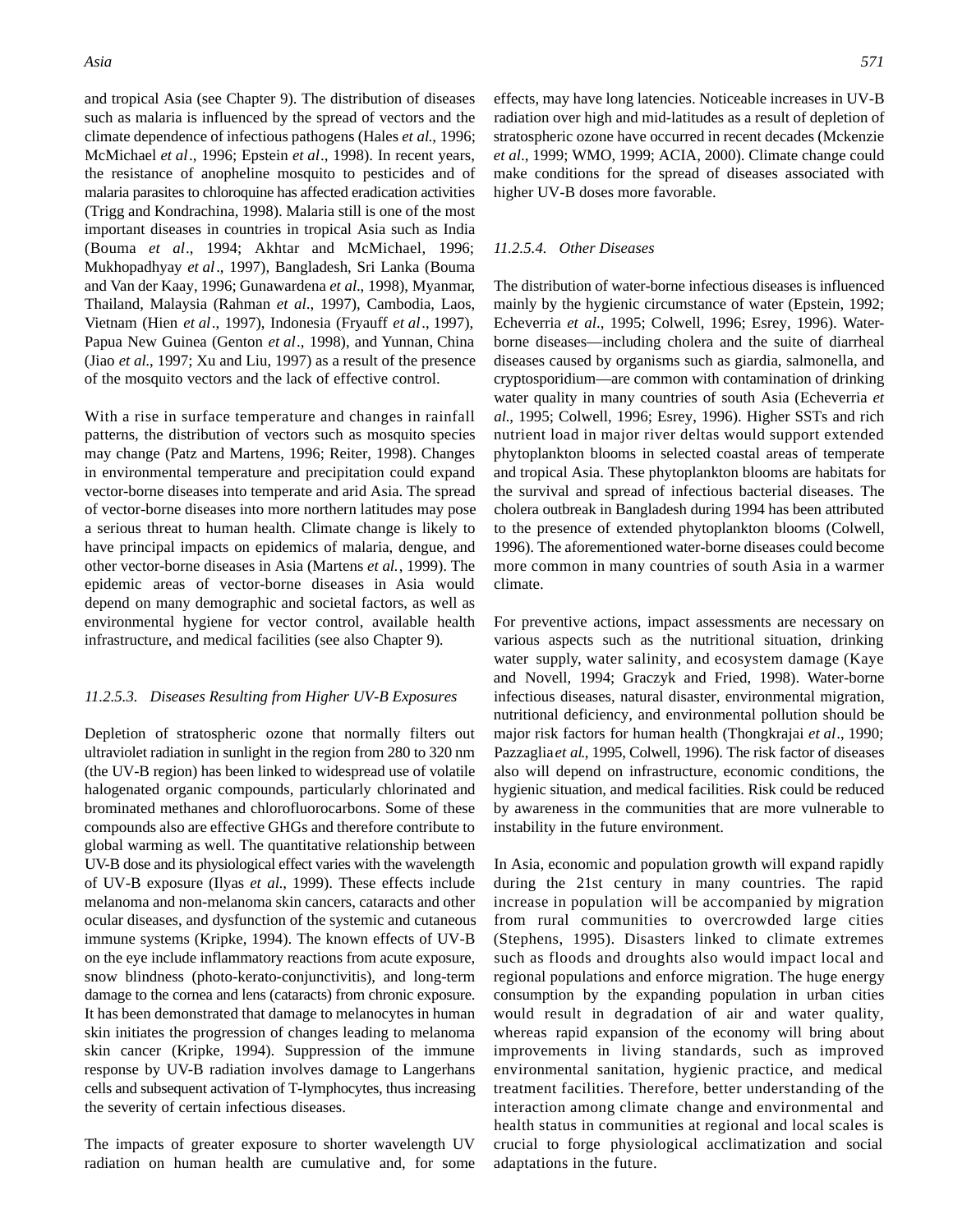and tropical Asia (see Chapter 9). The distribution of diseases such as malaria is influenced by the spread of vectors and the climate dependence of infectious pathogens (Hales *et al.*, 1996; McMichael *et al*., 1996; Epstein *et al*., 1998). In recent years, the resistance of anopheline mosquito to pesticides and of malaria parasites to chloroquine has affected eradication activities (Trigg and Kondrachina, 1998). Malaria still is one of the most important diseases in countries in tropical Asia such as India (Bouma *et al*., 1994; Akhtar and McMichael, 1996; Mukhopadhyay *et al*., 1997), Bangladesh, Sri Lanka (Bouma and Van der Kaay, 1996; Gunawardena *et al*., 1998), Myanmar, Thailand, Malaysia (Rahman *et al*., 1997), Cambodia, Laos, Vietnam (Hien *et al*., 1997), Indonesia (Fryauff *et al*., 1997), Papua New Guinea (Genton *et al*., 1998), and Yunnan, China (Jiao *et al.*, 1997; Xu and Liu, 1997) as a result of the presence of the mosquito vectors and the lack of effective control.

With a rise in surface temperature and changes in rainfall patterns, the distribution of vectors such as mosquito species may change (Patz and Martens, 1996; Reiter, 1998). Changes in environmental temperature and precipitation could expand vector-borne diseases into temperate and arid Asia. The spread of vector-borne diseases into more northern latitudes may pose a serious threat to human health. Climate change is likely to have principal impacts on epidemics of malaria, dengue, and other vector-borne diseases in Asia (Martens *et al.*, 1999). The epidemic areas of vector-borne diseases in Asia would depend on many demographic and societal factors, as well as environmental hygiene for vector control, available health infrastructure, and medical facilities (see also Chapter 9).

#### *11.2.5.3. Diseases Resulting from Higher UV-B Exposures*

Depletion of stratospheric ozone that normally filters out ultraviolet radiation in sunlight in the region from 280 to 320 nm (the UV-B region) has been linked to widespread use of volatile halogenated organic compounds, particularly chlorinated and brominated methanes and chlorofluorocarbons. Some of these compounds also are effective GHGs and therefore contribute to global warming as well. The quantitative relationship between UV-B dose and its physiological effect varies with the wavelength of UV-B exposure (Ilyas *et al.*, 1999). These effects include melanoma and non-melanoma skin cancers, cataracts and other ocular diseases, and dysfunction of the systemic and cutaneous immune systems (Kripke, 1994). The known effects of UV-B on the eye include inflammatory reactions from acute exposure, snow blindness (photo-kerato-conjunctivitis), and long-term damage to the cornea and lens (cataracts) from chronic exposure. It has been demonstrated that damage to melanocytes in human skin initiates the progression of changes leading to melanoma skin cancer (Kripke, 1994). Suppression of the immune response by UV-B radiation involves damage to Langerhans cells and subsequent activation of T-lymphocytes, thus increasing the severity of certain infectious diseases.

The impacts of greater exposure to shorter wavelength UV radiation on human health are cumulative and, for some effects, may have long latencies. Noticeable increases in UV-B radiation over high and mid-latitudes as a result of depletion of stratospheric ozone have occurred in recent decades (Mckenzie *et al*., 1999; WMO, 1999; ACIA, 2000). Climate change could make conditions for the spread of diseases associated with higher UV-B doses more favorable.

#### *11.2.5.4. Other Diseases*

The distribution of water-borne infectious diseases is influenced mainly by the hygienic circumstance of water (Epstein, 1992; Echeverria *et al.*, 1995; Colwell, 1996; Esrey, 1996). Water-borne diseases—including cholera and the suite of diarrheal diseases caused by organisms such as giardia, salmonella, and cryptosporidium—are common with contamination of drinking water quality in many countries of south Asia (Echeverria *et al.*, 1995; Colwell, 1996; Esrey, 1996). Higher SSTs and rich nutrient load in major river deltas would support extended phytoplankton blooms in selected coastal areas of temperate and tropical Asia. These phytoplankton blooms are habitats for the survival and spread of infectious bacterial diseases. The cholera outbreak in Bangladesh during 1994 has been attributed to the presence of extended phytoplankton blooms (Colwell, 1996). The aforementioned water-borne diseases could become more common in many countries of south Asia in a warmer climate.

For preventive actions, impact assessments are necessary on various aspects such as the nutritional situation, drinking water supply, water salinity, and ecosystem damage (Kaye and Novell, 1994; Graczyk and Fried, 1998). Water-borne infectious diseases, natural disaster, environmental migration, nutritional deficiency, and environmental pollution should be major risk factors for human health (Thongkrajai *et al*., 1990; Pazzaglia *et al.*, 1995, Colwell, 1996). The risk factor of diseases also will depend on infrastructure, economic conditions, the hygienic situation, and medical facilities. Risk could be reduced by awareness in the communities that are more vulnerable to instability in the future environment.

In Asia, economic and population growth will expand rapidly during the 21st century in many countries. The rapid increase in population will be accompanied by migration from rural communities to overcrowded large cities (Stephens, 1995). Disasters linked to climate extremes such as floods and droughts also would impact local and regional populations and enforce migration. The huge energy consumption by the expanding population in urban cities would result in degradation of air and water quality, whereas rapid expansion of the economy will bring about improvements in living standards, such as improved environmental sanitation, hygienic practice, and medical treatment facilities. Therefore, better understanding of the interaction among climate change and environmental and health status in communities at regional and local scales is crucial to forge physiological acclimatization and social adaptations in the future.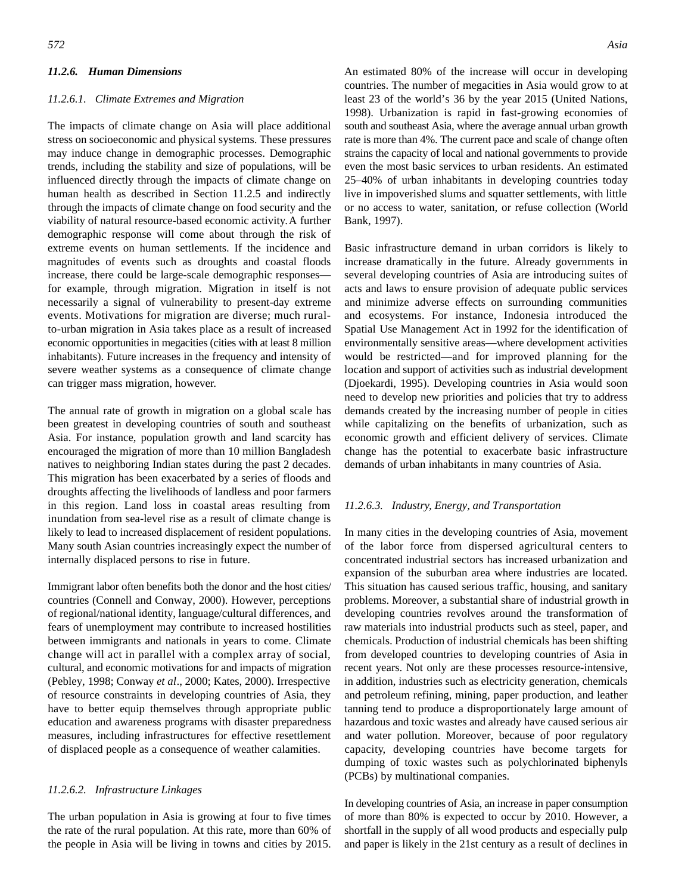### *11.2.6. Human Dimensions*

#### *11.2.6.1. Climate Extremes and Migration*

The impacts of climate change on Asia will place additional stress on socioeconomic and physical systems. These pressures may induce change in demographic processes. Demographic trends, including the stability and size of populations, will be influenced directly through the impacts of climate change on human health as described in Section 11.2.5 and indirectly through the impacts of climate change on food security and the viability of natural resource-based economic activity. A further demographic response will come about through the risk of extreme events on human settlements. If the incidence and magnitudes of events such as droughts and coastal floods increase, there could be large-scale demographic responses—for example, through migration. Migration in itself is not necessarily a signal of vulnerability to present-day extreme events. Motivations for migration are diverse; much rural-to-urban migration in Asia takes place as a result of increased economic opportunities in megacities (cities with at least 8 million inhabitants). Future increases in the frequency and intensity of severe weather systems as a consequence of climate change can trigger mass migration, however.

The annual rate of growth in migration on a global scale has been greatest in developing countries of south and southeast Asia. For instance, population growth and land scarcity has encouraged the migration of more than 10 million Bangladesh natives to neighboring Indian states during the past 2 decades. This migration has been exacerbated by a series of floods and droughts affecting the livelihoods of landless and poor farmers in this region. Land loss in coastal areas resulting from inundation from sea-level rise as a result of climate change is likely to lead to increased displacement of resident populations. Many south Asian countries increasingly expect the number of internally displaced persons to rise in future.

Immigrant labor often benefits both the donor and the host cities/countries (Connell and Conway, 2000). However, perceptions of regional/national identity, language/cultural differences, and fears of unemployment may contribute to increased hostilities between immigrants and nationals in years to come. Climate change will act in parallel with a complex array of social, cultural, and economic motivations for and impacts of migration (Pebley, 1998; Conway *et al*., 2000; Kates, 2000). Irrespective of resource constraints in developing countries of Asia, they have to better equip themselves through appropriate public education and awareness programs with disaster preparedness measures, including infrastructures for effective resettlement of displaced people as a consequence of weather calamities.

#### *11.2.6.2. Infrastructure Linkages*

The urban population in Asia is growing at four to five times the rate of the rural population. At this rate, more than 60% of the people in Asia will be living in towns and cities by 2015. An estimated 80% of the increase will occur in developing countries. The number of megacities in Asia would grow to at least 23 of the world's 36 by the year 2015 (United Nations, 1998). Urbanization is rapid in fast-growing economies of south and southeast Asia, where the average annual urban growth rate is more than 4%. The current pace and scale of change often strains the capacity of local and national governments to provide even the most basic services to urban residents. An estimated 25–40% of urban inhabitants in developing countries today live in impoverished slums and squatter settlements, with little or no access to water, sanitation, or refuse collection (World Bank, 1997).

Basic infrastructure demand in urban corridors is likely to increase dramatically in the future. Already governments in several developing countries of Asia are introducing suites of acts and laws to ensure provision of adequate public services and minimize adverse effects on surrounding communities and ecosystems. For instance, Indonesia introduced the Spatial Use Management Act in 1992 for the identification of environmentally sensitive areas—where development activities would be restricted—and for improved planning for the location and support of activities such as industrial development (Djoekardi, 1995). Developing countries in Asia would soon need to develop new priorities and policies that try to address demands created by the increasing number of people in cities while capitalizing on the benefits of urbanization, such as economic growth and efficient delivery of services. Climate change has the potential to exacerbate basic infrastructure demands of urban inhabitants in many countries of Asia.

#### *11.2.6.3. Industry, Energy, and Transportation*

In many cities in the developing countries of Asia, movement of the labor force from dispersed agricultural centers to concentrated industrial sectors has increased urbanization and expansion of the suburban area where industries are located. This situation has caused serious traffic, housing, and sanitary problems. Moreover, a substantial share of industrial growth in developing countries revolves around the transformation of raw materials into industrial products such as steel, paper, and chemicals. Production of industrial chemicals has been shifting from developed countries to developing countries of Asia in recent years. Not only are these processes resource-intensive, in addition, industries such as electricity generation, chemicals and petroleum refining, mining, paper production, and leather tanning tend to produce a disproportionately large amount of hazardous and toxic wastes and already have caused serious air and water pollution. Moreover, because of poor regulatory capacity, developing countries have become targets for dumping of toxic wastes such as polychlorinated biphenyls (PCBs) by multinational companies.

In developing countries of Asia, an increase in paper consumption of more than 80% is expected to occur by 2010. However, a shortfall in the supply of all wood products and especially pulp and paper is likely in the 21st century as a result of declines in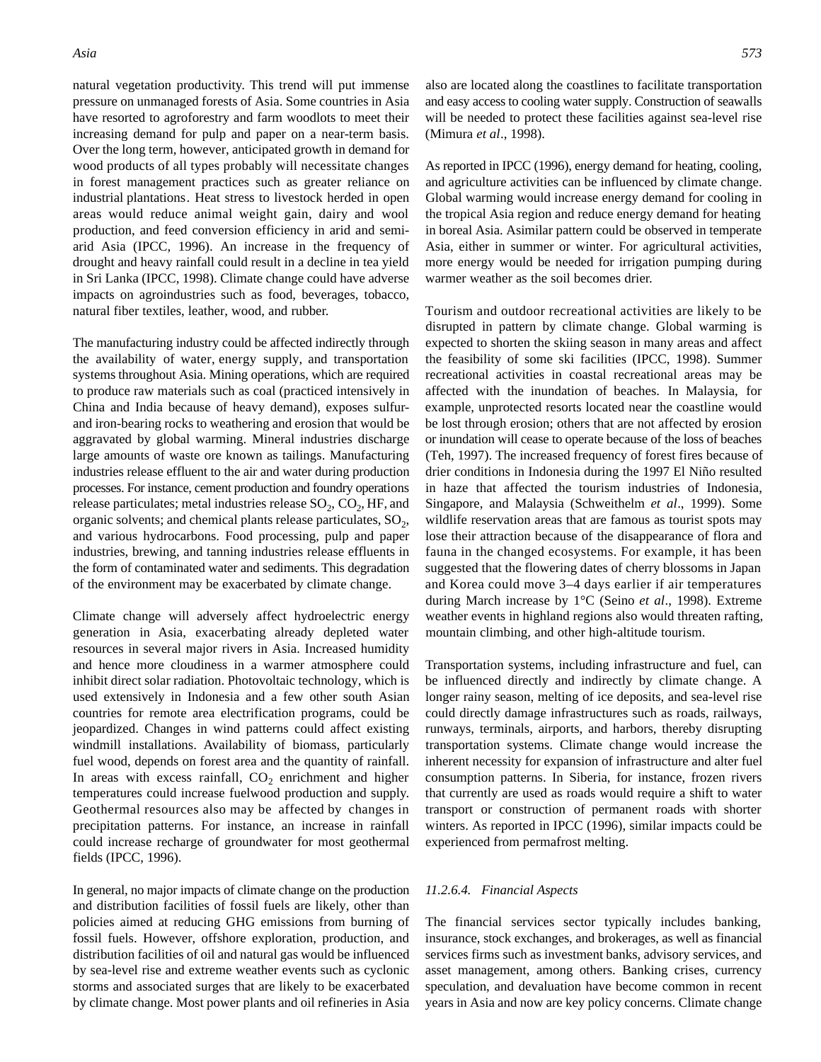natural vegetation productivity. This trend will put immense pressure on unmanaged forests of Asia. Some countries in Asia have resorted to agroforestry and farm woodlots to meet their increasing demand for pulp and paper on a near-term basis. Over the long term, however, anticipated growth in demand for wood products of all types probably will necessitate changes in forest management practices such as greater reliance on industrial plantations. Heat stress to livestock herded in open areas would reduce animal weight gain, dairy and wool production, and feed conversion efficiency in arid and semi-arid Asia (IPCC, 1996). An increase in the frequency of drought and heavy rainfall could result in a decline in tea yield in Sri Lanka (IPCC, 1998). Climate change could have adverse impacts on agroindustries such as food, beverages, tobacco, natural fiber textiles, leather, wood, and rubber.

The manufacturing industry could be affected indirectly through the availability of water, energy supply, and transportation systems throughout Asia. Mining operations, which are required to produce raw materials such as coal (practiced intensively in China and India because of heavy demand), exposes sulfur- and iron-bearing rocks to weathering and erosion that would be aggravated by global warming. Mineral industries discharge large amounts of waste ore known as tailings. Manufacturing industries release effluent to the air and water during production processes. For instance, cement production and foundry operations release particulates; metal industries release $SO_2$, $CO_2$, HF, and organic solvents; and chemical plants release particulates, $SO_2$, and various hydrocarbons. Food processing, pulp and paper industries, brewing, and tanning industries release effluents in the form of contaminated water and sediments. This degradation of the environment may be exacerbated by climate change.

Climate change will adversely affect hydroelectric energy generation in Asia, exacerbating already depleted water resources in several major rivers in Asia. Increased humidity and hence more cloudiness in a warmer atmosphere could inhibit direct solar radiation. Photovoltaic technology, which is used extensively in Indonesia and a few other south Asian countries for remote area electrification programs, could be jeopardized. Changes in wind patterns could affect existing windmill installations. Availability of biomass, particularly fuel wood, depends on forest area and the quantity of rainfall. In areas with excess rainfall, $CO_2$ enrichment and higher temperatures could increase fuelwood production and supply. Geothermal resources also may be affected by changes in precipitation patterns. For instance, an increase in rainfall could increase recharge of groundwater for most geothermal fields (IPCC, 1996).

In general, no major impacts of climate change on the production and distribution facilities of fossil fuels are likely, other than policies aimed at reducing GHG emissions from burning of fossil fuels. However, offshore exploration, production, and distribution facilities of oil and natural gas would be influenced by sea-level rise and extreme weather events such as cyclonic storms and associated surges that are likely to be exacerbated by climate change. Most power plants and oil refineries in Asia also are located along the coastlines to facilitate transportation and easy access to cooling water supply. Construction of seawalls will be needed to protect these facilities against sea-level rise (Mimura *et al*., 1998).

As reported in IPCC (1996), energy demand for heating, cooling, and agriculture activities can be influenced by climate change. Global warming would increase energy demand for cooling in the tropical Asia region and reduce energy demand for heating in boreal Asia. Asimilar pattern could be observed in temperate Asia, either in summer or winter. For agricultural activities, more energy would be needed for irrigation pumping during warmer weather as the soil becomes drier.

Tourism and outdoor recreational activities are likely to be disrupted in pattern by climate change. Global warming is expected to shorten the skiing season in many areas and affect the feasibility of some ski facilities (IPCC, 1998). Summer recreational activities in coastal recreational areas may be affected with the inundation of beaches. In Malaysia, for example, unprotected resorts located near the coastline would be lost through erosion; others that are not affected by erosion or inundation will cease to operate because of the loss of beaches (Teh, 1997). The increased frequency of forest fires because of drier conditions in Indonesia during the 1997 El Niño resulted in haze that affected the tourism industries of Indonesia, Singapore, and Malaysia (Schweithelm *et al*., 1999). Some wildlife reservation areas that are famous as tourist spots may lose their attraction because of the disappearance of flora and fauna in the changed ecosystems. For example, it has been suggested that the flowering dates of cherry blossoms in Japan and Korea could move 3–4 days earlier if air temperatures during March increase by 1°C (Seino *et al*., 1998). Extreme weather events in highland regions also would threaten rafting, mountain climbing, and other high-altitude tourism.

Transportation systems, including infrastructure and fuel, can be influenced directly and indirectly by climate change. A longer rainy season, melting of ice deposits, and sea-level rise could directly damage infrastructures such as roads, railways, runways, terminals, airports, and harbors, thereby disrupting transportation systems. Climate change would increase the inherent necessity for expansion of infrastructure and alter fuel consumption patterns. In Siberia, for instance, frozen rivers that currently are used as roads would require a shift to water transport or construction of permanent roads with shorter winters. As reported in IPCC (1996), similar impacts could be experienced from permafrost melting.

#### *11.2.6.4. Financial Aspects*

The financial services sector typically includes banking, insurance, stock exchanges, and brokerages, as well as financial services firms such as investment banks, advisory services, and asset management, among others. Banking crises, currency speculation, and devaluation have become common in recent years in Asia and now are key policy concerns. Climate change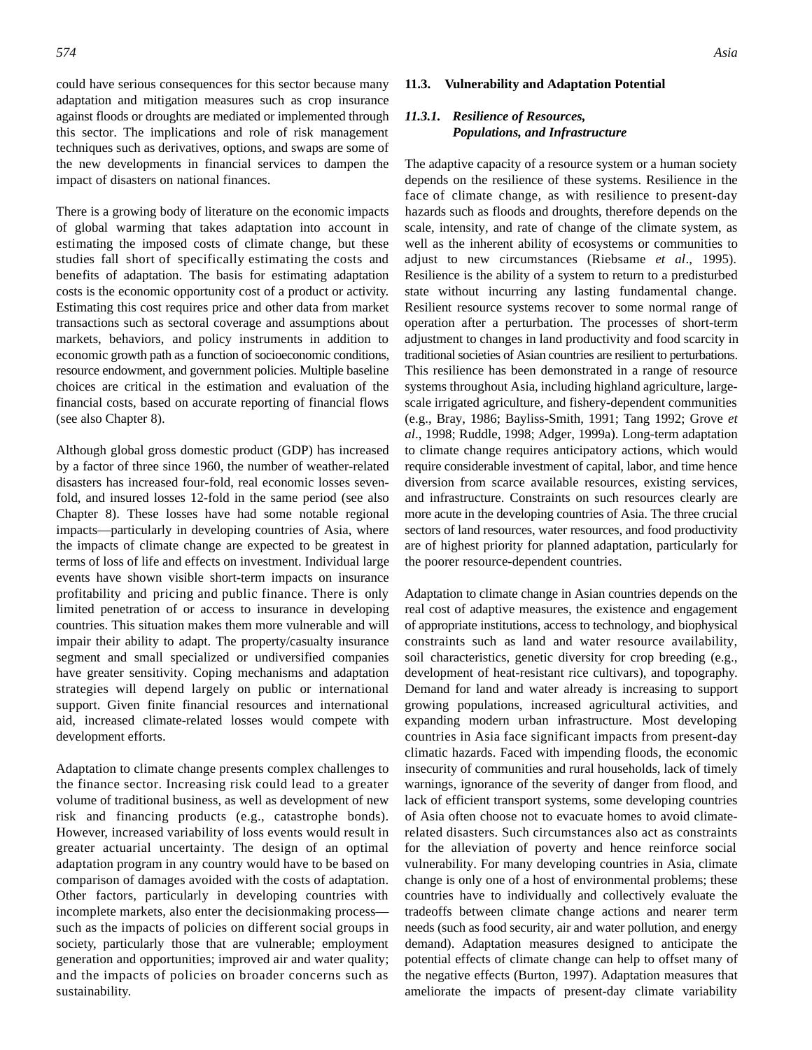could have serious consequences for this sector because many adaptation and mitigation measures such as crop insurance against floods or droughts are mediated or implemented through this sector. The implications and role of risk management techniques such as derivatives, options, and swaps are some of the new developments in financial services to dampen the impact of disasters on national finances.

There is a growing body of literature on the economic impacts of global warming that takes adaptation into account in estimating the imposed costs of climate change, but these studies fall short of specifically estimating the costs and benefits of adaptation. The basis for estimating adaptation costs is the economic opportunity cost of a product or activity. Estimating this cost requires price and other data from market transactions such as sectoral coverage and assumptions about markets, behaviors, and policy instruments in addition to economic growth path as a function of socioeconomic conditions, resource endowment, and government policies. Multiple baseline choices are critical in the estimation and evaluation of the financial costs, based on accurate reporting of financial flows (see also Chapter 8).

Although global gross domestic product (GDP) has increased by a factor of three since 1960, the number of weather-related disasters has increased four-fold, real economic losses seven-fold, and insured losses 12-fold in the same period (see also Chapter 8). These losses have had some notable regional impacts—particularly in developing countries of Asia, where the impacts of climate change are expected to be greatest in terms of loss of life and effects on investment. Individual large events have shown visible short-term impacts on insurance profitability and pricing and public finance. There is only limited penetration of or access to insurance in developing countries. This situation makes them more vulnerable and will impair their ability to adapt. The property/casualty insurance segment and small specialized or undiversified companies have greater sensitivity. Coping mechanisms and adaptation strategies will depend largely on public or international support. Given finite financial resources and international aid, increased climate-related losses would compete with development efforts.

Adaptation to climate change presents complex challenges to the finance sector. Increasing risk could lead to a greater volume of traditional business, as well as development of new risk and financing products (e.g., catastrophe bonds). However, increased variability of loss events would result in greater actuarial uncertainty. The design of an optimal adaptation program in any country would have to be based on comparison of damages avoided with the costs of adaptation. Other factors, particularly in developing countries with incomplete markets, also enter the decisionmaking process—such as the impacts of policies on different social groups in society, particularly those that are vulnerable; employment generation and opportunities; improved air and water quality; and the impacts of policies on broader concerns such as sustainability.

## 11.3. Vulnerability and Adaptation Potential

### *11.3.1. Resilience of Resources, Populations, and Infrastructure*

The adaptive capacity of a resource system or a human society depends on the resilience of these systems. Resilience in the face of climate change, as with resilience to present-day hazards such as floods and droughts, therefore depends on the scale, intensity, and rate of change of the climate system, as well as the inherent ability of ecosystems or communities to adjust to new circumstances (Riebsame *et al*., 1995). Resilience is the ability of a system to return to a predisturbed state without incurring any lasting fundamental change. Resilient resource systems recover to some normal range of operation after a perturbation. The processes of short-term adjustment to changes in land productivity and food scarcity in traditional societies of Asian countries are resilient to perturbations. This resilience has been demonstrated in a range of resource systems throughout Asia, including highland agriculture, large-scale irrigated agriculture, and fishery-dependent communities (e.g., Bray, 1986; Bayliss-Smith, 1991; Tang 1992; Grove *et al*., 1998; Ruddle, 1998; Adger, 1999a). Long-term adaptation to climate change requires anticipatory actions, which would require considerable investment of capital, labor, and time hence diversion from scarce available resources, existing services, and infrastructure. Constraints on such resources clearly are more acute in the developing countries of Asia. The three crucial sectors of land resources, water resources, and food productivity are of highest priority for planned adaptation, particularly for the poorer resource-dependent countries.

Adaptation to climate change in Asian countries depends on the real cost of adaptive measures, the existence and engagement of appropriate institutions, access to technology, and biophysical constraints such as land and water resource availability, soil characteristics, genetic diversity for crop breeding (e.g., development of heat-resistant rice cultivars), and topography. Demand for land and water already is increasing to support growing populations, increased agricultural activities, and expanding modern urban infrastructure. Most developing countries in Asia face significant impacts from present-day climatic hazards. Faced with impending floods, the economic insecurity of communities and rural households, lack of timely warnings, ignorance of the severity of danger from flood, and lack of efficient transport systems, some developing countries of Asia often choose not to evacuate homes to avoid climate-related disasters. Such circumstances also act as constraints for the alleviation of poverty and hence reinforce social vulnerability. For many developing countries in Asia, climate change is only one of a host of environmental problems; these countries have to individually and collectively evaluate the tradeoffs between climate change actions and nearer term needs (such as food security, air and water pollution, and energy demand). Adaptation measures designed to anticipate the potential effects of climate change can help to offset many of the negative effects (Burton, 1997). Adaptation measures that ameliorate the impacts of present-day climate variability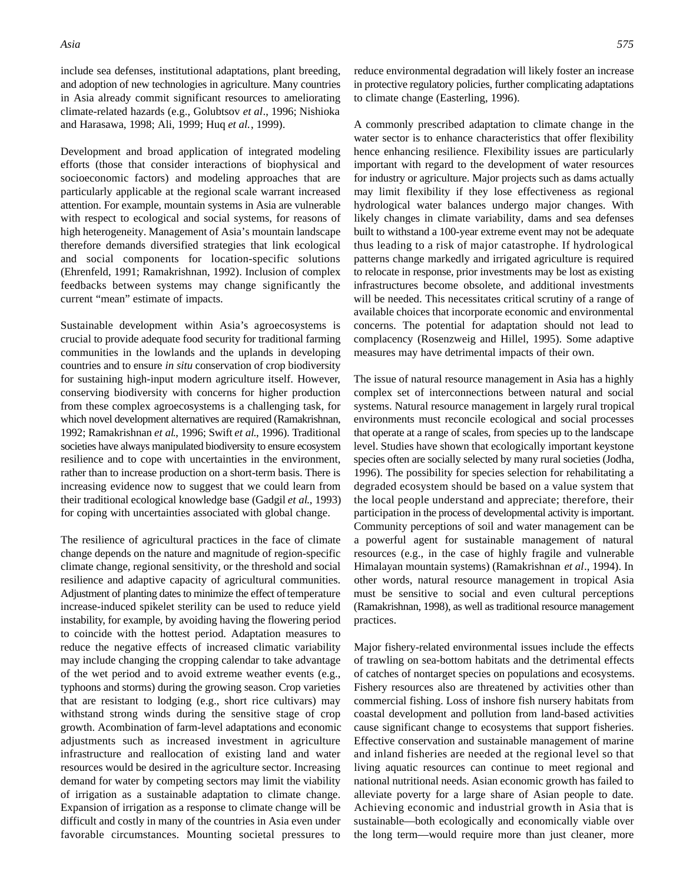include sea defenses, institutional adaptations, plant breeding, and adoption of new technologies in agriculture. Many countries in Asia already commit significant resources to ameliorating climate-related hazards (e.g., Golubtsov *et al*., 1996; Nishioka and Harasawa, 1998; Ali, 1999; Huq *et al.*, 1999).

Development and broad application of integrated modeling efforts (those that consider interactions of biophysical and socioeconomic factors) and modeling approaches that are particularly applicable at the regional scale warrant increased attention. For example, mountain systems in Asia are vulnerable with respect to ecological and social systems, for reasons of high heterogeneity. Management of Asia's mountain landscape therefore demands diversified strategies that link ecological and social components for location-specific solutions (Ehrenfeld, 1991; Ramakrishnan, 1992). Inclusion of complex feedbacks between systems may change significantly the current "mean" estimate of impacts.

Sustainable development within Asia's agroecosystems is crucial to provide adequate food security for traditional farming communities in the lowlands and the uplands in developing countries and to ensure *in situ* conservation of crop biodiversity for sustaining high-input modern agriculture itself. However, conserving biodiversity with concerns for higher production from these complex agroecosystems is a challenging task, for which novel development alternatives are required (Ramakrishnan, 1992; Ramakrishnan *et al*., 1996; Swift *et al*., 1996). Traditional societies have always manipulated biodiversity to ensure ecosystem resilience and to cope with uncertainties in the environment, rather than to increase production on a short-term basis. There is increasing evidence now to suggest that we could learn from their traditional ecological knowledge base (Gadgil *et al.*, 1993) for coping with uncertainties associated with global change.

The resilience of agricultural practices in the face of climate change depends on the nature and magnitude of region-specific climate change, regional sensitivity, or the threshold and social resilience and adaptive capacity of agricultural communities. Adjustment of planting dates to minimize the effect of temperature increase-induced spikelet sterility can be used to reduce yield instability, for example, by avoiding having the flowering period to coincide with the hottest period. Adaptation measures to reduce the negative effects of increased climatic variability may include changing the cropping calendar to take advantage of the wet period and to avoid extreme weather events (e.g., typhoons and storms) during the growing season. Crop varieties that are resistant to lodging (e.g., short rice cultivars) may withstand strong winds during the sensitive stage of crop growth. A combination of farm-level adaptations and economic adjustments such as increased investment in agriculture infrastructure and reallocation of existing land and water resources would be desired in the agriculture sector. Increasing demand for water by competing sectors may limit the viability of irrigation as a sustainable adaptation to climate change. Expansion of irrigation as a response to climate change will be difficult and costly in many of the countries in Asia even under favorable circumstances. Mounting societal pressures to reduce environmental degradation will likely foster an increase in protective regulatory policies, further complicating adaptations to climate change (Easterling, 1996).

A commonly prescribed adaptation to climate change in the water sector is to enhance characteristics that offer flexibility hence enhancing resilience. Flexibility issues are particularly important with regard to the development of water resources for industry or agriculture. Major projects such as dams actually may limit flexibility if they lose effectiveness as regional hydrological water balances undergo major changes. With likely changes in climate variability, dams and sea defenses built to withstand a 100-year extreme event may not be adequate thus leading to a risk of major catastrophe. If hydrological patterns change markedly and irrigated agriculture is required to relocate in response, prior investments may be lost as existing infrastructures become obsolete, and additional investments will be needed. This necessitates critical scrutiny of a range of available choices that incorporate economic and environmental concerns. The potential for adaptation should not lead to complacency (Rosenzweig and Hillel, 1995). Some adaptive measures may have detrimental impacts of their own.

The issue of natural resource management in Asia has a highly complex set of interconnections between natural and social systems. Natural resource management in largely rural tropical environments must reconcile ecological and social processes that operate at a range of scales, from species up to the landscape level. Studies have shown that ecologically important keystone species often are socially selected by many rural societies (Jodha, 1996). The possibility for species selection for rehabilitating a degraded ecosystem should be based on a value system that the local people understand and appreciate; therefore, their participation in the process of developmental activity is important. Community perceptions of soil and water management can be a powerful agent for sustainable management of natural resources (e.g., in the case of highly fragile and vulnerable Himalayan mountain systems) (Ramakrishnan *et al*., 1994). In other words, natural resource management in tropical Asia must be sensitive to social and even cultural perceptions (Ramakrishnan, 1998), as well as traditional resource management practices.

Major fishery-related environmental issues include the effects of trawling on sea-bottom habitats and the detrimental effects of catches of nontarget species on populations and ecosystems. Fishery resources also are threatened by activities other than commercial fishing. Loss of inshore fish nursery habitats from coastal development and pollution from land-based activities cause significant change to ecosystems that support fisheries. Effective conservation and sustainable management of marine and inland fisheries are needed at the regional level so that living aquatic resources can continue to meet regional and national nutritional needs. Asian economic growth has failed to alleviate poverty for a large share of Asian people to date. Achieving economic and industrial growth in Asia that is sustainable—both ecologically and economically viable over the long term—would require more than just cleaner, more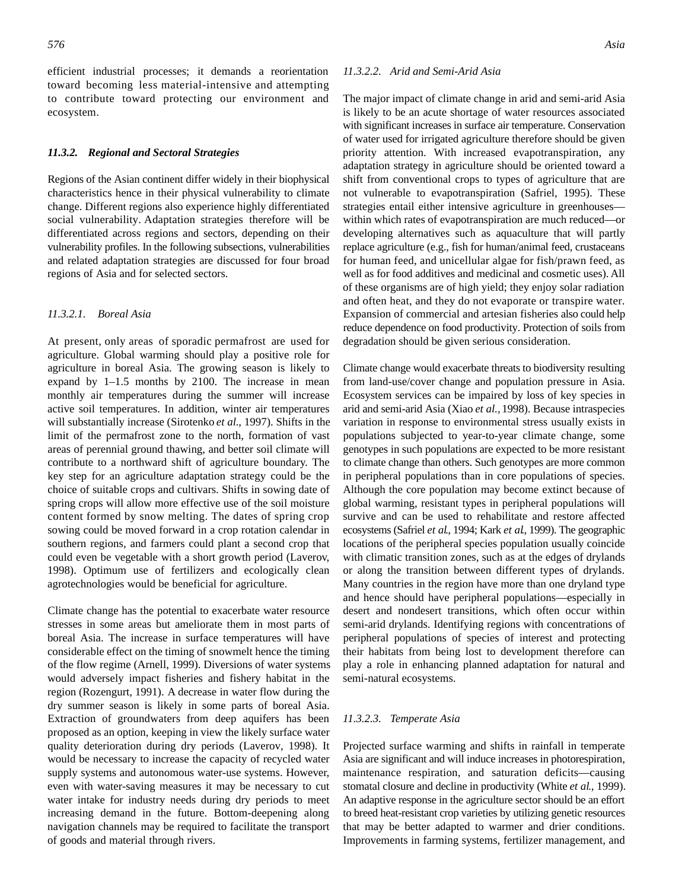efficient industrial processes; it demands a reorientation toward becoming less material-intensive and attempting to contribute toward protecting our environment and ecosystem.

### *11.3.2. Regional and Sectoral Strategies*

Regions of the Asian continent differ widely in their biophysical characteristics hence in their physical vulnerability to climate change. Different regions also experience highly differentiated social vulnerability. Adaptation strategies therefore will be differentiated across regions and sectors, depending on their vulnerability profiles. In the following subsections, vulnerabilities and related adaptation strategies are discussed for four broad regions of Asia and for selected sectors.

#### *11.3.2.1. Boreal Asia*

At present, only areas of sporadic permafrost are used for agriculture. Global warming should play a positive role for agriculture in boreal Asia. The growing season is likely to expand by 1–1.5 months by 2100. The increase in mean monthly air temperatures during the summer will increase active soil temperatures. In addition, winter air temperatures will substantially increase (Sirotenko *et al.*, 1997). Shifts in the limit of the permafrost zone to the north, formation of vast areas of perennial ground thawing, and better soil climate will contribute to a northward shift of agriculture boundary. The key step for an agriculture adaptation strategy could be the choice of suitable crops and cultivars. Shifts in sowing date of spring crops will allow more effective use of the soil moisture content formed by snow melting. The dates of spring crop sowing could be moved forward in a crop rotation calendar in southern regions, and farmers could plant a second crop that could even be vegetable with a short growth period (Laverov, 1998). Optimum use of fertilizers and ecologically clean agrotechnologies would be beneficial for agriculture.

Climate change has the potential to exacerbate water resource stresses in some areas but ameliorate them in most parts of boreal Asia. The increase in surface temperatures will have considerable effect on the timing of snowmelt hence the timing of the flow regime (Arnell, 1999). Diversions of water systems would adversely impact fisheries and fishery habitat in the region (Rozengurt, 1991). A decrease in water flow during the dry summer season is likely in some parts of boreal Asia. Extraction of groundwaters from deep aquifers has been proposed as an option, keeping in view the likely surface water quality deterioration during dry periods (Laverov, 1998). It would be necessary to increase the capacity of recycled water supply systems and autonomous water-use systems. However, even with water-saving measures it may be necessary to cut water intake for industry needs during dry periods to meet increasing demand in the future. Bottom-deepening along navigation channels may be required to facilitate the transport of goods and material through rivers.

#### *11.3.2.2. Arid and Semi-Arid Asia*

The major impact of climate change in arid and semi-arid Asia is likely to be an acute shortage of water resources associated with significant increases in surface air temperature. Conservation of water used for irrigated agriculture therefore should be given priority attention. With increased evapotranspiration, any adaptation strategy in agriculture should be oriented toward a shift from conventional crops to types of agriculture that are not vulnerable to evapotranspiration (Safriel, 1995). These strategies entail either intensive agriculture in greenhouses—within which rates of evapotranspiration are much reduced—or developing alternatives such as aquaculture that will partly replace agriculture (e.g., fish for human/animal feed, crustaceans for human feed, and unicellular algae for fish/prawn feed, as well as for food additives and medicinal and cosmetic uses). All of these organisms are of high yield; they enjoy solar radiation and often heat, and they do not evaporate or transpire water. Expansion of commercial and artesian fisheries also could help reduce dependence on food productivity. Protection of soils from degradation should be given serious consideration.

Climate change would exacerbate threats to biodiversity resulting from land-use/cover change and population pressure in Asia. Ecosystem services can be impaired by loss of key species in arid and semi-arid Asia (Xiao *et al.*, 1998). Because intraspecies variation in response to environmental stress usually exists in populations subjected to year-to-year climate change, some genotypes in such populations are expected to be more resistant to climate change than others. Such genotypes are more common in peripheral populations than in core populations of species. Although the core population may become extinct because of global warming, resistant types in peripheral populations will survive and can be used to rehabilitate and restore affected ecosystems (Safriel *et al.*, 1994; Kark *et al.*, 1999). The geographic locations of the peripheral species population usually coincide with climatic transition zones, such as at the edges of drylands or along the transition between different types of drylands. Many countries in the region have more than one dryland type and hence should have peripheral populations—especially in desert and nondesert transitions, which often occur within semi-arid drylands. Identifying regions with concentrations of peripheral populations of species of interest and protecting their habitats from being lost to development therefore can play a role in enhancing planned adaptation for natural and semi-natural ecosystems.

#### *11.3.2.3. Temperate Asia*

Projected surface warming and shifts in rainfall in temperate Asia are significant and will induce increases in photorespiration, maintenance respiration, and saturation deficits—causing stomatal closure and decline in productivity (White *et al.*, 1999). An adaptive response in the agriculture sector should be an effort to breed heat-resistant crop varieties by utilizing genetic resources that may be better adapted to warmer and drier conditions. Improvements in farming systems, fertilizer management, and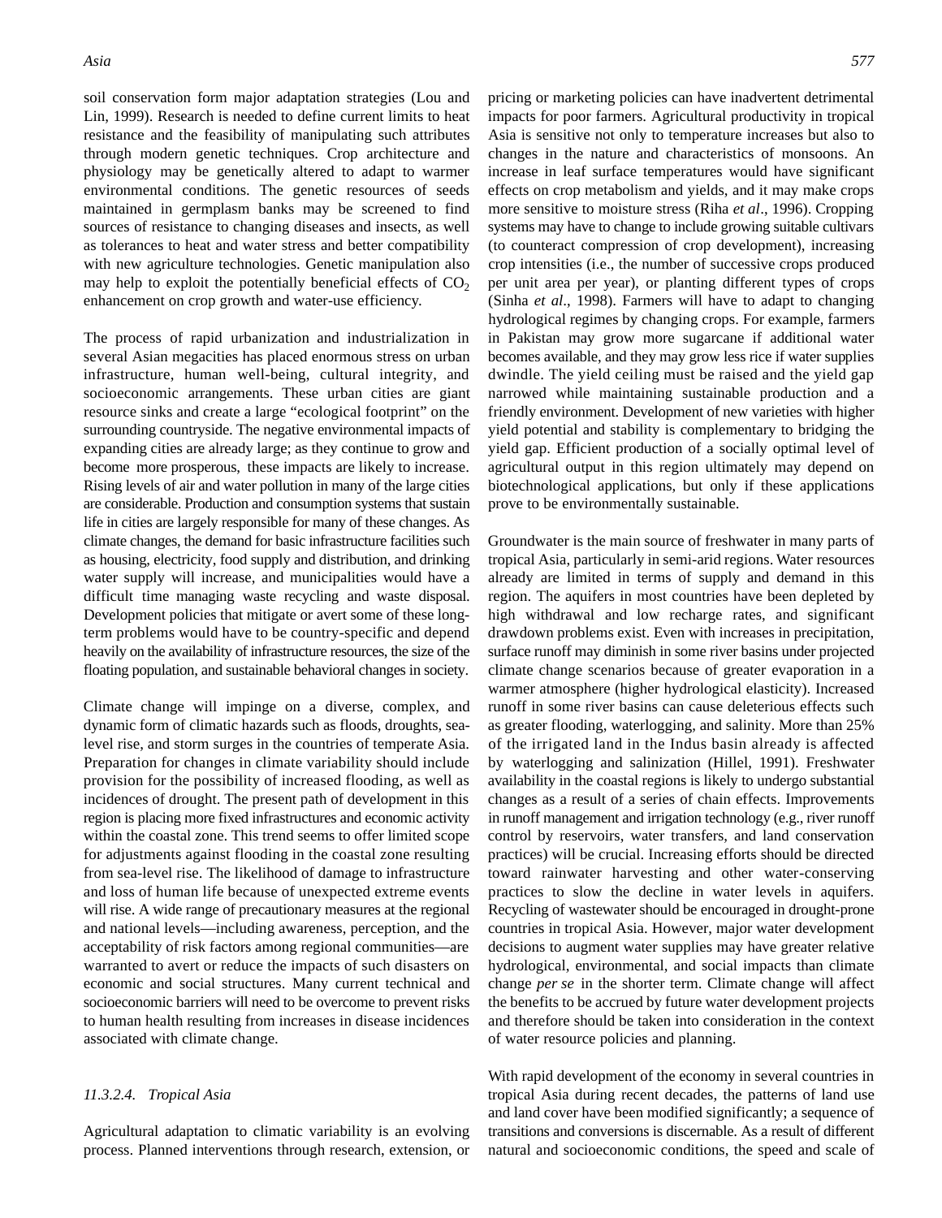soil conservation form major adaptation strategies (Lou and Lin, 1999). Research is needed to define current limits to heat resistance and the feasibility of manipulating such attributes through modern genetic techniques. Crop architecture and physiology may be genetically altered to adapt to warmer environmental conditions. The genetic resources of seeds maintained in germplasm banks may be screened to find sources of resistance to changing diseases and insects, as well as tolerances to heat and water stress and better compatibility with new agriculture technologies. Genetic manipulation also may help to exploit the potentially beneficial effects of $CO_2$ enhancement on crop growth and water-use efficiency.

The process of rapid urbanization and industrialization in several Asian megacities has placed enormous stress on urban infrastructure, human well-being, cultural integrity, and socioeconomic arrangements. These urban cities are giant resource sinks and create a large "ecological footprint" on the surrounding countryside. The negative environmental impacts of expanding cities are already large; as they continue to grow and become more prosperous, these impacts are likely to increase. Rising levels of air and water pollution in many of the large cities are considerable. Production and consumption systems that sustain life in cities are largely responsible for many of these changes. As climate changes, the demand for basic infrastructure facilities such as housing, electricity, food supply and distribution, and drinking water supply will increase, and municipalities would have a difficult time managing waste recycling and waste disposal. Development policies that mitigate or avert some of these long-term problems would have to be country-specific and depend heavily on the availability of infrastructure resources, the size of the floating population, and sustainable behavioral changes in society.

Climate change will impinge on a diverse, complex, and dynamic form of climatic hazards such as floods, droughts, sea-level rise, and storm surges in the countries of temperate Asia. Preparation for changes in climate variability should include provision for the possibility of increased flooding, as well as incidences of drought. The present path of development in this region is placing more fixed infrastructures and economic activity within the coastal zone. This trend seems to offer limited scope for adjustments against flooding in the coastal zone resulting from sea-level rise. The likelihood of damage to infrastructure and loss of human life because of unexpected extreme events will rise. A wide range of precautionary measures at the regional and national levels—including awareness, perception, and the acceptability of risk factors among regional communities—are warranted to avert or reduce the impacts of such disasters on economic and social structures. Many current technical and socioeconomic barriers will need to be overcome to prevent risks to human health resulting from increases in disease incidences associated with climate change.

#### *11.3.2.4. Tropical Asia*

Agricultural adaptation to climatic variability is an evolving process. Planned interventions through research, extension, or pricing or marketing policies can have inadvertent detrimental impacts for poor farmers. Agricultural productivity in tropical Asia is sensitive not only to temperature increases but also to changes in the nature and characteristics of monsoons. An increase in leaf surface temperatures would have significant effects on crop metabolism and yields, and it may make crops more sensitive to moisture stress (Riha *et al*., 1996). Cropping systems may have to change to include growing suitable cultivars (to counteract compression of crop development), increasing crop intensities (i.e., the number of successive crops produced per unit area per year), or planting different types of crops (Sinha *et al*., 1998). Farmers will have to adapt to changing hydrological regimes by changing crops. For example, farmers in Pakistan may grow more sugarcane if additional water becomes available, and they may grow less rice if water supplies dwindle. The yield ceiling must be raised and the yield gap narrowed while maintaining sustainable production and a friendly environment. Development of new varieties with higher yield potential and stability is complementary to bridging the yield gap. Efficient production of a socially optimal level of agricultural output in this region ultimately may depend on biotechnological applications, but only if these applications prove to be environmentally sustainable.

Groundwater is the main source of freshwater in many parts of tropical Asia, particularly in semi-arid regions. Water resources already are limited in terms of supply and demand in this region. The aquifers in most countries have been depleted by high withdrawal and low recharge rates, and significant drawdown problems exist. Even with increases in precipitation, surface runoff may diminish in some river basins under projected climate change scenarios because of greater evaporation in a warmer atmosphere (higher hydrological elasticity). Increased runoff in some river basins can cause deleterious effects such as greater flooding, waterlogging, and salinity. More than 25% of the irrigated land in the Indus basin already is affected by waterlogging and salinization (Hillel, 1991). Freshwater availability in the coastal regions is likely to undergo substantial changes as a result of a series of chain effects. Improvements in runoff management and irrigation technology (e.g., river runoff control by reservoirs, water transfers, and land conservation practices) will be crucial. Increasing efforts should be directed toward rainwater harvesting and other water-conserving practices to slow the decline in water levels in aquifers. Recycling of wastewater should be encouraged in drought-prone countries in tropical Asia. However, major water development decisions to augment water supplies may have greater relative hydrological, environmental, and social impacts than climate change *per se* in the shorter term. Climate change will affect the benefits to be accrued by future water development projects and therefore should be taken into consideration in the context of water resource policies and planning.

With rapid development of the economy in several countries in tropical Asia during recent decades, the patterns of land use and land cover have been modified significantly; a sequence of transitions and conversions is discernable. As a result of different natural and socioeconomic conditions, the speed and scale of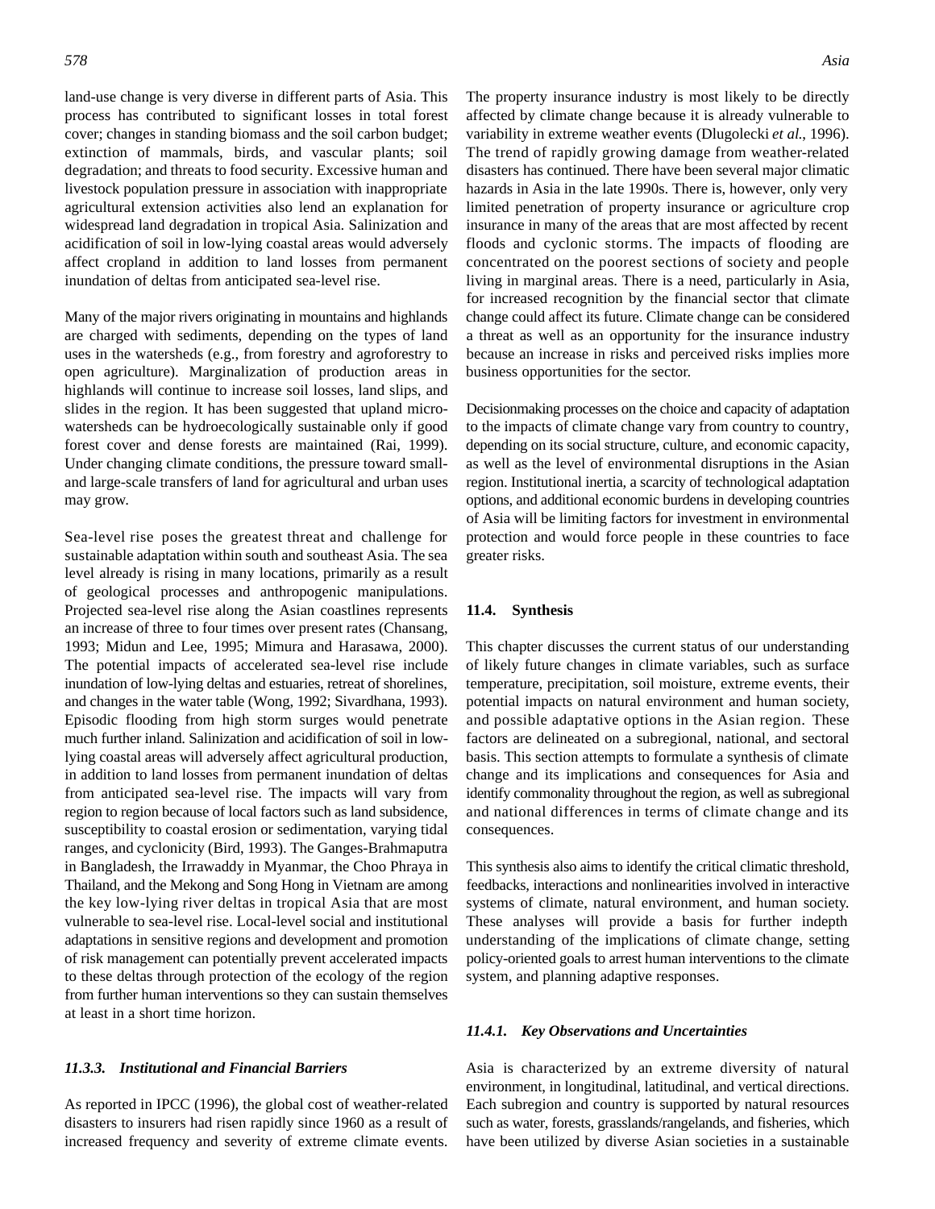land-use change is very diverse in different parts of Asia. This process has contributed to significant losses in total forest cover; changes in standing biomass and the soil carbon budget; extinction of mammals, birds, and vascular plants; soil degradation; and threats to food security. Excessive human and livestock population pressure in association with inappropriate agricultural extension activities also lend an explanation for widespread land degradation in tropical Asia. Salinization and acidification of soil in low-lying coastal areas would adversely affect cropland in addition to land losses from permanent inundation of deltas from anticipated sea-level rise.

Many of the major rivers originating in mountains and highlands are charged with sediments, depending on the types of land uses in the watersheds (e.g., from forestry and agroforestry to open agriculture). Marginalization of production areas in highlands will continue to increase soil losses, land slips, and slides in the region. It has been suggested that upland micro-watersheds can be hydroecologically sustainable only if good forest cover and dense forests are maintained (Rai, 1999). Under changing climate conditions, the pressure toward small- and large-scale transfers of land for agricultural and urban uses may grow.

Sea-level rise poses the greatest threat and challenge for sustainable adaptation within south and southeast Asia. The sea level already is rising in many locations, primarily as a result of geological processes and anthropogenic manipulations. Projected sea-level rise along the Asian coastlines represents an increase of three to four times over present rates (Chansang, 1993; Midun and Lee, 1995; Mimura and Harasawa, 2000). The potential impacts of accelerated sea-level rise include inundation of low-lying deltas and estuaries, retreat of shorelines, and changes in the water table (Wong, 1992; Sivardhana, 1993). Episodic flooding from high storm surges would penetrate much further inland. Salinization and acidification of soil in low-lying coastal areas will adversely affect agricultural production, in addition to land losses from permanent inundation of deltas from anticipated sea-level rise. The impacts will vary from region to region because of local factors such as land subsidence, susceptibility to coastal erosion or sedimentation, varying tidal ranges, and cyclonicity (Bird, 1993). The Ganges-Brahmaputra in Bangladesh, the Irrawaddy in Myanmar, the Choo Phraya in Thailand, and the Mekong and Song Hong in Vietnam are among the key low-lying river deltas in tropical Asia that are most vulnerable to sea-level rise. Local-level social and institutional adaptations in sensitive regions and development and promotion of risk management can potentially prevent accelerated impacts to these deltas through protection of the ecology of the region from further human interventions so they can sustain themselves at least in a short time horizon.

### *11.3.3. Institutional and Financial Barriers*

As reported in IPCC (1996), the global cost of weather-related disasters to insurers had risen rapidly since 1960 as a result of increased frequency and severity of extreme climate events. The property insurance industry is most likely to be directly affected by climate change because it is already vulnerable to variability in extreme weather events (Dlugolecki *et al.*, 1996). The trend of rapidly growing damage from weather-related disasters has continued. There have been several major climatic hazards in Asia in the late 1990s. There is, however, only very limited penetration of property insurance or agriculture crop insurance in many of the areas that are most affected by recent floods and cyclonic storms. The impacts of flooding are concentrated on the poorest sections of society and people living in marginal areas. There is a need, particularly in Asia, for increased recognition by the financial sector that climate change could affect its future. Climate change can be considered a threat as well as an opportunity for the insurance industry because an increase in risks and perceived risks implies more business opportunities for the sector.

Decisionmaking processes on the choice and capacity of adaptation to the impacts of climate change vary from country to country, depending on its social structure, culture, and economic capacity, as well as the level of environmental disruptions in the Asian region. Institutional inertia, a scarcity of technological adaptation options, and additional economic burdens in developing countries of Asia will be limiting factors for investment in environmental protection and would force people in these countries to face greater risks.

## 11.4. Synthesis

This chapter discusses the current status of our understanding of likely future changes in climate variables, such as surface temperature, precipitation, soil moisture, extreme events, their potential impacts on natural environment and human society, and possible adaptative options in the Asian region. These factors are delineated on a subregional, national, and sectoral basis. This section attempts to formulate a synthesis of climate change and its implications and consequences for Asia and identify commonality throughout the region, as well as subregional and national differences in terms of climate change and its consequences.

This synthesis also aims to identify the critical climatic threshold, feedbacks, interactions and nonlinearities involved in interactive systems of climate, natural environment, and human society. These analyses will provide a basis for further indepth understanding of the implications of climate change, setting policy-oriented goals to arrest human interventions to the climate system, and planning adaptive responses.

### *11.4.1. Key Observations and Uncertainties*

Asia is characterized by an extreme diversity of natural environment, in longitudinal, latitudinal, and vertical directions. Each subregion and country is supported by natural resources such as water, forests, grasslands/rangelands, and fisheries, which have been utilized by diverse Asian societies in a sustainable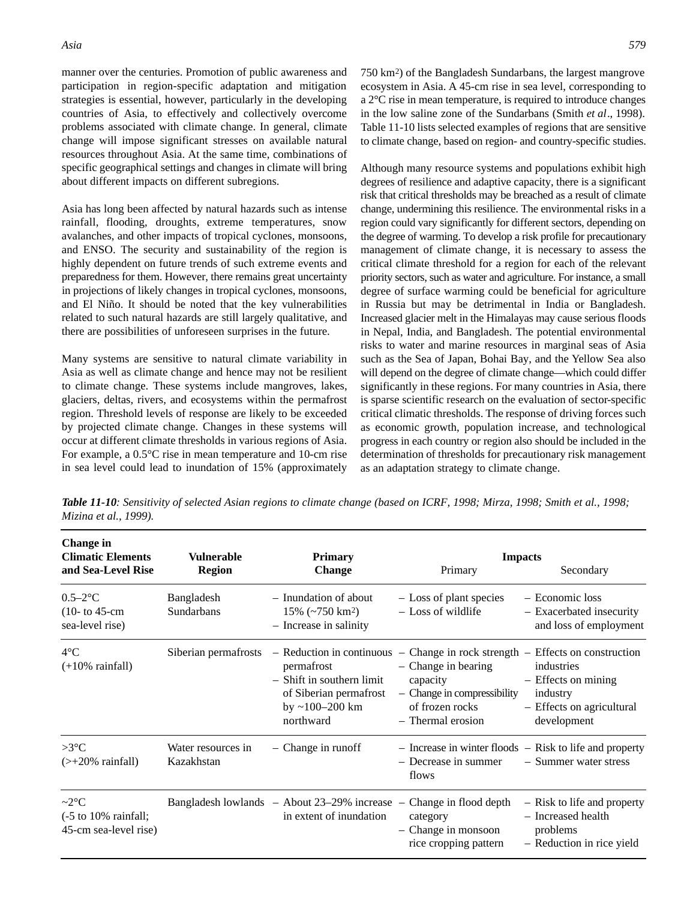manner over the centuries. Promotion of public awareness and participation in region-specific adaptation and mitigation strategies is essential, however, particularly in the developing countries of Asia, to effectively and collectively overcome problems associated with climate change. In general, climate change will impose significant stresses on available natural resources throughout Asia. At the same time, combinations of specific geographical settings and changes in climate will bring about different impacts on different subregions.

Asia has long been affected by natural hazards such as intense rainfall, flooding, droughts, extreme temperatures, snow avalanches, and other impacts of tropical cyclones, monsoons, and ENSO. The security and sustainability of the region is highly dependent on future trends of such extreme events and preparedness for them. However, there remains great uncertainty in projections of likely changes in tropical cyclones, monsoons, and El Niño. It should be noted that the key vulnerabilities related to such natural hazards are still largely qualitative, and there are possibilities of unforeseen surprises in the future.

Many systems are sensitive to natural climate variability in Asia as well as climate change and hence may not be resilient to climate change. These systems include mangroves, lakes, glaciers, deltas, rivers, and ecosystems within the permafrost region. Threshold levels of response are likely to be exceeded by projected climate change. Changes in these systems will occur at different climate thresholds in various regions of Asia. For example, a 0.5°C rise in mean temperature and 10-cm rise in sea level could lead to inundation of 15% (approximately 750 km$^2$) of the Bangladesh Sundarbans, the largest mangrove ecosystem in Asia. A 45-cm rise in sea level, corresponding to a 2°C rise in mean temperature, is required to introduce changes in the low saline zone of the Sundarbans (Smith *et al*., 1998). Table 11-10 lists selected examples of regions that are sensitive to climate change, based on region- and country-specific studies.

Although many resource systems and populations exhibit high degrees of resilience and adaptive capacity, there is a significant risk that critical thresholds may be breached as a result of climate change, undermining this resilience. The environmental risks in a region could vary significantly for different sectors, depending on the degree of warming. To develop a risk profile for precautionary management of climate change, it is necessary to assess the critical climate threshold for a region for each of the relevant priority sectors, such as water and agriculture. For instance, a small degree of surface warming could be beneficial for agriculture in Russia but may be detrimental in India or Bangladesh. Increased glacier melt in the Himalayas may cause serious floods in Nepal, India, and Bangladesh. The potential environmental risks to water and marine resources in marginal seas of Asia such as the Sea of Japan, Bohai Bay, and the Yellow Sea also will depend on the degree of climate change—which could differ significantly in these regions. For many countries in Asia, there is sparse scientific research on the evaluation of sector-specific critical climatic thresholds. The response of driving forces such as economic growth, population increase, and technological progress in each country or region also should be included in the determination of thresholds for precautionary risk management as an adaptation strategy to climate change.

***Table 11-10****: Sensitivity of selected Asian regions to climate change (based on ICRF, 1998; Mirza, 1998; Smith et al., 1998; Mizina et al., 1999).*

| Change in Climatic Elements and Sea-Level Rise | Vulnerable Region | Primary Change | Impacts: Primary | Impacts: Secondary |
|---|---|---|---|---|
| 0.5–2°C (10- to 45-cm sea-level rise) | Bangladesh Sundarbans | – Inundation of about 15% (~750 km$^2$)<br>– Increase in salinity | – Loss of plant species<br>– Loss of wildlife | – Economic loss<br>– Exacerbated insecurity and loss of employment |
| 4°C (+10% rainfall) | Siberian permafrosts | – Reduction in continuous permafrost<br>– Shift in southern limit of Siberian permafrost by ~100–200 km northward | – Change in rock strength<br>– Change in bearing capacity<br>– Change in compressibility of frozen rocks<br>– Thermal erosion | – Effects on construction industries<br>– Effects on mining industry<br>– Effects on agricultural development |
| >3°C (>+20% rainfall) | Water resources in Kazakhstan | – Change in runoff | – Increase in winter floods<br>– Decrease in summer flows | – Risk to life and property<br>– Summer water stress |
| ~2°C (-5 to 10% rainfall; 45-cm sea-level rise) | Bangladesh lowlands | – About 23–29% increase in extent of inundation | – Change in flood depth category<br>– Change in monsoon rice cropping pattern | – Risk to life and property<br>– Increased health problems<br>– Reduction in rice yield |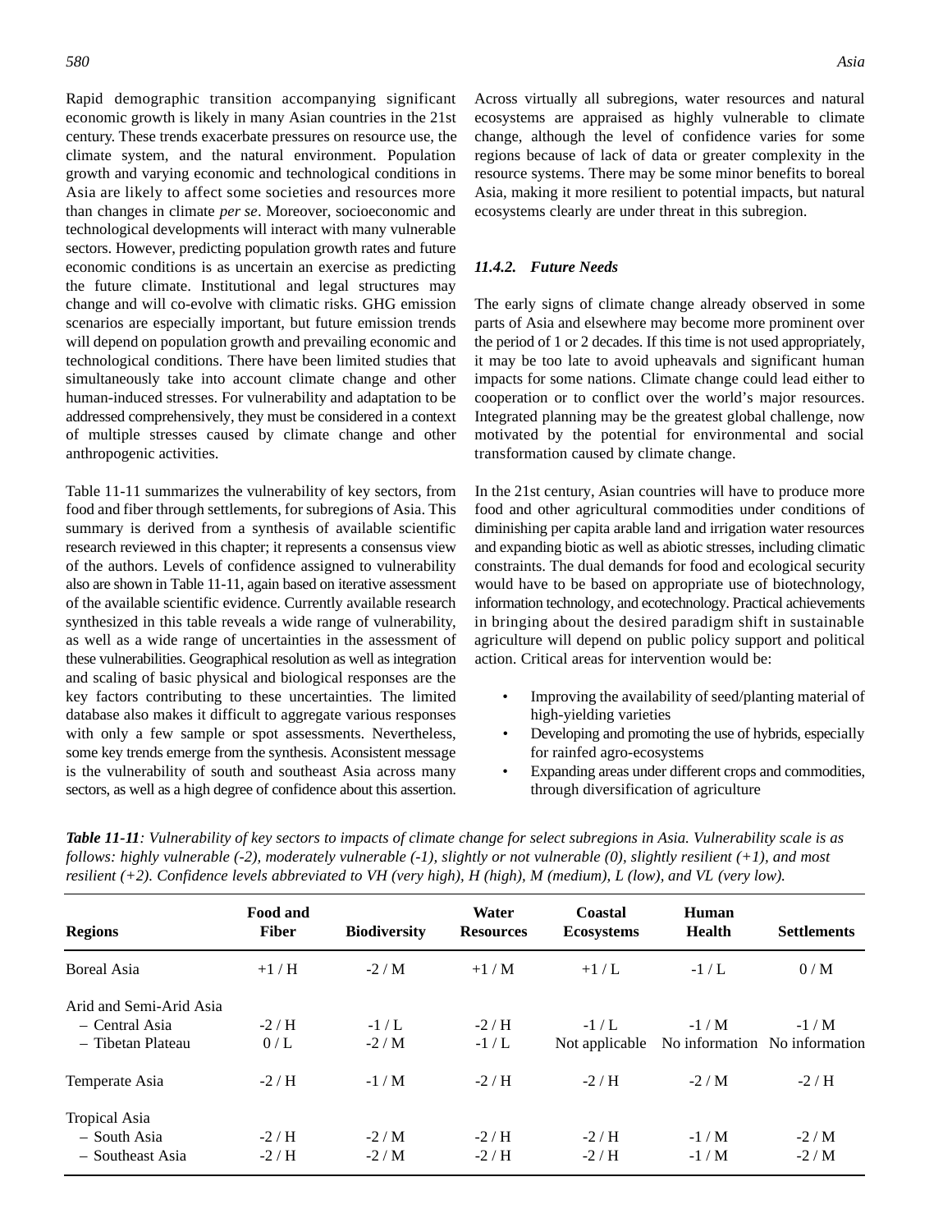Rapid demographic transition accompanying significant economic growth is likely in many Asian countries in the 21st century. These trends exacerbate pressures on resource use, the climate system, and the natural environment. Population growth and varying economic and technological conditions in Asia are likely to affect some societies and resources more than changes in climate *per se*. Moreover, socioeconomic and technological developments will interact with many vulnerable sectors. However, predicting population growth rates and future economic conditions is as uncertain an exercise as predicting the future climate. Institutional and legal structures may change and will co-evolve with climatic risks. GHG emission scenarios are especially important, but future emission trends will depend on population growth and prevailing economic and technological conditions. There have been limited studies that simultaneously take into account climate change and other human-induced stresses. For vulnerability and adaptation to be addressed comprehensively, they must be considered in a context of multiple stresses caused by climate change and other anthropogenic activities.

Table 11-11 summarizes the vulnerability of key sectors, from food and fiber through settlements, for subregions of Asia. This summary is derived from a synthesis of available scientific research reviewed in this chapter; it represents a consensus view of the authors. Levels of confidence assigned to vulnerability also are shown in Table 11-11, again based on iterative assessment of the available scientific evidence. Currently available research synthesized in this table reveals a wide range of vulnerability, as well as a wide range of uncertainties in the assessment of these vulnerabilities. Geographical resolution as well as integration and scaling of basic physical and biological responses are the key factors contributing to these uncertainties. The limited database also makes it difficult to aggregate various responses with only a few sample or spot assessments. Nevertheless, some key trends emerge from the synthesis. Aconsistent message is the vulnerability of south and southeast Asia across many sectors, as well as a high degree of confidence about this assertion.

Across virtually all subregions, water resources and natural ecosystems are appraised as highly vulnerable to climate change, although the level of confidence varies for some regions because of lack of data or greater complexity in the resource systems. There may be some minor benefits to boreal Asia, making it more resilient to potential impacts, but natural ecosystems clearly are under threat in this subregion.

### *11.4.2. Future Needs*

The early signs of climate change already observed in some parts of Asia and elsewhere may become more prominent over the period of 1 or 2 decades. If this time is not used appropriately, it may be too late to avoid upheavals and significant human impacts for some nations. Climate change could lead either to cooperation or to conflict over the world's major resources. Integrated planning may be the greatest global challenge, now motivated by the potential for environmental and social transformation caused by climate change.

In the 21st century, Asian countries will have to produce more food and other agricultural commodities under conditions of diminishing per capita arable land and irrigation water resources and expanding biotic as well as abiotic stresses, including climatic constraints. The dual demands for food and ecological security would have to be based on appropriate use of biotechnology, information technology, and ecotechnology. Practical achievements in bringing about the desired paradigm shift in sustainable agriculture will depend on public policy support and political action. Critical areas for intervention would be:

- Improving the availability of seed/planting material of high-yielding varieties
- Developing and promoting the use of hybrids, especially for rainfed agro-ecosystems
- Expanding areas under different crops and commodities, through diversification of agriculture

***Table 11-11****: Vulnerability of key sectors to impacts of climate change for select subregions in Asia. Vulnerability scale is as follows: highly vulnerable (-2), moderately vulnerable (-1), slightly or not vulnerable (0), slightly resilient (+1), and most resilient (+2). Confidence levels abbreviated to VH (very high), H (high), M (medium), L (low), and VL (very low).*

| Regions | Food and Fiber | Biodiversity | Water Resources | Coastal Ecosystems | Human Health | Settlements |
|---|---|---|---|---|---|---|
| Boreal Asia | +1 / H | -2 / M | +1 / M | +1 / L | -1 / L | 0 / M |
| Arid and Semi-Arid Asia | | | | | | |
| – Central Asia | -2 / H | -1 / L | -2 / H | -1 / L | -1 / M | -1 / M |
| – Tibetan Plateau | 0 / L | -2 / M | -1 / L | Not applicable | No information | No information |
| Temperate Asia | -2 / H | -1 / M | -2 / H | -2 / H | -2 / M | -2 / H |
| Tropical Asia | | | | | | |
| – South Asia | -2 / H | -2 / M | -2 / H | -2 / H | -1 / M | -2 / M |
| – Southeast Asia | -2 / H | -2 / M | -2 / H | -2 / H | -1 / M | -2 / M |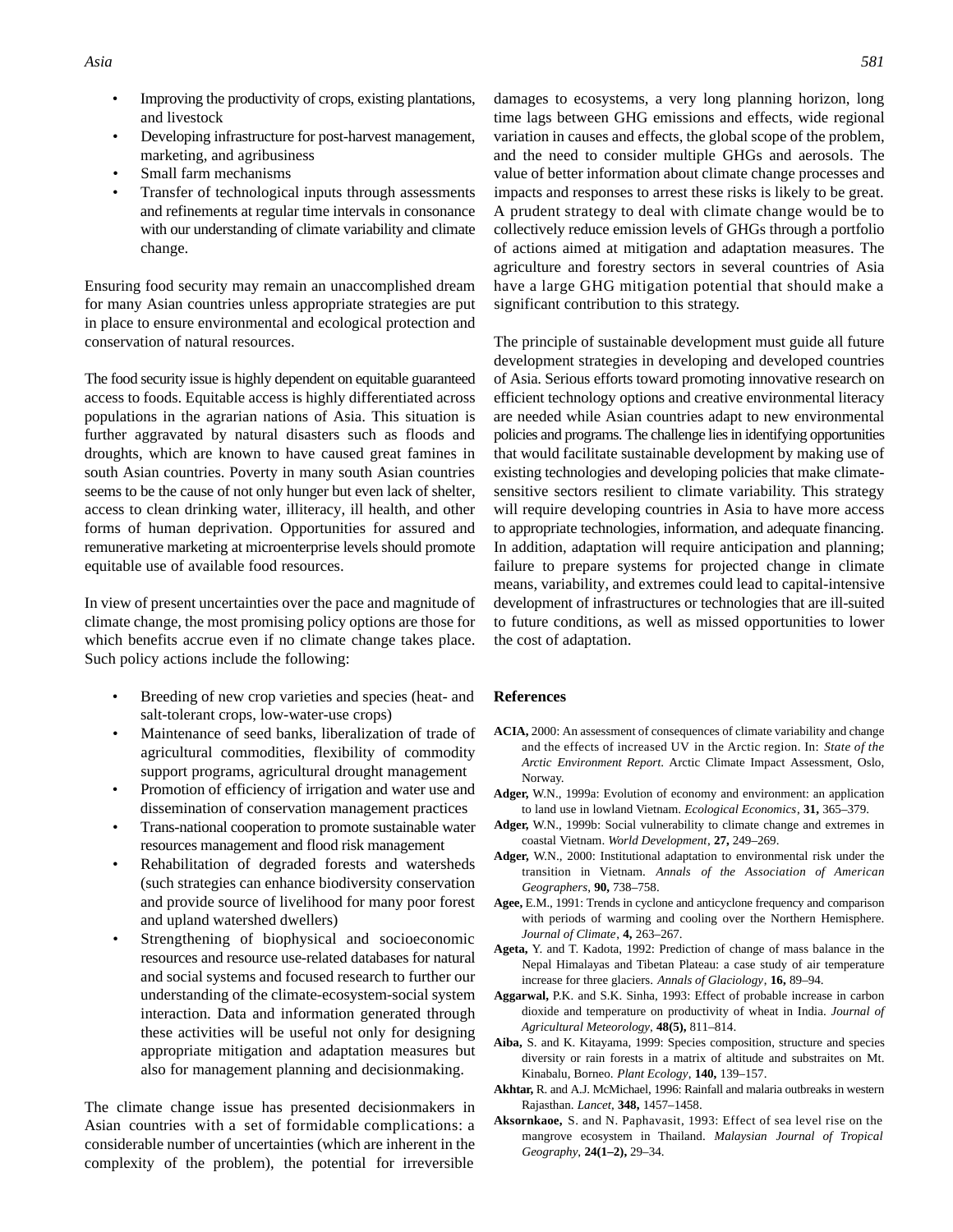- Improving the productivity of crops, existing plantations, and livestock
- Developing infrastructure for post-harvest management, marketing, and agribusiness
- Small farm mechanisms
- Transfer of technological inputs through assessments and refinements at regular time intervals in consonance with our understanding of climate variability and climate change.

Ensuring food security may remain an unaccomplished dream for many Asian countries unless appropriate strategies are put in place to ensure environmental and ecological protection and conservation of natural resources.

The food security issue is highly dependent on equitable guaranteed access to foods. Equitable access is highly differentiated across populations in the agrarian nations of Asia. This situation is further aggravated by natural disasters such as floods and droughts, which are known to have caused great famines in south Asian countries. Poverty in many south Asian countries seems to be the cause of not only hunger but even lack of shelter, access to clean drinking water, illiteracy, ill health, and other forms of human deprivation. Opportunities for assured and remunerative marketing at microenterprise levels should promote equitable use of available food resources.

In view of present uncertainties over the pace and magnitude of climate change, the most promising policy options are those for which benefits accrue even if no climate change takes place. Such policy actions include the following:

- Breeding of new crop varieties and species (heat- and salt-tolerant crops, low-water-use crops)
- Maintenance of seed banks, liberalization of trade of agricultural commodities, flexibility of commodity support programs, agricultural drought management
- Promotion of efficiency of irrigation and water use and dissemination of conservation management practices
- Trans-national cooperation to promote sustainable water resources management and flood risk management
- Rehabilitation of degraded forests and watersheds (such strategies can enhance biodiversity conservation and provide source of livelihood for many poor forest and upland watershed dwellers)
- Strengthening of biophysical and socioeconomic resources and resource use-related databases for natural and social systems and focused research to further our understanding of the climate-ecosystem-social system interaction. Data and information generated through these activities will be useful not only for designing appropriate mitigation and adaptation measures but also for management planning and decisionmaking.

The climate change issue has presented decisionmakers in Asian countries with a set of formidable complications: a considerable number of uncertainties (which are inherent in the complexity of the problem), the potential for irreversible damages to ecosystems, a very long planning horizon, long time lags between GHG emissions and effects, wide regional variation in causes and effects, the global scope of the problem, and the need to consider multiple GHGs and aerosols. The value of better information about climate change processes and impacts and responses to arrest these risks is likely to be great. A prudent strategy to deal with climate change would be to collectively reduce emission levels of GHGs through a portfolio of actions aimed at mitigation and adaptation measures. The agriculture and forestry sectors in several countries of Asia have a large GHG mitigation potential that should make a significant contribution to this strategy.

The principle of sustainable development must guide all future development strategies in developing and developed countries of Asia. Serious efforts toward promoting innovative research on efficient technology options and creative environmental literacy are needed while Asian countries adapt to new environmental policies and programs. The challenge lies in identifying opportunities that would facilitate sustainable development by making use of existing technologies and developing policies that make climate-sensitive sectors resilient to climate variability. This strategy will require developing countries in Asia to have more access to appropriate technologies, information, and adequate financing. In addition, adaptation will require anticipation and planning; failure to prepare systems for projected change in climate means, variability, and extremes could lead to capital-intensive development of infrastructures or technologies that are ill-suited to future conditions, as well as missed opportunities to lower the cost of adaptation.

## References

**ACIA,** 2000: An assessment of consequences of climate variability and change and the effects of increased UV in the Arctic region. In: *State of the Arctic Environment Report*. Arctic Climate Impact Assessment, Oslo, Norway.

**Adger,** W.N., 1999a: Evolution of economy and environment: an application to land use in lowland Vietnam. *Ecological Economics*, **31,** 365–379.

**Adger,** W.N., 1999b: Social vulnerability to climate change and extremes in coastal Vietnam. *World Development*, **27,** 249–269.

**Adger,** W.N., 2000: Institutional adaptation to environmental risk under the transition in Vietnam. *Annals of the Association of American Geographers*, **90,** 738–758.

**Agee,** E.M., 1991: Trends in cyclone and anticyclone frequency and comparison with periods of warming and cooling over the Northern Hemisphere. *Journal of Climate*, **4,** 263–267.

**Ageta,** Y. and T. Kadota, 1992: Prediction of change of mass balance in the Nepal Himalayas and Tibetan Plateau: a case study of air temperature increase for three glaciers. *Annals of Glaciology*, **16,** 89–94.

**Aggarwal,** P.K. and S.K. Sinha, 1993: Effect of probable increase in carbon dioxide and temperature on productivity of wheat in India. *Journal of Agricultural Meteorology*, **48(5),** 811–814.

**Aiba,** S. and K. Kitayama, 1999: Species composition, structure and species diversity or rain forests in a matrix of altitude and substraites on Mt. Kinabalu, Borneo. *Plant Ecology*, **140,** 139–157.

**Akhtar,** R. and A.J. McMichael, 1996: Rainfall and malaria outbreaks in western Rajasthan. *Lancet*, **348,** 1457–1458.

**Aksornkaoe,** S. and N. Paphavasit, 1993: Effect of sea level rise on the mangrove ecosystem in Thailand. *Malaysian Journal of Tropical Geography*, **24(1–2),** 29–34.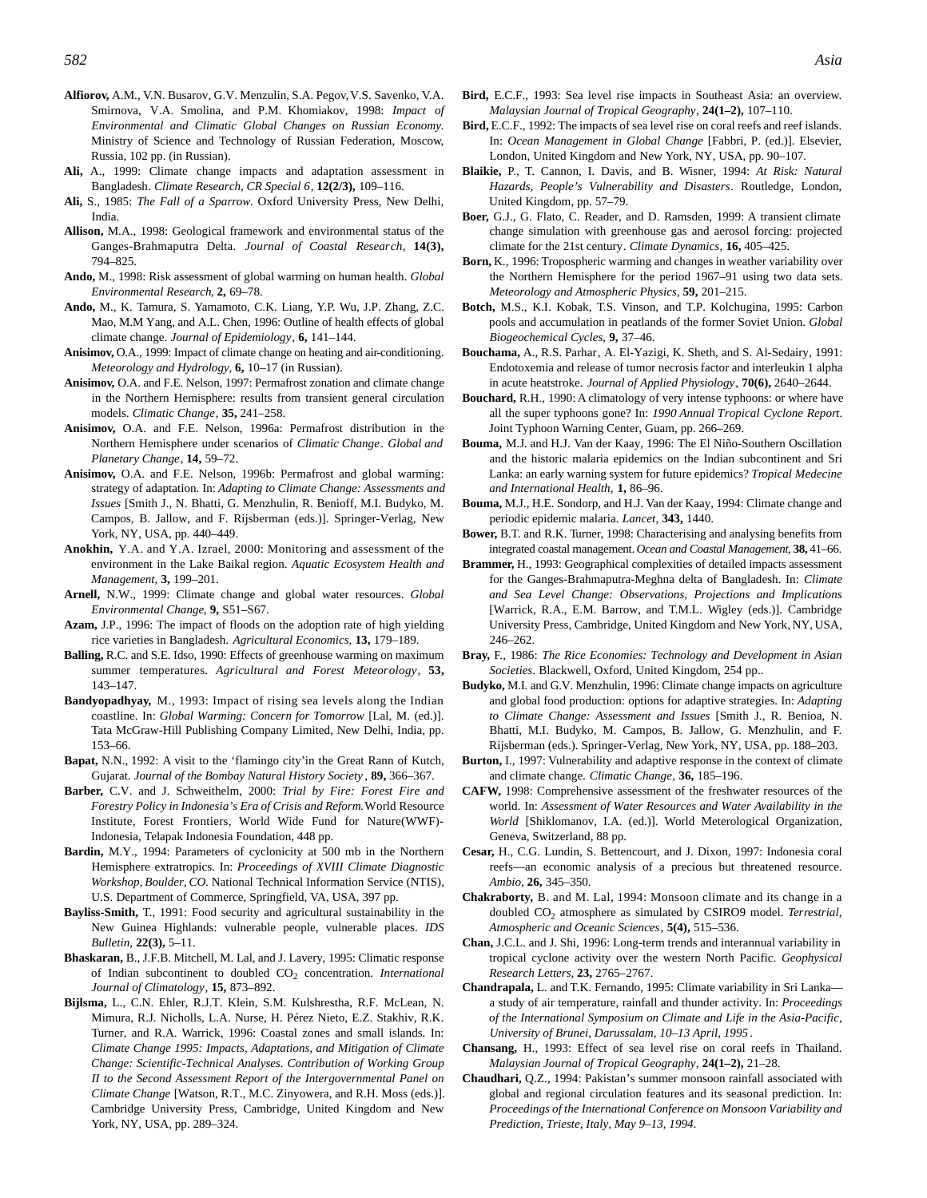**Alfiorov,** A.M., V.N. Busarov, G.V. Menzulin, S.A. Pegov, V.S. Savenko, V.A. Smirnova, V.A. Smolina, and P.M. Khomiakov, 1998: *Impact of Environmental and Climatic Global Changes on Russian Economy.* Ministry of Science and Technology of Russian Federation, Moscow, Russia, 102 pp. (in Russian).

**Ali,** A., 1999: Climate change impacts and adaptation assessment in Bangladesh. *Climate Research, CR Special 6*, **12(2/3),** 109–116.

**Ali,** S., 1985: *The Fall of a Sparrow.* Oxford University Press, New Delhi, India.

**Allison,** M.A., 1998: Geological framework and environmental status of the Ganges-Brahmaputra Delta. *Journal of Coastal Research*, **14(3),** 794–825.

**Ando,** M., 1998: Risk assessment of global warming on human health. *Global Environmental Research*, **2,** 69–78.

**Ando,** M., K. Tamura, S. Yamamoto, C.K. Liang, Y.P. Wu, J.P. Zhang, Z.C. Mao, M.M Yang, and A.L. Chen, 1996: Outline of health effects of global climate change. *Journal of Epidemiology*, **6,** 141–144.

**Anisimov,** O.A., 1999: Impact of climate change on heating and air-conditioning. *Meteorology and Hydrology*, **6,** 10–17 (in Russian).

**Anisimov,** O.A. and F.E. Nelson, 1997: Permafrost zonation and climate change in the Northern Hemisphere: results from transient general circulation models. *Climatic Change*, **35,** 241–258.

**Anisimov,** O.A. and F.E. Nelson, 1996a: Permafrost distribution in the Northern Hemisphere under scenarios of *Climatic Change*. *Global and Planetary Change*, **14,** 59–72.

**Anisimov,** O.A. and F.E. Nelson, 1996b: Permafrost and global warming: strategy of adaptation. In: *Adapting to Climate Change: Assessments and Issues* [Smith J., N. Bhatti, G. Menzhulin, R. Benioff, M.I. Budyko, M. Campos, B. Jallow, and F. Rijsberman (eds.)]. Springer-Verlag, New York, NY, USA, pp. 440–449.

**Anokhin,** Y.A. and Y.A. Izrael, 2000: Monitoring and assessment of the environment in the Lake Baikal region. *Aquatic Ecosystem Health and Management*, **3,** 199–201.

**Arnell,** N.W., 1999: Climate change and global water resources. *Global Environmental Change*, **9,** S51–S67.

**Azam,** J.P., 1996: The impact of floods on the adoption rate of high yielding rice varieties in Bangladesh. *Agricultural Economics*, **13,** 179–189.

**Balling,** R.C. and S.E. Idso, 1990: Effects of greenhouse warming on maximum summer temperatures. *Agricultural and Forest Meteorology*, **53,** 143–147.

**Bandyopadhyay,** M., 1993: Impact of rising sea levels along the Indian coastline. In: *Global Warming: Concern for Tomorrow* [Lal, M. (ed.)]. Tata McGraw-Hill Publishing Company Limited, New Delhi, India, pp. 153–66.

**Bapat,** N.N., 1992: A visit to the 'flamingo city'in the Great Rann of Kutch, Gujarat. *Journal of the Bombay Natural History Society*, **89,** 366–367.

**Barber,** C.V. and J. Schweithelm, 2000: *Trial by Fire: Forest Fire and Forestry Policy in Indonesia's Era of Crisis and Reform.* World Resource Institute, Forest Frontiers, World Wide Fund for Nature(WWF)-Indonesia, Telapak Indonesia Foundation, 448 pp.

**Bardin,** M.Y., 1994: Parameters of cyclonicity at 500 mb in the Northern Hemisphere extratropics. In: *Proceedings of XVIII Climate Diagnostic Workshop, Boulder, CO.* National Technical Information Service (NTIS), U.S. Department of Commerce, Springfield, VA, USA, 397 pp.

**Bayliss-Smith,** T., 1991: Food security and agricultural sustainability in the New Guinea Highlands: vulnerable people, vulnerable places. *IDS Bulletin*, **22(3),** 5–11.

**Bhaskaran,** B., J.F.B. Mitchell, M. Lal, and J. Lavery, 1995: Climatic response of Indian subcontinent to doubled $CO_2$ concentration. *International Journal of Climatology*, **15,** 873–892.

**Bijlsma,** L., C.N. Ehler, R.J.T. Klein, S.M. Kulshrestha, R.F. McLean, N. Mimura, R.J. Nicholls, L.A. Nurse, H. Pérez Nieto, E.Z. Stakhiv, R.K. Turner, and R.A. Warrick, 1996: Coastal zones and small islands. In: *Climate Change 1995: Impacts, Adaptations, and Mitigation of Climate Change: Scientific-Technical Analyses. Contribution of Working Group II to the Second Assessment Report of the Intergovernmental Panel on Climate Change* [Watson, R.T., M.C. Zinyowera, and R.H. Moss (eds.)]. Cambridge University Press, Cambridge, United Kingdom and New York, NY, USA, pp. 289–324.

**Bird,** E.C.F., 1993: Sea level rise impacts in Southeast Asia: an overview. *Malaysian Journal of Tropical Geography*, **24(1–2),** 107–110.

**Bird,** E.C.F., 1992: The impacts of sea level rise on coral reefs and reef islands. In: *Ocean Management in Global Change* [Fabbri, P. (ed.)]. Elsevier, London, United Kingdom and New York, NY, USA, pp. 90–107.

**Blaikie,** P., T. Cannon, I. Davis, and B. Wisner, 1994: *At Risk: Natural Hazards, People's Vulnerability and Disasters*. Routledge, London, United Kingdom, pp. 57–79.

**Boer,** G.J., G. Flato, C. Reader, and D. Ramsden, 1999: A transient climate change simulation with greenhouse gas and aerosol forcing: projected climate for the 21st century. *Climate Dynamics*, **16,** 405–425.

**Born,** K., 1996: Tropospheric warming and changes in weather variability over the Northern Hemisphere for the period 1967–91 using two data sets. *Meteorology and Atmospheric Physics*, **59,** 201–215.

**Botch,** M.S., K.I. Kobak, T.S. Vinson, and T.P. Kolchugina, 1995: Carbon pools and accumulation in peatlands of the former Soviet Union. *Global Biogeochemical Cycles*, **9,** 37–46.

**Bouchama,** A., R.S. Parhar, A. El-Yazigi, K. Sheth, and S. Al-Sedairy, 1991: Endotoxemia and release of tumor necrosis factor and interleukin 1 alpha in acute heatstroke. *Journal of Applied Physiology*, **70(6),** 2640–2644.

**Bouchard,** R.H., 1990: A climatology of very intense typhoons: or where have all the super typhoons gone? In: *1990 Annual Tropical Cyclone Report*. Joint Typhoon Warning Center, Guam, pp. 266–269.

**Bouma,** M.J. and H.J. Van der Kaay, 1996: The El Niño-Southern Oscillation and the historic malaria epidemics on the Indian subcontinent and Sri Lanka: an early warning system for future epidemics? *Tropical Medecine and International Health*, **1,** 86–96.

**Bouma,** M.J., H.E. Sondorp, and H.J. Van der Kaay, 1994: Climate change and periodic epidemic malaria. *Lancet*, **343,** 1440.

**Bower,** B.T. and R.K. Turner, 1998: Characterising and analysing benefits from integrated coastal management. *Ocean and Coastal Management*, **38,** 41–66.

**Brammer,** H., 1993: Geographical complexities of detailed impacts assessment for the Ganges-Brahmaputra-Meghna delta of Bangladesh. In: *Climate and Sea Level Change: Observations, Projections and Implications* [Warrick, R.A., E.M. Barrow, and T.M.L. Wigley (eds.)]. Cambridge University Press, Cambridge, United Kingdom and New York, NY, USA, 246–262.

**Bray,** F., 1986: *The Rice Economies: Technology and Development in Asian Societies*. Blackwell, Oxford, United Kingdom, 254 pp..

**Budyko,** M.I. and G.V. Menzhulin, 1996: Climate change impacts on agriculture and global food production: options for adaptive strategies. In: *Adapting to Climate Change: Assessment and Issues* [Smith J., R. Benioa, N. Bhatti, M.I. Budyko, M. Campos, B. Jallow, G. Menzhulin, and F. Rijsberman (eds.). Springer-Verlag, New York, NY, USA, pp. 188–203.

**Burton,** I., 1997: Vulnerability and adaptive response in the context of climate and climate change. *Climatic Change*, **36,** 185–196.

**CAFW,** 1998: Comprehensive assessment of the freshwater resources of the world. In: *Assessment of Water Resources and Water Availability in the World* [Shiklomanov, I.A. (ed.)]. World Meterological Organization, Geneva, Switzerland, 88 pp.

**Cesar,** H., C.G. Lundin, S. Bettencourt, and J. Dixon, 1997: Indonesia coral reefs—an economic analysis of a precious but threatened resource. *Ambio*, **26,** 345–350.

**Chakraborty,** B. and M. Lal, 1994: Monsoon climate and its change in a doubled $CO_2$ atmosphere as simulated by CSIRO9 model. *Terrestrial, Atmospheric and Oceanic Sciences*, **5(4),** 515–536.

**Chan,** J.C.L. and J. Shi, 1996: Long-term trends and interannual variability in tropical cyclone activity over the western North Pacific. *Geophysical Research Letters*, **23,** 2765–2767.

**Chandrapala,** L. and T.K. Fernando, 1995: Climate variability in Sri Lanka—a study of air temperature, rainfall and thunder activity. In: *Proceedings of the International Symposium on Climate and Life in the Asia-Pacific, University of Brunei, Darussalam, 10–13 April, 1995*.

**Chansang,** H., 1993: Effect of sea level rise on coral reefs in Thailand. *Malaysian Journal of Tropical Geography*, **24(1–2),** 21–28.

**Chaudhari,** Q.Z., 1994: Pakistan's summer monsoon rainfall associated with global and regional circulation features and its seasonal prediction. In: *Proceedings of the International Conference on Monsoon Variability and Prediction, Trieste, Italy, May 9–13, 1994.*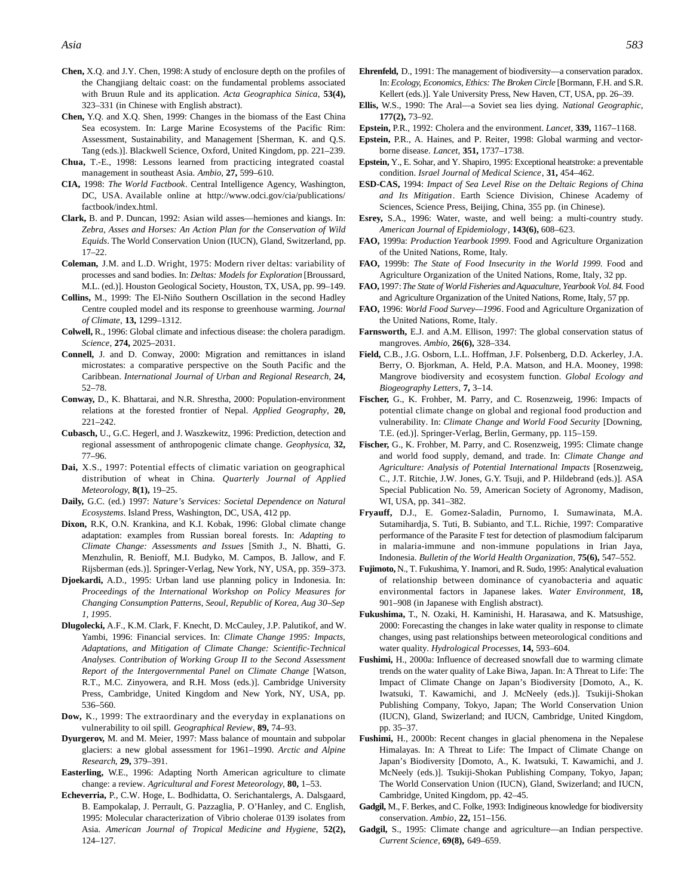**Chen,** X.Q. and J.Y. Chen, 1998: A study of enclosure depth on the profiles of the Changjiang deltaic coast: on the fundamental problems associated with Bruun Rule and its application. *Acta Geographica Sinica*, **53(4),** 323–331 (in Chinese with English abstract).

**Chen,** Y.Q. and X.Q. Shen, 1999: Changes in the biomass of the East China Sea ecosystem. In: Large Marine Ecosystems of the Pacific Rim: Assessment, Sustainability, and Management [Sherman, K. and Q.S. Tang (eds.)]. Blackwell Science, Oxford, United Kingdom, pp. 221–239.

**Chua,** T.-E., 1998: Lessons learned from practicing integrated coastal management in southeast Asia. *Ambio*, **27,** 599–610.

**CIA,** 1998: *The World Factbook*. Central Intelligence Agency, Washington, DC, USA. Available online at http://www.odci.gov/cia/publications/factbook/index.html.

**Clark,** B. and P. Duncan, 1992: Asian wild asses—hemiones and kiangs. In: *Zebra, Asses and Horses: An Action Plan for the Conservation of Wild Equids*. The World Conservation Union (IUCN), Gland, Switzerland, pp. 17–22.

**Coleman,** J.M. and L.D. Wright, 1975: Modern river deltas: variability of processes and sand bodies. In: *Deltas: Models for Exploration* [Broussard, M.L. (ed.)]. Houston Geological Society, Houston, TX, USA, pp. 99–149.

**Collins,** M., 1999: The El-Niño Southern Oscillation in the second Hadley Centre coupled model and its response to greenhouse warming. *Journal of Climate*, **13,** 1299–1312.

**Colwell,** R., 1996: Global climate and infectious disease: the cholera paradigm. *Science*, **274,** 2025–2031.

**Connell,** J. and D. Conway, 2000: Migration and remittances in island microstates: a comparative perspective on the South Pacific and the Caribbean. *International Journal of Urban and Regional Research*, **24,** 52–78.

**Conway,** D., K. Bhattarai, and N.R. Shrestha, 2000: Population-environment relations at the forested frontier of Nepal. *Applied Geography*, **20,** 221–242.

**Cubasch,** U., G.C. Hegerl, and J. Waszkewitz, 1996: Prediction, detection and regional assessment of anthropogenic climate change. *Geophysica*, **32,** 77–96.

**Dai,** X.S., 1997: Potential effects of climatic variation on geographical distribution of wheat in China. *Quarterly Journal of Applied Meteorology*, **8(1),** 19–25.

**Daily,** G.C. (ed.) 1997: *Nature's Services: Societal Dependence on Natural Ecosystems*. Island Press, Washington, DC, USA, 412 pp.

**Dixon,** R.K, O.N. Krankina, and K.I. Kobak, 1996: Global climate change adaptation: examples from Russian boreal forests. In: *Adapting to Climate Change: Assessments and Issues* [Smith J., N. Bhatti, G. Menzhulin, R. Benioff, M.I. Budyko, M. Campos, B. Jallow, and F. Rijsberman (eds.)]. Springer-Verlag, New York, NY, USA, pp. 359–373.

**Djoekardi,** A.D., 1995: Urban land use planning policy in Indonesia. In: *Proceedings of the International Workshop on Policy Measures for Changing Consumption Patterns, Seoul, Republic of Korea, Aug 30–Sep 1, 1995*.

**Dlugolecki,** A.F., K.M. Clark, F. Knecht, D. McCauley, J.P. Palutikof, and W. Yambi, 1996: Financial services. In: *Climate Change 1995: Impacts, Adaptations, and Mitigation of Climate Change: Scientific-Technical Analyses. Contribution of Working Group II to the Second Assessment Report of the Intergovernmental Panel on Climate Change* [Watson, R.T., M.C. Zinyowera, and R.H. Moss (eds.)]. Cambridge University Press, Cambridge, United Kingdom and New York, NY, USA, pp. 536–560.

**Dow,** K., 1999: The extraordinary and the everyday in explanations on vulnerability to oil spill. *Geographical Review*, **89,** 74–93.

**Dyurgerov,** M. and M. Meier, 1997: Mass balance of mountain and subpolar glaciers: a new global assessment for 1961–1990. *Arctic and Alpine Research*, **29,** 379–391.

**Easterling,** W.E., 1996: Adapting North American agriculture to climate change: a review. *Agricultural and Forest Meteorology*, **80,** 1–53.

**Echeverria,** P., C.W. Hoge, L. Bodhidatta, O. Serichantalergs, A. Dalsgaard, B. Eampokalap, J. Perrault, G. Pazzaglia, P. O'Hanley, and C. English, 1995: Molecular characterization of Vibrio cholerae 0139 isolates from Asia. *American Journal of Tropical Medicine and Hygiene*, **52(2),** 124–127.

**Ehrenfeld,** D., 1991: The management of biodiversity—a conservation paradox. In: *Ecology, Economics, Ethics: The Broken Circle* [Bormann, F.H. and S.R. Kellert (eds.)]. Yale University Press, New Haven, CT, USA, pp. 26–39.

**Ellis,** W.S., 1990: The Aral—a Soviet sea lies dying. *National Geographic*, **177(2),** 73–92.

**Epstein,** P.R., 1992: Cholera and the environment. *Lancet*, **339,** 1167–1168.

**Epstein,** P.R., A. Haines, and P. Reiter, 1998: Global warming and vector-borne disease. *Lancet*, **351,** 1737–1738.

**Epstein,** Y., E. Sohar, and Y. Shapiro, 1995: Exceptional heatstroke: a preventable condition. *Israel Journal of Medical Science*, **31,** 454–462.

**ESD-CAS,** 1994: *Impact of Sea Level Rise on the Deltaic Regions of China and Its Mitigation*. Earth Science Division, Chinese Academy of Sciences, Science Press, Beijing, China, 355 pp. (in Chinese).

**Esrey,** S.A., 1996: Water, waste, and well being: a multi-country study. *American Journal of Epidemiology*, **143(6),** 608–623.

**FAO,** 1999a: *Production Yearbook 1999*. Food and Agriculture Organization of the United Nations, Rome, Italy.

**FAO,** 1999b: *The State of Food Insecurity in the World 1999*. Food and Agriculture Organization of the United Nations, Rome, Italy, 32 pp.

**FAO,** 1997: *The State of World Fisheries and Aquaculture, Yearbook Vol. 84.* Food and Agriculture Organization of the United Nations, Rome, Italy, 57 pp.

**FAO,** 1996: *World Food Survey—1996*. Food and Agriculture Organization of the United Nations, Rome, Italy.

**Farnsworth,** E.J. and A.M. Ellison, 1997: The global conservation status of mangroves. *Ambio*, **26(6),** 328–334.

**Field,** C.B., J.G. Osborn, L.L. Hoffman, J.F. Polsenberg, D.D. Ackerley, J.A. Berry, O. Bjorkman, A. Held, P.A. Matson, and H.A. Mooney, 1998: Mangrove biodiversity and ecosystem function. *Global Ecology and Biogeography Letters*, **7,** 3–14.

**Fischer,** G., K. Frohber, M. Parry, and C. Rosenzweig, 1996: Impacts of potential climate change on global and regional food production and vulnerability. In: *Climate Change and World Food Security* [Downing, T.E. (ed.)]. Springer-Verlag, Berlin, Germany, pp. 115–159.

**Fischer,** G., K. Frohber, M. Parry, and C. Rosenzweig, 1995: Climate change and world food supply, demand, and trade. In: *Climate Change and Agriculture: Analysis of Potential International Impacts* [Rosenzweig, C., J.T. Ritchie, J.W. Jones, G.Y. Tsuji, and P. Hildebrand (eds.)]. ASA Special Publication No. 59, American Society of Agronomy, Madison, WI, USA, pp. 341–382.

**Fryauff,** D.J., E. Gomez-Saladin, Purnomo, I. Sumawinata, M.A. Sutamihardja, S. Tuti, B. Subianto, and T.L. Richie, 1997: Comparative performance of the Parasite F test for detection of plasmodium falciparum in malaria-immune and non-immune populations in Irian Jaya, Indonesia. *Bulletin of the World Health Organization*, **75(6),** 547–552.

**Fujimoto,** N., T. Fukushima, Y. Inamori, and R. Sudo, 1995: Analytical evaluation of relationship between dominance of cyanobacteria and aquatic environmental factors in Japanese lakes. *Water Environment*, **18,** 901–908 (in Japanese with English abstract).

**Fukushima,** T., N. Ozaki, H. Kaminishi, H. Harasawa, and K. Matsushige, 2000: Forecasting the changes in lake water quality in response to climate changes, using past relationships between meteorological conditions and water quality. *Hydrological Processes*, **14,** 593–604.

**Fushimi,** H., 2000a: Influence of decreased snowfall due to warming climate trends on the water quality of Lake Biwa, Japan. In: A Threat to Life: The Impact of Climate Change on Japan's Biodiversity [Domoto, A., K. Iwatsuki, T. Kawamichi, and J. McNeely (eds.)]. Tsukiji-Shokan Publishing Company, Tokyo, Japan; The World Conservation Union (IUCN), Gland, Swizerland; and IUCN, Cambridge, United Kingdom, pp. 35–37.

**Fushimi,** H., 2000b: Recent changes in glacial phenomena in the Nepalese Himalayas. In: A Threat to Life: The Impact of Climate Change on Japan's Biodiversity [Domoto, A., K. Iwatsuki, T. Kawamichi, and J. McNeely (eds.)]. Tsukiji-Shokan Publishing Company, Tokyo, Japan; The World Conservation Union (IUCN), Gland, Swizerland; and IUCN, Cambridge, United Kingdom, pp. 42–45.

**Gadgil,** M., F. Berkes, and C. Folke, 1993: Indigineous knowledge for biodiversity conservation. *Ambio*, **22,** 151–156.

**Gadgil,** S., 1995: Climate change and agriculture—an Indian perspective. *Current Science*, **69(8),** 649–659.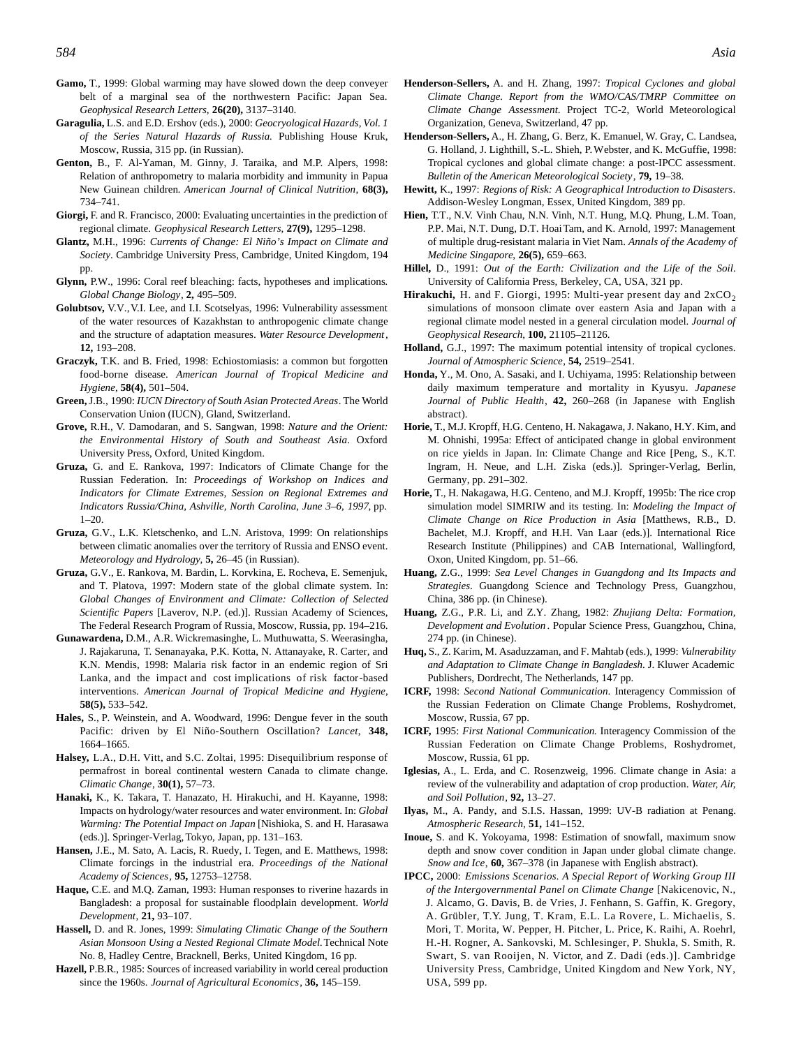**Gamo,** T., 1999: Global warming may have slowed down the deep conveyer belt of a marginal sea of the northwestern Pacific: Japan Sea. *Geophysical Research Letters*, **26(20),** 3137–3140.

**Garagulia,** L.S. and E.D. Ershov (eds.), 2000: *Geocryological Hazards, Vol. 1 of the Series Natural Hazards of Russia.* Publishing House Kruk, Moscow, Russia, 315 pp. (in Russian).

**Genton,** B., F. Al-Yaman, M. Ginny, J. Taraika, and M.P. Alpers, 1998: Relation of anthropometry to malaria morbidity and immunity in Papua New Guinean children. *American Journal of Clinical Nutrition*, **68(3),** 734–741.

**Giorgi,** F. and R. Francisco, 2000: Evaluating uncertainties in the prediction of regional climate. *Geophysical Research Letters*, **27(9),** 1295–1298.

**Glantz,** M.H., 1996: *Currents of Change: El Niño's Impact on Climate and Society*. Cambridge University Press, Cambridge, United Kingdom, 194 pp.

**Glynn,** P.W., 1996: Coral reef bleaching: facts, hypotheses and implications. *Global Change Biology*, **2,** 495–509.

**Golubtsov,** V.V., V.I. Lee, and I.I. Scotselyas, 1996: Vulnerability assessment of the water resources of Kazakhstan to anthropogenic climate change and the structure of adaptation measures. *Water Resource Development*, **12,** 193–208.

**Graczyk,** T.K. and B. Fried, 1998: Echiostomiasis: a common but forgotten food-borne disease. *American Journal of Tropical Medicine and Hygiene*, **58(4),** 501–504.

**Green,** J.B., 1990: *IUCN Directory of South Asian Protected Areas*. The World Conservation Union (IUCN), Gland, Switzerland.

**Grove,** R.H., V. Damodaran, and S. Sangwan, 1998: *Nature and the Orient: the Environmental History of South and Southeast Asia*. Oxford University Press, Oxford, United Kingdom.

**Gruza,** G. and E. Rankova, 1997: Indicators of Climate Change for the Russian Federation. In: *Proceedings of Workshop on Indices and Indicators for Climate Extremes, Session on Regional Extremes and Indicators Russia/China, Ashville, North Carolina, June 3–6, 1997*, pp. 1–20.

**Gruza,** G.V., L.K. Kletschenko, and L.N. Aristova, 1999: On relationships between climatic anomalies over the territory of Russia and ENSO event. *Meteorology and Hydrology*, **5,** 26–45 (in Russian).

**Gruza,** G.V., E. Rankova, M. Bardin, L. Korvkina, E. Rocheva, E. Semenjuk, and T. Platova, 1997: Modern state of the global climate system. In: *Global Changes of Environment and Climate: Collection of Selected Scientific Papers* [Laverov, N.P. (ed.)]. Russian Academy of Sciences, The Federal Research Program of Russia, Moscow, Russia, pp. 194–216.

**Gunawardena,** D.M., A.R. Wickremasinghe, L. Muthuwatta, S. Weerasingha, J. Rajakaruna, T. Senanayaka, P.K. Kotta, N. Attanayake, R. Carter, and K.N. Mendis, 1998: Malaria risk factor in an endemic region of Sri Lanka, and the impact and cost implications of risk factor-based interventions. *American Journal of Tropical Medicine and Hygiene*, **58(5),** 533–542.

**Hales,** S., P. Weinstein, and A. Woodward, 1996: Dengue fever in the south Pacific: driven by El Niño-Southern Oscillation? *Lancet*, **348,** 1664–1665.

**Halsey,** L.A., D.H. Vitt, and S.C. Zoltai, 1995: Disequilibrium response of permafrost in boreal continental western Canada to climate change. *Climatic Change*, **30(1),** 57–73.

**Hanaki,** K., K. Takara, T. Hanazato, H. Hirakuchi, and H. Kayanne, 1998: Impacts on hydrology/water resources and water environment. In: *Global Warming: The Potential Impact on Japan* [Nishioka, S. and H. Harasawa (eds.)]. Springer-Verlag, Tokyo, Japan, pp. 131–163.

**Hansen,** J.E., M. Sato, A. Lacis, R. Ruedy, I. Tegen, and E. Matthews, 1998: Climate forcings in the industrial era. *Proceedings of the National Academy of Sciences*, **95,** 12753–12758.

**Haque,** C.E. and M.Q. Zaman, 1993: Human responses to riverine hazards in Bangladesh: a proposal for sustainable floodplain development. *World Development*, **21,** 93–107.

**Hassell,** D. and R. Jones, 1999: *Simulating Climatic Change of the Southern Asian Monsoon Using a Nested Regional Climate Model.* Technical Note No. 8, Hadley Centre, Bracknell, Berks, United Kingdom, 16 pp.

**Hazell,** P.B.R., 1985: Sources of increased variability in world cereal production since the 1960s. *Journal of Agricultural Economics*, **36,** 145–159.

**Henderson-Sellers,** A. and H. Zhang, 1997: *Tropical Cyclones and global Climate Change. Report from the WMO/CAS/TMRP Committee on Climate Change Assessment.* Project TC-2, World Meteorological Organization, Geneva, Switzerland, 47 pp.

**Henderson-Sellers,** A., H. Zhang, G. Berz, K. Emanuel, W. Gray, C. Landsea, G. Holland, J. Lighthill, S.-L. Shieh, P. Webster, and K. McGuffie, 1998: Tropical cyclones and global climate change: a post-IPCC assessment. *Bulletin of the American Meteorological Society*, **79,** 19–38.

**Hewitt,** K., 1997: *Regions of Risk: A Geographical Introduction to Disasters*. Addison-Wesley Longman, Essex, United Kingdom, 389 pp.

**Hien,** T.T., N.V. Vinh Chau, N.N. Vinh, N.T. Hung, M.Q. Phung, L.M. Toan, P.P. Mai, N.T. Dung, D.T. Hoai Tam, and K. Arnold, 1997: Management of multiple drug-resistant malaria in Viet Nam. *Annals of the Academy of Medicine Singapore*, **26(5),** 659–663.

**Hillel,** D., 1991: *Out of the Earth: Civilization and the Life of the Soil*. University of California Press, Berkeley, CA, USA, 321 pp.

**Hirakuchi,** H. and F. Giorgi, 1995: Multi-year present day and $2xCO_2$ simulations of monsoon climate over eastern Asia and Japan with a regional climate model nested in a general circulation model. *Journal of Geophysical Research*, **100,** 21105–21126.

**Holland,** G.J., 1997: The maximum potential intensity of tropical cyclones. *Journal of Atmospheric Science*, **54,** 2519–2541.

**Honda,** Y., M. Ono, A. Sasaki, and I. Uchiyama, 1995: Relationship between daily maximum temperature and mortality in Kyusyu. *Japanese Journal of Public Health*, **42,** 260–268 (in Japanese with English abstract).

**Horie,** T., M.J. Kropff, H.G. Centeno, H. Nakagawa, J. Nakano, H.Y. Kim, and M. Ohnishi, 1995a: Effect of anticipated change in global environment on rice yields in Japan. In: Climate Change and Rice [Peng, S., K.T. Ingram, H. Neue, and L.H. Ziska (eds.)]. Springer-Verlag, Berlin, Germany, pp. 291–302.

**Horie,** T., H. Nakagawa, H.G. Centeno, and M.J. Kropff, 1995b: The rice crop simulation model SIMRIW and its testing. In: *Modeling the Impact of Climate Change on Rice Production in Asia* [Matthews, R.B., D. Bachelet, M.J. Kropff, and H.H. Van Laar (eds.)]. International Rice Research Institute (Philippines) and CAB International, Wallingford, Oxon, United Kingdom, pp. 51–66.

**Huang,** Z.G., 1999: *Sea Level Changes in Guangdong and Its Impacts and Strategies*. Guangdong Science and Technology Press, Guangzhou, China, 386 pp. (in Chinese).

**Huang,** Z.G., P.R. Li, and Z.Y. Zhang, 1982: *Zhujiang Delta: Formation, Development and Evolution*. Popular Science Press, Guangzhou, China, 274 pp. (in Chinese).

**Huq,** S., Z. Karim, M. Asaduzzaman, and F. Mahtab (eds.), 1999: *Vulnerability and Adaptation to Climate Change in Bangladesh*. J. Kluwer Academic Publishers, Dordrecht, The Netherlands, 147 pp.

**ICRF,** 1998: *Second National Communication*. Interagency Commission of the Russian Federation on Climate Change Problems, Roshydromet, Moscow, Russia, 67 pp.

**ICRF,** 1995: *First National Communication.* Interagency Commission of the Russian Federation on Climate Change Problems, Roshydromet, Moscow, Russia, 61 pp.

**Iglesias,** A., L. Erda, and C. Rosenzweig, 1996. Climate change in Asia: a review of the vulnerability and adaptation of crop production. *Water, Air, and Soil Pollution*, **92,** 13–27.

**Ilyas,** M., A. Pandy, and S.I.S. Hassan, 1999: UV-B radiation at Penang. *Atmospheric Research*, **51,** 141–152.

**Inoue,** S. and K. Yokoyama, 1998: Estimation of snowfall, maximum snow depth and snow cover condition in Japan under global climate change. *Snow and Ice*, **60,** 367–378 (in Japanese with English abstract).

**IPCC,** 2000: *Emissions Scenarios. A Special Report of Working Group III of the Intergovernmental Panel on Climate Change* [Nakicenovic, N., J. Alcamo, G. Davis, B. de Vries, J. Fenhann, S. Gaffin, K. Gregory, A. Grübler, T.Y. Jung, T. Kram, E.L. La Rovere, L. Michaelis, S. Mori, T. Morita, W. Pepper, H. Pitcher, L. Price, K. Raihi, A. Roehrl, H.-H. Rogner, A. Sankovski, M. Schlesinger, P. Shukla, S. Smith, R. Swart, S. van Rooijen, N. Victor, and Z. Dadi (eds.)]. Cambridge University Press, Cambridge, United Kingdom and New York, NY, USA, 599 pp.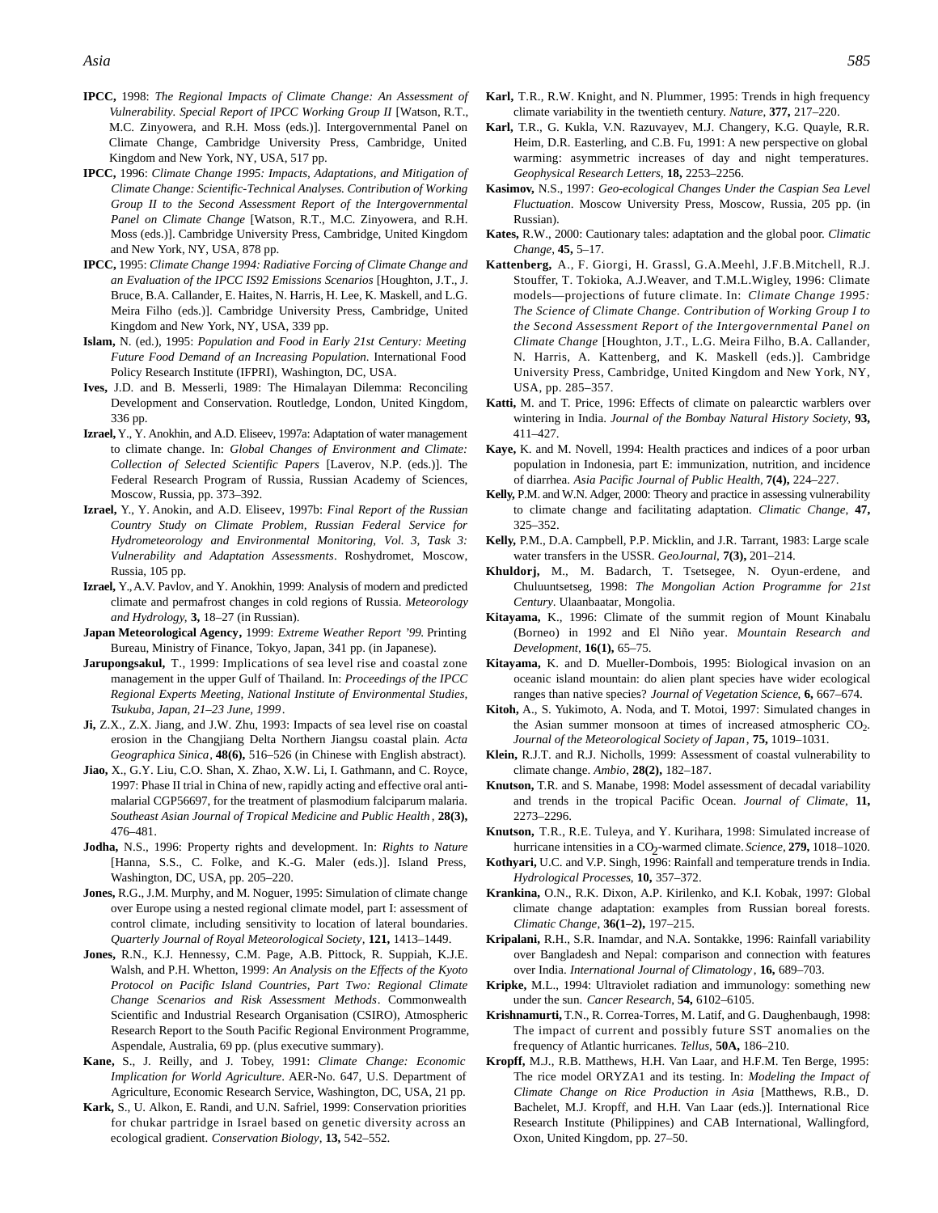**IPCC,** 1998: *The Regional Impacts of Climate Change: An Assessment of Vulnerability. Special Report of IPCC Working Group II* [Watson, R.T., M.C. Zinyowera, and R.H. Moss (eds.)]. Intergovernmental Panel on Climate Change, Cambridge University Press, Cambridge, United Kingdom and New York, NY, USA, 517 pp.

**IPCC,** 1996: *Climate Change 1995: Impacts, Adaptations, and Mitigation of Climate Change: Scientific-Technical Analyses. Contribution of Working Group II to the Second Assessment Report of the Intergovernmental Panel on Climate Change* [Watson, R.T., M.C. Zinyowera, and R.H. Moss (eds.)]. Cambridge University Press, Cambridge, United Kingdom and New York, NY, USA, 878 pp.

**IPCC,** 1995: *Climate Change 1994: Radiative Forcing of Climate Change and an Evaluation of the IPCC IS92 Emissions Scenarios* [Houghton, J.T., J. Bruce, B.A. Callander, E. Haites, N. Harris, H. Lee, K. Maskell, and L.G. Meira Filho (eds.)]. Cambridge University Press, Cambridge, United Kingdom and New York, NY, USA, 339 pp.

**Islam,** N. (ed.), 1995: *Population and Food in Early 21st Century: Meeting Future Food Demand of an Increasing Population.* International Food Policy Research Institute (IFPRI), Washington, DC, USA.

**Ives,** J.D. and B. Messerli, 1989: The Himalayan Dilemma: Reconciling Development and Conservation. Routledge, London, United Kingdom, 336 pp.

**Izrael,** Y., Y. Anokhin, and A.D. Eliseev, 1997a: Adaptation of water management to climate change. In: *Global Changes of Environment and Climate: Collection of Selected Scientific Papers* [Laverov, N.P. (eds.)]. The Federal Research Program of Russia, Russian Academy of Sciences, Moscow, Russia, pp. 373–392.

**Izrael,** Y., Y. Anokin, and A.D. Eliseev, 1997b: *Final Report of the Russian Country Study on Climate Problem, Russian Federal Service for Hydrometeorology and Environmental Monitoring, Vol. 3, Task 3: Vulnerability and Adaptation Assessments*. Roshydromet, Moscow, Russia, 105 pp.

**Izrael,** Y., A.V. Pavlov, and Y. Anokhin, 1999: Analysis of modern and predicted climate and permafrost changes in cold regions of Russia. *Meteorology and Hydrology,* **3,** 18–27 (in Russian).

**Japan Meteorological Agency,** 1999: *Extreme Weather Report '99.* Printing Bureau, Ministry of Finance, Tokyo, Japan, 341 pp. (in Japanese).

**Jarupongsakul,** T., 1999: Implications of sea level rise and coastal zone management in the upper Gulf of Thailand. In: *Proceedings of the IPCC Regional Experts Meeting, National Institute of Environmental Studies, Tsukuba, Japan, 21–23 June, 1999*.

**Ji,** Z.X., Z.X. Jiang, and J.W. Zhu, 1993: Impacts of sea level rise on coastal erosion in the Changjiang Delta Northern Jiangsu coastal plain. *Acta Geographica Sinica*, **48(6),** 516–526 (in Chinese with English abstract).

**Jiao,** X., G.Y. Liu, C.O. Shan, X. Zhao, X.W. Li, I. Gathmann, and C. Royce, 1997: Phase II trial in China of new, rapidly acting and effective oral anti-malarial CGP56697, for the treatment of plasmodium falciparum malaria. *Southeast Asian Journal of Tropical Medicine and Public Health*, **28(3),** 476–481.

**Jodha,** N.S., 1996: Property rights and development. In: *Rights to Nature* [Hanna, S.S., C. Folke, and K.-G. Maler (eds.)]. Island Press, Washington, DC, USA, pp. 205–220.

**Jones,** R.G., J.M. Murphy, and M. Noguer, 1995: Simulation of climate change over Europe using a nested regional climate model, part I: assessment of control climate, including sensitivity to location of lateral boundaries. *Quarterly Journal of Royal Meteorological Society*, **121,** 1413–1449.

**Jones,** R.N., K.J. Hennessy, C.M. Page, A.B. Pittock, R. Suppiah, K.J.E. Walsh, and P.H. Whetton, 1999: *An Analysis on the Effects of the Kyoto Protocol on Pacific Island Countries, Part Two: Regional Climate Change Scenarios and Risk Assessment Methods*. Commonwealth Scientific and Industrial Research Organisation (CSIRO), Atmospheric Research Report to the South Pacific Regional Environment Programme, Aspendale, Australia, 69 pp. (plus executive summary).

**Kane,** S., J. Reilly, and J. Tobey, 1991: *Climate Change: Economic Implication for World Agriculture*. AER-No. 647, U.S. Department of Agriculture, Economic Research Service, Washington, DC, USA, 21 pp.

**Kark,** S., U. Alkon, E. Randi, and U.N. Safriel, 1999: Conservation priorities for chukar partridge in Israel based on genetic diversity across an ecological gradient. *Conservation Biology*, **13,** 542–552.

**Karl,** T.R., R.W. Knight, and N. Plummer, 1995: Trends in high frequency climate variability in the twentieth century. *Nature*, **377,** 217–220.

**Karl,** T.R., G. Kukla, V.N. Razuvayev, M.J. Changery, K.G. Quayle, R.R. Heim, D.R. Easterling, and C.B. Fu, 1991: A new perspective on global warming: asymmetric increases of day and night temperatures. *Geophysical Research Letters*, **18,** 2253–2256.

**Kasimov,** N.S., 1997: *Geo-ecological Changes Under the Caspian Sea Level Fluctuation*. Moscow University Press, Moscow, Russia, 205 pp. (in Russian).

**Kates,** R.W., 2000: Cautionary tales: adaptation and the global poor. *Climatic Change*, **45,** 5–17.

**Kattenberg,** A., F. Giorgi, H. Grassl, G.A.Meehl, J.F.B.Mitchell, R.J. Stouffer, T. Tokioka, A.J.Weaver, and T.M.L.Wigley, 1996: Climate models—projections of future climate. In: *Climate Change 1995: The Science of Climate Change. Contribution of Working Group I to the Second Assessment Report of the Intergovernmental Panel on Climate Change* [Houghton, J.T., L.G. Meira Filho, B.A. Callander, N. Harris, A. Kattenberg, and K. Maskell (eds.)]. Cambridge University Press, Cambridge, United Kingdom and New York, NY, USA, pp. 285–357.

**Katti,** M. and T. Price, 1996: Effects of climate on palearctic warblers over wintering in India. *Journal of the Bombay Natural History Society*, **93,** 411–427.

**Kaye,** K. and M. Novell, 1994: Health practices and indices of a poor urban population in Indonesia, part E: immunization, nutrition, and incidence of diarrhea. *Asia Pacific Journal of Public Health*, **7(4),** 224–227.

**Kelly,** P.M. and W.N. Adger, 2000: Theory and practice in assessing vulnerability to climate change and facilitating adaptation. *Climatic Change,* **47,** 325–352.

**Kelly,** P.M., D.A. Campbell, P.P. Micklin, and J.R. Tarrant, 1983: Large scale water transfers in the USSR. *GeoJournal*, **7(3),** 201–214.

**Khuldorj,** M., M. Badarch, T. Tsetsegee, N. Oyun-erdene, and Chuluuntsetseg, 1998: *The Mongolian Action Programme for 21st Century*. Ulaanbaatar, Mongolia.

**Kitayama,** K., 1996: Climate of the summit region of Mount Kinabalu (Borneo) in 1992 and El Niño year. *Mountain Research and Development*, **16(1),** 65–75.

**Kitayama,** K. and D. Mueller-Dombois, 1995: Biological invasion on an oceanic island mountain: do alien plant species have wider ecological ranges than native species? *Journal of Vegetation Science*, **6,** 667–674.

**Kitoh,** A., S. Yukimoto, A. Noda, and T. Motoi, 1997: Simulated changes in the Asian summer monsoon at times of increased atmospheric $CO_2$. *Journal of the Meteorological Society of Japan*, **75,** 1019–1031.

**Klein,** R.J.T. and R.J. Nicholls, 1999: Assessment of coastal vulnerability to climate change. *Ambio*, **28(2),** 182–187.

**Knutson,** T.R. and S. Manabe, 1998: Model assessment of decadal variability and trends in the tropical Pacific Ocean. *Journal of Climate*, **11,** 2273–2296.

**Knutson,** T.R., R.E. Tuleya, and Y. Kurihara, 1998: Simulated increase of hurricane intensities in a $CO_2$-warmed climate. *Science*, **279,** 1018–1020.

**Kothyari,** U.C. and V.P. Singh, 1996: Rainfall and temperature trends in India. *Hydrological Processes*, **10,** 357–372.

**Krankina,** O.N., R.K. Dixon, A.P. Kirilenko, and K.I. Kobak, 1997: Global climate change adaptation: examples from Russian boreal forests. *Climatic Change*, **36(1–2),** 197–215.

**Kripalani,** R.H., S.R. Inamdar, and N.A. Sontakke, 1996: Rainfall variability over Bangladesh and Nepal: comparison and connection with features over India. *International Journal of Climatology*, **16,** 689–703.

**Kripke,** M.L., 1994: Ultraviolet radiation and immunology: something new under the sun. *Cancer Research*, **54,** 6102–6105.

**Krishnamurti,** T.N., R. Correa-Torres, M. Latif, and G. Daughenbaugh, 1998: The impact of current and possibly future SST anomalies on the frequency of Atlantic hurricanes. *Tellus*, **50A,** 186–210.

**Kropff,** M.J., R.B. Matthews, H.H. Van Laar, and H.F.M. Ten Berge, 1995: The rice model ORYZA1 and its testing. In: *Modeling the Impact of Climate Change on Rice Production in Asia* [Matthews, R.B., D. Bachelet, M.J. Kropff, and H.H. Van Laar (eds.)]. International Rice Research Institute (Philippines) and CAB International, Wallingford, Oxon, United Kingdom, pp. 27–50.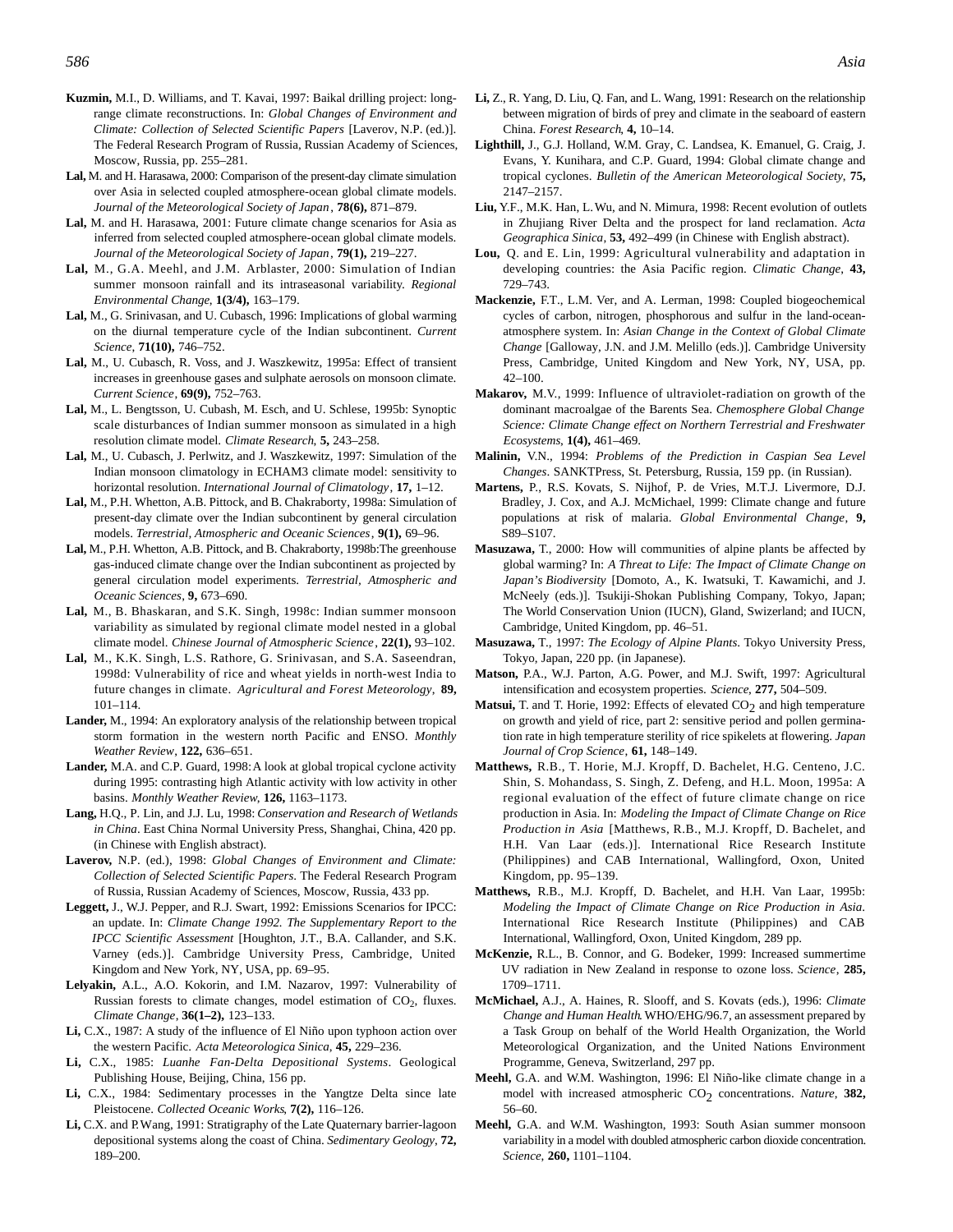**Kuzmin,** M.I., D. Williams, and T. Kavai, 1997: Baikal drilling project: long-range climate reconstructions. In: *Global Changes of Environment and Climate: Collection of Selected Scientific Papers* [Laverov, N.P. (ed.)]. The Federal Research Program of Russia, Russian Academy of Sciences, Moscow, Russia, pp. 255–281.

**Lal,** M. and H. Harasawa, 2000: Comparison of the present-day climate simulation over Asia in selected coupled atmosphere-ocean global climate models. *Journal of the Meteorological Society of Japan*, **78(6),** 871–879.

**Lal,** M. and H. Harasawa, 2001: Future climate change scenarios for Asia as inferred from selected coupled atmosphere-ocean global climate models. *Journal of the Meteorological Society of Japan*, **79(1),** 219–227.

**Lal,** M., G.A. Meehl, and J.M. Arblaster, 2000: Simulation of Indian summer monsoon rainfall and its intraseasonal variability. *Regional Environmental Change*, **1(3/4),** 163–179.

**Lal,** M., G. Srinivasan, and U. Cubasch, 1996: Implications of global warming on the diurnal temperature cycle of the Indian subcontinent. *Current Science*, **71(10),** 746–752.

**Lal,** M., U. Cubasch, R. Voss, and J. Waszkewitz, 1995a: Effect of transient increases in greenhouse gases and sulphate aerosols on monsoon climate. *Current Science*, **69(9),** 752–763.

**Lal,** M., L. Bengtsson, U. Cubash, M. Esch, and U. Schlese, 1995b: Synoptic scale disturbances of Indian summer monsoon as simulated in a high resolution climate model. *Climate Research*, **5,** 243–258.

**Lal,** M., U. Cubasch, J. Perlwitz, and J. Waszkewitz, 1997: Simulation of the Indian monsoon climatology in ECHAM3 climate model: sensitivity to horizontal resolution. *International Journal of Climatology*, **17,** 1–12.

**Lal,** M., P.H. Whetton, A.B. Pittock, and B. Chakraborty, 1998a: Simulation of present-day climate over the Indian subcontinent by general circulation models. *Terrestrial, Atmospheric and Oceanic Sciences*, **9(1),** 69–96.

**Lal,** M., P.H. Whetton, A.B. Pittock, and B. Chakraborty, 1998b:The greenhouse gas-induced climate change over the Indian subcontinent as projected by general circulation model experiments. *Terrestrial, Atmospheric and Oceanic Sciences*, **9,** 673–690.

**Lal,** M., B. Bhaskaran, and S.K. Singh, 1998c: Indian summer monsoon variability as simulated by regional climate model nested in a global climate model. *Chinese Journal of Atmospheric Science*, **22(1),** 93–102.

**Lal,** M., K.K. Singh, L.S. Rathore, G. Srinivasan, and S.A. Saseendran, 1998d: Vulnerability of rice and wheat yields in north-west India to future changes in climate. *Agricultural and Forest Meteorology*, **89,** 101–114.

**Lander,** M., 1994: An exploratory analysis of the relationship between tropical storm formation in the western north Pacific and ENSO. *Monthly Weather Review*, **122,** 636–651.

**Lander,** M.A. and C.P. Guard, 1998: A look at global tropical cyclone activity during 1995: contrasting high Atlantic activity with low activity in other basins. *Monthly Weather Review*, **126,** 1163–1173.

**Lang,** H.Q., P. Lin, and J.J. Lu, 1998: *Conservation and Research of Wetlands in China*. East China Normal University Press, Shanghai, China, 420 pp. (in Chinese with English abstract).

**Laverov,** N.P. (ed.), 1998: *Global Changes of Environment and Climate: Collection of Selected Scientific Papers*. The Federal Research Program of Russia, Russian Academy of Sciences, Moscow, Russia, 433 pp.

**Leggett,** J., W.J. Pepper, and R.J. Swart, 1992: Emissions Scenarios for IPCC: an update. In: *Climate Change 1992. The Supplementary Report to the IPCC Scientific Assessment* [Houghton, J.T., B.A. Callander, and S.K. Varney (eds.)]. Cambridge University Press, Cambridge, United Kingdom and New York, NY, USA, pp. 69–95.

**Lelyakin,** A.L., A.O. Kokorin, and I.M. Nazarov, 1997: Vulnerability of Russian forests to climate changes, model estimation of $CO_2$, fluxes. *Climate Change*, **36(1–2),** 123–133.

**Li,** C.X., 1987: A study of the influence of El Niño upon typhoon action over the western Pacific. *Acta Meteorologica Sinica*, **45,** 229–236.

**Li,** C.X., 1985: *Luanhe Fan-Delta Depositional Systems*. Geological Publishing House, Beijing, China, 156 pp.

**Li,** C.X., 1984: Sedimentary processes in the Yangtze Delta since late Pleistocene. *Collected Oceanic Works*, **7(2),** 116–126.

**Li,** C.X. and P. Wang, 1991: Stratigraphy of the Late Quaternary barrier-lagoon depositional systems along the coast of China. *Sedimentary Geology*, **72,** 189–200.

**Li,** Z., R. Yang, D. Liu, Q. Fan, and L. Wang, 1991: Research on the relationship between migration of birds of prey and climate in the seaboard of eastern China. *Forest Research*, **4,** 10–14.

**Lighthill,** J., G.J. Holland, W.M. Gray, C. Landsea, K. Emanuel, G. Craig, J. Evans, Y. Kunihara, and C.P. Guard, 1994: Global climate change and tropical cyclones. *Bulletin of the American Meteorological Society*, **75,** 2147–2157.

**Liu,** Y.F., M.K. Han, L. Wu, and N. Mimura, 1998: Recent evolution of outlets in Zhujiang River Delta and the prospect for land reclamation. *Acta Geographica Sinica*, **53,** 492–499 (in Chinese with English abstract).

**Lou,** Q. and E. Lin, 1999: Agricultural vulnerability and adaptation in developing countries: the Asia Pacific region. *Climatic Change*, **43,** 729–743.

**Mackenzie,** F.T., L.M. Ver, and A. Lerman, 1998: Coupled biogeochemical cycles of carbon, nitrogen, phosphorous and sulfur in the land-ocean-atmosphere system. In: *Asian Change in the Context of Global Climate Change* [Galloway, J.N. and J.M. Melillo (eds.)]. Cambridge University Press, Cambridge, United Kingdom and New York, NY, USA, pp. 42–100.

**Makarov,** M.V., 1999: Influence of ultraviolet-radiation on growth of the dominant macroalgae of the Barents Sea. *Chemosphere Global Change Science: Climate Change effect on Northern Terrestrial and Freshwater Ecosystems*, **1(4),** 461–469.

**Malinin,** V.N., 1994: *Problems of the Prediction in Caspian Sea Level Changes*. SANKTPress, St. Petersburg, Russia, 159 pp. (in Russian).

**Martens,** P., R.S. Kovats, S. Nijhof, P. de Vries, M.T.J. Livermore, D.J. Bradley, J. Cox, and A.J. McMichael, 1999: Climate change and future populations at risk of malaria. *Global Environmental Change*, **9,** S89–S107.

**Masuzawa,** T., 2000: How will communities of alpine plants be affected by global warming? In: *A Threat to Life: The Impact of Climate Change on Japan's Biodiversity* [Domoto, A., K. Iwatsuki, T. Kawamichi, and J. McNeely (eds.)]. Tsukiji-Shokan Publishing Company, Tokyo, Japan; The World Conservation Union (IUCN), Gland, Switzerland; and IUCN, Cambridge, United Kingdom, pp. 46–51.

**Masuzawa,** T., 1997: *The Ecology of Alpine Plants*. Tokyo University Press, Tokyo, Japan, 220 pp. (in Japanese).

**Matson,** P.A., W.J. Parton, A.G. Power, and M.J. Swift, 1997: Agricultural intensification and ecosystem properties. *Science*, **277,** 504–509.

**Matsui,** T. and T. Horie, 1992: Effects of elevated $CO_2$ and high temperature on growth and yield of rice, part 2: sensitive period and pollen germination rate in high temperature sterility of rice spikelets at flowering. *Japan Journal of Crop Science*, **61,** 148–149.

**Matthews,** R.B., T. Horie, M.J. Kropff, D. Bachelet, H.G. Centeno, J.C. Shin, S. Mohandass, S. Singh, Z. Defeng, and H.L. Moon, 1995a: A regional evaluation of the effect of future climate change on rice production in Asia. In: *Modeling the Impact of Climate Change on Rice Production in Asia* [Matthews, R.B., M.J. Kropff, D. Bachelet, and H.H. Van Laar (eds.)]. International Rice Research Institute (Philippines) and CAB International, Wallingford, Oxon, United Kingdom, pp. 95–139.

**Matthews,** R.B., M.J. Kropff, D. Bachelet, and H.H. Van Laar, 1995b: *Modeling the Impact of Climate Change on Rice Production in Asia*. International Rice Research Institute (Philippines) and CAB International, Wallingford, Oxon, United Kingdom, 289 pp.

**McKenzie,** R.L., B. Connor, and G. Bodeker, 1999: Increased summertime UV radiation in New Zealand in response to ozone loss. *Science*, **285,** 1709–1711.

**McMichael,** A.J., A. Haines, R. Slooff, and S. Kovats (eds.), 1996: *Climate Change and Human Health*. WHO/EHG/96.7, an assessment prepared by a Task Group on behalf of the World Health Organization, the World Meteorological Organization, and the United Nations Environment Programme, Geneva, Switzerland, 297 pp.

**Meehl,** G.A. and W.M. Washington, 1996: El Niño-like climate change in a model with increased atmospheric $CO_2$ concentrations. *Nature*, **382,** 56–60.

**Meehl,** G.A. and W.M. Washington, 1993: South Asian summer monsoon variability in a model with doubled atmospheric carbon dioxide concentration. *Science*, **260,** 1101–1104.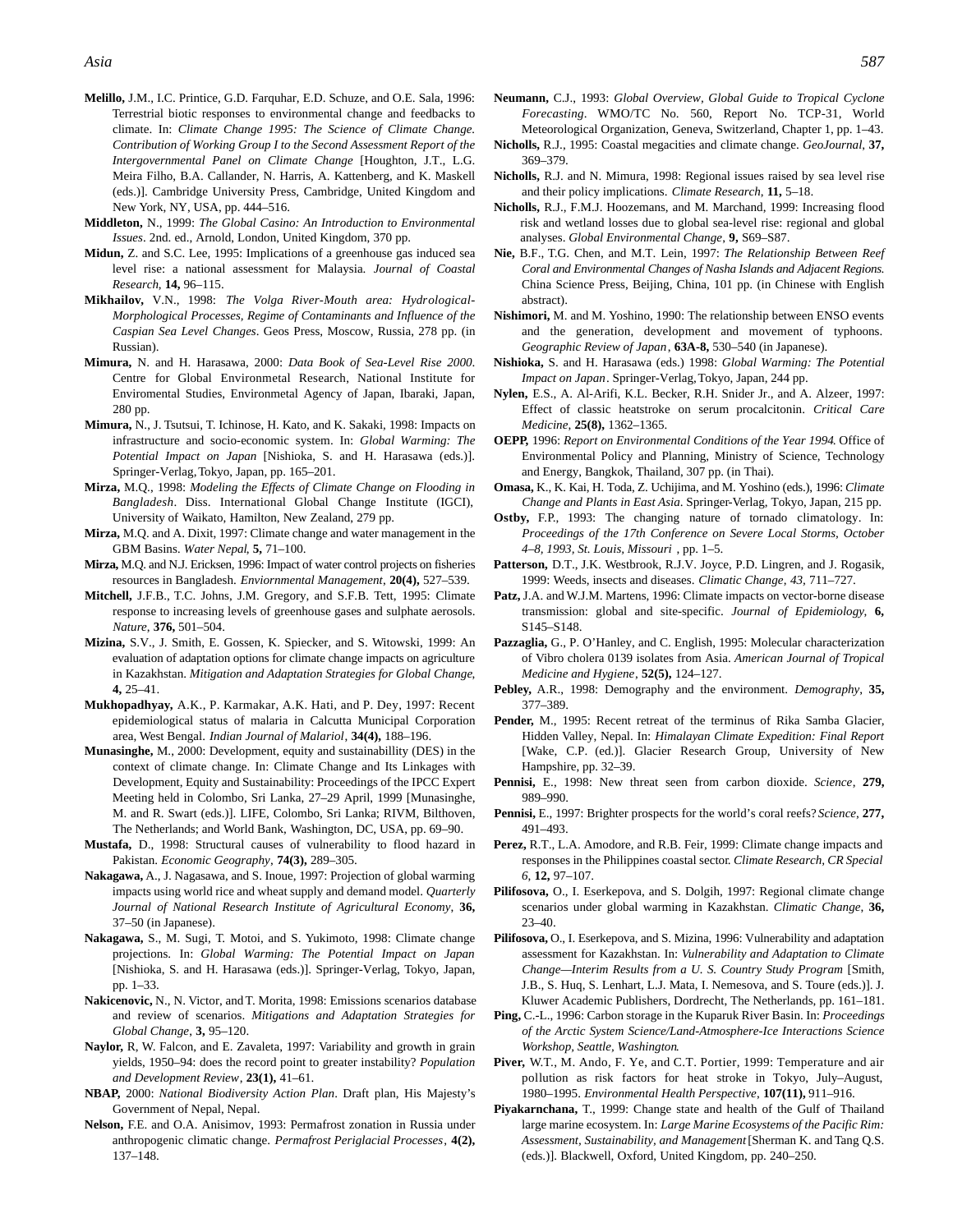**Melillo,** J.M., I.C. Printice, G.D. Farquhar, E.D. Schuze, and O.E. Sala, 1996: Terrestrial biotic responses to environmental change and feedbacks to climate. In: *Climate Change 1995: The Science of Climate Change. Contribution of Working Group I to the Second Assessment Report of the Intergovernmental Panel on Climate Change* [Houghton, J.T., L.G. Meira Filho, B.A. Callander, N. Harris, A. Kattenberg, and K. Maskell (eds.)]. Cambridge University Press, Cambridge, United Kingdom and New York, NY, USA, pp. 444–516.

**Middleton,** N., 1999: *The Global Casino: An Introduction to Environmental Issues*. 2nd. ed., Arnold, London, United Kingdom, 370 pp.

**Midun,** Z. and S.C. Lee, 1995: Implications of a greenhouse gas induced sea level rise: a national assessment for Malaysia. *Journal of Coastal Research*, **14,** 96–115.

**Mikhailov,** V.N., 1998: *The Volga River-Mouth area: Hydrological-Morphological Processes, Regime of Contaminants and Influence of the Caspian Sea Level Changes*. Geos Press, Moscow, Russia, 278 pp. (in Russian).

**Mimura,** N. and H. Harasawa, 2000: *Data Book of Sea-Level Rise 2000*. Centre for Global Environmetal Research, National Institute for Enviromental Studies, Environmetal Agency of Japan, Ibaraki, Japan, 280 pp.

**Mimura,** N., J. Tsutsui, T. Ichinose, H. Kato, and K. Sakaki, 1998: Impacts on infrastructure and socio-economic system. In: *Global Warming: The Potential Impact on Japan* [Nishioka, S. and H. Harasawa (eds.)]. Springer-Verlag, Tokyo, Japan, pp. 165–201.

**Mirza,** M.Q., 1998: *Modeling the Effects of Climate Change on Flooding in Bangladesh*. Diss. International Global Change Institute (IGCI), University of Waikato, Hamilton, New Zealand, 279 pp.

**Mirza,** M.Q. and A. Dixit, 1997: Climate change and water management in the GBM Basins. *Water Nepal*, **5,** 71–100.

**Mirza,** M.Q. and N.J. Ericksen, 1996: Impact of water control projects on fisheries resources in Bangladesh. *Enviornmental Management*, **20(4),** 527–539.

**Mitchell,** J.F.B., T.C. Johns, J.M. Gregory, and S.F.B. Tett, 1995: Climate response to increasing levels of greenhouse gases and sulphate aerosols. *Nature*, **376,** 501–504.

**Mizina,** S.V., J. Smith, E. Gossen, K. Spiecker, and S. Witowski, 1999: An evaluation of adaptation options for climate change impacts on agriculture in Kazakhstan. *Mitigation and Adaptation Strategies for Global Change*, **4,** 25–41.

**Mukhopadhyay,** A.K., P. Karmakar, A.K. Hati, and P. Dey, 1997: Recent epidemiological status of malaria in Calcutta Municipal Corporation area, West Bengal. *Indian Journal of Malariol*, **34(4),** 188–196.

**Munasinghe,** M., 2000: Development, equity and sustainabillity (DES) in the context of climate change. In: Climate Change and Its Linkages with Development, Equity and Sustainability: Proceedings of the IPCC Expert Meeting held in Colombo, Sri Lanka, 27–29 April, 1999 [Munasinghe, M. and R. Swart (eds.)]. LIFE, Colombo, Sri Lanka; RIVM, Bilthoven, The Netherlands; and World Bank, Washington, DC, USA, pp. 69–90.

**Mustafa,** D., 1998: Structural causes of vulnerability to flood hazard in Pakistan. *Economic Geography*, **74(3),** 289–305.

**Nakagawa,** A., J. Nagasawa, and S. Inoue, 1997: Projection of global warming impacts using world rice and wheat supply and demand model. *Quarterly Journal of National Research Institute of Agricultural Economy*, **36,** 37–50 (in Japanese).

**Nakagawa,** S., M. Sugi, T. Motoi, and S. Yukimoto, 1998: Climate change projections. In: *Global Warming: The Potential Impact on Japan* [Nishioka, S. and H. Harasawa (eds.)]. Springer-Verlag, Tokyo, Japan, pp. 1–33.

**Nakicenovic,** N., N. Victor, and T. Morita, 1998: Emissions scenarios database and review of scenarios. *Mitigations and Adaptation Strategies for Global Change*, **3,** 95–120.

**Naylor,** R, W. Falcon, and E. Zavaleta, 1997: Variability and growth in grain yields, 1950–94: does the record point to greater instability? *Population and Development Review*, **23(1),** 41–61.

**NBAP,** 2000: *National Biodiversity Action Plan*. Draft plan, His Majesty's Government of Nepal, Nepal.

**Nelson,** F.E. and O.A. Anisimov, 1993: Permafrost zonation in Russia under anthropogenic climatic change. *Permafrost Periglacial Processes*, **4(2),** 137–148.

**Neumann,** C.J., 1993: *Global Overview, Global Guide to Tropical Cyclone Forecasting*. WMO/TC No. 560, Report No. TCP-31, World Meteorological Organization, Geneva, Switzerland, Chapter 1, pp. 1–43.

**Nicholls,** R.J., 1995: Coastal megacities and climate change. *GeoJournal*, **37,** 369–379.

**Nicholls,** R.J. and N. Mimura, 1998: Regional issues raised by sea level rise and their policy implications. *Climate Research*, **11,** 5–18.

**Nicholls,** R.J., F.M.J. Hoozemans, and M. Marchand, 1999: Increasing flood risk and wetland losses due to global sea-level rise: regional and global analyses. *Global Environmental Change*, **9,** S69–S87.

**Nie,** B.F., T.G. Chen, and M.T. Lein, 1997: *The Relationship Between Reef Coral and Environmental Changes of Nasha Islands and Adjacent Regions*. China Science Press, Beijing, China, 101 pp. (in Chinese with English abstract).

**Nishimori,** M. and M. Yoshino, 1990: The relationship between ENSO events and the generation, development and movement of typhoons. *Geographic Review of Japan*, **63A-8,** 530–540 (in Japanese).

**Nishioka,** S. and H. Harasawa (eds.) 1998: *Global Warming: The Potential Impact on Japan*. Springer-Verlag, Tokyo, Japan, 244 pp.

**Nylen,** E.S., A. Al-Arifi, K.L. Becker, R.H. Snider Jr., and A. Alzeer, 1997: Effect of classic heatstroke on serum procalcitonin. *Critical Care Medicine*, **25(8),** 1362–1365.

**OEPP,** 1996: *Report on Environmental Conditions of the Year 1994*. Office of Environmental Policy and Planning, Ministry of Science, Technology and Energy, Bangkok, Thailand, 307 pp. (in Thai).

**Omasa,** K., K. Kai, H. Toda, Z. Uchijima, and M. Yoshino (eds.), 1996: *Climate Change and Plants in East Asia*. Springer-Verlag, Tokyo, Japan, 215 pp.

**Ostby,** F.P., 1993: The changing nature of tornado climatology. In: *Proceedings of the 17th Conference on Severe Local Storms, October 4–8, 1993, St. Louis, Missouri* , pp. 1–5.

**Patterson,** D.T., J.K. Westbrook, R.J.V. Joyce, P.D. Lingren, and J. Rogasik, 1999: Weeds, insects and diseases. *Climatic Change, 43,* 711–727.

**Patz,** J.A. and W.J.M. Martens, 1996: Climate impacts on vector-borne disease transmission: global and site-specific. *Journal of Epidemiology*, **6,** S145–S148.

**Pazzaglia,** G., P. O'Hanley, and C. English, 1995: Molecular characterization of Vibro cholera 0139 isolates from Asia. *American Journal of Tropical Medicine and Hygiene*, **52(5),** 124–127.

**Pebley,** A.R., 1998: Demography and the environment. *Demography*, **35,** 377–389.

**Pender,** M., 1995: Recent retreat of the terminus of Rika Samba Glacier, Hidden Valley, Nepal. In: *Himalayan Climate Expedition: Final Report* [Wake, C.P. (ed.)]. Glacier Research Group, University of New Hampshire, pp. 32–39.

**Pennisi,** E., 1998: New threat seen from carbon dioxide. *Science*, **279,** 989–990.

**Pennisi,** E., 1997: Brighter prospects for the world's coral reefs? *Science*, **277,** 491–493.

**Perez,** R.T., L.A. Amodore, and R.B. Feir, 1999: Climate change impacts and responses in the Philippines coastal sector. *Climate Research, CR Special 6*, **12,** 97–107.

**Pilifosova,** O., I. Eserkepova, and S. Dolgih, 1997: Regional climate change scenarios under global warming in Kazakhstan. *Climatic Change*, **36,** 23–40.

**Pilifosova,** O., I. Eserkepova, and S. Mizina, 1996: Vulnerability and adaptation assessment for Kazakhstan. In: *Vulnerability and Adaptation to Climate Change—Interim Results from a U. S. Country Study Program* [Smith, J.B., S. Huq, S. Lenhart, L.J. Mata, I. Nemesova, and S. Toure (eds.)]. J. Kluwer Academic Publishers, Dordrecht, The Netherlands, pp. 161–181.

**Ping,** C.-L., 1996: Carbon storage in the Kuparuk River Basin. In: *Proceedings of the Arctic System Science/Land-Atmosphere-Ice Interactions Science Workshop, Seattle, Washington.*

**Piver,** W.T., M. Ando, F. Ye, and C.T. Portier, 1999: Temperature and air pollution as risk factors for heat stroke in Tokyo, July–August, 1980–1995. *Environmental Health Perspective*, **107(11),** 911–916.

**Piyakarnchana,** T., 1999: Change state and health of the Gulf of Thailand large marine ecosystem. In: *Large Marine Ecosystems of the Pacific Rim: Assessment, Sustainability, and Management* [Sherman K. and Tang Q.S. (eds.)]. Blackwell, Oxford, United Kingdom, pp. 240–250.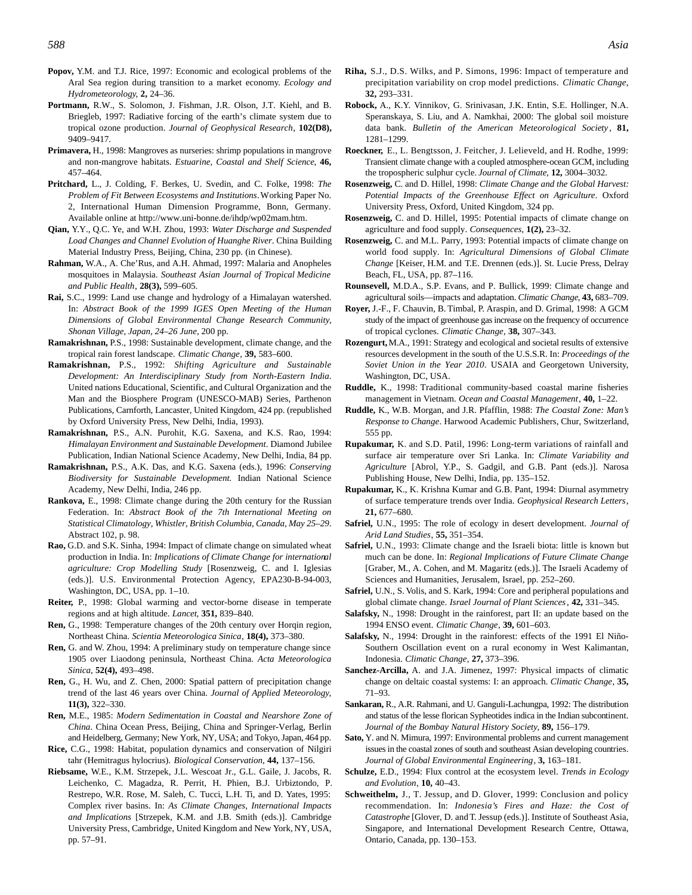**Popov,** Y.M. and T.J. Rice, 1997: Economic and ecological problems of the Aral Sea region during transition to a market economy. *Ecology and Hydrometeorology*, **2,** 24–36.

**Portmann,** R.W., S. Solomon, J. Fishman, J.R. Olson, J.T. Kiehl, and B. Briegleb, 1997: Radiative forcing of the earth's climate system due to tropical ozone production. *Journal of Geophysical Research*, **102(D8),** 9409–9417.

**Primavera,** H., 1998: Mangroves as nurseries: shrimp populations in mangrove and non-mangrove habitats. *Estuarine, Coastal and Shelf Science*, **46,** 457–464.

**Pritchard,** L., J. Colding, F. Berkes, U. Svedin, and C. Folke, 1998: *The Problem of Fit Between Ecosystems and Institutions*. Working Paper No. 2, International Human Dimension Programme, Bonn, Germany. Available online at http://www.uni-bonne.de/ihdp/wp02mam.htm.

**Qian,** Y.Y., Q.C. Ye, and W.H. Zhou, 1993: *Water Discharge and Suspended Load Changes and Channel Evolution of Huanghe River*. China Building Material Industry Press, Beijing, China, 230 pp. (in Chinese).

**Rahman,** W.A., A. Che'Rus, and A.H. Ahmad, 1997: Malaria and Anopheles mosquitoes in Malaysia. *Southeast Asian Journal of Tropical Medicine and Public Health*, **28(3),** 599–605.

**Rai,** S.C., 1999: Land use change and hydrology of a Himalayan watershed. In: *Abstract Book of the 1999 IGES Open Meeting of the Human Dimensions of Global Environmental Change Research Community, Shonan Village, Japan, 24–26 June*, 200 pp.

**Ramakrishnan,** P.S., 1998: Sustainable development, climate change, and the tropical rain forest landscape. *Climatic Change*, **39,** 583–600.

**Ramakrishnan,** P.S., 1992: *Shifting Agriculture and Sustainable Development: An Interdisciplinary Study from North-Eastern India*. United nations Educational, Scientific, and Cultural Organization and the Man and the Biosphere Program (UNESCO-MAB) Series, Parthenon Publications, Carnforth, Lancaster, United Kingdom, 424 pp. (republished by Oxford University Press, New Delhi, India, 1993).

**Ramakrishnan,** P.S., A.N. Purohit, K.G. Saxena, and K.S. Rao, 1994: *Himalayan Environment and Sustainable Development*. Diamond Jubilee Publication, Indian National Science Academy, New Delhi, India, 84 pp.

**Ramakrishnan,** P.S., A.K. Das, and K.G. Saxena (eds.), 1996: *Conserving Biodiversity for Sustainable Development.* Indian National Science Academy, New Delhi, India, 246 pp.

**Rankova,** E., 1998: Climate change during the 20th century for the Russian Federation. In: *Abstract Book of the 7th International Meeting on Statistical Climatology, Whistler, British Columbia, Canada, May 25–29*. Abstract 102, p. 98.

**Rao,** G.D. and S.K. Sinha, 1994: Impact of climate change on simulated wheat production in India. In: *Implications of Climate Change for international agriculture: Crop Modelling Study* [Rosenzweig, C. and I. Iglesias (eds.)]. U.S. Environmental Protection Agency, EPA230-B-94-003, Washington, DC, USA, pp. 1–10.

**Reiter,** P., 1998: Global warming and vector-borne disease in temperate regions and at high altitude. *Lancet*, **351,** 839–840.

**Ren,** G., 1998: Temperature changes of the 20th century over Horqin region, Northeast China. *Scientia Meteorologica Sinica*, **18(4),** 373–380.

**Ren,** G. and W. Zhou, 1994: A preliminary study on temperature change since 1905 over Liaodong peninsula, Northeast China. *Acta Meteorologica Sinica*, **52(4),** 493–498.

**Ren,** G., H. Wu, and Z. Chen, 2000: Spatial pattern of precipitation change trend of the last 46 years over China. *Journal of Applied Meteorology*, **11(3),** 322–330.

**Ren,** M.E., 1985: *Modern Sedimentation in Coastal and Nearshore Zone of China*. China Ocean Press, Beijing, China and Springer-Verlag, Berlin and Heidelberg, Germany; New York, NY, USA; and Tokyo, Japan, 464 pp.

**Rice,** C.G., 1998: Habitat, population dynamics and conservation of Nilgiri tahr (Hemitragus hylocrius). *Biological Conservation*, **44,** 137–156.

**Riebsame,** W.E., K.M. Strzepek, J.L. Wescoat Jr., G.L. Gaile, J. Jacobs, R. Leichenko, C. Magadza, R. Perrit, H. Phien, B.J. Urbiztondo, P. Restrepo, W.R. Rose, M. Saleh, C. Tucci, L.H. Ti, and D. Yates, 1995: Complex river basins. In: *As Climate Changes, International Impacts and Implications* [Strzepek, K.M. and J.B. Smith (eds.)]. Cambridge University Press, Cambridge, United Kingdom and New York, NY, USA, pp. 57–91.

**Riha,** S.J., D.S. Wilks, and P. Simons, 1996: Impact of temperature and precipitation variability on crop model predictions. *Climatic Change*, **32,** 293–331.

**Robock,** A., K.Y. Vinnikov, G. Srinivasan, J.K. Entin, S.E. Hollinger, N.A. Speranskaya, S. Liu, and A. Namkhai, 2000: The global soil moisture data bank. *Bulletin of the American Meteorological Society*, **81,** 1281–1299.

**Roeckner,** E., L. Bengtsson, J. Feitcher, J. Lelieveld, and H. Rodhe, 1999: Transient climate change with a coupled atmosphere-ocean GCM, including the tropospheric sulphur cycle. *Journal of Climate*, **12,** 3004–3032.

**Rosenzweig,** C. and D. Hillel, 1998: *Climate Change and the Global Harvest: Potential Impacts of the Greenhouse Effect on Agriculture*. Oxford University Press, Oxford, United Kingdom, 324 pp.

**Rosenzweig,** C. and D. Hillel, 1995: Potential impacts of climate change on agriculture and food supply. *Consequences*, **1(2),** 23–32.

**Rosenzweig,** C. and M.L. Parry, 1993: Potential impacts of climate change on world food supply. In: *Agricultural Dimensions of Global Climate Change* [Keiser, H.M. and T.E. Drennen (eds.)]. St. Lucie Press, Delray Beach, FL, USA, pp. 87–116.

**Rounsevell,** M.D.A., S.P. Evans, and P. Bullick, 1999: Climate change and agricultural soils—impacts and adaptation. *Climatic Change*, **43,** 683–709.

**Royer,** J.-F., F. Chauvin, B. Timbal, P. Araspin, and D. Grimal, 1998: A GCM study of the impact of greenhouse gas increase on the frequency of occurrence of tropical cyclones. *Climatic Change*, **38,** 307–343.

**Rozengurt,** M.A., 1991: Strategy and ecological and societal results of extensive resources development in the south of the U.S.S.R. In: *Proceedings of the Soviet Union in the Year 2010*. USAIA and Georgetown University, Washington, DC, USA.

**Ruddle,** K., 1998: Traditional community-based coastal marine fisheries management in Vietnam. *Ocean and Coastal Management*, **40,** 1–22.

**Ruddle,** K., W.B. Morgan, and J.R. Pfafflin, 1988: *The Coastal Zone: Man's Response to Change*. Harwood Academic Publishers, Chur, Switzerland, 555 pp.

**Rupakumar,** K. and S.D. Patil, 1996: Long-term variations of rainfall and surface air temperature over Sri Lanka. In: *Climate Variability and Agriculture* [Abrol, Y.P., S. Gadgil, and G.B. Pant (eds.)]. Narosa Publishing House, New Delhi, India, pp. 135–152.

**Rupakumar,** K., K. Krishna Kumar and G.B. Pant, 1994: Diurnal asymmetry of surface temperature trends over India. *Geophysical Research Letters*, **21,** 677–680.

**Safriel,** U.N., 1995: The role of ecology in desert development. *Journal of Arid Land Studies*, **55,** 351–354.

**Safriel,** U.N., 1993: Climate change and the Israeli biota: little is known but much can be done. In: *Regional Implications of Future Climate Change* [Graber, M., A. Cohen, and M. Magaritz (eds.)]. The Israeli Academy of Sciences and Humanities, Jerusalem, Israel, pp. 252–260.

**Safriel,** U.N., S. Volis, and S. Kark, 1994: Core and peripheral populations and global climate change. *Israel Journal of Plant Sciences*, **42,** 331–345.

**Salafsky,** N., 1998: Drought in the rainforest, part II: an update based on the 1994 ENSO event. *Climatic Change*, **39,** 601–603.

**Salafsky,** N., 1994: Drought in the rainforest: effects of the 1991 El Niño-Southern Oscillation event on a rural economy in West Kalimantan, Indonesia. *Climatic Change*, **27,** 373–396.

**Sanchez-Arcilla,** A. and J.A. Jimenez, 1997: Physical impacts of climatic change on deltaic coastal systems: I: an approach. *Climatic Change*, **35,** 71–93.

**Sankaran,** R., A.R. Rahmani, and U. Ganguli-Lachungpa, 1992: The distribution and status of the lesse florican Sypheotides indica in the Indian subcontinent. *Journal of the Bombay Natural History Society*, **89,** 156–179.

**Sato,** Y. and N. Mimura, 1997: Environmental problems and current management issues in the coastal zones of south and southeast Asian developing countries. *Journal of Global Environmental Engineering*, **3,** 163–181.

**Schulze,** E.D., 1994: Flux control at the ecosystem level. *Trends in Ecology and Evolution*, **10,** 40–43.

**Schweithelm,** J., T. Jessup, and D. Glover, 1999: Conclusion and policy recommendation. In: *Indonesia's Fires and Haze: the Cost of Catastrophe* [Glover, D. and T. Jessup (eds.)]. Institute of Southeast Asia, Singapore, and International Development Research Centre, Ottawa, Ontario, Canada, pp. 130–153.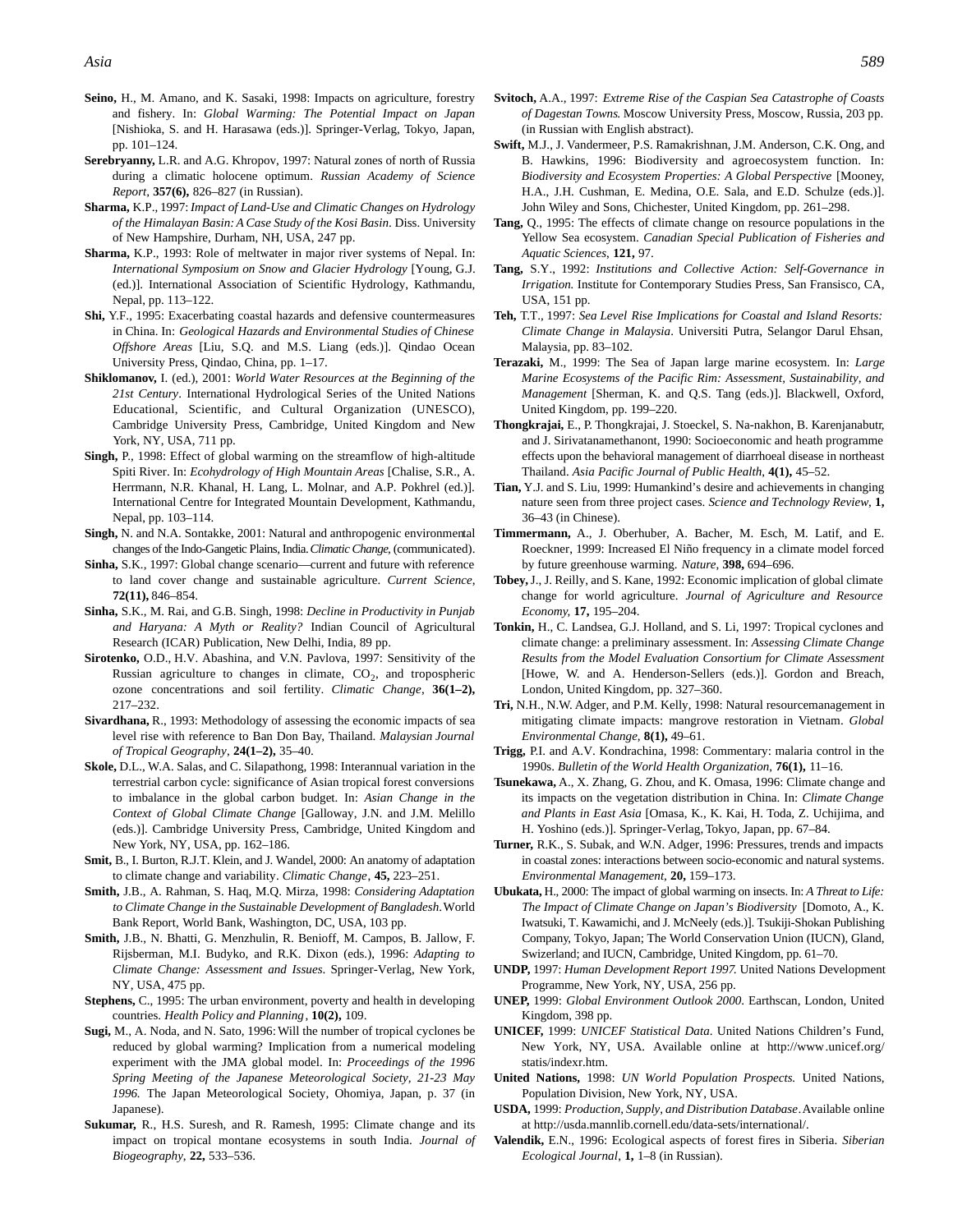**Seino,** H., M. Amano, and K. Sasaki, 1998: Impacts on agriculture, forestry and fishery. In: *Global Warming: The Potential Impact on Japan* [Nishioka, S. and H. Harasawa (eds.)]. Springer-Verlag, Tokyo, Japan, pp. 101–124.

**Serebryanny,** L.R. and A.G. Khropov, 1997: Natural zones of north of Russia during a climatic holocene optimum. *Russian Academy of Science Report*, **357(6),** 826–827 (in Russian).

**Sharma,** K.P., 1997: *Impact of Land-Use and Climatic Changes on Hydrology of the Himalayan Basin: A Case Study of the Kosi Basin*. Diss. University of New Hampshire, Durham, NH, USA, 247 pp.

**Sharma,** K.P., 1993: Role of meltwater in major river systems of Nepal. In: *International Symposium on Snow and Glacier Hydrology* [Young, G.J. (ed.)]. International Association of Scientific Hydrology, Kathmandu, Nepal, pp. 113–122.

**Shi,** Y.F., 1995: Exacerbating coastal hazards and defensive countermeasures in China. In: *Geological Hazards and Environmental Studies of Chinese Offshore Areas* [Liu, S.Q. and M.S. Liang (eds.)]. Qindao Ocean University Press, Qindao, China, pp. 1–17.

**Shiklomanov,** I. (ed.), 2001: *World Water Resources at the Beginning of the 21st Century*. International Hydrological Series of the United Nations Educational, Scientific, and Cultural Organization (UNESCO), Cambridge University Press, Cambridge, United Kingdom and New York, NY, USA, 711 pp.

**Singh,** P., 1998: Effect of global warming on the streamflow of high-altitude Spiti River. In: *Ecohydrology of High Mountain Areas* [Chalise, S.R., A. Herrmann, N.R. Khanal, H. Lang, L. Molnar, and A.P. Pokhrel (ed.)]. International Centre for Integrated Mountain Development, Kathmandu, Nepal, pp. 103–114.

**Singh,** N. and N.A. Sontakke, 2001: Natural and anthropogenic environmental changes of the Indo-Gangetic Plains, India. *Climatic Change*, (communicated).

**Sinha,** S.K., 1997: Global change scenario—current and future with reference to land cover change and sustainable agriculture. *Current Science*, **72(11),** 846–854.

**Sinha,** S.K., M. Rai, and G.B. Singh, 1998: *Decline in Productivity in Punjab and Haryana: A Myth or Reality?* Indian Council of Agricultural Research (ICAR) Publication, New Delhi, India, 89 pp.

**Sirotenko,** O.D., H.V. Abashina, and V.N. Pavlova, 1997: Sensitivity of the Russian agriculture to changes in climate, $CO_2$, and tropospheric ozone concentrations and soil fertility. *Climatic Change*, **36(1–2),** 217–232.

**Sivardhana,** R., 1993: Methodology of assessing the economic impacts of sea level rise with reference to Ban Don Bay, Thailand. *Malaysian Journal of Tropical Geography*, **24(1–2),** 35–40.

**Skole,** D.L., W.A. Salas, and C. Silapathong, 1998: Interannual variation in the terrestrial carbon cycle: significance of Asian tropical forest conversions to imbalance in the global carbon budget. In: *Asian Change in the Context of Global Climate Change* [Galloway, J.N. and J.M. Melillo (eds.)]. Cambridge University Press, Cambridge, United Kingdom and New York, NY, USA, pp. 162–186.

**Smit,** B., I. Burton, R.J.T. Klein, and J. Wandel, 2000: An anatomy of adaptation to climate change and variability. *Climatic Change*, **45,** 223–251.

**Smith,** J.B., A. Rahman, S. Haq, M.Q. Mirza, 1998: *Considering Adaptation to Climate Change in the Sustainable Development of Bangladesh*. World Bank Report, World Bank, Washington, DC, USA, 103 pp.

**Smith,** J.B., N. Bhatti, G. Menzhulin, R. Benioff, M. Campos, B. Jallow, F. Rijsberman, M.I. Budyko, and R.K. Dixon (eds.), 1996: *Adapting to Climate Change: Assessment and Issues*. Springer-Verlag, New York, NY, USA, 475 pp.

**Stephens,** C., 1995: The urban environment, poverty and health in developing countries. *Health Policy and Planning*, **10(2),** 109.

**Sugi,** M., A. Noda, and N. Sato, 1996: Will the number of tropical cyclones be reduced by global warming? Implication from a numerical modeling experiment with the JMA global model. In: *Proceedings of the 1996 Spring Meeting of the Japanese Meteorological Society, 21-23 May 1996.* The Japan Meteorological Society, Ohomiya, Japan, p. 37 (in Japanese).

**Sukumar,** R., H.S. Suresh, and R. Ramesh, 1995: Climate change and its impact on tropical montane ecosystems in south India. *Journal of Biogeography*, **22,** 533–536.

**Svitoch,** A.A., 1997: *Extreme Rise of the Caspian Sea Catastrophe of Coasts of Dagestan Towns*. Moscow University Press, Moscow, Russia, 203 pp. (in Russian with English abstract).

**Swift,** M.J., J. Vandermeer, P.S. Ramakrishnan, J.M. Anderson, C.K. Ong, and B. Hawkins, 1996: Biodiversity and agroecosystem function. In: *Biodiversity and Ecosystem Properties: A Global Perspective* [Mooney, H.A., J.H. Cushman, E. Medina, O.E. Sala, and E.D. Schulze (eds.)]. John Wiley and Sons, Chichester, United Kingdom, pp. 261–298.

**Tang,** Q., 1995: The effects of climate change on resource populations in the Yellow Sea ecosystem. *Canadian Special Publication of Fisheries and Aquatic Sciences*, **121,** 97.

**Tang,** S.Y., 1992: *Institutions and Collective Action: Self-Governance in Irrigation.* Institute for Contemporary Studies Press, San Fransisco, CA, USA, 151 pp.

**Teh,** T.T., 1997: *Sea Level Rise Implications for Coastal and Island Resorts: Climate Change in Malaysia*. Universiti Putra, Selangor Darul Ehsan, Malaysia, pp. 83–102.

**Terazaki,** M., 1999: The Sea of Japan large marine ecosystem. In: *Large Marine Ecosystems of the Pacific Rim: Assessment, Sustainability, and Management* [Sherman, K. and Q.S. Tang (eds.)]. Blackwell, Oxford, United Kingdom, pp. 199–220.

**Thongkrajai,** E., P. Thongkrajai, J. Stoeckel, S. Na-nakhon, B. Karenjanabutr, and J. Sirivatanamethanont, 1990: Socioeconomic and heath programme effects upon the behavioral management of diarrhoeal disease in northeast Thailand. *Asia Pacific Journal of Public Health*, **4(1),** 45–52.

**Tian,** Y.J. and S. Liu, 1999: Humankind's desire and achievements in changing nature seen from three project cases. *Science and Technology Review*, **1,** 36–43 (in Chinese).

**Timmermann,** A., J. Oberhuber, A. Bacher, M. Esch, M. Latif, and E. Roeckner, 1999: Increased El Niño frequency in a climate model forced by future greenhouse warming. *Nature*, **398,** 694–696.

**Tobey,** J., J. Reilly, and S. Kane, 1992: Economic implication of global climate change for world agriculture. *Journal of Agriculture and Resource Economy,* **17,** 195–204.

**Tonkin,** H., C. Landsea, G.J. Holland, and S. Li, 1997: Tropical cyclones and climate change: a preliminary assessment. In: *Assessing Climate Change Results from the Model Evaluation Consortium for Climate Assessment* [Howe, W. and A. Henderson-Sellers (eds.)]. Gordon and Breach, London, United Kingdom, pp. 327–360.

**Tri,** N.H., N.W. Adger, and P.M. Kelly, 1998: Natural resourcemanagement in mitigating climate impacts: mangrove restoration in Vietnam. *Global Environmental Change*, **8(1),** 49–61.

**Trigg,** P.I. and A.V. Kondrachina, 1998: Commentary: malaria control in the 1990s. *Bulletin of the World Health Organization*, **76(1),** 11–16.

**Tsunekawa,** A., X. Zhang, G. Zhou, and K. Omasa, 1996: Climate change and its impacts on the vegetation distribution in China. In: *Climate Change and Plants in East Asia* [Omasa, K., K. Kai, H. Toda, Z. Uchijima, and H. Yoshino (eds.)]. Springer-Verlag, Tokyo, Japan, pp. 67–84.

**Turner,** R.K., S. Subak, and W.N. Adger, 1996: Pressures, trends and impacts in coastal zones: interactions between socio-economic and natural systems. *Environmental Management*, **20,** 159–173.

**Ubukata,** H., 2000: The impact of global warming on insects. In: *A Threat to Life: The Impact of Climate Change on Japan's Biodiversity* [Domoto, A., K. Iwatsuki, T. Kawamichi, and J. McNeely (eds.)]. Tsukiji-Shokan Publishing Company, Tokyo, Japan; The World Conservation Union (IUCN), Gland, Swizerland; and IUCN, Cambridge, United Kingdom, pp. 61–70.

**UNDP,** 1997: *Human Development Report 1997*. United Nations Development Programme, New York, NY, USA, 256 pp.

**UNEP,** 1999: *Global Environment Outlook 2000*. Earthscan, London, United Kingdom, 398 pp.

**UNICEF,** 1999: *UNICEF Statistical Data*. United Nations Children's Fund, New York, NY, USA. Available online at http://www.unicef.org/statis/indexr.htm.

**United Nations,** 1998: *UN World Population Prospects.* United Nations, Population Division, New York, NY, USA.

**USDA,** 1999: *Production, Supply, and Distribution Database*. Available online at http://usda.mannlib.cornell.edu/data-sets/international/.

**Valendik,** E.N., 1996: Ecological aspects of forest fires in Siberia. *Siberian Ecological Journal*, **1,** 1–8 (in Russian).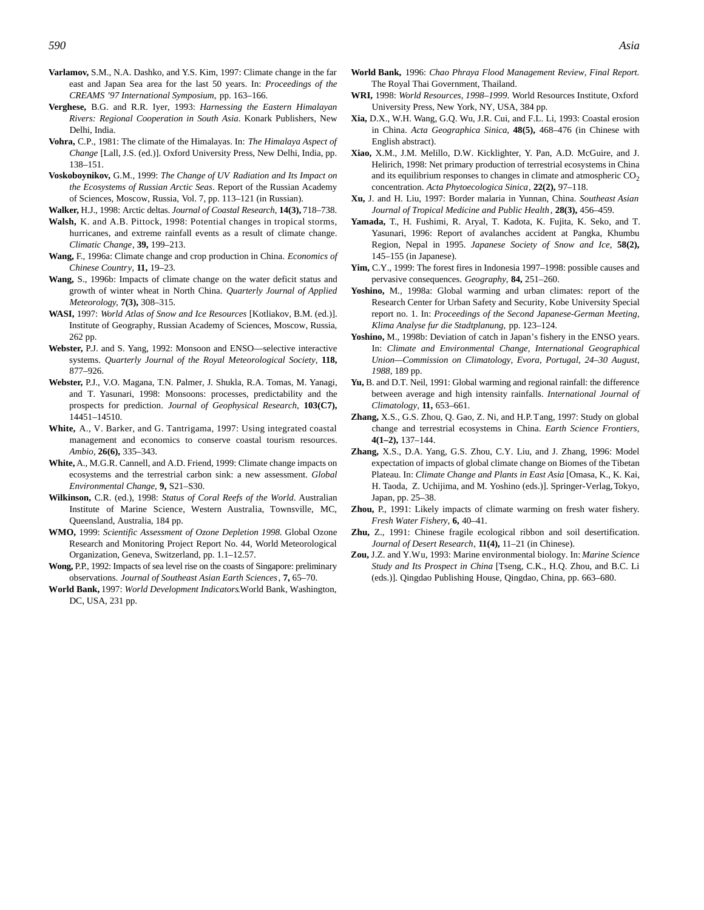**Varlamov,** S.M., N.A. Dashko, and Y.S. Kim, 1997: Climate change in the far east and Japan Sea area for the last 50 years. In: *Proceedings of the CREAMS '97 International Symposium*, pp. 163–166.

**Verghese,** B.G. and R.R. Iyer, 1993: *Harnessing the Eastern Himalayan Rivers: Regional Cooperation in South Asia*. Konark Publishers, New Delhi, India.

**Vohra,** C.P., 1981: The climate of the Himalayas. In: *The Himalaya Aspect of Change* [Lall, J.S. (ed.)]. Oxford University Press, New Delhi, India, pp. 138–151.

**Voskoboynikov,** G.M., 1999: *The Change of UV Radiation and Its Impact on the Ecosystems of Russian Arctic Seas*. Report of the Russian Academy of Sciences, Moscow, Russia, Vol. 7, pp. 113–121 (in Russian).

**Walker,** H.J., 1998: Arctic deltas. *Journal of Coastal Research*, **14(3),** 718–738.

**Walsh,** K. and A.B. Pittock, 1998: Potential changes in tropical storms, hurricanes, and extreme rainfall events as a result of climate change. *Climatic Change*, **39,** 199–213.

**Wang,** F., 1996a: Climate change and crop production in China. *Economics of Chinese Country*, **11,** 19–23.

**Wang,** S., 1996b: Impacts of climate change on the water deficit status and growth of winter wheat in North China. *Quarterly Journal of Applied Meteorology*, **7(3),** 308–315.

**WASI,** 1997: *World Atlas of Snow and Ice Resources* [Kotliakov, B.M. (ed.)]. Institute of Geography, Russian Academy of Sciences, Moscow, Russia, 262 pp.

**Webster,** P.J. and S. Yang, 1992: Monsoon and ENSO—selective interactive systems. *Quarterly Journal of the Royal Meteorological Society*, **118,** 877–926.

**Webster,** P.J., V.O. Magana, T.N. Palmer, J. Shukla, R.A. Tomas, M. Yanagi, and T. Yasunari, 1998: Monsoons: processes, predictability and the prospects for prediction. *Journal of Geophysical Research*, **103(C7),** 14451–14510.

**White,** A., V. Barker, and G. Tantrigama, 1997: Using integrated coastal management and economics to conserve coastal tourism resources. *Ambio*, **26(6),** 335–343.

**White,** A., M.G.R. Cannell, and A.D. Friend, 1999: Climate change impacts on ecosystems and the terrestrial carbon sink: a new assessment. *Global Environmental Change*, **9,** S21–S30.

**Wilkinson,** C.R. (ed.), 1998: *Status of Coral Reefs of the World*. Australian Institute of Marine Science, Western Australia, Townsville, MC, Queensland, Australia, 184 pp.

**WMO,** 1999: *Scientific Assessment of Ozone Depletion 1998*. Global Ozone Research and Monitoring Project Report No. 44, World Meteorological Organization, Geneva, Switzerland, pp. 1.1–12.57.

**Wong,** P.P., 1992: Impacts of sea level rise on the coasts of Singapore: preliminary observations. *Journal of Southeast Asian Earth Sciences*, **7,** 65–70.

**World Bank,** 1997: *World Development Indicators*. World Bank, Washington, DC, USA, 231 pp.

**World Bank,** 1996: *Chao Phraya Flood Management Review, Final Report*. The Royal Thai Government, Thailand.

**WRI,** 1998: *World Resources, 1998–1999*. World Resources Institute, Oxford University Press, New York, NY, USA, 384 pp.

**Xia,** D.X., W.H. Wang, G.Q. Wu, J.R. Cui, and F.L. Li, 1993: Coastal erosion in China. *Acta Geographica Sinica*, **48(5),** 468–476 (in Chinese with English abstract).

**Xiao,** X.M., J.M. Melillo, D.W. Kicklighter, Y. Pan, A.D. McGuire, and J. Helirich, 1998: Net primary production of terrestrial ecosystems in China and its equilibrium responses to changes in climate and atmospheric $CO_2$ concentration. *Acta Phytoecologica Sinica*, **22(2),** 97–118.

**Xu,** J. and H. Liu, 1997: Border malaria in Yunnan, China. *Southeast Asian Journal of Tropical Medicine and Public Health*, **28(3),** 456–459.

**Yamada,** T., H. Fushimi, R. Aryal, T. Kadota, K. Fujita, K. Seko, and T. Yasunari, 1996: Report of avalanches accident at Pangka, Khumbu Region, Nepal in 1995. *Japanese Society of Snow and Ice*, **58(2),** 145–155 (in Japanese).

**Yim,** C.Y., 1999: The forest fires in Indonesia 1997–1998: possible causes and pervasive consequences. *Geography*, **84,** 251–260.

**Yoshino,** M., 1998a: Global warming and urban climates: report of the Research Center for Urban Safety and Security, Kobe University Special report no. 1. In: *Proceedings of the Second Japanese-German Meeting, Klima Analyse fur die Stadtplanung*, pp. 123–124.

**Yoshino,** M., 1998b: Deviation of catch in Japan's fishery in the ENSO years. In: *Climate and Environmental Change, International Geographical Union—Commission on Climatology, Evora, Portugal, 24–30 August, 1988*, 189 pp.

**Yu,** B. and D.T. Neil, 1991: Global warming and regional rainfall: the difference between average and high intensity rainfalls. *International Journal of Climatology*, **11,** 653–661.

**Zhang,** X.S., G.S. Zhou, Q. Gao, Z. Ni, and H.P. Tang, 1997: Study on global change and terrestrial ecosystems in China. *Earth Science Frontiers*, **4(1–2),** 137–144.

**Zhang,** X.S., D.A. Yang, G.S. Zhou, C.Y. Liu, and J. Zhang, 1996: Model expectation of impacts of global climate change on Biomes of the Tibetan Plateau. In: *Climate Change and Plants in East Asia* [Omasa, K., K. Kai, H. Taoda, Z. Uchijima, and M. Yoshino (eds.)]. Springer-Verlag, Tokyo, Japan, pp. 25–38.

**Zhou,** P., 1991: Likely impacts of climate warming on fresh water fishery. *Fresh Water Fishery*, **6,** 40–41.

**Zhu,** Z., 1991: Chinese fragile ecological ribbon and soil desertification. *Journal of Desert Research*, **11(4),** 11–21 (in Chinese).

**Zou,** J.Z. and Y.Wu, 1993: Marine environmental biology. In: *Marine Science Study and Its Prospect in China* [Tseng, C.K., H.Q. Zhou, and B.C. Li (eds.)]. Qingdao Publishing House, Qingdao, China, pp. 663–680.